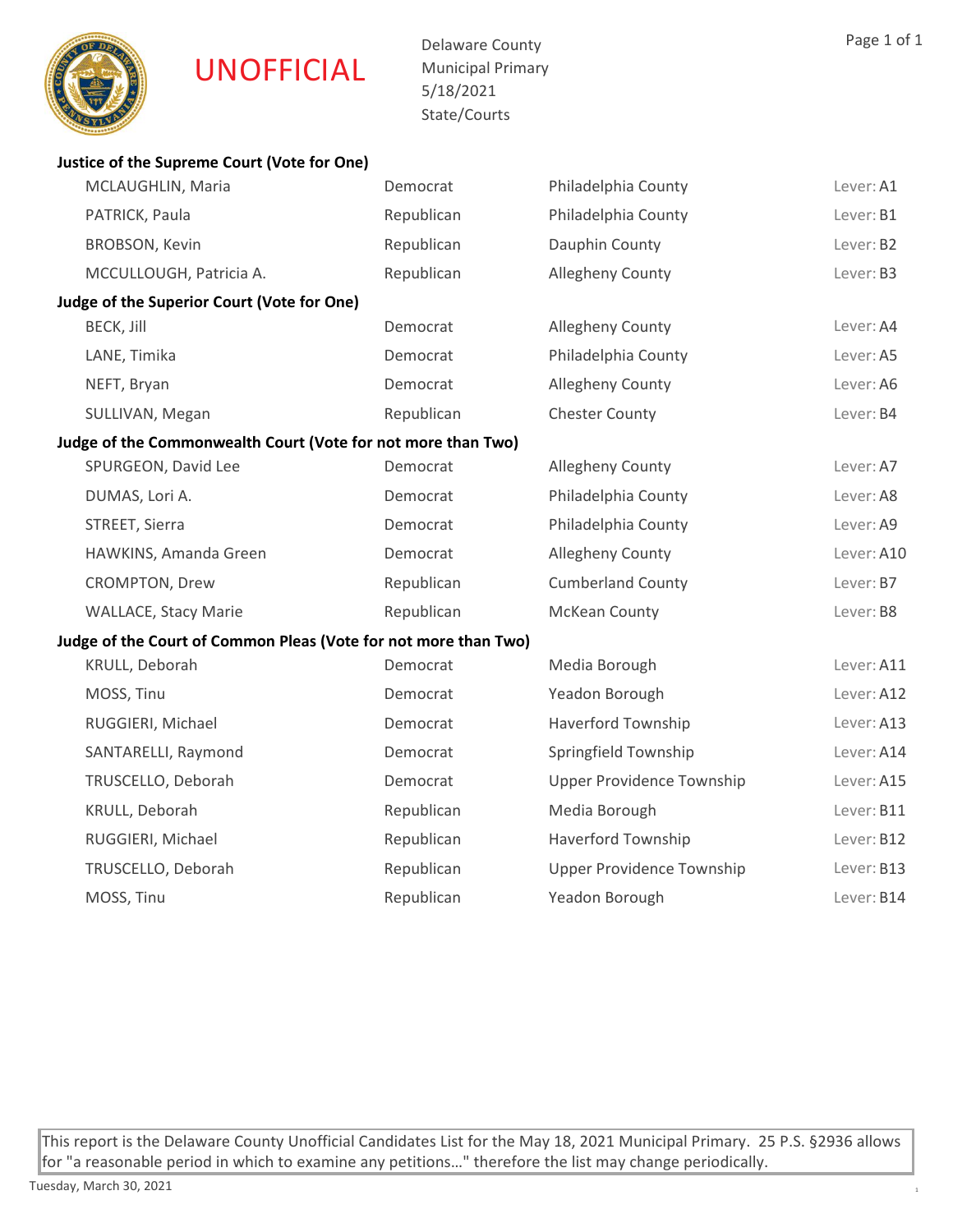**UNOFFICIAL**

Delaware County
Municipal Primary
5/18/2021
State/Courts

**Justice of the Supreme Court (Vote for One)**

| Candidate | Party | County | Lever |
|---|---|---|---|
| MCLAUGHLIN, Maria | Democrat | Philadelphia County | Lever: A1 |
| PATRICK, Paula | Republican | Philadelphia County | Lever: B1 |
| BROBSON, Kevin | Republican | Dauphin County | Lever: B2 |
| MCCULLOUGH, Patricia A. | Republican | Allegheny County | Lever: B3 |

**Judge of the Superior Court (Vote for One)**

| Candidate | Party | County | Lever |
|---|---|---|---|
| BECK, Jill | Democrat | Allegheny County | Lever: A4 |
| LANE, Timika | Democrat | Philadelphia County | Lever: A5 |
| NEFT, Bryan | Democrat | Allegheny County | Lever: A6 |
| SULLIVAN, Megan | Republican | Chester County | Lever: B4 |

**Judge of the Commonwealth Court (Vote for not more than Two)**

| Candidate | Party | County | Lever |
|---|---|---|---|
| SPURGEON, David Lee | Democrat | Allegheny County | Lever: A7 |
| DUMAS, Lori A. | Democrat | Philadelphia County | Lever: A8 |
| STREET, Sierra | Democrat | Philadelphia County | Lever: A9 |
| HAWKINS, Amanda Green | Democrat | Allegheny County | Lever: A10 |
| CROMPTON, Drew | Republican | Cumberland County | Lever: B7 |
| WALLACE, Stacy Marie | Republican | McKean County | Lever: B8 |

**Judge of the Court of Common Pleas (Vote for not more than Two)**

| Candidate | Party | Municipality | Lever |
|---|---|---|---|
| KRULL, Deborah | Democrat | Media Borough | Lever: A11 |
| MOSS, Tinu | Democrat | Yeadon Borough | Lever: A12 |
| RUGGIERI, Michael | Democrat | Haverford Township | Lever: A13 |
| SANTARELLI, Raymond | Democrat | Springfield Township | Lever: A14 |
| TRUSCELLO, Deborah | Democrat | Upper Providence Township | Lever: A15 |
| KRULL, Deborah | Republican | Media Borough | Lever: B11 |
| RUGGIERI, Michael | Republican | Haverford Township | Lever: B12 |
| TRUSCELLO, Deborah | Republican | Upper Providence Township | Lever: B13 |
| MOSS, Tinu | Republican | Yeadon Borough | Lever: B14 |

This report is the Delaware County Unofficial Candidates List for the May 18, 2021 Municipal Primary. 25 P.S. §2936 allows for "a reasonable period in which to examine any petitions…" therefore the list may change periodically.

Tuesday, March 30, 2021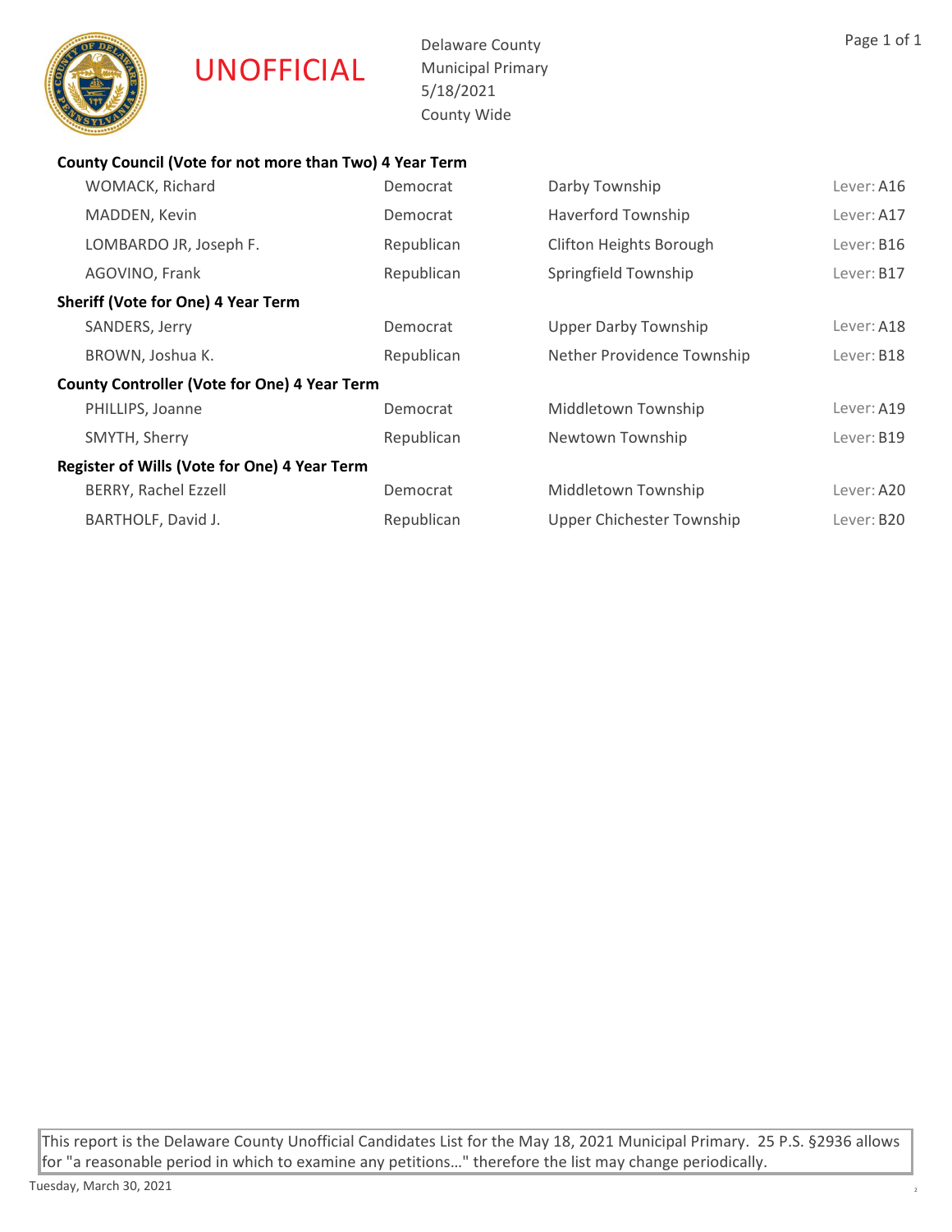# UNOFFICIAL

Delaware County
Municipal Primary
5/18/2021
County Wide

**County Council (Vote for not more than Two) 4 Year Term**

| | | | |
|---|---|---|---|
| WOMACK, Richard | Democrat | Darby Township | Lever: A16 |
| MADDEN, Kevin | Democrat | Haverford Township | Lever: A17 |
| LOMBARDO JR, Joseph F. | Republican | Clifton Heights Borough | Lever: B16 |
| AGOVINO, Frank | Republican | Springfield Township | Lever: B17 |

**Sheriff (Vote for One) 4 Year Term**

| | | | |
|---|---|---|---|
| SANDERS, Jerry | Democrat | Upper Darby Township | Lever: A18 |
| BROWN, Joshua K. | Republican | Nether Providence Township | Lever: B18 |

**County Controller (Vote for One) 4 Year Term**

| | | | |
|---|---|---|---|
| PHILLIPS, Joanne | Democrat | Middletown Township | Lever: A19 |
| SMYTH, Sherry | Republican | Newtown Township | Lever: B19 |

**Register of Wills (Vote for One) 4 Year Term**

| | | | |
|---|---|---|---|
| BERRY, Rachel Ezzell | Democrat | Middletown Township | Lever: A20 |
| BARTHOLF, David J. | Republican | Upper Chichester Township | Lever: B20 |

This report is the Delaware County Unofficial Candidates List for the May 18, 2021 Municipal Primary. 25 P.S. §2936 allows for "a reasonable period in which to examine any petitions…" therefore the list may change periodically.

Tuesday, March 30, 2021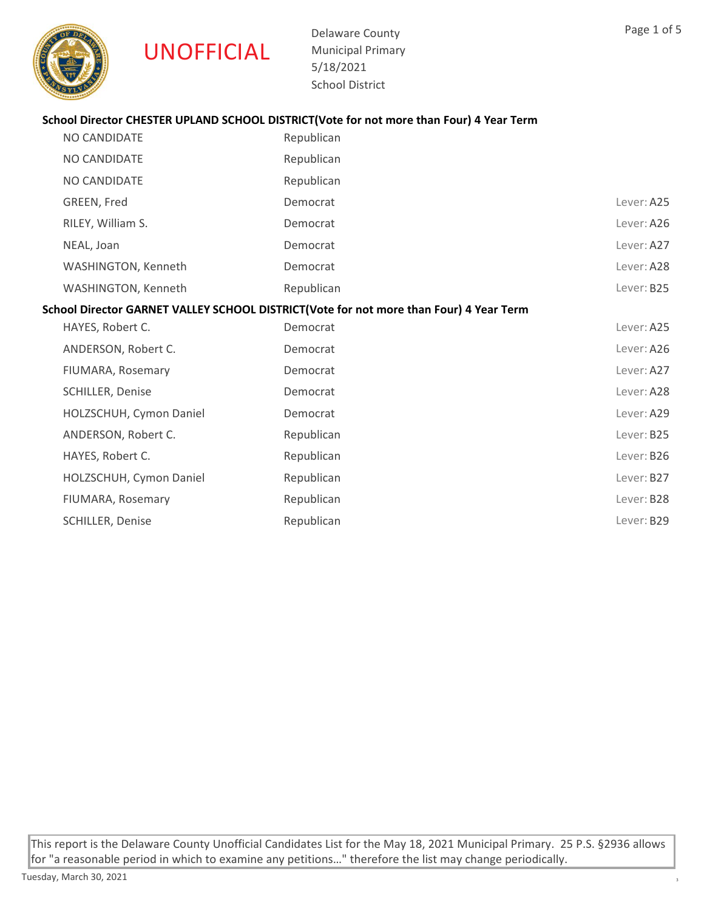UNOFFICIAL

Delaware County
Municipal Primary
5/18/2021
School District

**School Director CHESTER UPLAND SCHOOL DISTRICT(Vote for not more than Four) 4 Year Term**

| | | |
|---|---|---|
| NO CANDIDATE | Republican | |
| NO CANDIDATE | Republican | |
| NO CANDIDATE | Republican | |
| GREEN, Fred | Democrat | Lever: A25 |
| RILEY, William S. | Democrat | Lever: A26 |
| NEAL, Joan | Democrat | Lever: A27 |
| WASHINGTON, Kenneth | Democrat | Lever: A28 |
| WASHINGTON, Kenneth | Republican | Lever: B25 |

**School Director GARNET VALLEY SCHOOL DISTRICT(Vote for not more than Four) 4 Year Term**

| | | |
|---|---|---|
| HAYES, Robert C. | Democrat | Lever: A25 |
| ANDERSON, Robert C. | Democrat | Lever: A26 |
| FIUMARA, Rosemary | Democrat | Lever: A27 |
| SCHILLER, Denise | Democrat | Lever: A28 |
| HOLZSCHUH, Cymon Daniel | Democrat | Lever: A29 |
| ANDERSON, Robert C. | Republican | Lever: B25 |
| HAYES, Robert C. | Republican | Lever: B26 |
| HOLZSCHUH, Cymon Daniel | Republican | Lever: B27 |
| FIUMARA, Rosemary | Republican | Lever: B28 |
| SCHILLER, Denise | Republican | Lever: B29 |

This report is the Delaware County Unofficial Candidates List for the May 18, 2021 Municipal Primary. 25 P.S. §2936 allows for "a reasonable period in which to examine any petitions…" therefore the list may change periodically.

Tuesday, March 30, 2021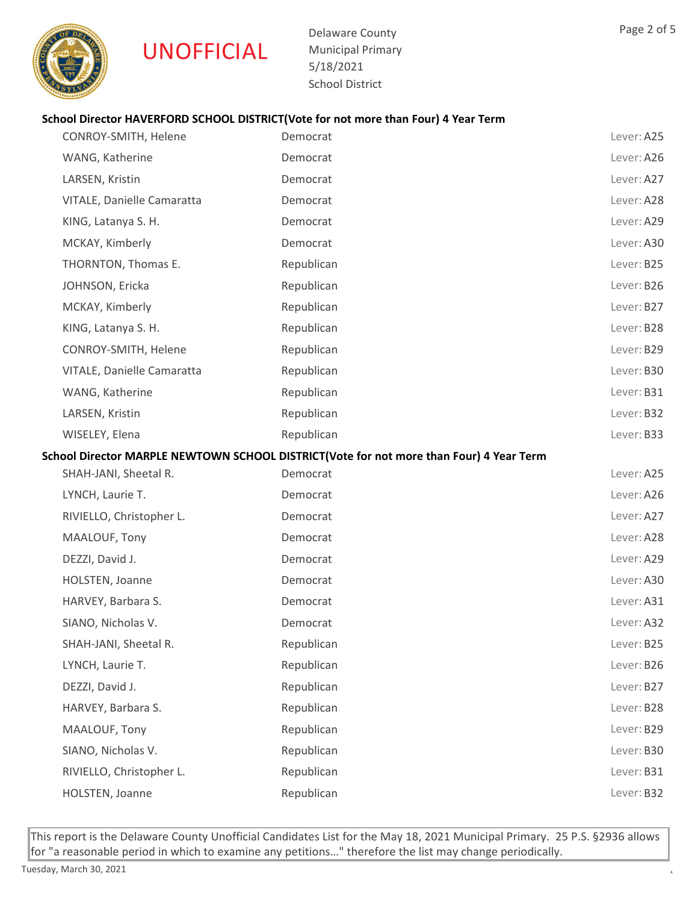UNOFFICIAL

Delaware County
Municipal Primary
5/18/2021
School District

**School Director HAVERFORD SCHOOL DISTRICT(Vote for not more than Four) 4 Year Term**

| Candidate | Party | Lever |
|---|---|---|
| CONROY-SMITH, Helene | Democrat | Lever: A25 |
| WANG, Katherine | Democrat | Lever: A26 |
| LARSEN, Kristin | Democrat | Lever: A27 |
| VITALE, Danielle Camaratta | Democrat | Lever: A28 |
| KING, Latanya S. H. | Democrat | Lever: A29 |
| MCKAY, Kimberly | Democrat | Lever: A30 |
| THORNTON, Thomas E. | Republican | Lever: B25 |
| JOHNSON, Ericka | Republican | Lever: B26 |
| MCKAY, Kimberly | Republican | Lever: B27 |
| KING, Latanya S. H. | Republican | Lever: B28 |
| CONROY-SMITH, Helene | Republican | Lever: B29 |
| VITALE, Danielle Camaratta | Republican | Lever: B30 |
| WANG, Katherine | Republican | Lever: B31 |
| LARSEN, Kristin | Republican | Lever: B32 |
| WISELEY, Elena | Republican | Lever: B33 |

**School Director MARPLE NEWTOWN SCHOOL DISTRICT(Vote for not more than Four) 4 Year Term**

| Candidate | Party | Lever |
|---|---|---|
| SHAH-JANI, Sheetal R. | Democrat | Lever: A25 |
| LYNCH, Laurie T. | Democrat | Lever: A26 |
| RIVIELLO, Christopher L. | Democrat | Lever: A27 |
| MAALOUF, Tony | Democrat | Lever: A28 |
| DEZZI, David J. | Democrat | Lever: A29 |
| HOLSTEN, Joanne | Democrat | Lever: A30 |
| HARVEY, Barbara S. | Democrat | Lever: A31 |
| SIANO, Nicholas V. | Democrat | Lever: A32 |
| SHAH-JANI, Sheetal R. | Republican | Lever: B25 |
| LYNCH, Laurie T. | Republican | Lever: B26 |
| DEZZI, David J. | Republican | Lever: B27 |
| HARVEY, Barbara S. | Republican | Lever: B28 |
| MAALOUF, Tony | Republican | Lever: B29 |
| SIANO, Nicholas V. | Republican | Lever: B30 |
| RIVIELLO, Christopher L. | Republican | Lever: B31 |
| HOLSTEN, Joanne | Republican | Lever: B32 |

This report is the Delaware County Unofficial Candidates List for the May 18, 2021 Municipal Primary. 25 P.S. §2936 allows for "a reasonable period in which to examine any petitions…" therefore the list may change periodically.

Tuesday, March 30, 2021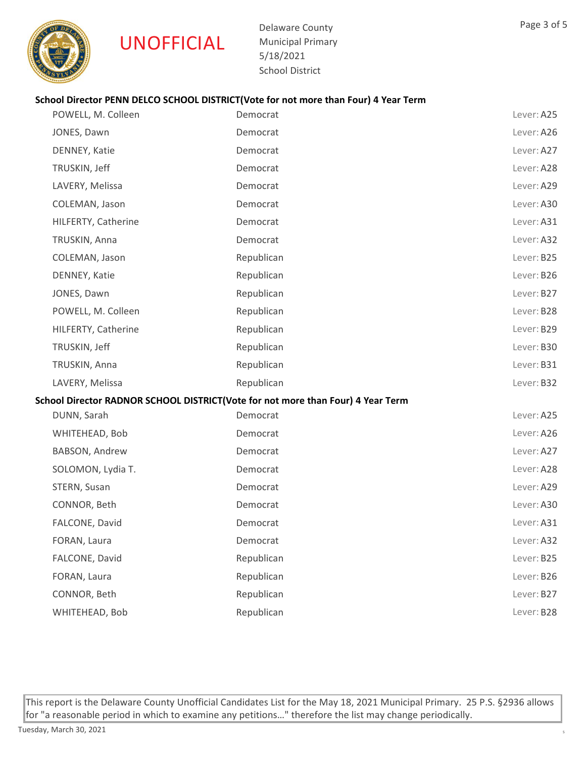UNOFFICIAL

Delaware County
Municipal Primary
5/18/2021
School District

### School Director PENN DELCO SCHOOL DISTRICT(Vote for not more than Four) 4 Year Term

| Candidate | Party | Lever |
|---|---|---|
| POWELL, M. Colleen | Democrat | Lever: A25 |
| JONES, Dawn | Democrat | Lever: A26 |
| DENNEY, Katie | Democrat | Lever: A27 |
| TRUSKIN, Jeff | Democrat | Lever: A28 |
| LAVERY, Melissa | Democrat | Lever: A29 |
| COLEMAN, Jason | Democrat | Lever: A30 |
| HILFERTY, Catherine | Democrat | Lever: A31 |
| TRUSKIN, Anna | Democrat | Lever: A32 |
| COLEMAN, Jason | Republican | Lever: B25 |
| DENNEY, Katie | Republican | Lever: B26 |
| JONES, Dawn | Republican | Lever: B27 |
| POWELL, M. Colleen | Republican | Lever: B28 |
| HILFERTY, Catherine | Republican | Lever: B29 |
| TRUSKIN, Jeff | Republican | Lever: B30 |
| TRUSKIN, Anna | Republican | Lever: B31 |
| LAVERY, Melissa | Republican | Lever: B32 |

### School Director RADNOR SCHOOL DISTRICT(Vote for not more than Four) 4 Year Term

| Candidate | Party | Lever |
|---|---|---|
| DUNN, Sarah | Democrat | Lever: A25 |
| WHITEHEAD, Bob | Democrat | Lever: A26 |
| BABSON, Andrew | Democrat | Lever: A27 |
| SOLOMON, Lydia T. | Democrat | Lever: A28 |
| STERN, Susan | Democrat | Lever: A29 |
| CONNOR, Beth | Democrat | Lever: A30 |
| FALCONE, David | Democrat | Lever: A31 |
| FORAN, Laura | Democrat | Lever: A32 |
| FALCONE, David | Republican | Lever: B25 |
| FORAN, Laura | Republican | Lever: B26 |
| CONNOR, Beth | Republican | Lever: B27 |
| WHITEHEAD, Bob | Republican | Lever: B28 |

This report is the Delaware County Unofficial Candidates List for the May 18, 2021 Municipal Primary. 25 P.S. §2936 allows for "a reasonable period in which to examine any petitions…" therefore the list may change periodically.

Tuesday, March 30, 2021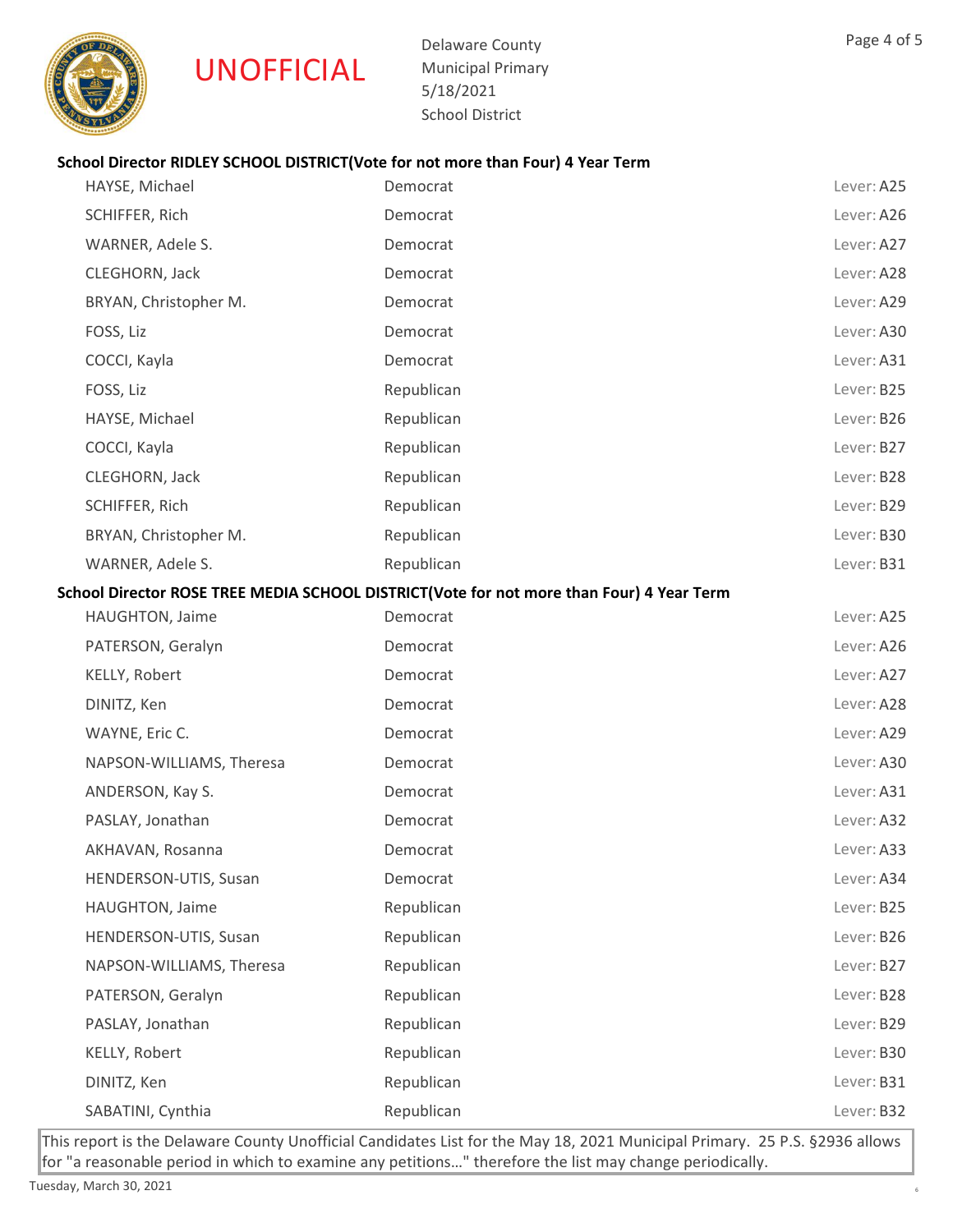UNOFFICIAL

Delaware County
Municipal Primary
5/18/2021
School District

**School Director RIDLEY SCHOOL DISTRICT(Vote for not more than Four) 4 Year Term**

| Candidate | Party | Lever |
|---|---|---|
| HAYSE, Michael | Democrat | Lever: A25 |
| SCHIFFER, Rich | Democrat | Lever: A26 |
| WARNER, Adele S. | Democrat | Lever: A27 |
| CLEGHORN, Jack | Democrat | Lever: A28 |
| BRYAN, Christopher M. | Democrat | Lever: A29 |
| FOSS, Liz | Democrat | Lever: A30 |
| COCCI, Kayla | Democrat | Lever: A31 |
| FOSS, Liz | Republican | Lever: B25 |
| HAYSE, Michael | Republican | Lever: B26 |
| COCCI, Kayla | Republican | Lever: B27 |
| CLEGHORN, Jack | Republican | Lever: B28 |
| SCHIFFER, Rich | Republican | Lever: B29 |
| BRYAN, Christopher M. | Republican | Lever: B30 |
| WARNER, Adele S. | Republican | Lever: B31 |

**School Director ROSE TREE MEDIA SCHOOL DISTRICT(Vote for not more than Four) 4 Year Term**

| Candidate | Party | Lever |
|---|---|---|
| HAUGHTON, Jaime | Democrat | Lever: A25 |
| PATERSON, Geralyn | Democrat | Lever: A26 |
| KELLY, Robert | Democrat | Lever: A27 |
| DINITZ, Ken | Democrat | Lever: A28 |
| WAYNE, Eric C. | Democrat | Lever: A29 |
| NAPSON-WILLIAMS, Theresa | Democrat | Lever: A30 |
| ANDERSON, Kay S. | Democrat | Lever: A31 |
| PASLAY, Jonathan | Democrat | Lever: A32 |
| AKHAVAN, Rosanna | Democrat | Lever: A33 |
| HENDERSON-UTIS, Susan | Democrat | Lever: A34 |
| HAUGHTON, Jaime | Republican | Lever: B25 |
| HENDERSON-UTIS, Susan | Republican | Lever: B26 |
| NAPSON-WILLIAMS, Theresa | Republican | Lever: B27 |
| PATERSON, Geralyn | Republican | Lever: B28 |
| PASLAY, Jonathan | Republican | Lever: B29 |
| KELLY, Robert | Republican | Lever: B30 |
| DINITZ, Ken | Republican | Lever: B31 |
| SABATINI, Cynthia | Republican | Lever: B32 |

This report is the Delaware County Unofficial Candidates List for the May 18, 2021 Municipal Primary. 25 P.S. §2936 allows for "a reasonable period in which to examine any petitions…" therefore the list may change periodically.

Tuesday, March 30, 2021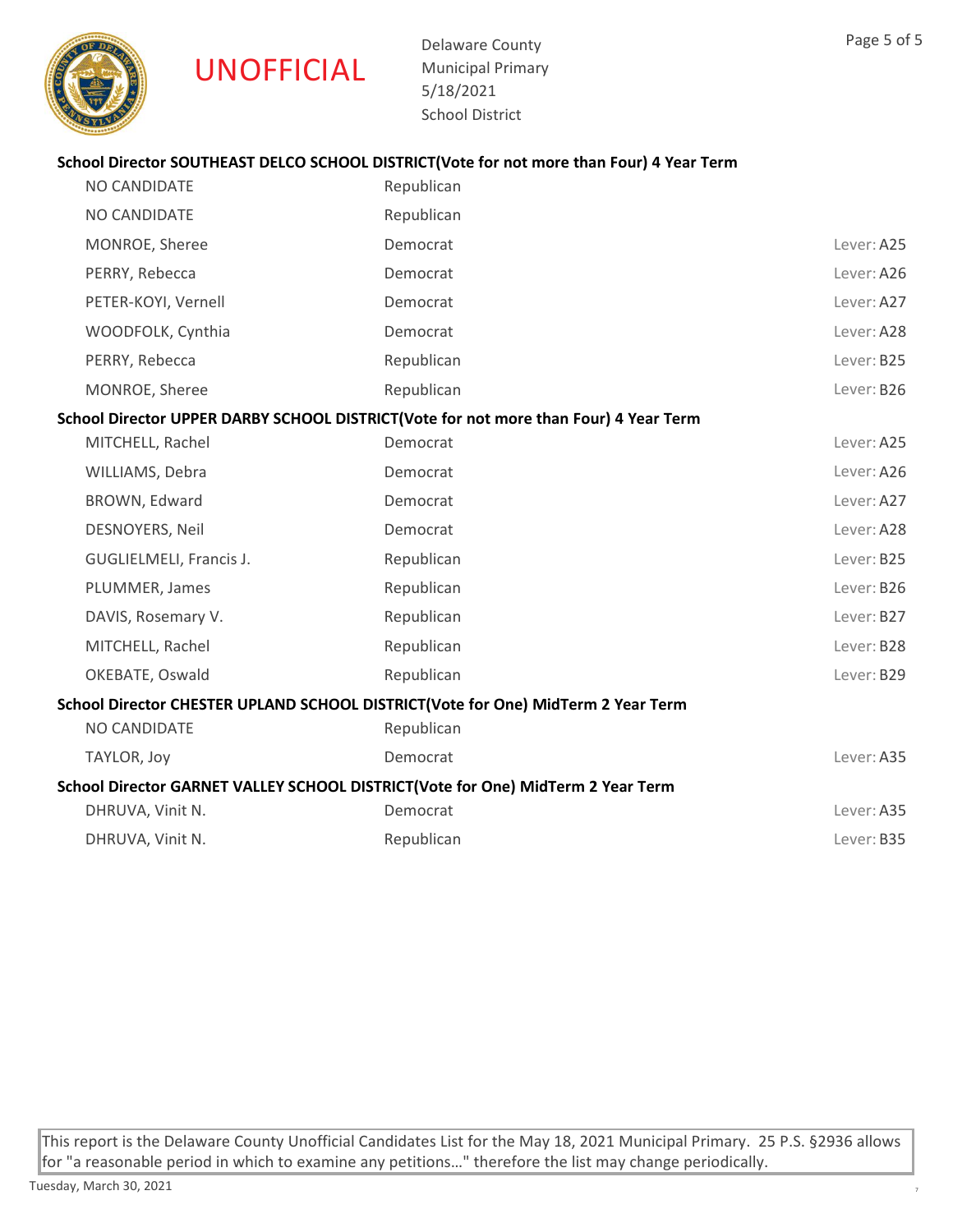UNOFFICIAL

Delaware County
Municipal Primary
5/18/2021
School District

### School Director SOUTHEAST DELCO SCHOOL DISTRICT(Vote for not more than Four) 4 Year Term

| | | |
|---|---|---|
| NO CANDIDATE | Republican | |
| NO CANDIDATE | Republican | |
| MONROE, Sheree | Democrat | Lever: A25 |
| PERRY, Rebecca | Democrat | Lever: A26 |
| PETER-KOYI, Vernell | Democrat | Lever: A27 |
| WOODFOLK, Cynthia | Democrat | Lever: A28 |
| PERRY, Rebecca | Republican | Lever: B25 |
| MONROE, Sheree | Republican | Lever: B26 |

### School Director UPPER DARBY SCHOOL DISTRICT(Vote for not more than Four) 4 Year Term

| | | |
|---|---|---|
| MITCHELL, Rachel | Democrat | Lever: A25 |
| WILLIAMS, Debra | Democrat | Lever: A26 |
| BROWN, Edward | Democrat | Lever: A27 |
| DESNOYERS, Neil | Democrat | Lever: A28 |
| GUGLIELMELI, Francis J. | Republican | Lever: B25 |
| PLUMMER, James | Republican | Lever: B26 |
| DAVIS, Rosemary V. | Republican | Lever: B27 |
| MITCHELL, Rachel | Republican | Lever: B28 |
| OKEBATE, Oswald | Republican | Lever: B29 |

### School Director CHESTER UPLAND SCHOOL DISTRICT(Vote for One) MidTerm 2 Year Term

| | | |
|---|---|---|
| NO CANDIDATE | Republican | |
| TAYLOR, Joy | Democrat | Lever: A35 |

### School Director GARNET VALLEY SCHOOL DISTRICT(Vote for One) MidTerm 2 Year Term

| | | |
|---|---|---|
| DHRUVA, Vinit N. | Democrat | Lever: A35 |
| DHRUVA, Vinit N. | Republican | Lever: B35 |

This report is the Delaware County Unofficial Candidates List for the May 18, 2021 Municipal Primary. 25 P.S. §2936 allows for "a reasonable period in which to examine any petitions..." therefore the list may change periodically.

Tuesday, March 30, 2021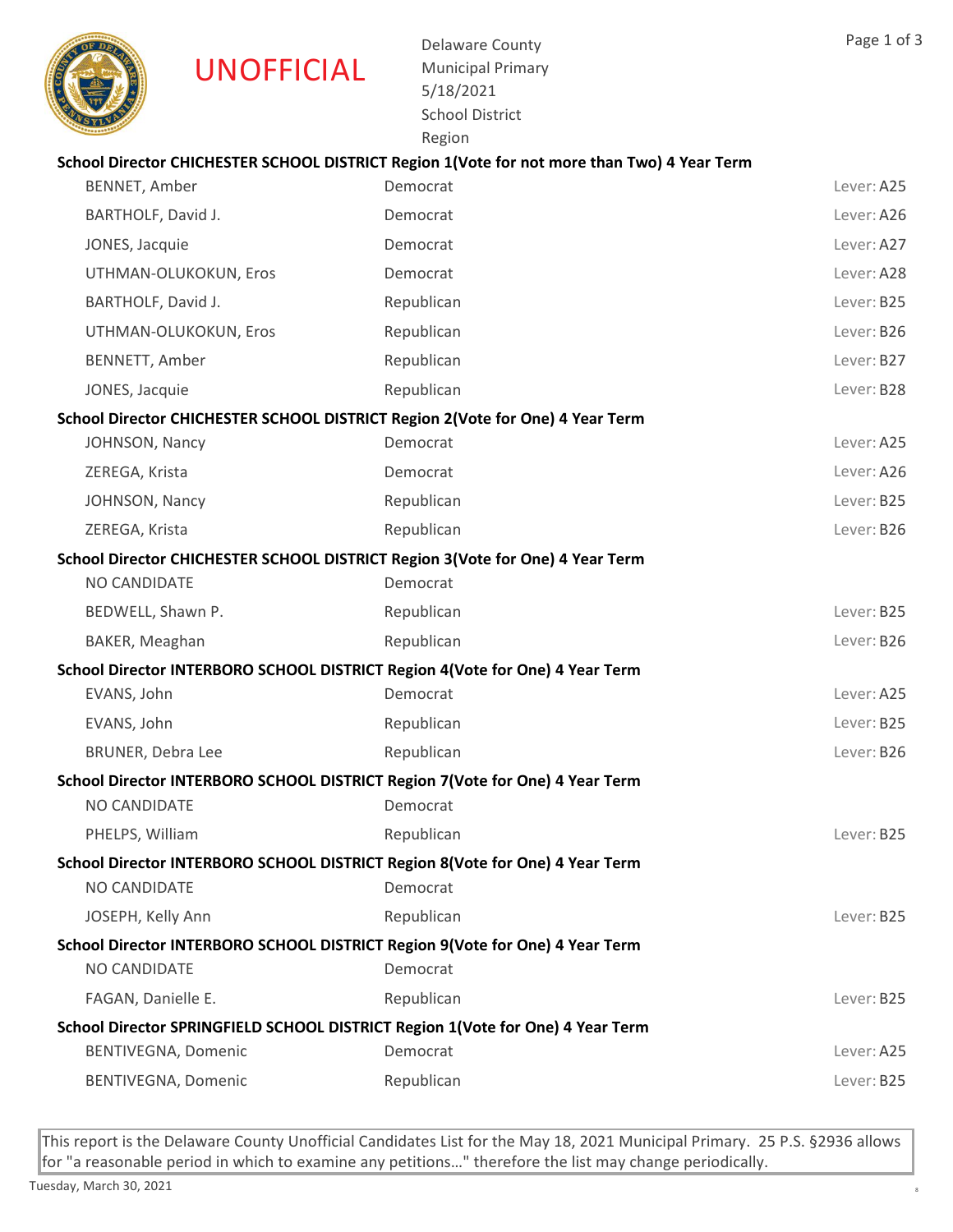# UNOFFICIAL

Delaware County
Municipal Primary
5/18/2021
School District
Region

**School Director CHICHESTER SCHOOL DISTRICT Region 1(Vote for not more than Two) 4 Year Term**

| Candidate | Party | Lever |
|---|---|---|
| BENNET, Amber | Democrat | Lever: A25 |
| BARTHOLF, David J. | Democrat | Lever: A26 |
| JONES, Jacquie | Democrat | Lever: A27 |
| UTHMAN-OLUKOKUN, Eros | Democrat | Lever: A28 |
| BARTHOLF, David J. | Republican | Lever: B25 |
| UTHMAN-OLUKOKUN, Eros | Republican | Lever: B26 |
| BENNETT, Amber | Republican | Lever: B27 |
| JONES, Jacquie | Republican | Lever: B28 |

**School Director CHICHESTER SCHOOL DISTRICT Region 2(Vote for One) 4 Year Term**

| Candidate | Party | Lever |
|---|---|---|
| JOHNSON, Nancy | Democrat | Lever: A25 |
| ZEREGA, Krista | Democrat | Lever: A26 |
| JOHNSON, Nancy | Republican | Lever: B25 |
| ZEREGA, Krista | Republican | Lever: B26 |

**School Director CHICHESTER SCHOOL DISTRICT Region 3(Vote for One) 4 Year Term**

| Candidate | Party | Lever |
|---|---|---|
| NO CANDIDATE | Democrat | |
| BEDWELL, Shawn P. | Republican | Lever: B25 |
| BAKER, Meaghan | Republican | Lever: B26 |

**School Director INTERBORO SCHOOL DISTRICT Region 4(Vote for One) 4 Year Term**

| Candidate | Party | Lever |
|---|---|---|
| EVANS, John | Democrat | Lever: A25 |
| EVANS, John | Republican | Lever: B25 |
| BRUNER, Debra Lee | Republican | Lever: B26 |

**School Director INTERBORO SCHOOL DISTRICT Region 7(Vote for One) 4 Year Term**

| Candidate | Party | Lever |
|---|---|---|
| NO CANDIDATE | Democrat | |
| PHELPS, William | Republican | Lever: B25 |

**School Director INTERBORO SCHOOL DISTRICT Region 8(Vote for One) 4 Year Term**

| Candidate | Party | Lever |
|---|---|---|
| NO CANDIDATE | Democrat | |
| JOSEPH, Kelly Ann | Republican | Lever: B25 |

**School Director INTERBORO SCHOOL DISTRICT Region 9(Vote for One) 4 Year Term**

| Candidate | Party | Lever |
|---|---|---|
| NO CANDIDATE | Democrat | |
| FAGAN, Danielle E. | Republican | Lever: B25 |

**School Director SPRINGFIELD SCHOOL DISTRICT Region 1(Vote for One) 4 Year Term**

| Candidate | Party | Lever |
|---|---|---|
| BENTIVEGNA, Domenic | Democrat | Lever: A25 |
| BENTIVEGNA, Domenic | Republican | Lever: B25 |

This report is the Delaware County Unofficial Candidates List for the May 18, 2021 Municipal Primary. 25 P.S. §2936 allows for "a reasonable period in which to examine any petitions…" therefore the list may change periodically.

Tuesday, March 30, 2021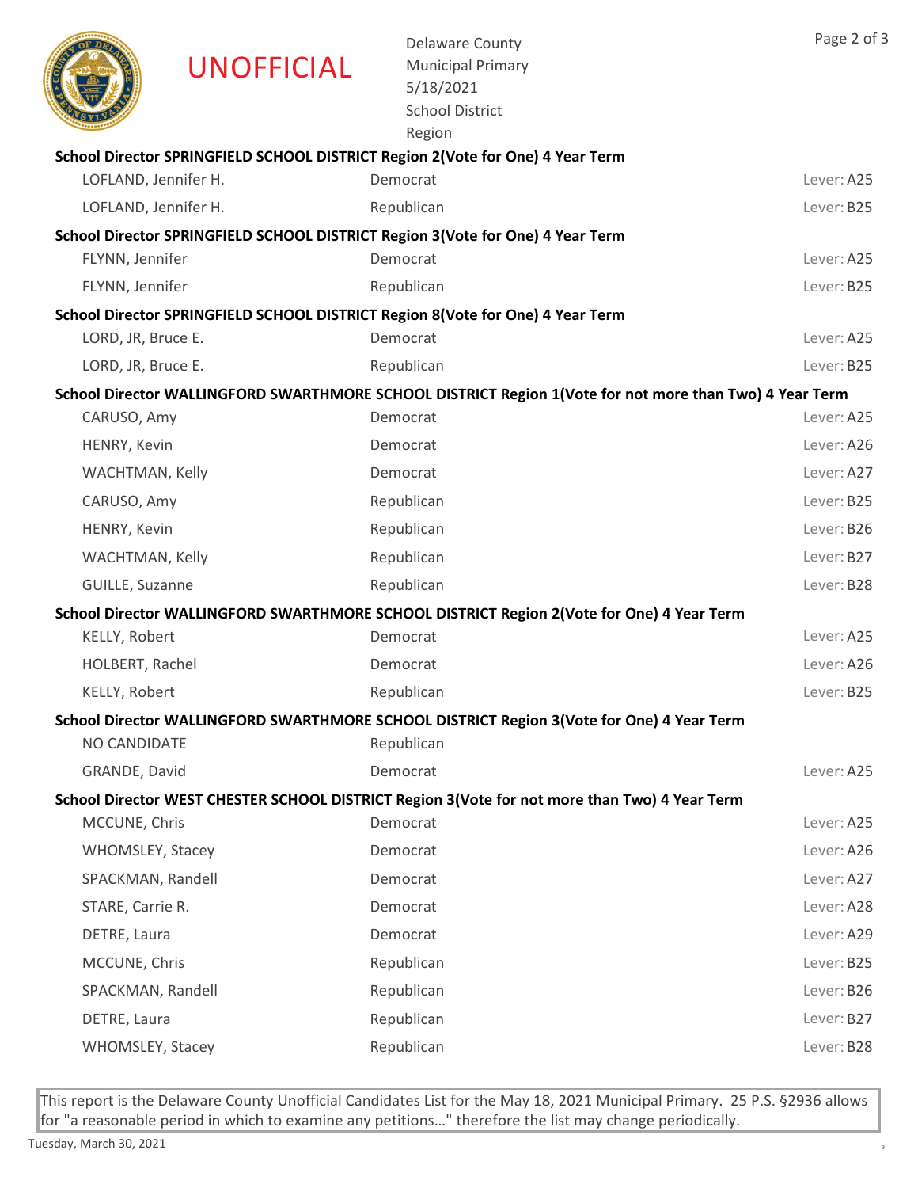UNOFFICIAL

Delaware County
Municipal Primary
5/18/2021
School District
Region

**School Director SPRINGFIELD SCHOOL DISTRICT Region 2(Vote for One) 4 Year Term**

| | | |
|---|---|---|
| LOFLAND, Jennifer H. | Democrat | Lever: A25 |
| LOFLAND, Jennifer H. | Republican | Lever: B25 |

**School Director SPRINGFIELD SCHOOL DISTRICT Region 3(Vote for One) 4 Year Term**

| | | |
|---|---|---|
| FLYNN, Jennifer | Democrat | Lever: A25 |
| FLYNN, Jennifer | Republican | Lever: B25 |

**School Director SPRINGFIELD SCHOOL DISTRICT Region 8(Vote for One) 4 Year Term**

| | | |
|---|---|---|
| LORD, JR, Bruce E. | Democrat | Lever: A25 |
| LORD, JR, Bruce E. | Republican | Lever: B25 |

**School Director WALLINGFORD SWARTHMORE SCHOOL DISTRICT Region 1(Vote for not more than Two) 4 Year Term**

| | | |
|---|---|---|
| CARUSO, Amy | Democrat | Lever: A25 |
| HENRY, Kevin | Democrat | Lever: A26 |
| WACHTMAN, Kelly | Democrat | Lever: A27 |
| CARUSO, Amy | Republican | Lever: B25 |
| HENRY, Kevin | Republican | Lever: B26 |
| WACHTMAN, Kelly | Republican | Lever: B27 |
| GUILLE, Suzanne | Republican | Lever: B28 |

**School Director WALLINGFORD SWARTHMORE SCHOOL DISTRICT Region 2(Vote for One) 4 Year Term**

| | | |
|---|---|---|
| KELLY, Robert | Democrat | Lever: A25 |
| HOLBERT, Rachel | Democrat | Lever: A26 |
| KELLY, Robert | Republican | Lever: B25 |

**School Director WALLINGFORD SWARTHMORE SCHOOL DISTRICT Region 3(Vote for One) 4 Year Term**

| | | |
|---|---|---|
| NO CANDIDATE | Republican | |
| GRANDE, David | Democrat | Lever: A25 |

**School Director WEST CHESTER SCHOOL DISTRICT Region 3(Vote for not more than Two) 4 Year Term**

| | | |
|---|---|---|
| MCCUNE, Chris | Democrat | Lever: A25 |
| WHOMSLEY, Stacey | Democrat | Lever: A26 |
| SPACKMAN, Randell | Democrat | Lever: A27 |
| STARE, Carrie R. | Democrat | Lever: A28 |
| DETRE, Laura | Democrat | Lever: A29 |
| MCCUNE, Chris | Republican | Lever: B25 |
| SPACKMAN, Randell | Republican | Lever: B26 |
| DETRE, Laura | Republican | Lever: B27 |
| WHOMSLEY, Stacey | Republican | Lever: B28 |

This report is the Delaware County Unofficial Candidates List for the May 18, 2021 Municipal Primary. 25 P.S. §2936 allows for "a reasonable period in which to examine any petitions…" therefore the list may change periodically.

Tuesday, March 30, 2021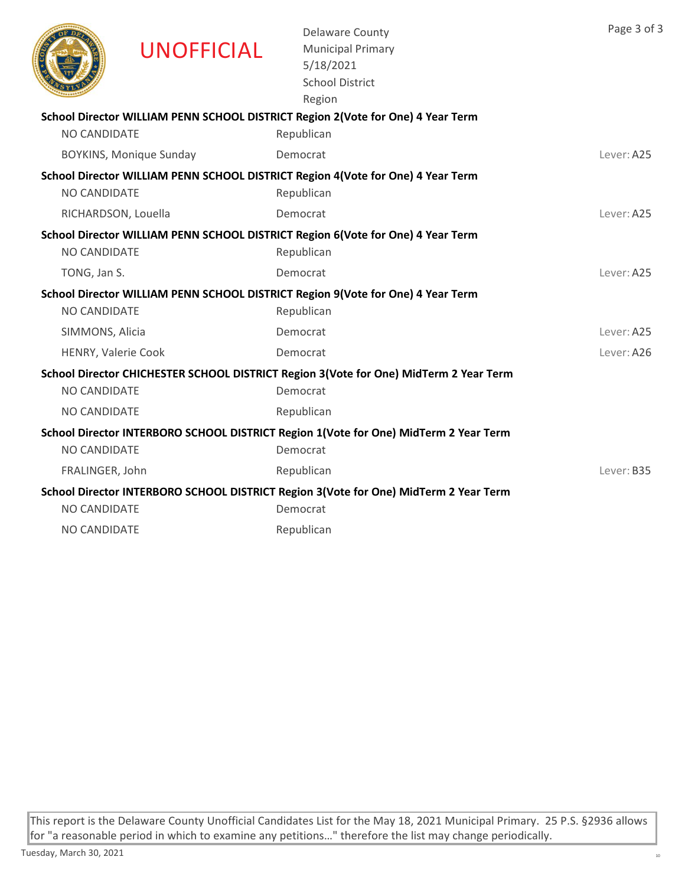UNOFFICIAL

Delaware County
Municipal Primary
5/18/2021
School District
Region

**School Director WILLIAM PENN SCHOOL DISTRICT Region 2(Vote for One) 4 Year Term**

| | | |
|---|---|---|
| NO CANDIDATE | Republican | |
| BOYKINS, Monique Sunday | Democrat | Lever: A25 |

**School Director WILLIAM PENN SCHOOL DISTRICT Region 4(Vote for One) 4 Year Term**

| | | |
|---|---|---|
| NO CANDIDATE | Republican | |
| RICHARDSON, Louella | Democrat | Lever: A25 |

**School Director WILLIAM PENN SCHOOL DISTRICT Region 6(Vote for One) 4 Year Term**

| | | |
|---|---|---|
| NO CANDIDATE | Republican | |
| TONG, Jan S. | Democrat | Lever: A25 |

**School Director WILLIAM PENN SCHOOL DISTRICT Region 9(Vote for One) 4 Year Term**

| | | |
|---|---|---|
| NO CANDIDATE | Republican | |
| SIMMONS, Alicia | Democrat | Lever: A25 |
| HENRY, Valerie Cook | Democrat | Lever: A26 |

**School Director CHICHESTER SCHOOL DISTRICT Region 3(Vote for One) MidTerm 2 Year Term**

| | | |
|---|---|---|
| NO CANDIDATE | Democrat | |
| NO CANDIDATE | Republican | |

**School Director INTERBORO SCHOOL DISTRICT Region 1(Vote for One) MidTerm 2 Year Term**

| | | |
|---|---|---|
| NO CANDIDATE | Democrat | |
| FRALINGER, John | Republican | Lever: B35 |

**School Director INTERBORO SCHOOL DISTRICT Region 3(Vote for One) MidTerm 2 Year Term**

| | | |
|---|---|---|
| NO CANDIDATE | Democrat | |
| NO CANDIDATE | Republican | |

This report is the Delaware County Unofficial Candidates List for the May 18, 2021 Municipal Primary. 25 P.S. §2936 allows for "a reasonable period in which to examine any petitions…" therefore the list may change periodically.

Tuesday, March 30, 2021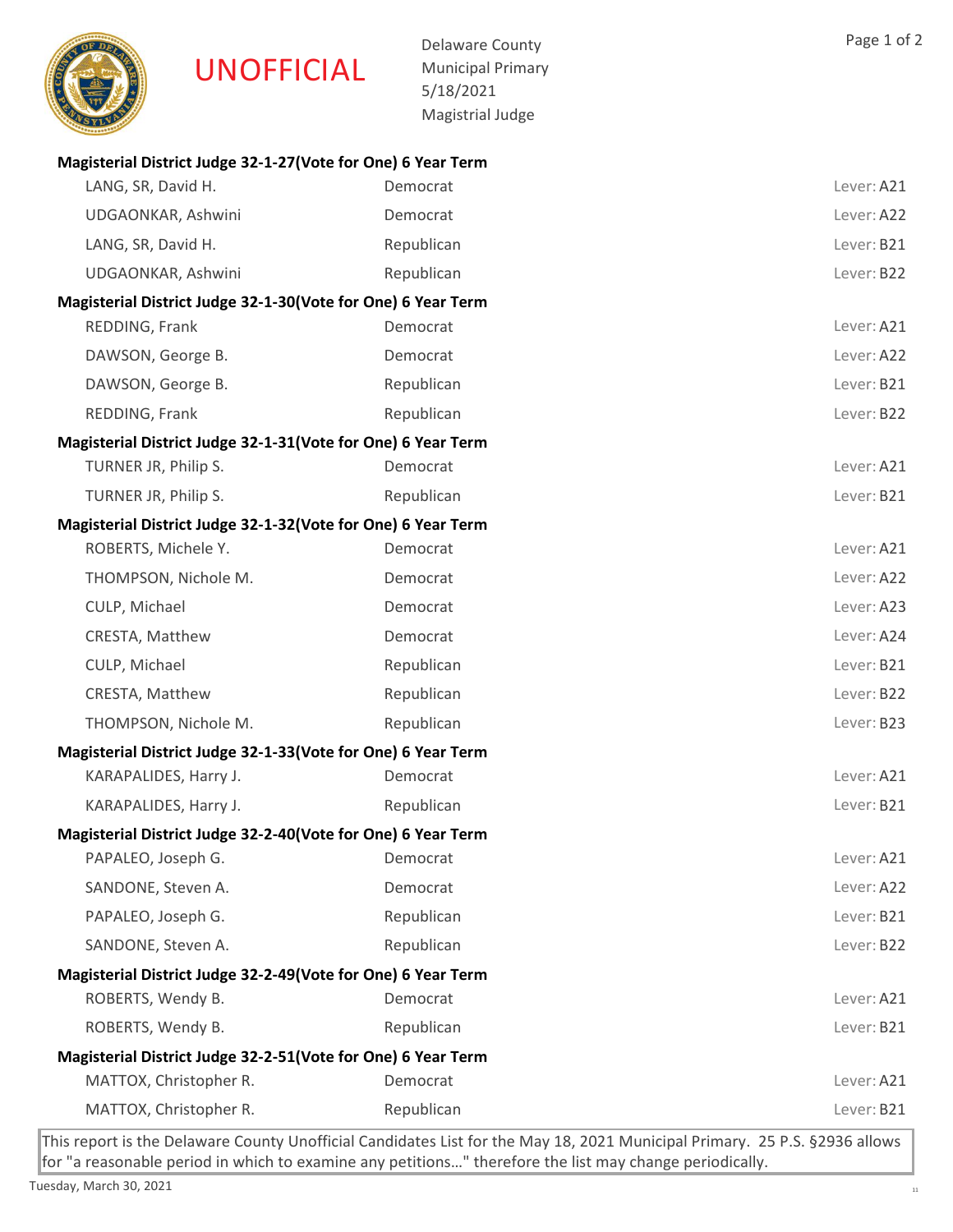UNOFFICIAL

Delaware County
Municipal Primary
5/18/2021
Magistrial Judge

**Magisterial District Judge 32-1-27(Vote for One) 6 Year Term**

| | | |
|---|---|---|
| LANG, SR, David H. | Democrat | Lever: A21 |
| UDGAONKAR, Ashwini | Democrat | Lever: A22 |
| LANG, SR, David H. | Republican | Lever: B21 |
| UDGAONKAR, Ashwini | Republican | Lever: B22 |

**Magisterial District Judge 32-1-30(Vote for One) 6 Year Term**

| | | |
|---|---|---|
| REDDING, Frank | Democrat | Lever: A21 |
| DAWSON, George B. | Democrat | Lever: A22 |
| DAWSON, George B. | Republican | Lever: B21 |
| REDDING, Frank | Republican | Lever: B22 |

**Magisterial District Judge 32-1-31(Vote for One) 6 Year Term**

| | | |
|---|---|---|
| TURNER JR, Philip S. | Democrat | Lever: A21 |
| TURNER JR, Philip S. | Republican | Lever: B21 |

**Magisterial District Judge 32-1-32(Vote for One) 6 Year Term**

| | | |
|---|---|---|
| ROBERTS, Michele Y. | Democrat | Lever: A21 |
| THOMPSON, Nichole M. | Democrat | Lever: A22 |
| CULP, Michael | Democrat | Lever: A23 |
| CRESTA, Matthew | Democrat | Lever: A24 |
| CULP, Michael | Republican | Lever: B21 |
| CRESTA, Matthew | Republican | Lever: B22 |
| THOMPSON, Nichole M. | Republican | Lever: B23 |

**Magisterial District Judge 32-1-33(Vote for One) 6 Year Term**

| | | |
|---|---|---|
| KARAPALIDES, Harry J. | Democrat | Lever: A21 |
| KARAPALIDES, Harry J. | Republican | Lever: B21 |

**Magisterial District Judge 32-2-40(Vote for One) 6 Year Term**

| | | |
|---|---|---|
| PAPALEO, Joseph G. | Democrat | Lever: A21 |
| SANDONE, Steven A. | Democrat | Lever: A22 |
| PAPALEO, Joseph G. | Republican | Lever: B21 |
| SANDONE, Steven A. | Republican | Lever: B22 |

**Magisterial District Judge 32-2-49(Vote for One) 6 Year Term**

| | | |
|---|---|---|
| ROBERTS, Wendy B. | Democrat | Lever: A21 |
| ROBERTS, Wendy B. | Republican | Lever: B21 |

**Magisterial District Judge 32-2-51(Vote for One) 6 Year Term**

| | | |
|---|---|---|
| MATTOX, Christopher R. | Democrat | Lever: A21 |
| MATTOX, Christopher R. | Republican | Lever: B21 |

This report is the Delaware County Unofficial Candidates List for the May 18, 2021 Municipal Primary. 25 P.S. §2936 allows for "a reasonable period in which to examine any petitions…" therefore the list may change periodically.

Tuesday, March 30, 2021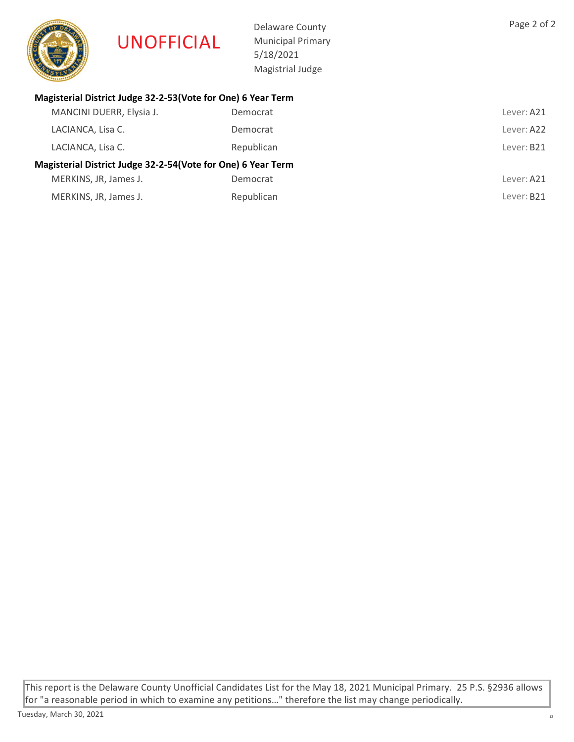UNOFFICIAL

Delaware County
Municipal Primary
5/18/2021
Magistrial Judge

### Magisterial District Judge 32-2-53(Vote for One) 6 Year Term

| | | |
|---|---|---|
| MANCINI DUERR, Elysia J. | Democrat | Lever: A21 |
| LACIANCA, Lisa C. | Democrat | Lever: A22 |
| LACIANCA, Lisa C. | Republican | Lever: B21 |

### Magisterial District Judge 32-2-54(Vote for One) 6 Year Term

| | | |
|---|---|---|
| MERKINS, JR, James J. | Democrat | Lever: A21 |
| MERKINS, JR, James J. | Republican | Lever: B21 |

This report is the Delaware County Unofficial Candidates List for the May 18, 2021 Municipal Primary. 25 P.S. §2936 allows for "a reasonable period in which to examine any petitions…" therefore the list may change periodically.

Tuesday, March 30, 2021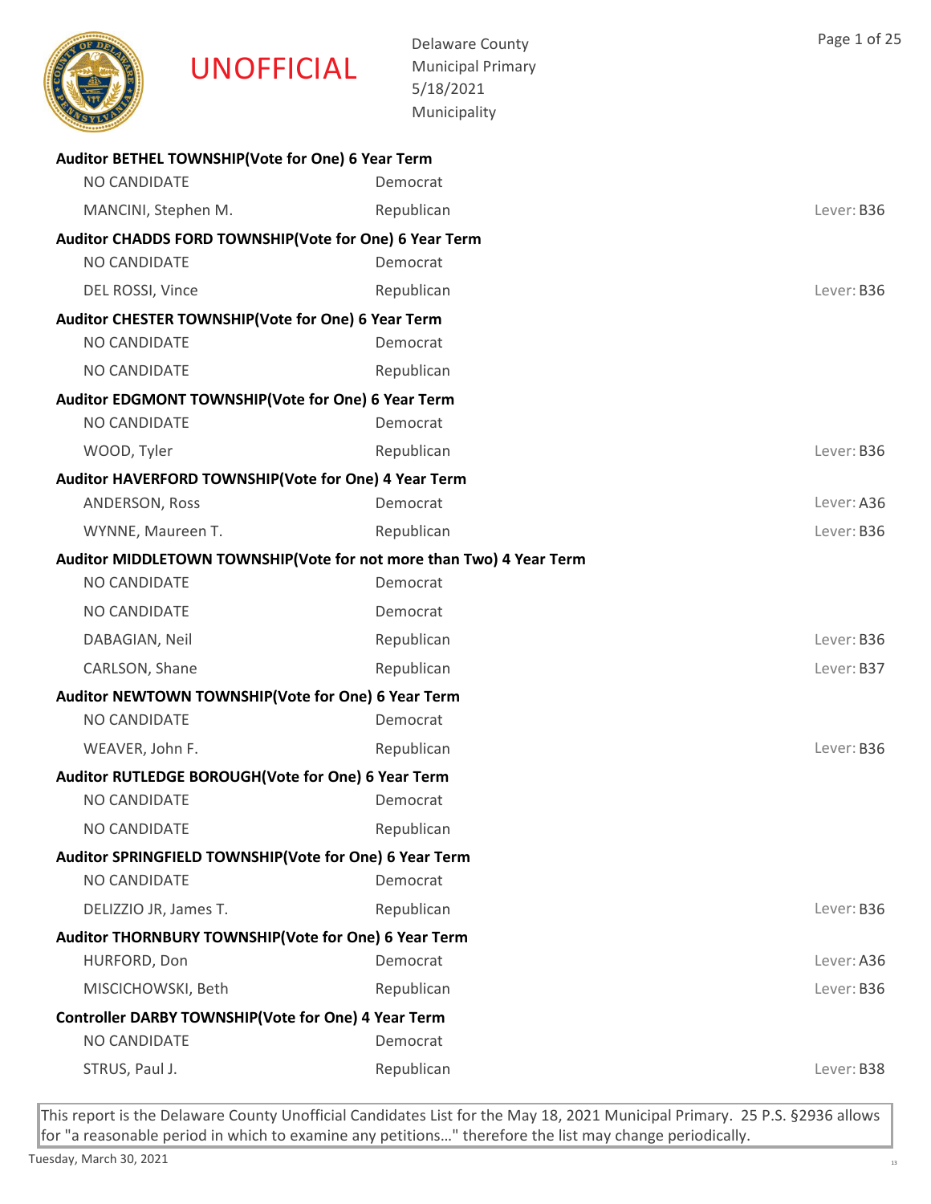UNOFFICIAL

Delaware County
Municipal Primary
5/18/2021
Municipality

**Auditor BETHEL TOWNSHIP(Vote for One) 6 Year Term**

| Candidate | Party | Lever |
|---|---|---|
| NO CANDIDATE | Democrat | |
| MANCINI, Stephen M. | Republican | Lever: B36 |

**Auditor CHADDS FORD TOWNSHIP(Vote for One) 6 Year Term**

| Candidate | Party | Lever |
|---|---|---|
| NO CANDIDATE | Democrat | |
| DEL ROSSI, Vince | Republican | Lever: B36 |

**Auditor CHESTER TOWNSHIP(Vote for One) 6 Year Term**

| Candidate | Party | Lever |
|---|---|---|
| NO CANDIDATE | Democrat | |
| NO CANDIDATE | Republican | |

**Auditor EDGMONT TOWNSHIP(Vote for One) 6 Year Term**

| Candidate | Party | Lever |
|---|---|---|
| NO CANDIDATE | Democrat | |
| WOOD, Tyler | Republican | Lever: B36 |

**Auditor HAVERFORD TOWNSHIP(Vote for One) 4 Year Term**

| Candidate | Party | Lever |
|---|---|---|
| ANDERSON, Ross | Democrat | Lever: A36 |
| WYNNE, Maureen T. | Republican | Lever: B36 |

**Auditor MIDDLETOWN TOWNSHIP(Vote for not more than Two) 4 Year Term**

| Candidate | Party | Lever |
|---|---|---|
| NO CANDIDATE | Democrat | |
| NO CANDIDATE | Democrat | |
| DABAGIAN, Neil | Republican | Lever: B36 |
| CARLSON, Shane | Republican | Lever: B37 |

**Auditor NEWTOWN TOWNSHIP(Vote for One) 6 Year Term**

| Candidate | Party | Lever |
|---|---|---|
| NO CANDIDATE | Democrat | |
| WEAVER, John F. | Republican | Lever: B36 |

**Auditor RUTLEDGE BOROUGH(Vote for One) 6 Year Term**

| Candidate | Party | Lever |
|---|---|---|
| NO CANDIDATE | Democrat | |
| NO CANDIDATE | Republican | |

**Auditor SPRINGFIELD TOWNSHIP(Vote for One) 6 Year Term**

| Candidate | Party | Lever |
|---|---|---|
| NO CANDIDATE | Democrat | |
| DELIZZIO JR, James T. | Republican | Lever: B36 |

**Auditor THORNBURY TOWNSHIP(Vote for One) 6 Year Term**

| Candidate | Party | Lever |
|---|---|---|
| HURFORD, Don | Democrat | Lever: A36 |
| MISCICHOWSKI, Beth | Republican | Lever: B36 |

**Controller DARBY TOWNSHIP(Vote for One) 4 Year Term**

| Candidate | Party | Lever |
|---|---|---|
| NO CANDIDATE | Democrat | |
| STRUS, Paul J. | Republican | Lever: B38 |

This report is the Delaware County Unofficial Candidates List for the May 18, 2021 Municipal Primary. 25 P.S. §2936 allows for "a reasonable period in which to examine any petitions..." therefore the list may change periodically.

Tuesday, March 30, 2021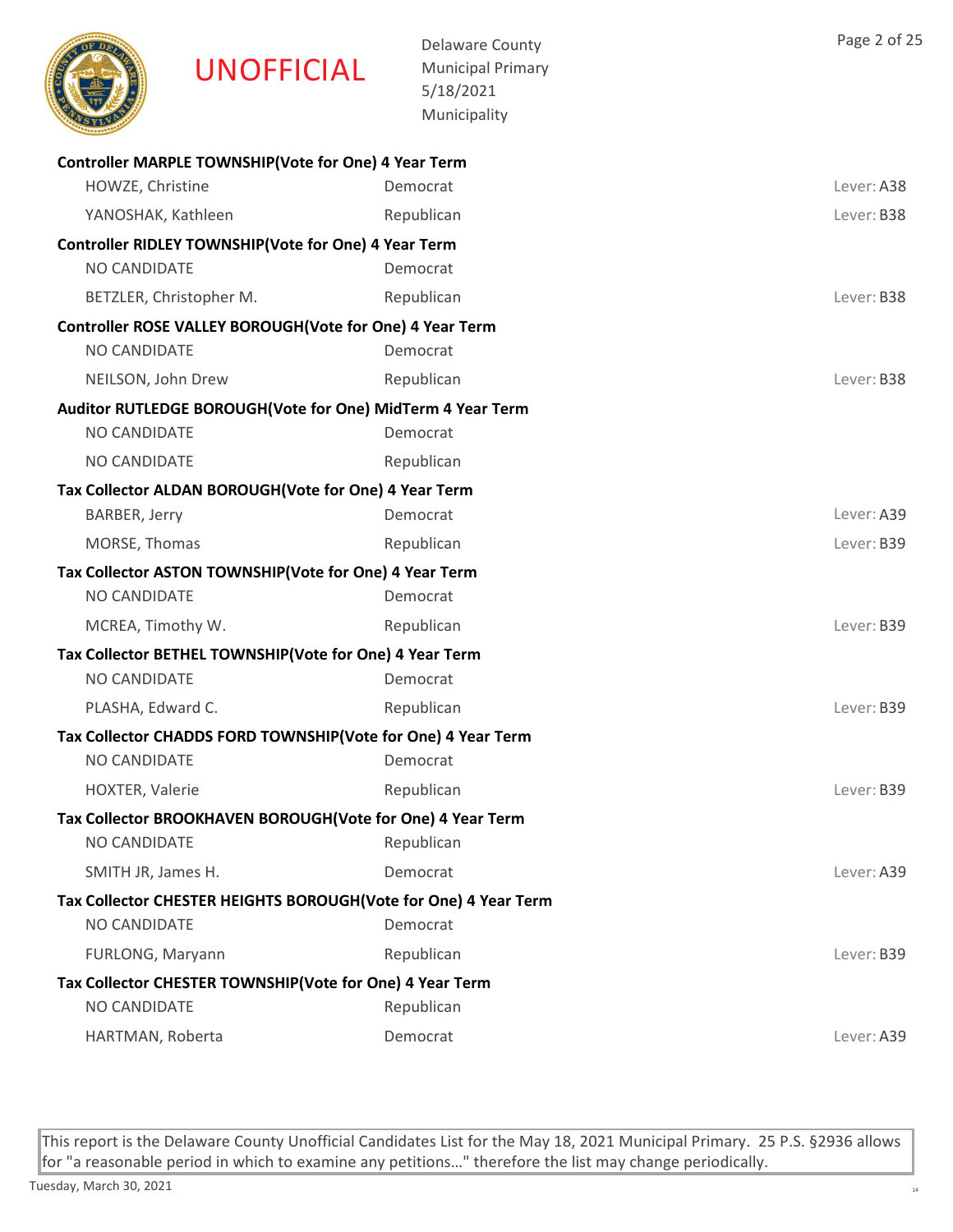UNOFFICIAL

Delaware County
Municipal Primary
5/18/2021
Municipality

**Controller MARPLE TOWNSHIP(Vote for One) 4 Year Term**

| | | |
|---|---|---|
| HOWZE, Christine | Democrat | Lever: A38 |
| YANOSHAK, Kathleen | Republican | Lever: B38 |

**Controller RIDLEY TOWNSHIP(Vote for One) 4 Year Term**

| | | |
|---|---|---|
| NO CANDIDATE | Democrat | |
| BETZLER, Christopher M. | Republican | Lever: B38 |

**Controller ROSE VALLEY BOROUGH(Vote for One) 4 Year Term**

| | | |
|---|---|---|
| NO CANDIDATE | Democrat | |
| NEILSON, John Drew | Republican | Lever: B38 |

**Auditor RUTLEDGE BOROUGH(Vote for One) MidTerm 4 Year Term**

| | | |
|---|---|---|
| NO CANDIDATE | Democrat | |
| NO CANDIDATE | Republican | |

**Tax Collector ALDAN BOROUGH(Vote for One) 4 Year Term**

| | | |
|---|---|---|
| BARBER, Jerry | Democrat | Lever: A39 |
| MORSE, Thomas | Republican | Lever: B39 |

**Tax Collector ASTON TOWNSHIP(Vote for One) 4 Year Term**

| | | |
|---|---|---|
| NO CANDIDATE | Democrat | |
| MCREA, Timothy W. | Republican | Lever: B39 |

**Tax Collector BETHEL TOWNSHIP(Vote for One) 4 Year Term**

| | | |
|---|---|---|
| NO CANDIDATE | Democrat | |
| PLASHA, Edward C. | Republican | Lever: B39 |

**Tax Collector CHADDS FORD TOWNSHIP(Vote for One) 4 Year Term**

| | | |
|---|---|---|
| NO CANDIDATE | Democrat | |
| HOXTER, Valerie | Republican | Lever: B39 |

**Tax Collector BROOKHAVEN BOROUGH(Vote for One) 4 Year Term**

| | | |
|---|---|---|
| NO CANDIDATE | Republican | |
| SMITH JR, James H. | Democrat | Lever: A39 |

**Tax Collector CHESTER HEIGHTS BOROUGH(Vote for One) 4 Year Term**

| | | |
|---|---|---|
| NO CANDIDATE | Democrat | |
| FURLONG, Maryann | Republican | Lever: B39 |

**Tax Collector CHESTER TOWNSHIP(Vote for One) 4 Year Term**

| | | |
|---|---|---|
| NO CANDIDATE | Republican | |
| HARTMAN, Roberta | Democrat | Lever: A39 |

This report is the Delaware County Unofficial Candidates List for the May 18, 2021 Municipal Primary. 25 P.S. §2936 allows for "a reasonable period in which to examine any petitions…" therefore the list may change periodically.

Tuesday, March 30, 2021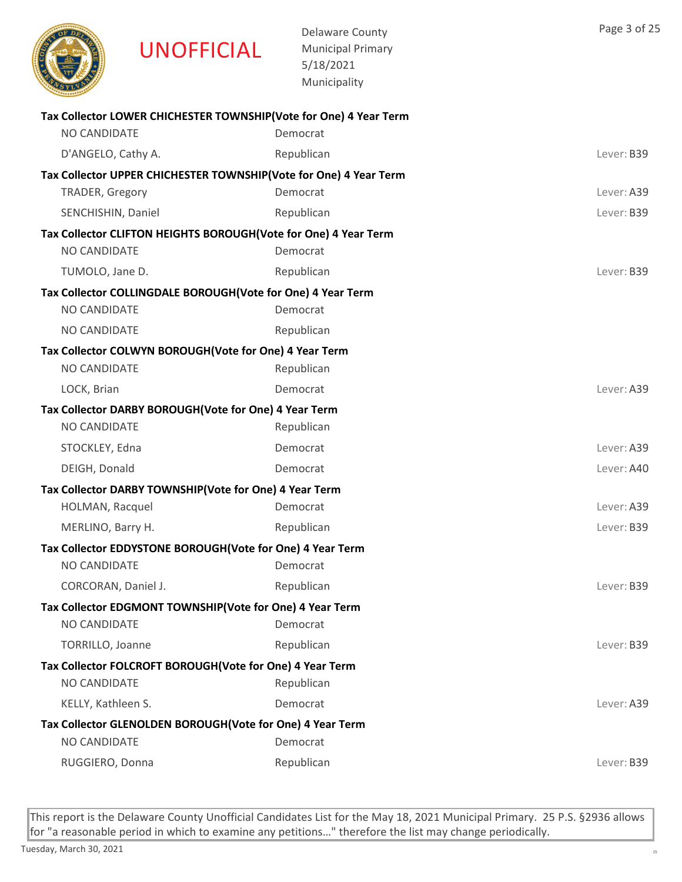UNOFFICIAL

Delaware County
Municipal Primary
5/18/2021
Municipality

**Tax Collector LOWER CHICHESTER TOWNSHIP(Vote for One) 4 Year Term**

| | | |
|---|---|---|
| NO CANDIDATE | Democrat | |
| D'ANGELO, Cathy A. | Republican | Lever: B39 |

**Tax Collector UPPER CHICHESTER TOWNSHIP(Vote for One) 4 Year Term**

| | | |
|---|---|---|
| TRADER, Gregory | Democrat | Lever: A39 |
| SENCHISHIN, Daniel | Republican | Lever: B39 |

**Tax Collector CLIFTON HEIGHTS BOROUGH(Vote for One) 4 Year Term**

| | | |
|---|---|---|
| NO CANDIDATE | Democrat | |
| TUMOLO, Jane D. | Republican | Lever: B39 |

**Tax Collector COLLINGDALE BOROUGH(Vote for One) 4 Year Term**

| | | |
|---|---|---|
| NO CANDIDATE | Democrat | |
| NO CANDIDATE | Republican | |

**Tax Collector COLWYN BOROUGH(Vote for One) 4 Year Term**

| | | |
|---|---|---|
| NO CANDIDATE | Republican | |
| LOCK, Brian | Democrat | Lever: A39 |

**Tax Collector DARBY BOROUGH(Vote for One) 4 Year Term**

| | | |
|---|---|---|
| NO CANDIDATE | Republican | |
| STOCKLEY, Edna | Democrat | Lever: A39 |
| DEIGH, Donald | Democrat | Lever: A40 |

**Tax Collector DARBY TOWNSHIP(Vote for One) 4 Year Term**

| | | |
|---|---|---|
| HOLMAN, Racquel | Democrat | Lever: A39 |
| MERLINO, Barry H. | Republican | Lever: B39 |

**Tax Collector EDDYSTONE BOROUGH(Vote for One) 4 Year Term**

| | | |
|---|---|---|
| NO CANDIDATE | Democrat | |
| CORCORAN, Daniel J. | Republican | Lever: B39 |

**Tax Collector EDGMONT TOWNSHIP(Vote for One) 4 Year Term**

| | | |
|---|---|---|
| NO CANDIDATE | Democrat | |
| TORRILLO, Joanne | Republican | Lever: B39 |

**Tax Collector FOLCROFT BOROUGH(Vote for One) 4 Year Term**

| | | |
|---|---|---|
| NO CANDIDATE | Republican | |
| KELLY, Kathleen S. | Democrat | Lever: A39 |

**Tax Collector GLENOLDEN BOROUGH(Vote for One) 4 Year Term**

| | | |
|---|---|---|
| NO CANDIDATE | Democrat | |
| RUGGIERO, Donna | Republican | Lever: B39 |

This report is the Delaware County Unofficial Candidates List for the May 18, 2021 Municipal Primary. 25 P.S. §2936 allows for "a reasonable period in which to examine any petitions..." therefore the list may change periodically.

Tuesday, March 30, 2021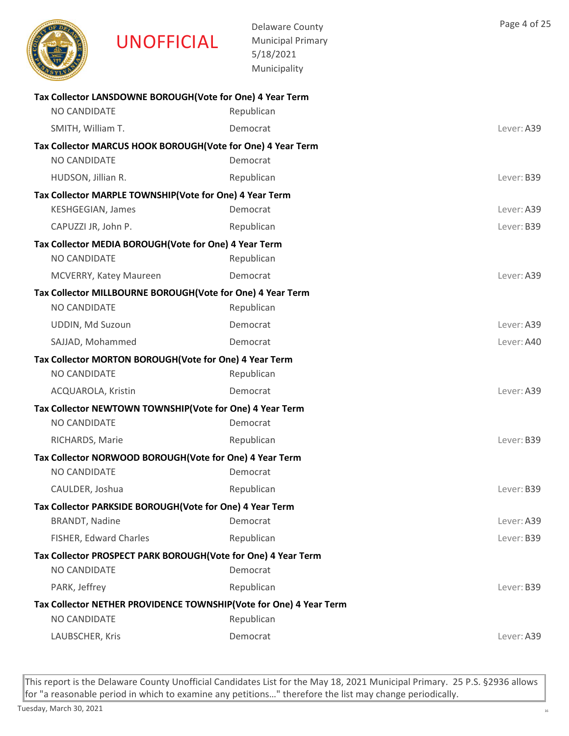UNOFFICIAL

Delaware County
Municipal Primary
5/18/2021
Municipality

**Tax Collector LANSDOWNE BOROUGH(Vote for One) 4 Year Term**

| | | |
|---|---|---|
| NO CANDIDATE | Republican | |
| SMITH, William T. | Democrat | Lever: A39 |

**Tax Collector MARCUS HOOK BOROUGH(Vote for One) 4 Year Term**

| | | |
|---|---|---|
| NO CANDIDATE | Democrat | |
| HUDSON, Jillian R. | Republican | Lever: B39 |

**Tax Collector MARPLE TOWNSHIP(Vote for One) 4 Year Term**

| | | |
|---|---|---|
| KESHGEGIAN, James | Democrat | Lever: A39 |
| CAPUZZI JR, John P. | Republican | Lever: B39 |

**Tax Collector MEDIA BOROUGH(Vote for One) 4 Year Term**

| | | |
|---|---|---|
| NO CANDIDATE | Republican | |
| MCVERRY, Katey Maureen | Democrat | Lever: A39 |

**Tax Collector MILLBOURNE BOROUGH(Vote for One) 4 Year Term**

| | | |
|---|---|---|
| NO CANDIDATE | Republican | |
| UDDIN, Md Suzoun | Democrat | Lever: A39 |
| SAJJAD, Mohammed | Democrat | Lever: A40 |

**Tax Collector MORTON BOROUGH(Vote for One) 4 Year Term**

| | | |
|---|---|---|
| NO CANDIDATE | Republican | |
| ACQUAROLA, Kristin | Democrat | Lever: A39 |

**Tax Collector NEWTOWN TOWNSHIP(Vote for One) 4 Year Term**

| | | |
|---|---|---|
| NO CANDIDATE | Democrat | |
| RICHARDS, Marie | Republican | Lever: B39 |

**Tax Collector NORWOOD BOROUGH(Vote for One) 4 Year Term**

| | | |
|---|---|---|
| NO CANDIDATE | Democrat | |
| CAULDER, Joshua | Republican | Lever: B39 |

**Tax Collector PARKSIDE BOROUGH(Vote for One) 4 Year Term**

| | | |
|---|---|---|
| BRANDT, Nadine | Democrat | Lever: A39 |
| FISHER, Edward Charles | Republican | Lever: B39 |

**Tax Collector PROSPECT PARK BOROUGH(Vote for One) 4 Year Term**

| | | |
|---|---|---|
| NO CANDIDATE | Democrat | |
| PARK, Jeffrey | Republican | Lever: B39 |

**Tax Collector NETHER PROVIDENCE TOWNSHIP(Vote for One) 4 Year Term**

| | | |
|---|---|---|
| NO CANDIDATE | Republican | |
| LAUBSCHER, Kris | Democrat | Lever: A39 |

This report is the Delaware County Unofficial Candidates List for the May 18, 2021 Municipal Primary. 25 P.S. §2936 allows for "a reasonable period in which to examine any petitions…" therefore the list may change periodically.

Tuesday, March 30, 2021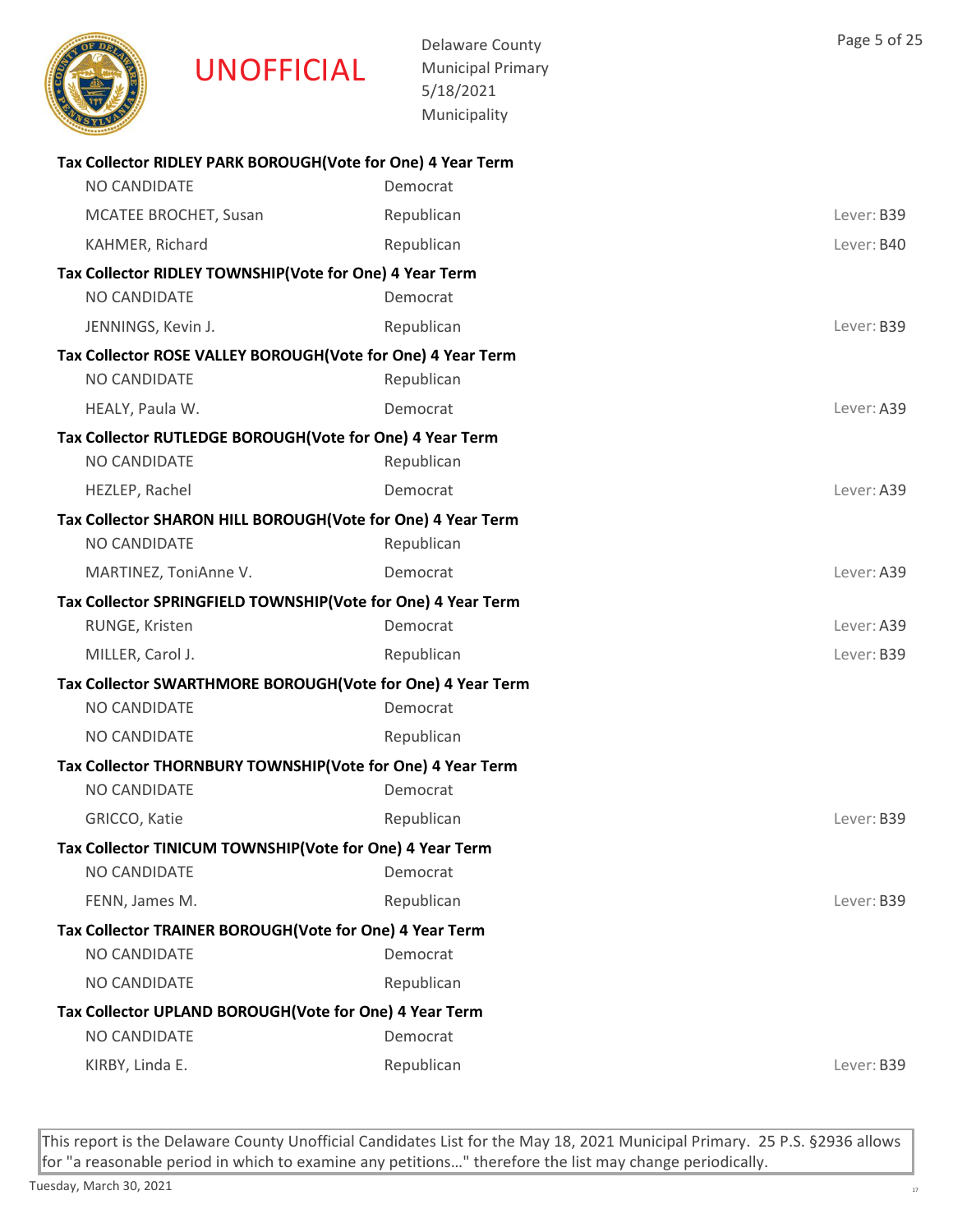UNOFFICIAL

Delaware County
Municipal Primary
5/18/2021
Municipality

**Tax Collector RIDLEY PARK BOROUGH(Vote for One) 4 Year Term**

| | | |
|---|---|---|
| NO CANDIDATE | Democrat | |
| MCATEE BROCHET, Susan | Republican | Lever: B39 |
| KAHMER, Richard | Republican | Lever: B40 |

**Tax Collector RIDLEY TOWNSHIP(Vote for One) 4 Year Term**

| | | |
|---|---|---|
| NO CANDIDATE | Democrat | |
| JENNINGS, Kevin J. | Republican | Lever: B39 |

**Tax Collector ROSE VALLEY BOROUGH(Vote for One) 4 Year Term**

| | | |
|---|---|---|
| NO CANDIDATE | Republican | |
| HEALY, Paula W. | Democrat | Lever: A39 |

**Tax Collector RUTLEDGE BOROUGH(Vote for One) 4 Year Term**

| | | |
|---|---|---|
| NO CANDIDATE | Republican | |
| HEZLEP, Rachel | Democrat | Lever: A39 |

**Tax Collector SHARON HILL BOROUGH(Vote for One) 4 Year Term**

| | | |
|---|---|---|
| NO CANDIDATE | Republican | |
| MARTINEZ, ToniAnne V. | Democrat | Lever: A39 |

**Tax Collector SPRINGFIELD TOWNSHIP(Vote for One) 4 Year Term**

| | | |
|---|---|---|
| RUNGE, Kristen | Democrat | Lever: A39 |
| MILLER, Carol J. | Republican | Lever: B39 |

**Tax Collector SWARTHMORE BOROUGH(Vote for One) 4 Year Term**

| | | |
|---|---|---|
| NO CANDIDATE | Democrat | |
| NO CANDIDATE | Republican | |

**Tax Collector THORNBURY TOWNSHIP(Vote for One) 4 Year Term**

| | | |
|---|---|---|
| NO CANDIDATE | Democrat | |
| GRICCO, Katie | Republican | Lever: B39 |

**Tax Collector TINICUM TOWNSHIP(Vote for One) 4 Year Term**

| | | |
|---|---|---|
| NO CANDIDATE | Democrat | |
| FENN, James M. | Republican | Lever: B39 |

**Tax Collector TRAINER BOROUGH(Vote for One) 4 Year Term**

| | | |
|---|---|---|
| NO CANDIDATE | Democrat | |
| NO CANDIDATE | Republican | |

**Tax Collector UPLAND BOROUGH(Vote for One) 4 Year Term**

| | | |
|---|---|---|
| NO CANDIDATE | Democrat | |
| KIRBY, Linda E. | Republican | Lever: B39 |

This report is the Delaware County Unofficial Candidates List for the May 18, 2021 Municipal Primary. 25 P.S. §2936 allows for "a reasonable period in which to examine any petitions…" therefore the list may change periodically.

Tuesday, March 30, 2021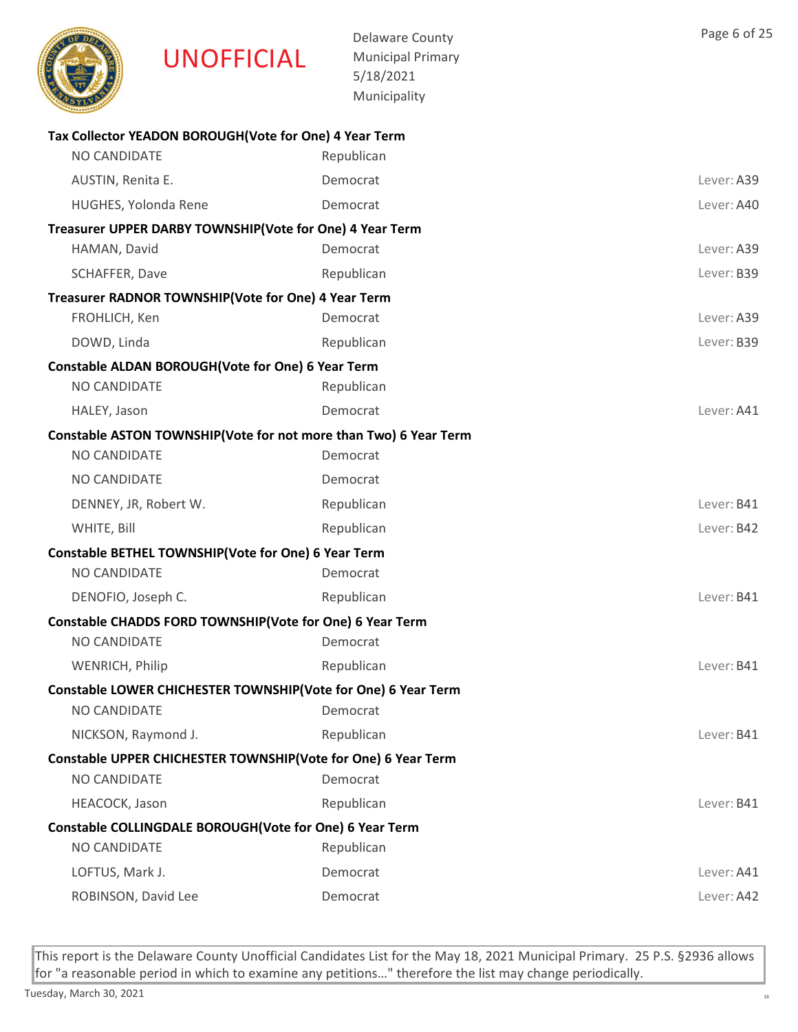UNOFFICIAL

Delaware County
Municipal Primary
5/18/2021
Municipality

**Tax Collector YEADON BOROUGH(Vote for One) 4 Year Term**

| | | |
|---|---|---|
| NO CANDIDATE | Republican | |
| AUSTIN, Renita E. | Democrat | Lever: A39 |
| HUGHES, Yolonda Rene | Democrat | Lever: A40 |

**Treasurer UPPER DARBY TOWNSHIP(Vote for One) 4 Year Term**

| | | |
|---|---|---|
| HAMAN, David | Democrat | Lever: A39 |
| SCHAFFER, Dave | Republican | Lever: B39 |

**Treasurer RADNOR TOWNSHIP(Vote for One) 4 Year Term**

| | | |
|---|---|---|
| FROHLICH, Ken | Democrat | Lever: A39 |
| DOWD, Linda | Republican | Lever: B39 |

**Constable ALDAN BOROUGH(Vote for One) 6 Year Term**

| | | |
|---|---|---|
| NO CANDIDATE | Republican | |
| HALEY, Jason | Democrat | Lever: A41 |

**Constable ASTON TOWNSHIP(Vote for not more than Two) 6 Year Term**

| | | |
|---|---|---|
| NO CANDIDATE | Democrat | |
| NO CANDIDATE | Democrat | |
| DENNEY, JR, Robert W. | Republican | Lever: B41 |
| WHITE, Bill | Republican | Lever: B42 |

**Constable BETHEL TOWNSHIP(Vote for One) 6 Year Term**

| | | |
|---|---|---|
| NO CANDIDATE | Democrat | |
| DENOFIO, Joseph C. | Republican | Lever: B41 |

**Constable CHADDS FORD TOWNSHIP(Vote for One) 6 Year Term**

| | | |
|---|---|---|
| NO CANDIDATE | Democrat | |
| WENRICH, Philip | Republican | Lever: B41 |

**Constable LOWER CHICHESTER TOWNSHIP(Vote for One) 6 Year Term**

| | | |
|---|---|---|
| NO CANDIDATE | Democrat | |
| NICKSON, Raymond J. | Republican | Lever: B41 |

**Constable UPPER CHICHESTER TOWNSHIP(Vote for One) 6 Year Term**

| | | |
|---|---|---|
| NO CANDIDATE | Democrat | |
| HEACOCK, Jason | Republican | Lever: B41 |

**Constable COLLINGDALE BOROUGH(Vote for One) 6 Year Term**

| | | |
|---|---|---|
| NO CANDIDATE | Republican | |
| LOFTUS, Mark J. | Democrat | Lever: A41 |
| ROBINSON, David Lee | Democrat | Lever: A42 |

This report is the Delaware County Unofficial Candidates List for the May 18, 2021 Municipal Primary. 25 P.S. §2936 allows for "a reasonable period in which to examine any petitions…" therefore the list may change periodically.

Tuesday, March 30, 2021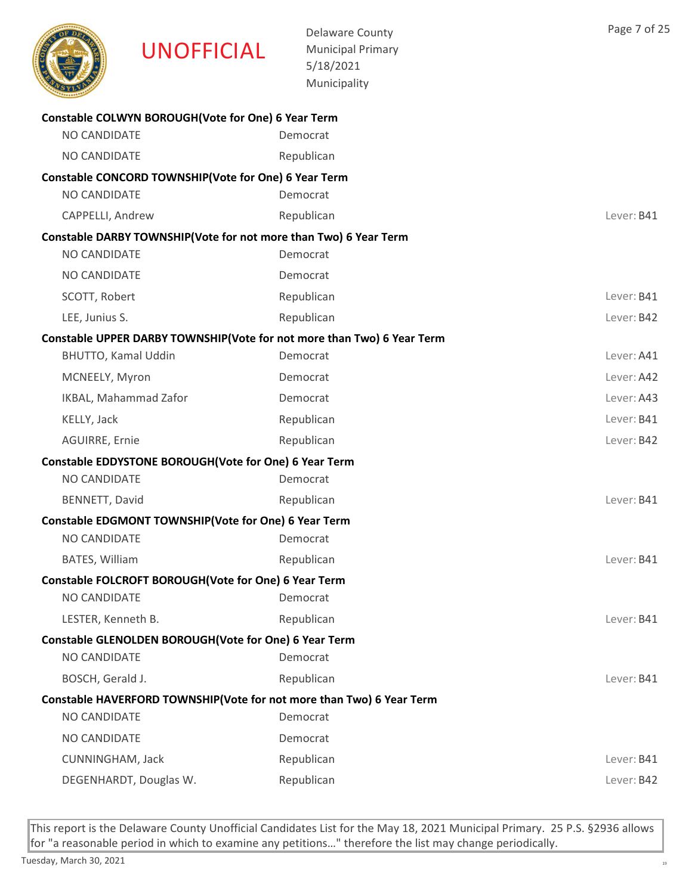UNOFFICIAL

Delaware County
Municipal Primary
5/18/2021
Municipality

**Constable COLWYN BOROUGH(Vote for One) 6 Year Term**

| Candidate | Party | Lever |
|---|---|---|
| NO CANDIDATE | Democrat | |
| NO CANDIDATE | Republican | |

**Constable CONCORD TOWNSHIP(Vote for One) 6 Year Term**

| Candidate | Party | Lever |
|---|---|---|
| NO CANDIDATE | Democrat | |
| CAPPELLI, Andrew | Republican | Lever: B41 |

**Constable DARBY TOWNSHIP(Vote for not more than Two) 6 Year Term**

| Candidate | Party | Lever |
|---|---|---|
| NO CANDIDATE | Democrat | |
| NO CANDIDATE | Democrat | |
| SCOTT, Robert | Republican | Lever: B41 |
| LEE, Junius S. | Republican | Lever: B42 |

**Constable UPPER DARBY TOWNSHIP(Vote for not more than Two) 6 Year Term**

| Candidate | Party | Lever |
|---|---|---|
| BHUTTO, Kamal Uddin | Democrat | Lever: A41 |
| MCNEELY, Myron | Democrat | Lever: A42 |
| IKBAL, Mahammad Zafor | Democrat | Lever: A43 |
| KELLY, Jack | Republican | Lever: B41 |
| AGUIRRE, Ernie | Republican | Lever: B42 |

**Constable EDDYSTONE BOROUGH(Vote for One) 6 Year Term**

| Candidate | Party | Lever |
|---|---|---|
| NO CANDIDATE | Democrat | |
| BENNETT, David | Republican | Lever: B41 |

**Constable EDGMONT TOWNSHIP(Vote for One) 6 Year Term**

| Candidate | Party | Lever |
|---|---|---|
| NO CANDIDATE | Democrat | |
| BATES, William | Republican | Lever: B41 |

**Constable FOLCROFT BOROUGH(Vote for One) 6 Year Term**

| Candidate | Party | Lever |
|---|---|---|
| NO CANDIDATE | Democrat | |
| LESTER, Kenneth B. | Republican | Lever: B41 |

**Constable GLENOLDEN BOROUGH(Vote for One) 6 Year Term**

| Candidate | Party | Lever |
|---|---|---|
| NO CANDIDATE | Democrat | |
| BOSCH, Gerald J. | Republican | Lever: B41 |

**Constable HAVERFORD TOWNSHIP(Vote for not more than Two) 6 Year Term**

| Candidate | Party | Lever |
|---|---|---|
| NO CANDIDATE | Democrat | |
| NO CANDIDATE | Democrat | |
| CUNNINGHAM, Jack | Republican | Lever: B41 |
| DEGENHARDT, Douglas W. | Republican | Lever: B42 |

This report is the Delaware County Unofficial Candidates List for the May 18, 2021 Municipal Primary. 25 P.S. §2936 allows for "a reasonable period in which to examine any petitions…" therefore the list may change periodically.

Tuesday, March 30, 2021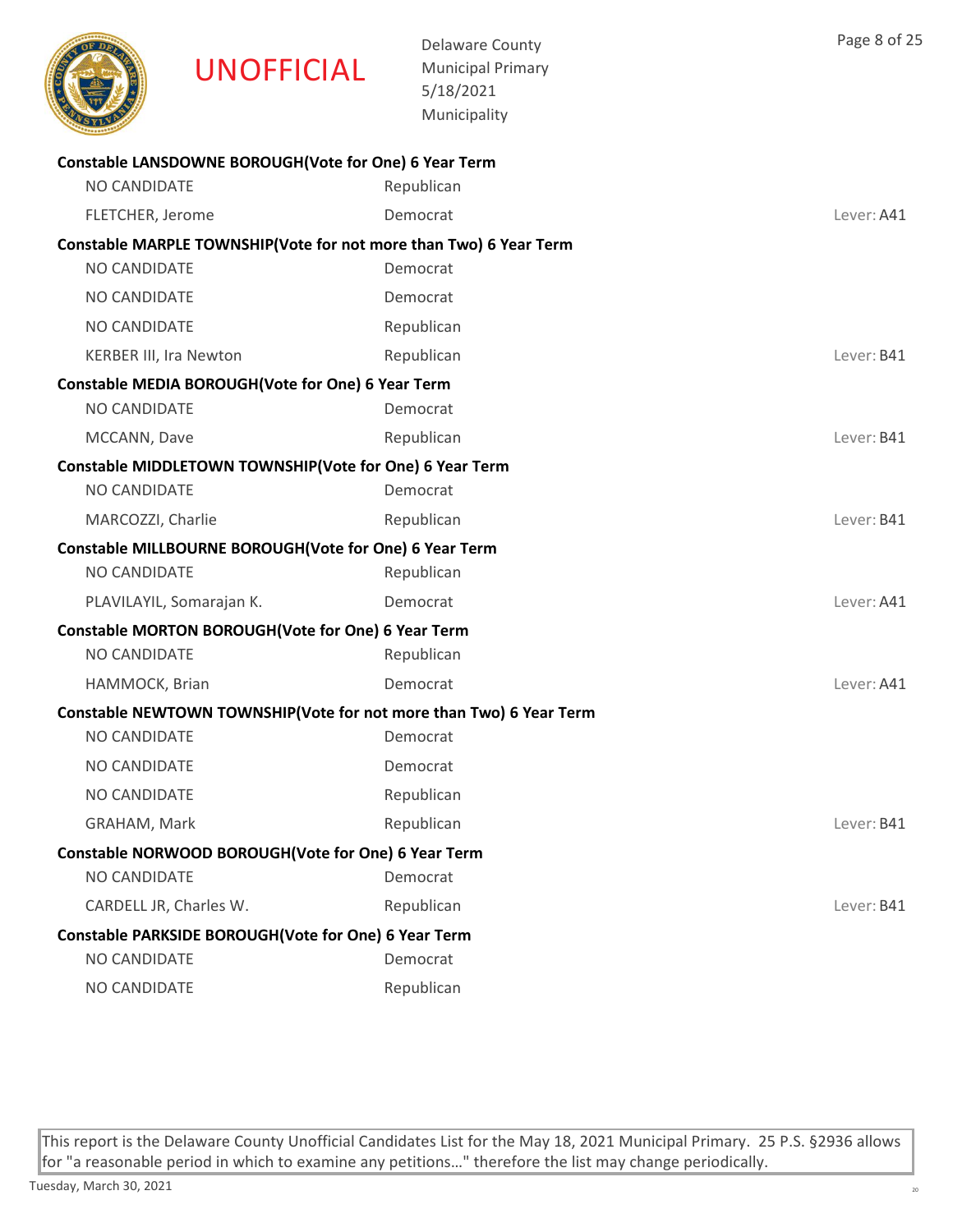UNOFFICIAL

Delaware County
Municipal Primary
5/18/2021
Municipality

**Constable LANSDOWNE BOROUGH(Vote for One) 6 Year Term**

| | | |
|---|---|---|
| NO CANDIDATE | Republican | |
| FLETCHER, Jerome | Democrat | Lever: A41 |

**Constable MARPLE TOWNSHIP(Vote for not more than Two) 6 Year Term**

| | | |
|---|---|---|
| NO CANDIDATE | Democrat | |
| NO CANDIDATE | Democrat | |
| NO CANDIDATE | Republican | |
| KERBER III, Ira Newton | Republican | Lever: B41 |

**Constable MEDIA BOROUGH(Vote for One) 6 Year Term**

| | | |
|---|---|---|
| NO CANDIDATE | Democrat | |
| MCCANN, Dave | Republican | Lever: B41 |

**Constable MIDDLETOWN TOWNSHIP(Vote for One) 6 Year Term**

| | | |
|---|---|---|
| NO CANDIDATE | Democrat | |
| MARCOZZI, Charlie | Republican | Lever: B41 |

**Constable MILLBOURNE BOROUGH(Vote for One) 6 Year Term**

| | | |
|---|---|---|
| NO CANDIDATE | Republican | |
| PLAVILAYIL, Somarajan K. | Democrat | Lever: A41 |

**Constable MORTON BOROUGH(Vote for One) 6 Year Term**

| | | |
|---|---|---|
| NO CANDIDATE | Republican | |
| HAMMOCK, Brian | Democrat | Lever: A41 |

**Constable NEWTOWN TOWNSHIP(Vote for not more than Two) 6 Year Term**

| | | |
|---|---|---|
| NO CANDIDATE | Democrat | |
| NO CANDIDATE | Democrat | |
| NO CANDIDATE | Republican | |
| GRAHAM, Mark | Republican | Lever: B41 |

**Constable NORWOOD BOROUGH(Vote for One) 6 Year Term**

| | | |
|---|---|---|
| NO CANDIDATE | Democrat | |
| CARDELL JR, Charles W. | Republican | Lever: B41 |

**Constable PARKSIDE BOROUGH(Vote for One) 6 Year Term**

| | | |
|---|---|---|
| NO CANDIDATE | Democrat | |
| NO CANDIDATE | Republican | |

This report is the Delaware County Unofficial Candidates List for the May 18, 2021 Municipal Primary. 25 P.S. §2936 allows for "a reasonable period in which to examine any petitions…" therefore the list may change periodically.

Tuesday, March 30, 2021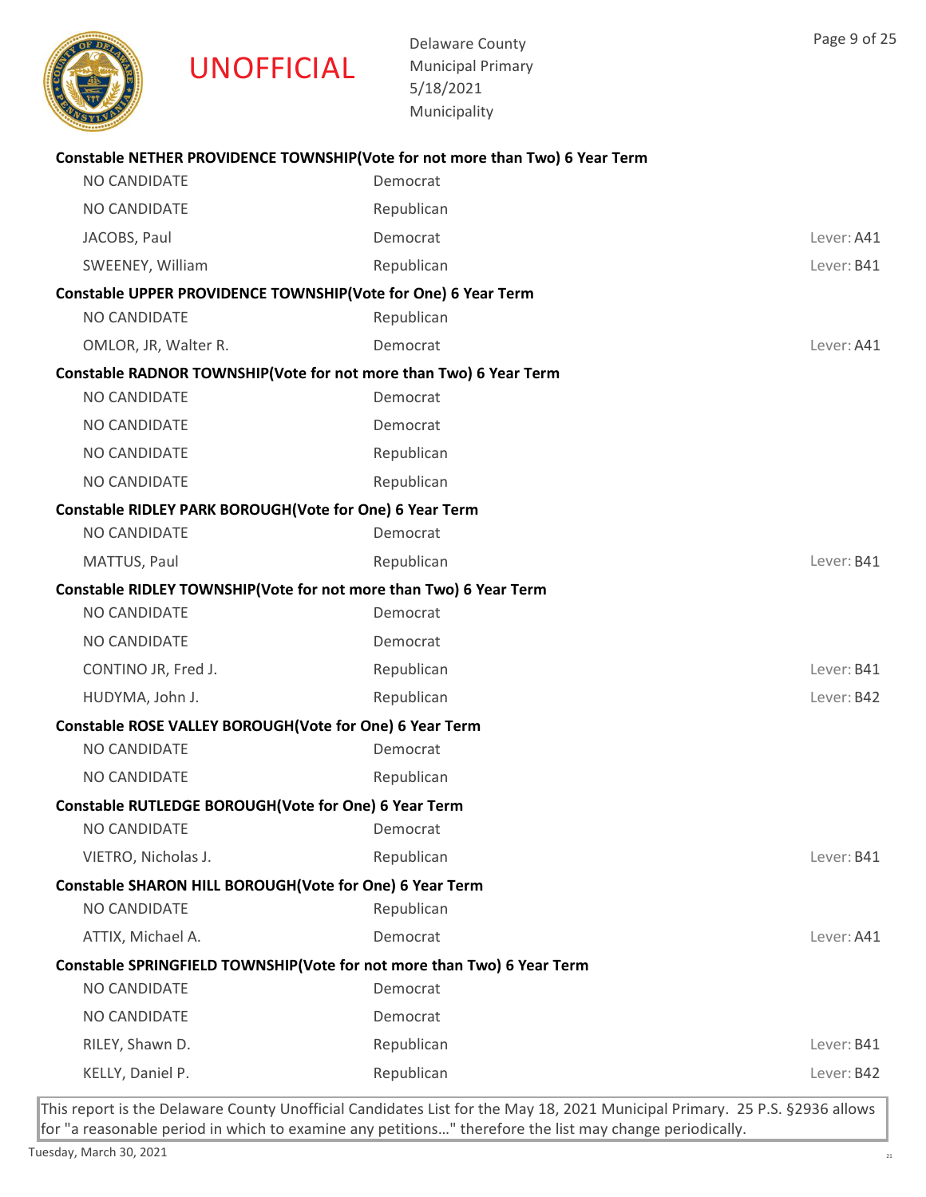UNOFFICIAL

Delaware County
Municipal Primary
5/18/2021
Municipality

**Constable NETHER PROVIDENCE TOWNSHIP(Vote for not more than Two) 6 Year Term**

| | | |
|---|---|---|
| NO CANDIDATE | Democrat | |
| NO CANDIDATE | Republican | |
| JACOBS, Paul | Democrat | Lever: A41 |
| SWEENEY, William | Republican | Lever: B41 |

**Constable UPPER PROVIDENCE TOWNSHIP(Vote for One) 6 Year Term**

| | | |
|---|---|---|
| NO CANDIDATE | Republican | |
| OMLOR, JR, Walter R. | Democrat | Lever: A41 |

**Constable RADNOR TOWNSHIP(Vote for not more than Two) 6 Year Term**

| | | |
|---|---|---|
| NO CANDIDATE | Democrat | |
| NO CANDIDATE | Democrat | |
| NO CANDIDATE | Republican | |
| NO CANDIDATE | Republican | |

**Constable RIDLEY PARK BOROUGH(Vote for One) 6 Year Term**

| | | |
|---|---|---|
| NO CANDIDATE | Democrat | |
| MATTUS, Paul | Republican | Lever: B41 |

**Constable RIDLEY TOWNSHIP(Vote for not more than Two) 6 Year Term**

| | | |
|---|---|---|
| NO CANDIDATE | Democrat | |
| NO CANDIDATE | Democrat | |
| CONTINO JR, Fred J. | Republican | Lever: B41 |
| HUDYMA, John J. | Republican | Lever: B42 |

**Constable ROSE VALLEY BOROUGH(Vote for One) 6 Year Term**

| | | |
|---|---|---|
| NO CANDIDATE | Democrat | |
| NO CANDIDATE | Republican | |

**Constable RUTLEDGE BOROUGH(Vote for One) 6 Year Term**

| | | |
|---|---|---|
| NO CANDIDATE | Democrat | |
| VIETRO, Nicholas J. | Republican | Lever: B41 |

**Constable SHARON HILL BOROUGH(Vote for One) 6 Year Term**

| | | |
|---|---|---|
| NO CANDIDATE | Republican | |
| ATTIX, Michael A. | Democrat | Lever: A41 |

**Constable SPRINGFIELD TOWNSHIP(Vote for not more than Two) 6 Year Term**

| | | |
|---|---|---|
| NO CANDIDATE | Democrat | |
| NO CANDIDATE | Democrat | |
| RILEY, Shawn D. | Republican | Lever: B41 |
| KELLY, Daniel P. | Republican | Lever: B42 |

This report is the Delaware County Unofficial Candidates List for the May 18, 2021 Municipal Primary. 25 P.S. §2936 allows for "a reasonable period in which to examine any petitions…" therefore the list may change periodically.

Tuesday, March 30, 2021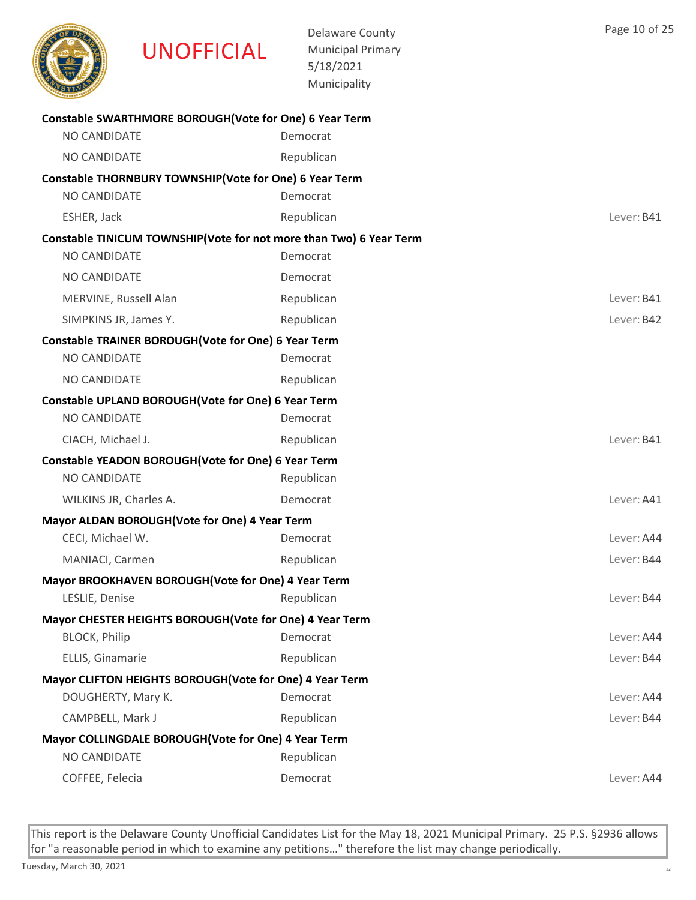**UNOFFICIAL**

Delaware County
Municipal Primary
5/18/2021
Municipality

### Constable SWARTHMORE BOROUGH(Vote for One) 6 Year Term

| Candidate | Party | Lever |
|---|---|---|
| NO CANDIDATE | Democrat | |
| NO CANDIDATE | Republican | |

### Constable THORNBURY TOWNSHIP(Vote for One) 6 Year Term

| Candidate | Party | Lever |
|---|---|---|
| NO CANDIDATE | Democrat | |
| ESHER, Jack | Republican | Lever: B41 |

### Constable TINICUM TOWNSHIP(Vote for not more than Two) 6 Year Term

| Candidate | Party | Lever |
|---|---|---|
| NO CANDIDATE | Democrat | |
| NO CANDIDATE | Democrat | |
| MERVINE, Russell Alan | Republican | Lever: B41 |
| SIMPKINS JR, James Y. | Republican | Lever: B42 |

### Constable TRAINER BOROUGH(Vote for One) 6 Year Term

| Candidate | Party | Lever |
|---|---|---|
| NO CANDIDATE | Democrat | |
| NO CANDIDATE | Republican | |

### Constable UPLAND BOROUGH(Vote for One) 6 Year Term

| Candidate | Party | Lever |
|---|---|---|
| NO CANDIDATE | Democrat | |
| CIACH, Michael J. | Republican | Lever: B41 |

### Constable YEADON BOROUGH(Vote for One) 6 Year Term

| Candidate | Party | Lever |
|---|---|---|
| NO CANDIDATE | Republican | |
| WILKINS JR, Charles A. | Democrat | Lever: A41 |

### Mayor ALDAN BOROUGH(Vote for One) 4 Year Term

| Candidate | Party | Lever |
|---|---|---|
| CECI, Michael W. | Democrat | Lever: A44 |
| MANIACI, Carmen | Republican | Lever: B44 |

### Mayor BROOKHAVEN BOROUGH(Vote for One) 4 Year Term

| Candidate | Party | Lever |
|---|---|---|
| LESLIE, Denise | Republican | Lever: B44 |

### Mayor CHESTER HEIGHTS BOROUGH(Vote for One) 4 Year Term

| Candidate | Party | Lever |
|---|---|---|
| BLOCK, Philip | Democrat | Lever: A44 |
| ELLIS, Ginamarie | Republican | Lever: B44 |

### Mayor CLIFTON HEIGHTS BOROUGH(Vote for One) 4 Year Term

| Candidate | Party | Lever |
|---|---|---|
| DOUGHERTY, Mary K. | Democrat | Lever: A44 |
| CAMPBELL, Mark J | Republican | Lever: B44 |

### Mayor COLLINGDALE BOROUGH(Vote for One) 4 Year Term

| Candidate | Party | Lever |
|---|---|---|
| NO CANDIDATE | Republican | |
| COFFEE, Felecia | Democrat | Lever: A44 |

This report is the Delaware County Unofficial Candidates List for the May 18, 2021 Municipal Primary. 25 P.S. §2936 allows for "a reasonable period in which to examine any petitions…" therefore the list may change periodically.

Tuesday, March 30, 2021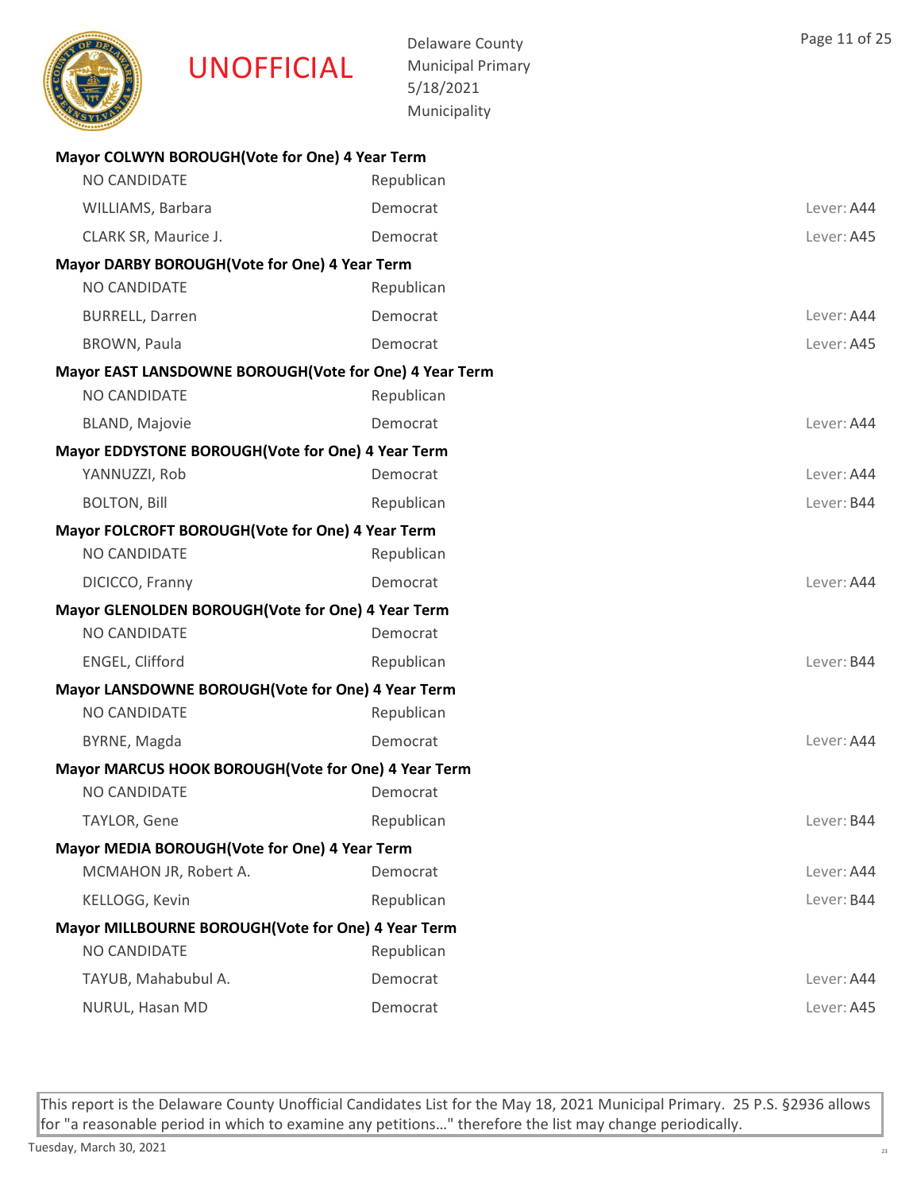UNOFFICIAL

Delaware County
Municipal Primary
5/18/2021
Municipality

**Mayor COLWYN BOROUGH(Vote for One) 4 Year Term**

| | | |
|---|---|---|
| NO CANDIDATE | Republican | |
| WILLIAMS, Barbara | Democrat | Lever: A44 |
| CLARK SR, Maurice J. | Democrat | Lever: A45 |

**Mayor DARBY BOROUGH(Vote for One) 4 Year Term**

| | | |
|---|---|---|
| NO CANDIDATE | Republican | |
| BURRELL, Darren | Democrat | Lever: A44 |
| BROWN, Paula | Democrat | Lever: A45 |

**Mayor EAST LANSDOWNE BOROUGH(Vote for One) 4 Year Term**

| | | |
|---|---|---|
| NO CANDIDATE | Republican | |
| BLAND, Majovie | Democrat | Lever: A44 |

**Mayor EDDYSTONE BOROUGH(Vote for One) 4 Year Term**

| | | |
|---|---|---|
| YANNUZZI, Rob | Democrat | Lever: A44 |
| BOLTON, Bill | Republican | Lever: B44 |

**Mayor FOLCROFT BOROUGH(Vote for One) 4 Year Term**

| | | |
|---|---|---|
| NO CANDIDATE | Republican | |
| DICICCO, Franny | Democrat | Lever: A44 |

**Mayor GLENOLDEN BOROUGH(Vote for One) 4 Year Term**

| | | |
|---|---|---|
| NO CANDIDATE | Democrat | |
| ENGEL, Clifford | Republican | Lever: B44 |

**Mayor LANSDOWNE BOROUGH(Vote for One) 4 Year Term**

| | | |
|---|---|---|
| NO CANDIDATE | Republican | |
| BYRNE, Magda | Democrat | Lever: A44 |

**Mayor MARCUS HOOK BOROUGH(Vote for One) 4 Year Term**

| | | |
|---|---|---|
| NO CANDIDATE | Democrat | |
| TAYLOR, Gene | Republican | Lever: B44 |

**Mayor MEDIA BOROUGH(Vote for One) 4 Year Term**

| | | |
|---|---|---|
| MCMAHON JR, Robert A. | Democrat | Lever: A44 |
| KELLOGG, Kevin | Republican | Lever: B44 |

**Mayor MILLBOURNE BOROUGH(Vote for One) 4 Year Term**

| | | |
|---|---|---|
| NO CANDIDATE | Republican | |
| TAYUB, Mahabubul A. | Democrat | Lever: A44 |
| NURUL, Hasan MD | Democrat | Lever: A45 |

This report is the Delaware County Unofficial Candidates List for the May 18, 2021 Municipal Primary. 25 P.S. §2936 allows for "a reasonable period in which to examine any petitions…" therefore the list may change periodically.

Tuesday, March 30, 2021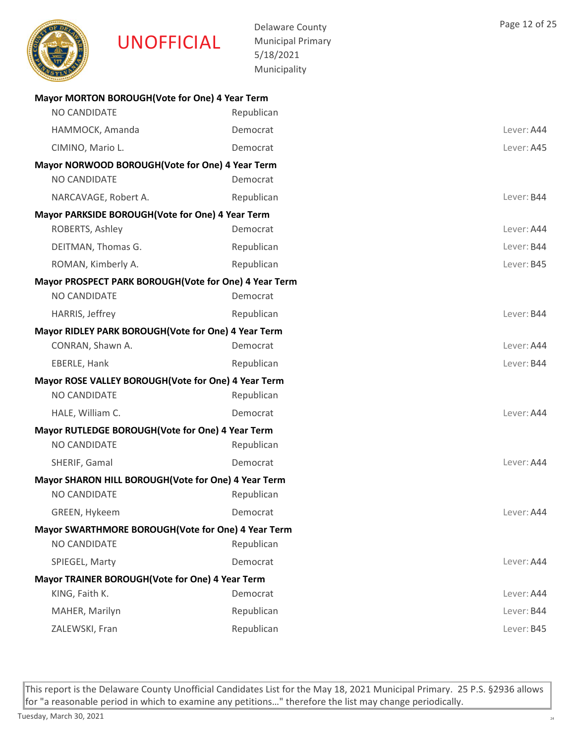**UNOFFICIAL**

Delaware County
Municipal Primary
5/18/2021
Municipality

**Mayor MORTON BOROUGH(Vote for One) 4 Year Term**

| | | |
|---|---|---|
| NO CANDIDATE | Republican | |
| HAMMOCK, Amanda | Democrat | Lever: A44 |
| CIMINO, Mario L. | Democrat | Lever: A45 |

**Mayor NORWOOD BOROUGH(Vote for One) 4 Year Term**

| | | |
|---|---|---|
| NO CANDIDATE | Democrat | |
| NARCAVAGE, Robert A. | Republican | Lever: B44 |

**Mayor PARKSIDE BOROUGH(Vote for One) 4 Year Term**

| | | |
|---|---|---|
| ROBERTS, Ashley | Democrat | Lever: A44 |
| DEITMAN, Thomas G. | Republican | Lever: B44 |
| ROMAN, Kimberly A. | Republican | Lever: B45 |

**Mayor PROSPECT PARK BOROUGH(Vote for One) 4 Year Term**

| | | |
|---|---|---|
| NO CANDIDATE | Democrat | |
| HARRIS, Jeffrey | Republican | Lever: B44 |

**Mayor RIDLEY PARK BOROUGH(Vote for One) 4 Year Term**

| | | |
|---|---|---|
| CONRAN, Shawn A. | Democrat | Lever: A44 |
| EBERLE, Hank | Republican | Lever: B44 |

**Mayor ROSE VALLEY BOROUGH(Vote for One) 4 Year Term**

| | | |
|---|---|---|
| NO CANDIDATE | Republican | |
| HALE, William C. | Democrat | Lever: A44 |

**Mayor RUTLEDGE BOROUGH(Vote for One) 4 Year Term**

| | | |
|---|---|---|
| NO CANDIDATE | Republican | |
| SHERIF, Gamal | Democrat | Lever: A44 |

**Mayor SHARON HILL BOROUGH(Vote for One) 4 Year Term**

| | | |
|---|---|---|
| NO CANDIDATE | Republican | |
| GREEN, Hykeem | Democrat | Lever: A44 |

**Mayor SWARTHMORE BOROUGH(Vote for One) 4 Year Term**

| | | |
|---|---|---|
| NO CANDIDATE | Republican | |
| SPIEGEL, Marty | Democrat | Lever: A44 |

**Mayor TRAINER BOROUGH(Vote for One) 4 Year Term**

| | | |
|---|---|---|
| KING, Faith K. | Democrat | Lever: A44 |
| MAHER, Marilyn | Republican | Lever: B44 |
| ZALEWSKI, Fran | Republican | Lever: B45 |

This report is the Delaware County Unofficial Candidates List for the May 18, 2021 Municipal Primary. 25 P.S. §2936 allows for "a reasonable period in which to examine any petitions…" therefore the list may change periodically.

Tuesday, March 30, 2021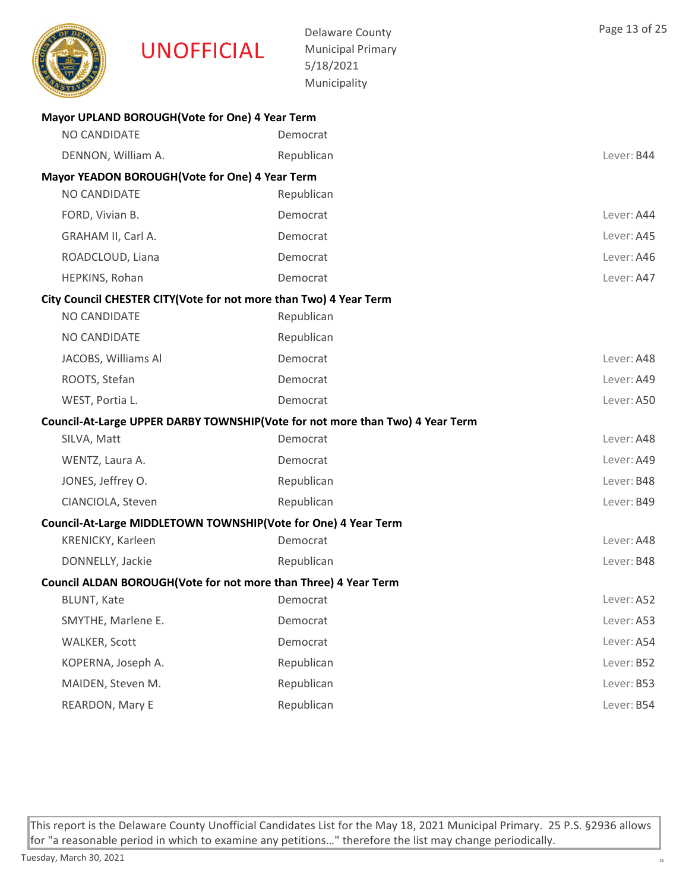UNOFFICIAL

Delaware County
Municipal Primary
5/18/2021
Municipality

### Mayor UPLAND BOROUGH(Vote for One) 4 Year Term

| Candidate | Party | Lever |
|---|---|---|
| NO CANDIDATE | Democrat | |
| DENNON, William A. | Republican | Lever: B44 |

### Mayor YEADON BOROUGH(Vote for One) 4 Year Term

| Candidate | Party | Lever |
|---|---|---|
| NO CANDIDATE | Republican | |
| FORD, Vivian B. | Democrat | Lever: A44 |
| GRAHAM II, Carl A. | Democrat | Lever: A45 |
| ROADCLOUD, Liana | Democrat | Lever: A46 |
| HEPKINS, Rohan | Democrat | Lever: A47 |

### City Council CHESTER CITY(Vote for not more than Two) 4 Year Term

| Candidate | Party | Lever |
|---|---|---|
| NO CANDIDATE | Republican | |
| NO CANDIDATE | Republican | |
| JACOBS, Williams Al | Democrat | Lever: A48 |
| ROOTS, Stefan | Democrat | Lever: A49 |
| WEST, Portia L. | Democrat | Lever: A50 |

### Council-At-Large UPPER DARBY TOWNSHIP(Vote for not more than Two) 4 Year Term

| Candidate | Party | Lever |
|---|---|---|
| SILVA, Matt | Democrat | Lever: A48 |
| WENTZ, Laura A. | Democrat | Lever: A49 |
| JONES, Jeffrey O. | Republican | Lever: B48 |
| CIANCIOLA, Steven | Republican | Lever: B49 |

### Council-At-Large MIDDLETOWN TOWNSHIP(Vote for One) 4 Year Term

| Candidate | Party | Lever |
|---|---|---|
| KRENICKY, Karleen | Democrat | Lever: A48 |
| DONNELLY, Jackie | Republican | Lever: B48 |

### Council ALDAN BOROUGH(Vote for not more than Three) 4 Year Term

| Candidate | Party | Lever |
|---|---|---|
| BLUNT, Kate | Democrat | Lever: A52 |
| SMYTHE, Marlene E. | Democrat | Lever: A53 |
| WALKER, Scott | Democrat | Lever: A54 |
| KOPERNA, Joseph A. | Republican | Lever: B52 |
| MAIDEN, Steven M. | Republican | Lever: B53 |
| REARDON, Mary E | Republican | Lever: B54 |

This report is the Delaware County Unofficial Candidates List for the May 18, 2021 Municipal Primary. 25 P.S. §2936 allows for "a reasonable period in which to examine any petitions…" therefore the list may change periodically.

Tuesday, March 30, 2021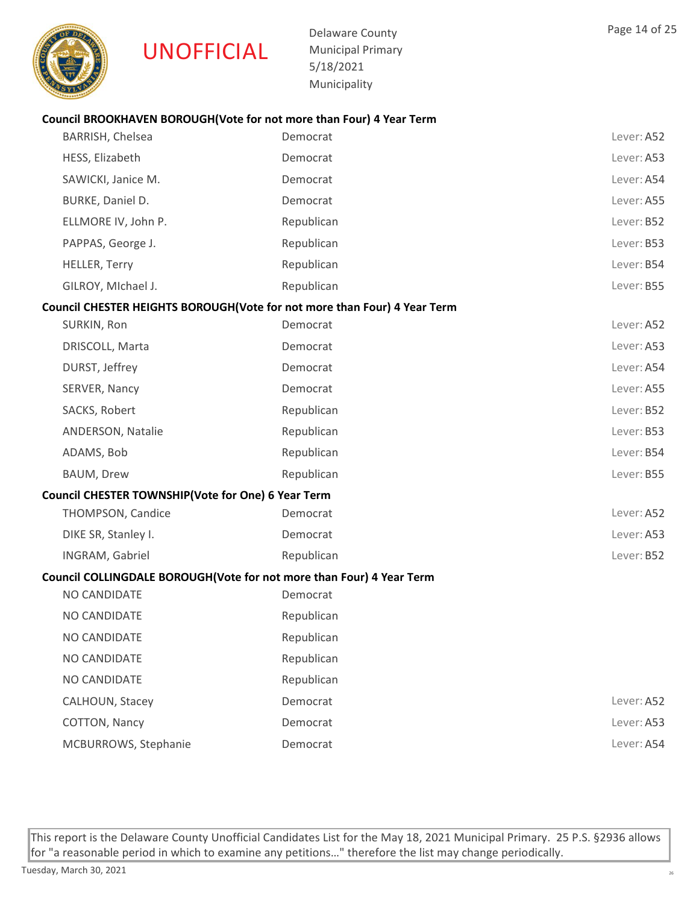UNOFFICIAL

Delaware County
Municipal Primary
5/18/2021
Municipality

**Council BROOKHAVEN BOROUGH(Vote for not more than Four) 4 Year Term**

| | | |
|---|---|---|
| BARRISH, Chelsea | Democrat | Lever: A52 |
| HESS, Elizabeth | Democrat | Lever: A53 |
| SAWICKI, Janice M. | Democrat | Lever: A54 |
| BURKE, Daniel D. | Democrat | Lever: A55 |
| ELLMORE IV, John P. | Republican | Lever: B52 |
| PAPPAS, George J. | Republican | Lever: B53 |
| HELLER, Terry | Republican | Lever: B54 |
| GILROY, MIchael J. | Republican | Lever: B55 |

**Council CHESTER HEIGHTS BOROUGH(Vote for not more than Four) 4 Year Term**

| | | |
|---|---|---|
| SURKIN, Ron | Democrat | Lever: A52 |
| DRISCOLL, Marta | Democrat | Lever: A53 |
| DURST, Jeffrey | Democrat | Lever: A54 |
| SERVER, Nancy | Democrat | Lever: A55 |
| SACKS, Robert | Republican | Lever: B52 |
| ANDERSON, Natalie | Republican | Lever: B53 |
| ADAMS, Bob | Republican | Lever: B54 |
| BAUM, Drew | Republican | Lever: B55 |

**Council CHESTER TOWNSHIP(Vote for One) 6 Year Term**

| | | |
|---|---|---|
| THOMPSON, Candice | Democrat | Lever: A52 |
| DIKE SR, Stanley I. | Democrat | Lever: A53 |
| INGRAM, Gabriel | Republican | Lever: B52 |

**Council COLLINGDALE BOROUGH(Vote for not more than Four) 4 Year Term**

| | | |
|---|---|---|
| NO CANDIDATE | Democrat | |
| NO CANDIDATE | Republican | |
| NO CANDIDATE | Republican | |
| NO CANDIDATE | Republican | |
| NO CANDIDATE | Republican | |
| CALHOUN, Stacey | Democrat | Lever: A52 |
| COTTON, Nancy | Democrat | Lever: A53 |
| MCBURROWS, Stephanie | Democrat | Lever: A54 |

This report is the Delaware County Unofficial Candidates List for the May 18, 2021 Municipal Primary. 25 P.S. §2936 allows for "a reasonable period in which to examine any petitions…" therefore the list may change periodically.

Tuesday, March 30, 2021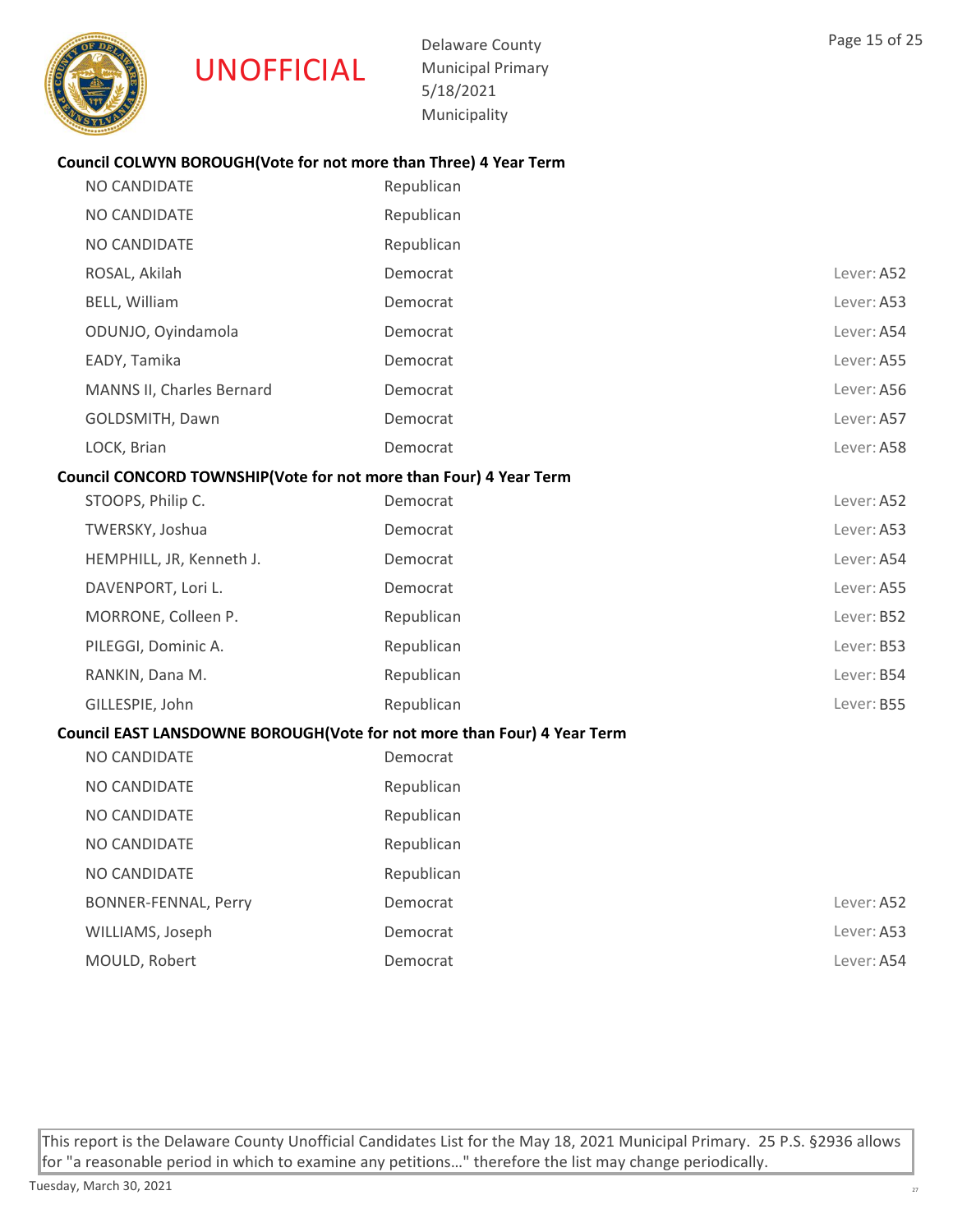UNOFFICIAL

Delaware County
Municipal Primary
5/18/2021
Municipality

### Council COLWYN BOROUGH(Vote for not more than Three) 4 Year Term

| Candidate | Party | Lever |
|---|---|---|
| NO CANDIDATE | Republican | |
| NO CANDIDATE | Republican | |
| NO CANDIDATE | Republican | |
| ROSAL, Akilah | Democrat | Lever: A52 |
| BELL, William | Democrat | Lever: A53 |
| ODUNJO, Oyindamola | Democrat | Lever: A54 |
| EADY, Tamika | Democrat | Lever: A55 |
| MANNS II, Charles Bernard | Democrat | Lever: A56 |
| GOLDSMITH, Dawn | Democrat | Lever: A57 |
| LOCK, Brian | Democrat | Lever: A58 |

### Council CONCORD TOWNSHIP(Vote for not more than Four) 4 Year Term

| Candidate | Party | Lever |
|---|---|---|
| STOOPS, Philip C. | Democrat | Lever: A52 |
| TWERSKY, Joshua | Democrat | Lever: A53 |
| HEMPHILL, JR, Kenneth J. | Democrat | Lever: A54 |
| DAVENPORT, Lori L. | Democrat | Lever: A55 |
| MORRONE, Colleen P. | Republican | Lever: B52 |
| PILEGGI, Dominic A. | Republican | Lever: B53 |
| RANKIN, Dana M. | Republican | Lever: B54 |
| GILLESPIE, John | Republican | Lever: B55 |

### Council EAST LANSDOWNE BOROUGH(Vote for not more than Four) 4 Year Term

| Candidate | Party | Lever |
|---|---|---|
| NO CANDIDATE | Democrat | |
| NO CANDIDATE | Republican | |
| NO CANDIDATE | Republican | |
| NO CANDIDATE | Republican | |
| NO CANDIDATE | Republican | |
| BONNER-FENNAL, Perry | Democrat | Lever: A52 |
| WILLIAMS, Joseph | Democrat | Lever: A53 |
| MOULD, Robert | Democrat | Lever: A54 |

This report is the Delaware County Unofficial Candidates List for the May 18, 2021 Municipal Primary. 25 P.S. §2936 allows for "a reasonable period in which to examine any petitions…" therefore the list may change periodically.

Tuesday, March 30, 2021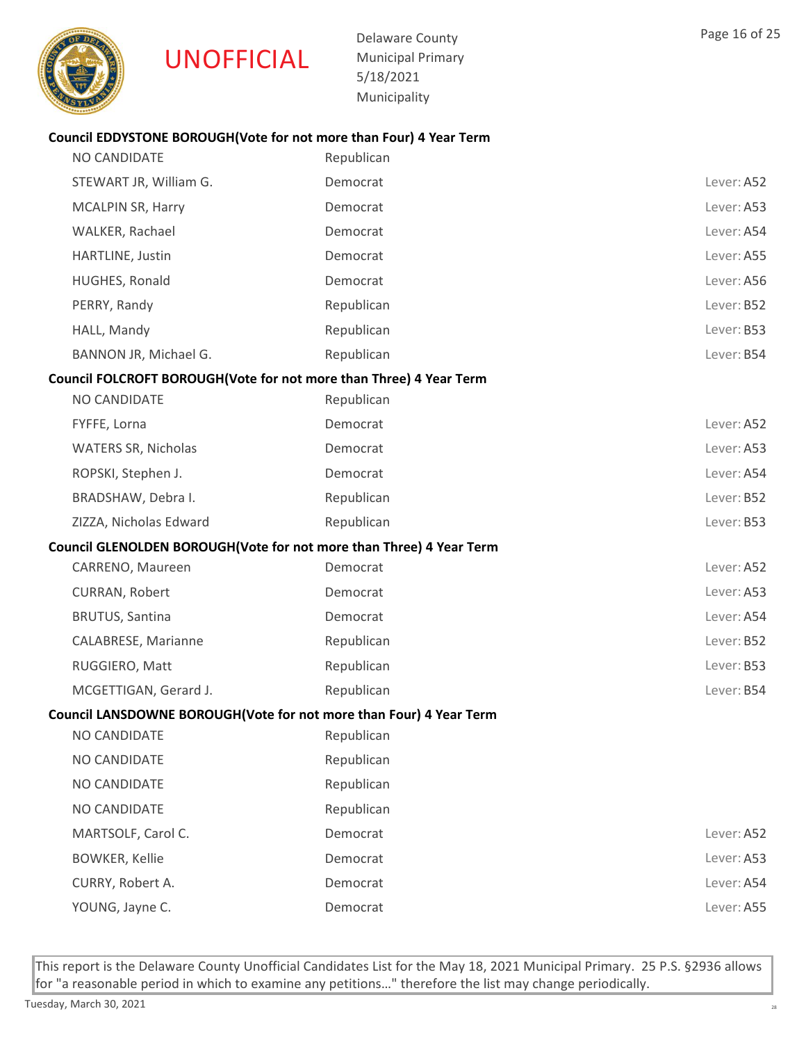UNOFFICIAL

Delaware County
Municipal Primary
5/18/2021
Municipality

### Council EDDYSTONE BOROUGH(Vote for not more than Four) 4 Year Term

| Candidate | Party | Lever |
|---|---|---|
| NO CANDIDATE | Republican | |
| STEWART JR, William G. | Democrat | Lever: A52 |
| MCALPIN SR, Harry | Democrat | Lever: A53 |
| WALKER, Rachael | Democrat | Lever: A54 |
| HARTLINE, Justin | Democrat | Lever: A55 |
| HUGHES, Ronald | Democrat | Lever: A56 |
| PERRY, Randy | Republican | Lever: B52 |
| HALL, Mandy | Republican | Lever: B53 |
| BANNON JR, Michael G. | Republican | Lever: B54 |

### Council FOLCROFT BOROUGH(Vote for not more than Three) 4 Year Term

| Candidate | Party | Lever |
|---|---|---|
| NO CANDIDATE | Republican | |
| FYFFE, Lorna | Democrat | Lever: A52 |
| WATERS SR, Nicholas | Democrat | Lever: A53 |
| ROPSKI, Stephen J. | Democrat | Lever: A54 |
| BRADSHAW, Debra I. | Republican | Lever: B52 |
| ZIZZA, Nicholas Edward | Republican | Lever: B53 |

### Council GLENOLDEN BOROUGH(Vote for not more than Three) 4 Year Term

| Candidate | Party | Lever |
|---|---|---|
| CARRENO, Maureen | Democrat | Lever: A52 |
| CURRAN, Robert | Democrat | Lever: A53 |
| BRUTUS, Santina | Democrat | Lever: A54 |
| CALABRESE, Marianne | Republican | Lever: B52 |
| RUGGIERO, Matt | Republican | Lever: B53 |
| MCGETTIGAN, Gerard J. | Republican | Lever: B54 |

### Council LANSDOWNE BOROUGH(Vote for not more than Four) 4 Year Term

| Candidate | Party | Lever |
|---|---|---|
| NO CANDIDATE | Republican | |
| NO CANDIDATE | Republican | |
| NO CANDIDATE | Republican | |
| NO CANDIDATE | Republican | |
| MARTSOLF, Carol C. | Democrat | Lever: A52 |
| BOWKER, Kellie | Democrat | Lever: A53 |
| CURRY, Robert A. | Democrat | Lever: A54 |
| YOUNG, Jayne C. | Democrat | Lever: A55 |

This report is the Delaware County Unofficial Candidates List for the May 18, 2021 Municipal Primary. 25 P.S. §2936 allows for "a reasonable period in which to examine any petitions…" therefore the list may change periodically.

Tuesday, March 30, 2021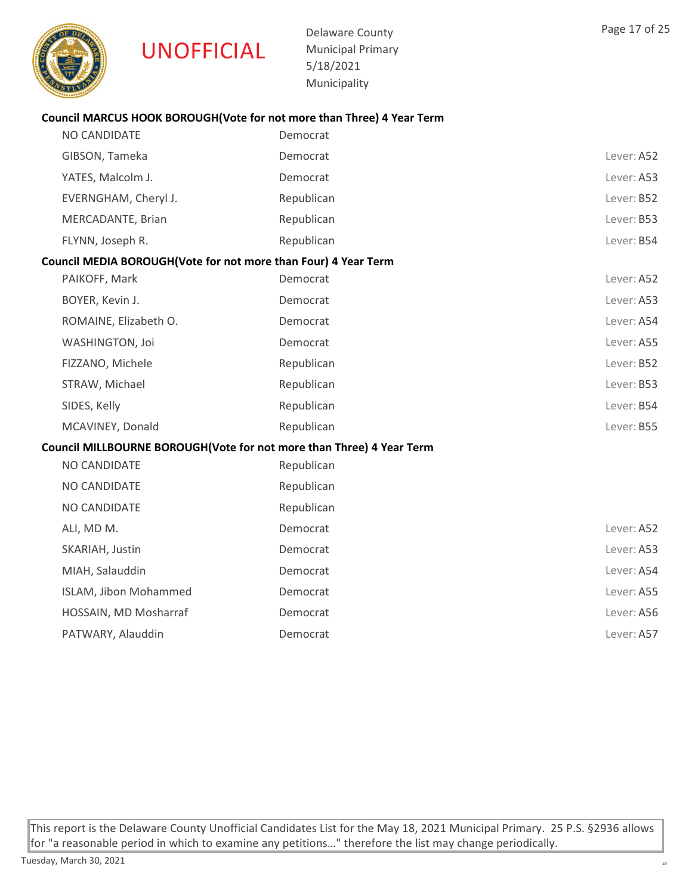UNOFFICIAL

Delaware County
Municipal Primary
5/18/2021
Municipality

### Council MARCUS HOOK BOROUGH(Vote for not more than Three) 4 Year Term

| Candidate | Party | Lever |
|---|---|---|
| NO CANDIDATE | Democrat | |
| GIBSON, Tameka | Democrat | Lever: A52 |
| YATES, Malcolm J. | Democrat | Lever: A53 |
| EVERNGHAM, Cheryl J. | Republican | Lever: B52 |
| MERCADANTE, Brian | Republican | Lever: B53 |
| FLYNN, Joseph R. | Republican | Lever: B54 |

### Council MEDIA BOROUGH(Vote for not more than Four) 4 Year Term

| Candidate | Party | Lever |
|---|---|---|
| PAIKOFF, Mark | Democrat | Lever: A52 |
| BOYER, Kevin J. | Democrat | Lever: A53 |
| ROMAINE, Elizabeth O. | Democrat | Lever: A54 |
| WASHINGTON, Joi | Democrat | Lever: A55 |
| FIZZANO, Michele | Republican | Lever: B52 |
| STRAW, Michael | Republican | Lever: B53 |
| SIDES, Kelly | Republican | Lever: B54 |
| MCAVINEY, Donald | Republican | Lever: B55 |

### Council MILLBOURNE BOROUGH(Vote for not more than Three) 4 Year Term

| Candidate | Party | Lever |
|---|---|---|
| NO CANDIDATE | Republican | |
| NO CANDIDATE | Republican | |
| NO CANDIDATE | Republican | |
| ALI, MD M. | Democrat | Lever: A52 |
| SKARIAH, Justin | Democrat | Lever: A53 |
| MIAH, Salauddin | Democrat | Lever: A54 |
| ISLAM, Jibon Mohammed | Democrat | Lever: A55 |
| HOSSAIN, MD Mosharraf | Democrat | Lever: A56 |
| PATWARY, Alauddin | Democrat | Lever: A57 |

This report is the Delaware County Unofficial Candidates List for the May 18, 2021 Municipal Primary. 25 P.S. §2936 allows for "a reasonable period in which to examine any petitions…" therefore the list may change periodically.

Tuesday, March 30, 2021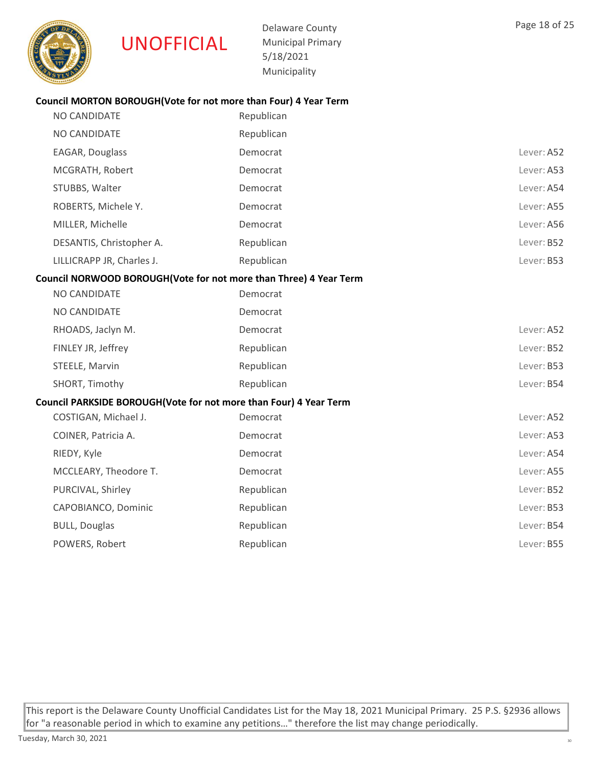UNOFFICIAL

Delaware County
Municipal Primary
5/18/2021
Municipality

### Council MORTON BOROUGH(Vote for not more than Four) 4 Year Term

| Candidate | Party | Lever |
|---|---|---|
| NO CANDIDATE | Republican | |
| NO CANDIDATE | Republican | |
| EAGAR, Douglass | Democrat | Lever: A52 |
| MCGRATH, Robert | Democrat | Lever: A53 |
| STUBBS, Walter | Democrat | Lever: A54 |
| ROBERTS, Michele Y. | Democrat | Lever: A55 |
| MILLER, Michelle | Democrat | Lever: A56 |
| DESANTIS, Christopher A. | Republican | Lever: B52 |
| LILLICRAPP JR, Charles J. | Republican | Lever: B53 |

### Council NORWOOD BOROUGH(Vote for not more than Three) 4 Year Term

| Candidate | Party | Lever |
|---|---|---|
| NO CANDIDATE | Democrat | |
| NO CANDIDATE | Democrat | |
| RHOADS, Jaclyn M. | Democrat | Lever: A52 |
| FINLEY JR, Jeffrey | Republican | Lever: B52 |
| STEELE, Marvin | Republican | Lever: B53 |
| SHORT, Timothy | Republican | Lever: B54 |

### Council PARKSIDE BOROUGH(Vote for not more than Four) 4 Year Term

| Candidate | Party | Lever |
|---|---|---|
| COSTIGAN, Michael J. | Democrat | Lever: A52 |
| COINER, Patricia A. | Democrat | Lever: A53 |
| RIEDY, Kyle | Democrat | Lever: A54 |
| MCCLEARY, Theodore T. | Democrat | Lever: A55 |
| PURCIVAL, Shirley | Republican | Lever: B52 |
| CAPOBIANCO, Dominic | Republican | Lever: B53 |
| BULL, Douglas | Republican | Lever: B54 |
| POWERS, Robert | Republican | Lever: B55 |

This report is the Delaware County Unofficial Candidates List for the May 18, 2021 Municipal Primary. 25 P.S. §2936 allows for "a reasonable period in which to examine any petitions…" therefore the list may change periodically.

Tuesday, March 30, 2021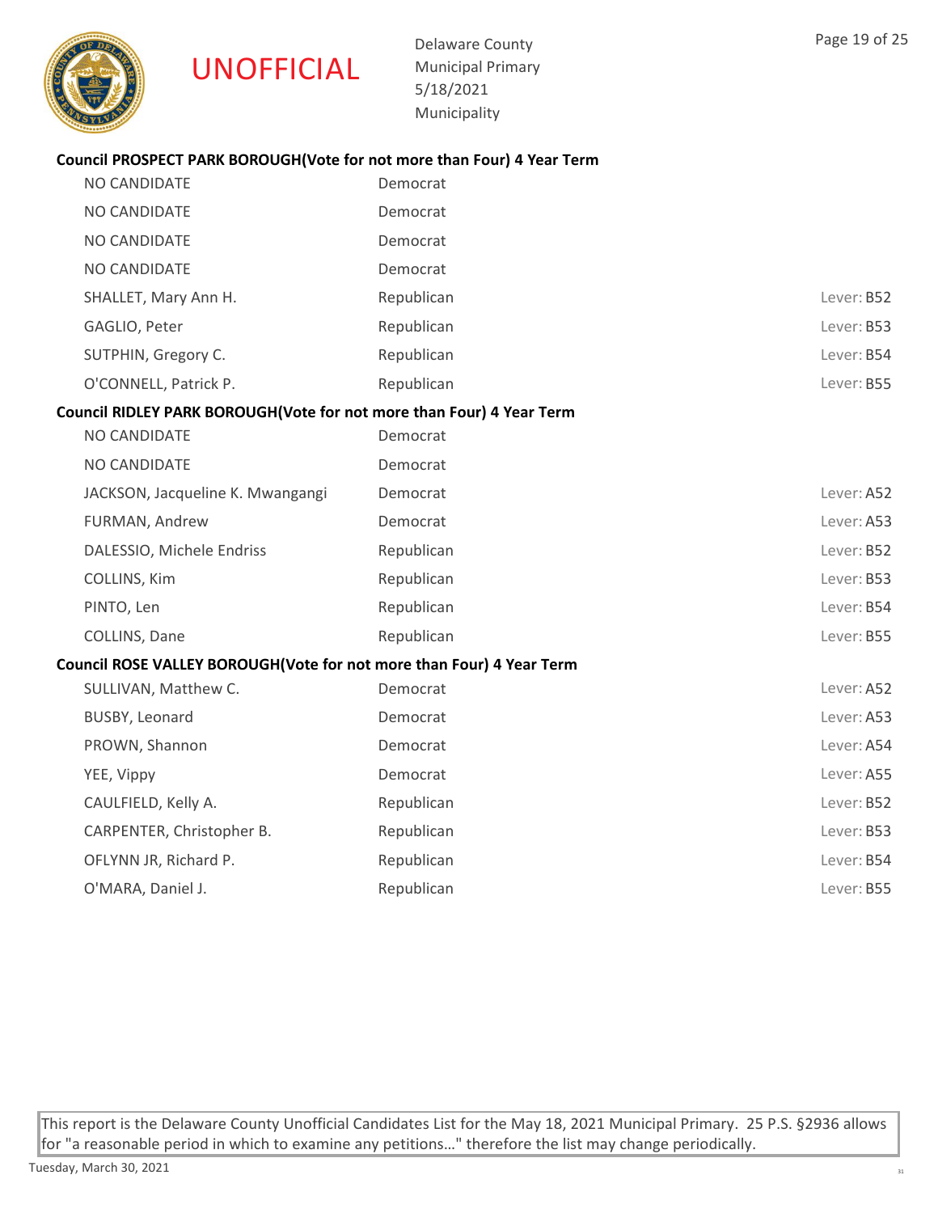UNOFFICIAL

Delaware County
Municipal Primary
5/18/2021
Municipality

### Council PROSPECT PARK BOROUGH(Vote for not more than Four) 4 Year Term

| | | |
|---|---|---|
| NO CANDIDATE | Democrat | |
| NO CANDIDATE | Democrat | |
| NO CANDIDATE | Democrat | |
| NO CANDIDATE | Democrat | |
| SHALLET, Mary Ann H. | Republican | Lever: B52 |
| GAGLIO, Peter | Republican | Lever: B53 |
| SUTPHIN, Gregory C. | Republican | Lever: B54 |
| O'CONNELL, Patrick P. | Republican | Lever: B55 |

### Council RIDLEY PARK BOROUGH(Vote for not more than Four) 4 Year Term

| | | |
|---|---|---|
| NO CANDIDATE | Democrat | |
| NO CANDIDATE | Democrat | |
| JACKSON, Jacqueline K. Mwangangi | Democrat | Lever: A52 |
| FURMAN, Andrew | Democrat | Lever: A53 |
| DALESSIO, Michele Endriss | Republican | Lever: B52 |
| COLLINS, Kim | Republican | Lever: B53 |
| PINTO, Len | Republican | Lever: B54 |
| COLLINS, Dane | Republican | Lever: B55 |

### Council ROSE VALLEY BOROUGH(Vote for not more than Four) 4 Year Term

| | | |
|---|---|---|
| SULLIVAN, Matthew C. | Democrat | Lever: A52 |
| BUSBY, Leonard | Democrat | Lever: A53 |
| PROWN, Shannon | Democrat | Lever: A54 |
| YEE, Vippy | Democrat | Lever: A55 |
| CAULFIELD, Kelly A. | Republican | Lever: B52 |
| CARPENTER, Christopher B. | Republican | Lever: B53 |
| OFLYNN JR, Richard P. | Republican | Lever: B54 |
| O'MARA, Daniel J. | Republican | Lever: B55 |

This report is the Delaware County Unofficial Candidates List for the May 18, 2021 Municipal Primary. 25 P.S. §2936 allows for "a reasonable period in which to examine any petitions…" therefore the list may change periodically.

Tuesday, March 30, 2021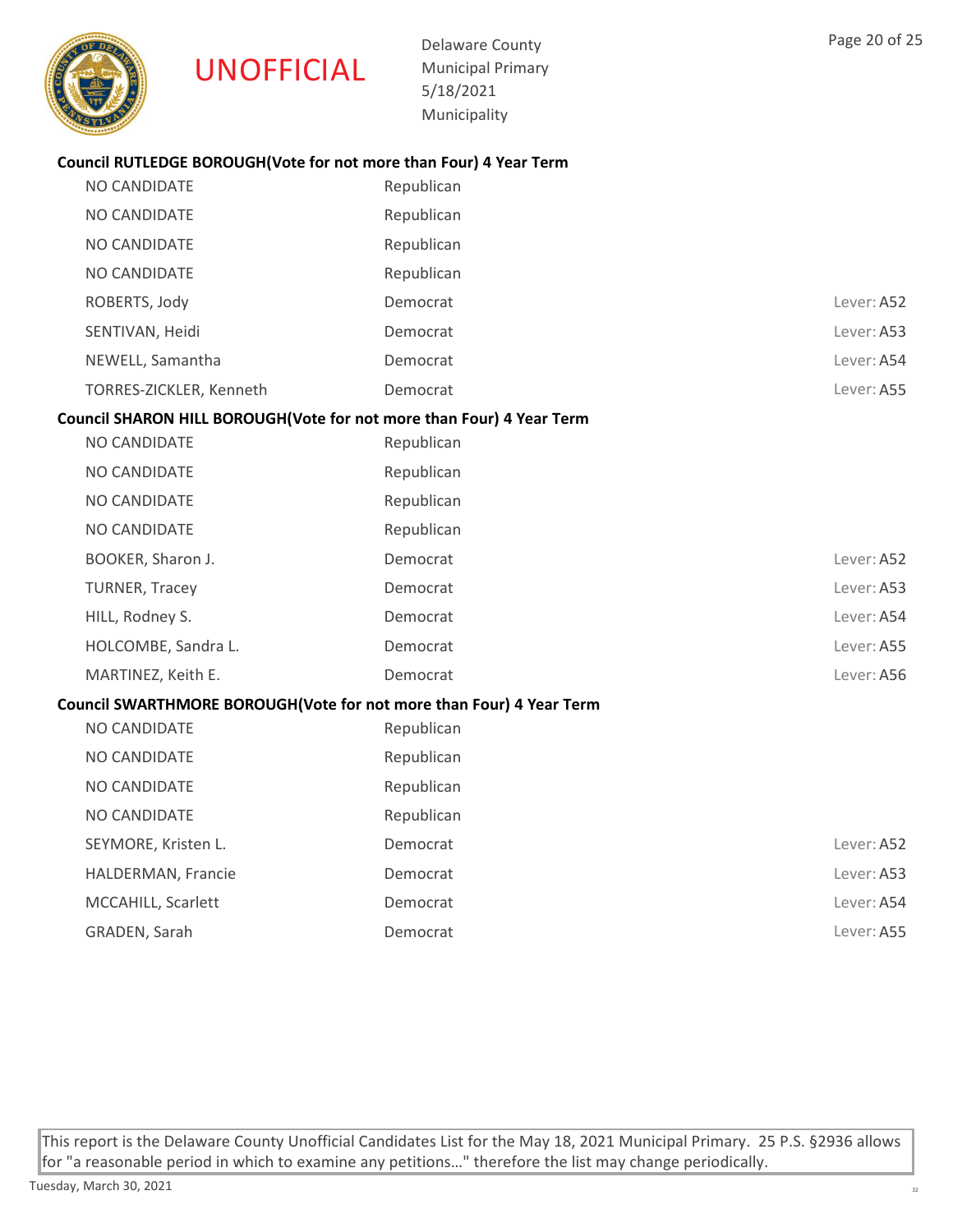UNOFFICIAL

Delaware County
Municipal Primary
5/18/2021
Municipality

**Council RUTLEDGE BOROUGH(Vote for not more than Four) 4 Year Term**

| | | |
|---|---|---|
| NO CANDIDATE | Republican | |
| NO CANDIDATE | Republican | |
| NO CANDIDATE | Republican | |
| NO CANDIDATE | Republican | |
| ROBERTS, Jody | Democrat | Lever: A52 |
| SENTIVAN, Heidi | Democrat | Lever: A53 |
| NEWELL, Samantha | Democrat | Lever: A54 |
| TORRES-ZICKLER, Kenneth | Democrat | Lever: A55 |

**Council SHARON HILL BOROUGH(Vote for not more than Four) 4 Year Term**

| | | |
|---|---|---|
| NO CANDIDATE | Republican | |
| NO CANDIDATE | Republican | |
| NO CANDIDATE | Republican | |
| NO CANDIDATE | Republican | |
| BOOKER, Sharon J. | Democrat | Lever: A52 |
| TURNER, Tracey | Democrat | Lever: A53 |
| HILL, Rodney S. | Democrat | Lever: A54 |
| HOLCOMBE, Sandra L. | Democrat | Lever: A55 |
| MARTINEZ, Keith E. | Democrat | Lever: A56 |

**Council SWARTHMORE BOROUGH(Vote for not more than Four) 4 Year Term**

| | | |
|---|---|---|
| NO CANDIDATE | Republican | |
| NO CANDIDATE | Republican | |
| NO CANDIDATE | Republican | |
| NO CANDIDATE | Republican | |
| SEYMORE, Kristen L. | Democrat | Lever: A52 |
| HALDERMAN, Francie | Democrat | Lever: A53 |
| MCCAHILL, Scarlett | Democrat | Lever: A54 |
| GRADEN, Sarah | Democrat | Lever: A55 |

This report is the Delaware County Unofficial Candidates List for the May 18, 2021 Municipal Primary. 25 P.S. §2936 allows for "a reasonable period in which to examine any petitions…" therefore the list may change periodically.

Tuesday, March 30, 2021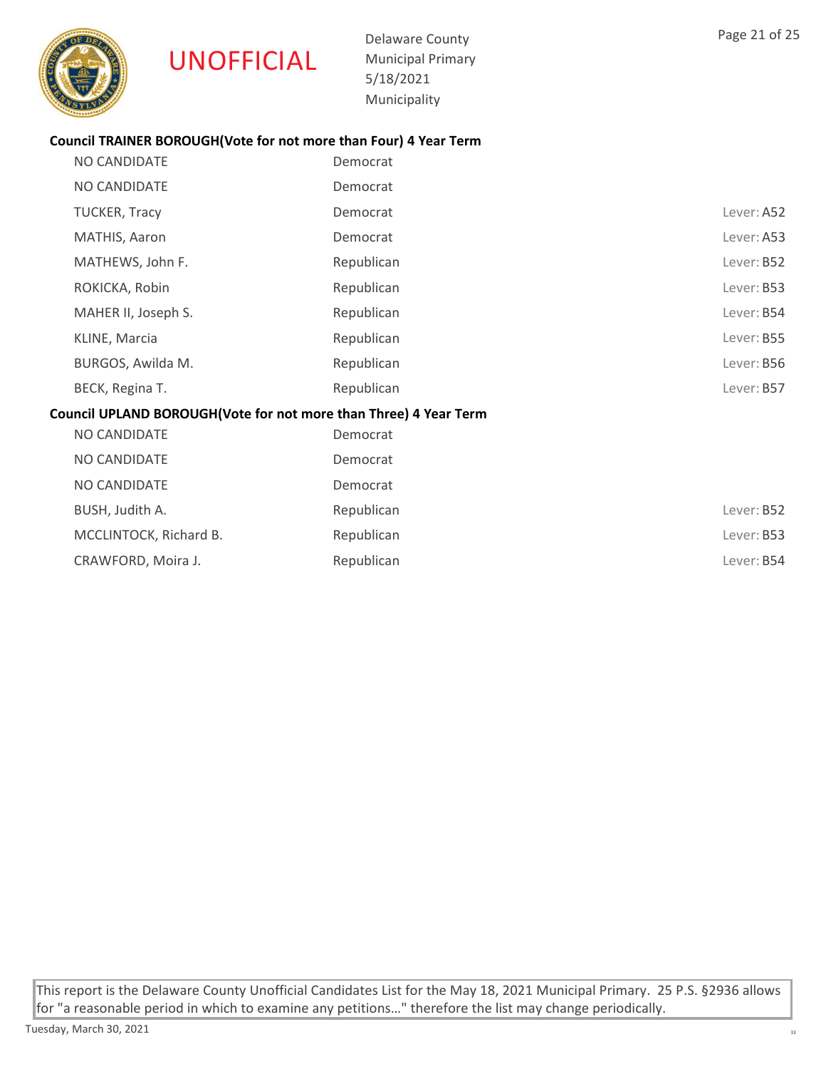UNOFFICIAL

Delaware County
Municipal Primary
5/18/2021
Municipality

**Council TRAINER BOROUGH(Vote for not more than Four) 4 Year Term**

| | | |
|---|---|---|
| NO CANDIDATE | Democrat | |
| NO CANDIDATE | Democrat | |
| TUCKER, Tracy | Democrat | Lever: A52 |
| MATHIS, Aaron | Democrat | Lever: A53 |
| MATHEWS, John F. | Republican | Lever: B52 |
| ROKICKA, Robin | Republican | Lever: B53 |
| MAHER II, Joseph S. | Republican | Lever: B54 |
| KLINE, Marcia | Republican | Lever: B55 |
| BURGOS, Awilda M. | Republican | Lever: B56 |
| BECK, Regina T. | Republican | Lever: B57 |

**Council UPLAND BOROUGH(Vote for not more than Three) 4 Year Term**

| | | |
|---|---|---|
| NO CANDIDATE | Democrat | |
| NO CANDIDATE | Democrat | |
| NO CANDIDATE | Democrat | |
| BUSH, Judith A. | Republican | Lever: B52 |
| MCCLINTOCK, Richard B. | Republican | Lever: B53 |
| CRAWFORD, Moira J. | Republican | Lever: B54 |

This report is the Delaware County Unofficial Candidates List for the May 18, 2021 Municipal Primary. 25 P.S. §2936 allows for "a reasonable period in which to examine any petitions…" therefore the list may change periodically.

Tuesday, March 30, 2021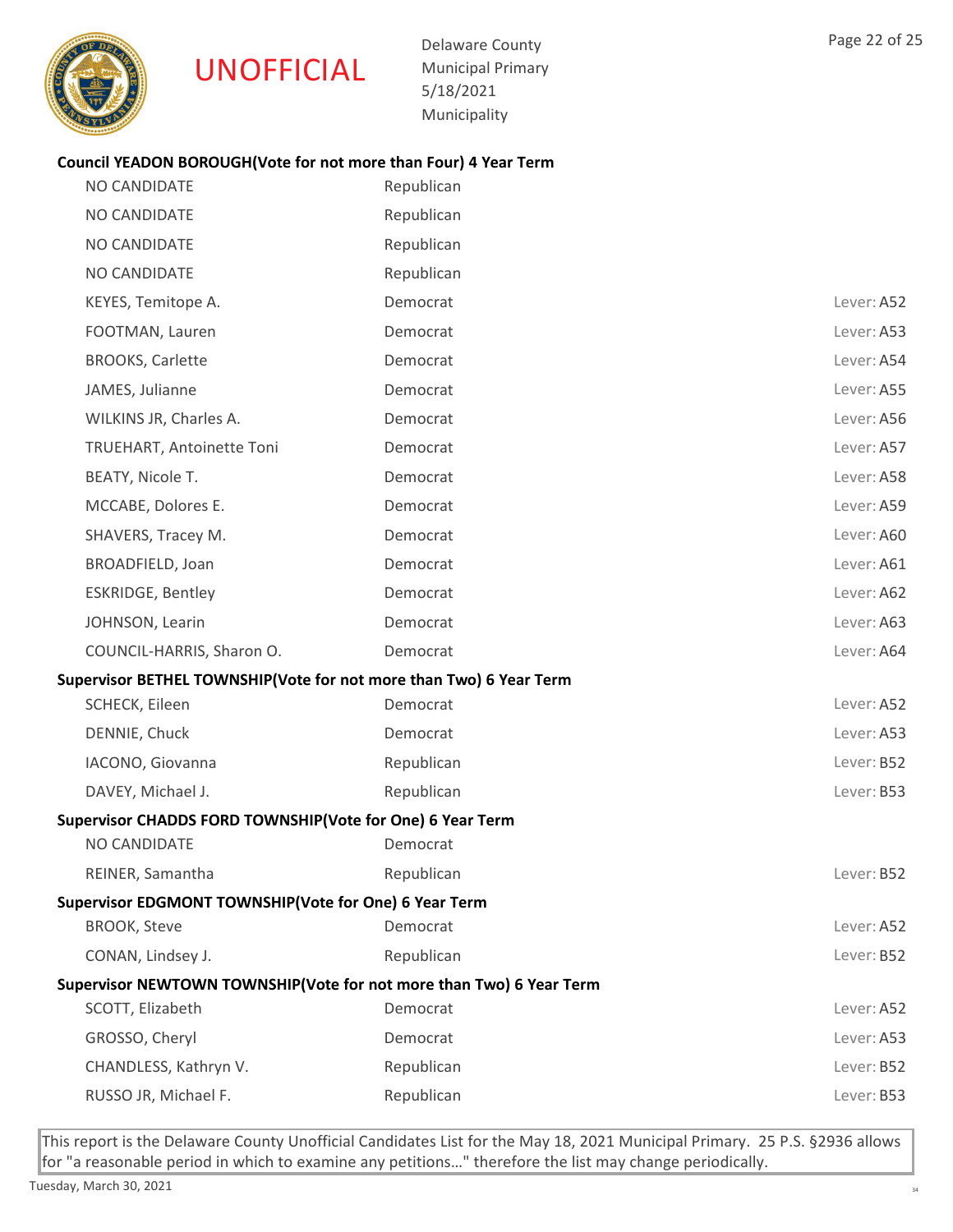UNOFFICIAL

Delaware County
Municipal Primary
5/18/2021
Municipality

**Council YEADON BOROUGH(Vote for not more than Four) 4 Year Term**

| | | |
|---|---|---|
| NO CANDIDATE | Republican | |
| NO CANDIDATE | Republican | |
| NO CANDIDATE | Republican | |
| NO CANDIDATE | Republican | |
| KEYES, Temitope A. | Democrat | Lever: A52 |
| FOOTMAN, Lauren | Democrat | Lever: A53 |
| BROOKS, Carlette | Democrat | Lever: A54 |
| JAMES, Julianne | Democrat | Lever: A55 |
| WILKINS JR, Charles A. | Democrat | Lever: A56 |
| TRUEHART, Antoinette Toni | Democrat | Lever: A57 |
| BEATY, Nicole T. | Democrat | Lever: A58 |
| MCCABE, Dolores E. | Democrat | Lever: A59 |
| SHAVERS, Tracey M. | Democrat | Lever: A60 |
| BROADFIELD, Joan | Democrat | Lever: A61 |
| ESKRIDGE, Bentley | Democrat | Lever: A62 |
| JOHNSON, Learin | Democrat | Lever: A63 |
| COUNCIL-HARRIS, Sharon O. | Democrat | Lever: A64 |

**Supervisor BETHEL TOWNSHIP(Vote for not more than Two) 6 Year Term**

| | | |
|---|---|---|
| SCHECK, Eileen | Democrat | Lever: A52 |
| DENNIE, Chuck | Democrat | Lever: A53 |
| IACONO, Giovanna | Republican | Lever: B52 |
| DAVEY, Michael J. | Republican | Lever: B53 |

**Supervisor CHADDS FORD TOWNSHIP(Vote for One) 6 Year Term**

| | | |
|---|---|---|
| NO CANDIDATE | Democrat | |
| REINER, Samantha | Republican | Lever: B52 |

**Supervisor EDGMONT TOWNSHIP(Vote for One) 6 Year Term**

| | | |
|---|---|---|
| BROOK, Steve | Democrat | Lever: A52 |
| CONAN, Lindsey J. | Republican | Lever: B52 |

**Supervisor NEWTOWN TOWNSHIP(Vote for not more than Two) 6 Year Term**

| | | |
|---|---|---|
| SCOTT, Elizabeth | Democrat | Lever: A52 |
| GROSSO, Cheryl | Democrat | Lever: A53 |
| CHANDLESS, Kathryn V. | Republican | Lever: B52 |
| RUSSO JR, Michael F. | Republican | Lever: B53 |

This report is the Delaware County Unofficial Candidates List for the May 18, 2021 Municipal Primary. 25 P.S. §2936 allows for "a reasonable period in which to examine any petitions…" therefore the list may change periodically.

Tuesday, March 30, 2021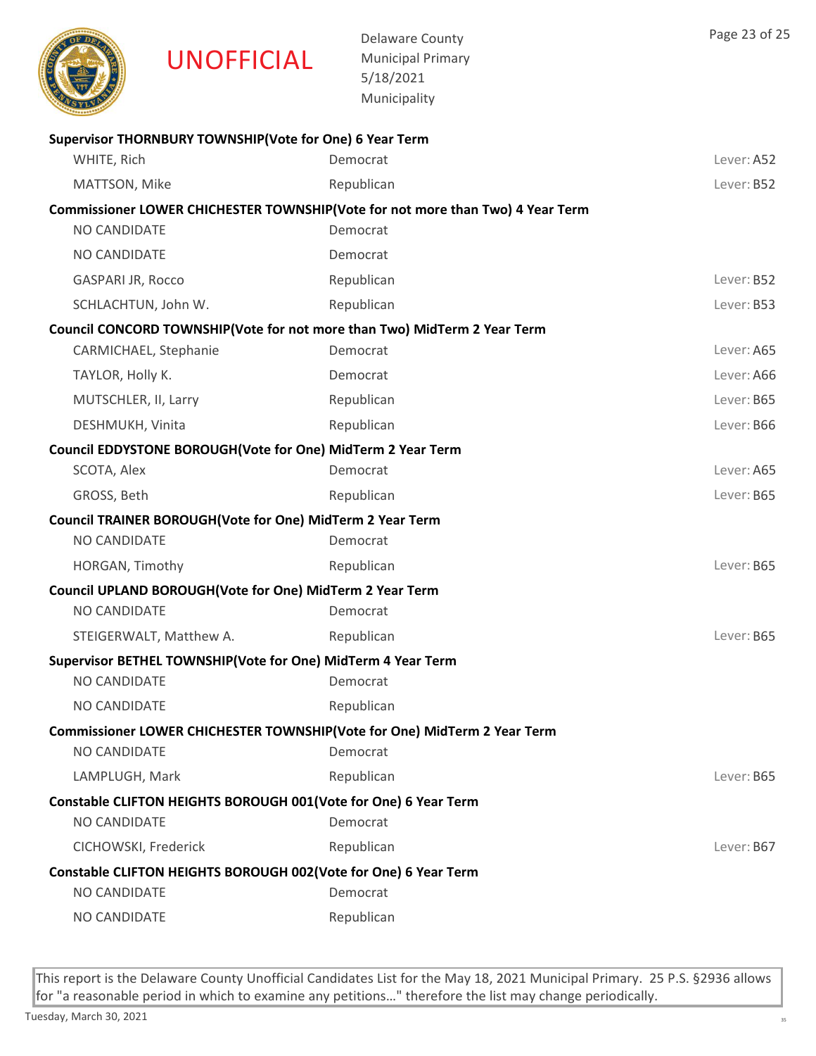UNOFFICIAL

Delaware County
Municipal Primary
5/18/2021
Municipality

**Supervisor THORNBURY TOWNSHIP(Vote for One) 6 Year Term**

| Candidate | Party | Lever |
|---|---|---|
| WHITE, Rich | Democrat | Lever: A52 |
| MATTSON, Mike | Republican | Lever: B52 |

**Commissioner LOWER CHICHESTER TOWNSHIP(Vote for not more than Two) 4 Year Term**

| Candidate | Party | Lever |
|---|---|---|
| NO CANDIDATE | Democrat | |
| NO CANDIDATE | Democrat | |
| GASPARI JR, Rocco | Republican | Lever: B52 |
| SCHLACHTUN, John W. | Republican | Lever: B53 |

**Council CONCORD TOWNSHIP(Vote for not more than Two) MidTerm 2 Year Term**

| Candidate | Party | Lever |
|---|---|---|
| CARMICHAEL, Stephanie | Democrat | Lever: A65 |
| TAYLOR, Holly K. | Democrat | Lever: A66 |
| MUTSCHLER, II, Larry | Republican | Lever: B65 |
| DESHMUKH, Vinita | Republican | Lever: B66 |

**Council EDDYSTONE BOROUGH(Vote for One) MidTerm 2 Year Term**

| Candidate | Party | Lever |
|---|---|---|
| SCOTA, Alex | Democrat | Lever: A65 |
| GROSS, Beth | Republican | Lever: B65 |

**Council TRAINER BOROUGH(Vote for One) MidTerm 2 Year Term**

| Candidate | Party | Lever |
|---|---|---|
| NO CANDIDATE | Democrat | |
| HORGAN, Timothy | Republican | Lever: B65 |

**Council UPLAND BOROUGH(Vote for One) MidTerm 2 Year Term**

| Candidate | Party | Lever |
|---|---|---|
| NO CANDIDATE | Democrat | |
| STEIGERWALT, Matthew A. | Republican | Lever: B65 |

**Supervisor BETHEL TOWNSHIP(Vote for One) MidTerm 4 Year Term**

| Candidate | Party | Lever |
|---|---|---|
| NO CANDIDATE | Democrat | |
| NO CANDIDATE | Republican | |

**Commissioner LOWER CHICHESTER TOWNSHIP(Vote for One) MidTerm 2 Year Term**

| Candidate | Party | Lever |
|---|---|---|
| NO CANDIDATE | Democrat | |
| LAMPLUGH, Mark | Republican | Lever: B65 |

**Constable CLIFTON HEIGHTS BOROUGH 001(Vote for One) 6 Year Term**

| Candidate | Party | Lever |
|---|---|---|
| NO CANDIDATE | Democrat | |
| CICHOWSKI, Frederick | Republican | Lever: B67 |

**Constable CLIFTON HEIGHTS BOROUGH 002(Vote for One) 6 Year Term**

| Candidate | Party | Lever |
|---|---|---|
| NO CANDIDATE | Democrat | |
| NO CANDIDATE | Republican | |

This report is the Delaware County Unofficial Candidates List for the May 18, 2021 Municipal Primary. 25 P.S. §2936 allows for "a reasonable period in which to examine any petitions…" therefore the list may change periodically.

Tuesday, March 30, 2021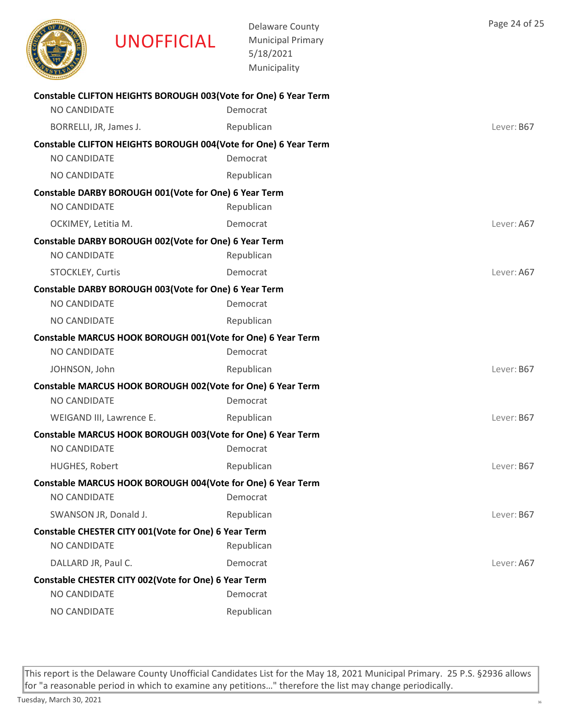UNOFFICIAL

Delaware County
Municipal Primary
5/18/2021
Municipality

**Constable CLIFTON HEIGHTS BOROUGH 003(Vote for One) 6 Year Term**

| Candidate | Party | Lever |
|---|---|---|
| NO CANDIDATE | Democrat | |
| BORRELLI, JR, James J. | Republican | Lever: B67 |

**Constable CLIFTON HEIGHTS BOROUGH 004(Vote for One) 6 Year Term**

| Candidate | Party | Lever |
|---|---|---|
| NO CANDIDATE | Democrat | |
| NO CANDIDATE | Republican | |

**Constable DARBY BOROUGH 001(Vote for One) 6 Year Term**

| Candidate | Party | Lever |
|---|---|---|
| NO CANDIDATE | Republican | |
| OCKIMEY, Letitia M. | Democrat | Lever: A67 |

**Constable DARBY BOROUGH 002(Vote for One) 6 Year Term**

| Candidate | Party | Lever |
|---|---|---|
| NO CANDIDATE | Republican | |
| STOCKLEY, Curtis | Democrat | Lever: A67 |

**Constable DARBY BOROUGH 003(Vote for One) 6 Year Term**

| Candidate | Party | Lever |
|---|---|---|
| NO CANDIDATE | Democrat | |
| NO CANDIDATE | Republican | |

**Constable MARCUS HOOK BOROUGH 001(Vote for One) 6 Year Term**

| Candidate | Party | Lever |
|---|---|---|
| NO CANDIDATE | Democrat | |
| JOHNSON, John | Republican | Lever: B67 |

**Constable MARCUS HOOK BOROUGH 002(Vote for One) 6 Year Term**

| Candidate | Party | Lever |
|---|---|---|
| NO CANDIDATE | Democrat | |
| WEIGAND III, Lawrence E. | Republican | Lever: B67 |

**Constable MARCUS HOOK BOROUGH 003(Vote for One) 6 Year Term**

| Candidate | Party | Lever |
|---|---|---|
| NO CANDIDATE | Democrat | |
| HUGHES, Robert | Republican | Lever: B67 |

**Constable MARCUS HOOK BOROUGH 004(Vote for One) 6 Year Term**

| Candidate | Party | Lever |
|---|---|---|
| NO CANDIDATE | Democrat | |
| SWANSON JR, Donald J. | Republican | Lever: B67 |

**Constable CHESTER CITY 001(Vote for One) 6 Year Term**

| Candidate | Party | Lever |
|---|---|---|
| NO CANDIDATE | Republican | |
| DALLARD JR, Paul C. | Democrat | Lever: A67 |

**Constable CHESTER CITY 002(Vote for One) 6 Year Term**

| Candidate | Party | Lever |
|---|---|---|
| NO CANDIDATE | Democrat | |
| NO CANDIDATE | Republican | |

This report is the Delaware County Unofficial Candidates List for the May 18, 2021 Municipal Primary. 25 P.S. §2936 allows for "a reasonable period in which to examine any petitions…" therefore the list may change periodically.

Tuesday, March 30, 2021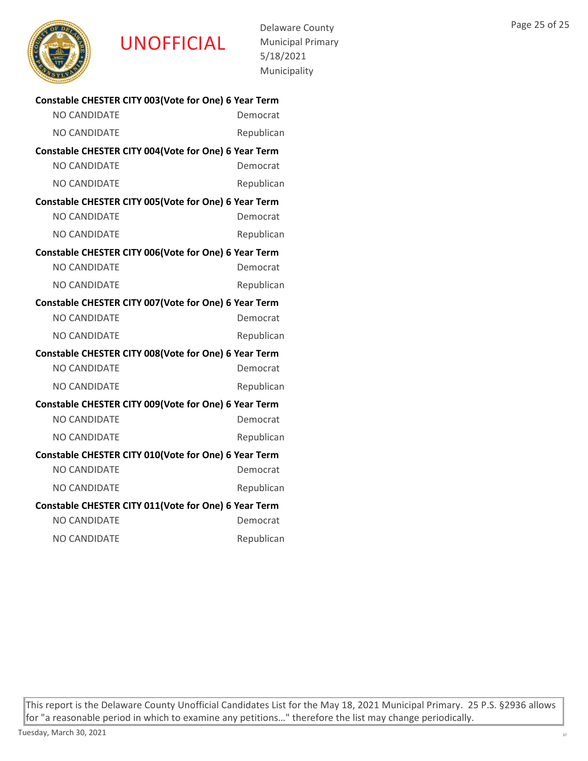**Constable CHESTER CITY 003(Vote for One) 6 Year Term**

| | |
|---|---|
| NO CANDIDATE | Democrat |
| NO CANDIDATE | Republican |

**Constable CHESTER CITY 004(Vote for One) 6 Year Term**

| | |
|---|---|
| NO CANDIDATE | Democrat |
| NO CANDIDATE | Republican |

**Constable CHESTER CITY 005(Vote for One) 6 Year Term**

| | |
|---|---|
| NO CANDIDATE | Democrat |
| NO CANDIDATE | Republican |

**Constable CHESTER CITY 006(Vote for One) 6 Year Term**

| | |
|---|---|
| NO CANDIDATE | Democrat |
| NO CANDIDATE | Republican |

**Constable CHESTER CITY 007(Vote for One) 6 Year Term**

| | |
|---|---|
| NO CANDIDATE | Democrat |
| NO CANDIDATE | Republican |

**Constable CHESTER CITY 008(Vote for One) 6 Year Term**

| | |
|---|---|
| NO CANDIDATE | Democrat |
| NO CANDIDATE | Republican |

**Constable CHESTER CITY 009(Vote for One) 6 Year Term**

| | |
|---|---|
| NO CANDIDATE | Democrat |
| NO CANDIDATE | Republican |

**Constable CHESTER CITY 010(Vote for One) 6 Year Term**

| | |
|---|---|
| NO CANDIDATE | Democrat |
| NO CANDIDATE | Republican |

**Constable CHESTER CITY 011(Vote for One) 6 Year Term**

| | |
|---|---|
| NO CANDIDATE | Democrat |
| NO CANDIDATE | Republican |

This report is the Delaware County Unofficial Candidates List for the May 18, 2021 Municipal Primary. 25 P.S. §2936 allows for "a reasonable period in which to examine any petitions…" therefore the list may change periodically.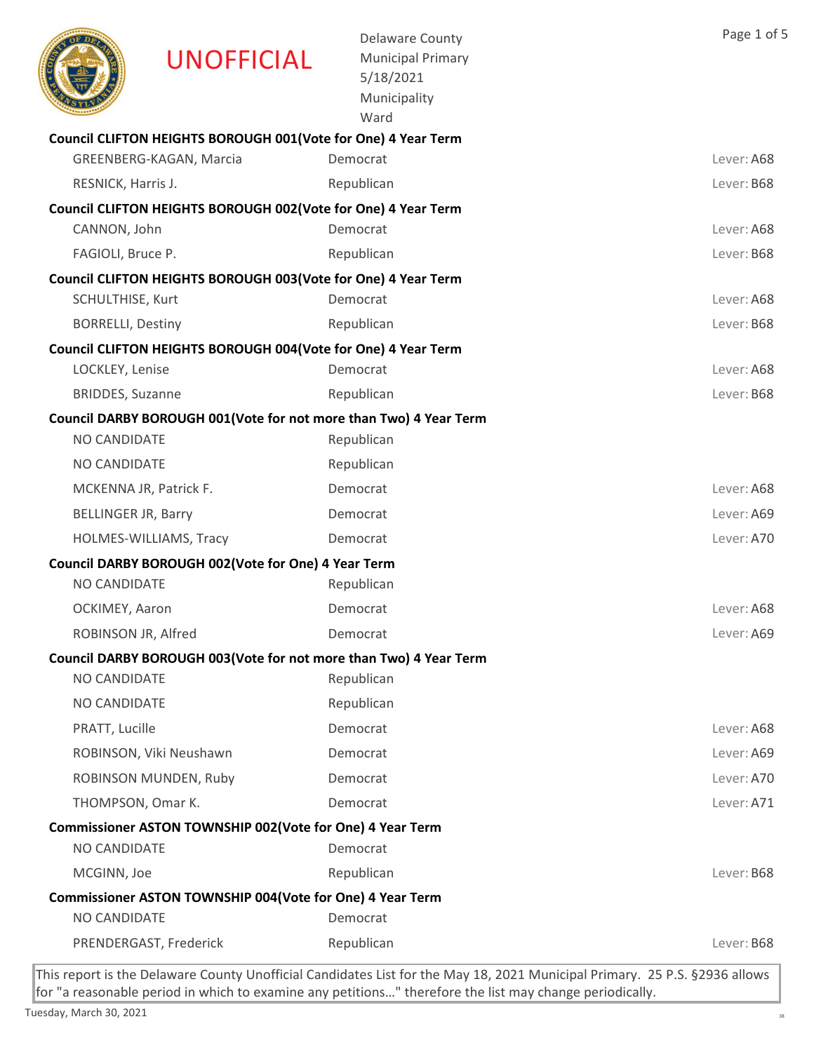UNOFFICIAL

Delaware County
Municipal Primary
5/18/2021
Municipality
Ward

**Council CLIFTON HEIGHTS BOROUGH 001(Vote for One) 4 Year Term**

| | | |
|---|---|---|
| GREENBERG-KAGAN, Marcia | Democrat | Lever: A68 |
| RESNICK, Harris J. | Republican | Lever: B68 |

**Council CLIFTON HEIGHTS BOROUGH 002(Vote for One) 4 Year Term**

| | | |
|---|---|---|
| CANNON, John | Democrat | Lever: A68 |
| FAGIOLI, Bruce P. | Republican | Lever: B68 |

**Council CLIFTON HEIGHTS BOROUGH 003(Vote for One) 4 Year Term**

| | | |
|---|---|---|
| SCHULTHISE, Kurt | Democrat | Lever: A68 |
| BORRELLI, Destiny | Republican | Lever: B68 |

**Council CLIFTON HEIGHTS BOROUGH 004(Vote for One) 4 Year Term**

| | | |
|---|---|---|
| LOCKLEY, Lenise | Democrat | Lever: A68 |
| BRIDDES, Suzanne | Republican | Lever: B68 |

**Council DARBY BOROUGH 001(Vote for not more than Two) 4 Year Term**

| | | |
|---|---|---|
| NO CANDIDATE | Republican | |
| NO CANDIDATE | Republican | |
| MCKENNA JR, Patrick F. | Democrat | Lever: A68 |
| BELLINGER JR, Barry | Democrat | Lever: A69 |
| HOLMES-WILLIAMS, Tracy | Democrat | Lever: A70 |

**Council DARBY BOROUGH 002(Vote for One) 4 Year Term**

| | | |
|---|---|---|
| NO CANDIDATE | Republican | |
| OCKIMEY, Aaron | Democrat | Lever: A68 |
| ROBINSON JR, Alfred | Democrat | Lever: A69 |

**Council DARBY BOROUGH 003(Vote for not more than Two) 4 Year Term**

| | | |
|---|---|---|
| NO CANDIDATE | Republican | |
| NO CANDIDATE | Republican | |
| PRATT, Lucille | Democrat | Lever: A68 |
| ROBINSON, Viki Neushawn | Democrat | Lever: A69 |
| ROBINSON MUNDEN, Ruby | Democrat | Lever: A70 |
| THOMPSON, Omar K. | Democrat | Lever: A71 |

**Commissioner ASTON TOWNSHIP 002(Vote for One) 4 Year Term**

| | | |
|---|---|---|
| NO CANDIDATE | Democrat | |
| MCGINN, Joe | Republican | Lever: B68 |

**Commissioner ASTON TOWNSHIP 004(Vote for One) 4 Year Term**

| | | |
|---|---|---|
| NO CANDIDATE | Democrat | |
| PRENDERGAST, Frederick | Republican | Lever: B68 |

This report is the Delaware County Unofficial Candidates List for the May 18, 2021 Municipal Primary. 25 P.S. §2936 allows for "a reasonable period in which to examine any petitions..." therefore the list may change periodically.

Tuesday, March 30, 2021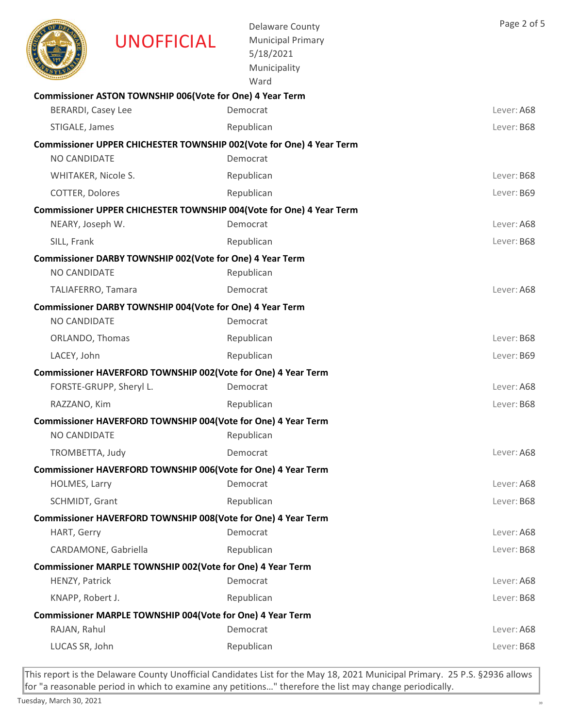UNOFFICIAL

Delaware County
Municipal Primary
5/18/2021
Municipality
Ward

**Commissioner ASTON TOWNSHIP 006(Vote for One) 4 Year Term**

| | | |
|---|---|---|
| BERARDI, Casey Lee | Democrat | Lever: A68 |
| STIGALE, James | Republican | Lever: B68 |

**Commissioner UPPER CHICHESTER TOWNSHIP 002(Vote for One) 4 Year Term**

| | | |
|---|---|---|
| NO CANDIDATE | Democrat | |
| WHITAKER, Nicole S. | Republican | Lever: B68 |
| COTTER, Dolores | Republican | Lever: B69 |

**Commissioner UPPER CHICHESTER TOWNSHIP 004(Vote for One) 4 Year Term**

| | | |
|---|---|---|
| NEARY, Joseph W. | Democrat | Lever: A68 |
| SILL, Frank | Republican | Lever: B68 |

**Commissioner DARBY TOWNSHIP 002(Vote for One) 4 Year Term**

| | | |
|---|---|---|
| NO CANDIDATE | Republican | |
| TALIAFERRO, Tamara | Democrat | Lever: A68 |

**Commissioner DARBY TOWNSHIP 004(Vote for One) 4 Year Term**

| | | |
|---|---|---|
| NO CANDIDATE | Democrat | |
| ORLANDO, Thomas | Republican | Lever: B68 |
| LACEY, John | Republican | Lever: B69 |

**Commissioner HAVERFORD TOWNSHIP 002(Vote for One) 4 Year Term**

| | | |
|---|---|---|
| FORSTE-GRUPP, Sheryl L. | Democrat | Lever: A68 |
| RAZZANO, Kim | Republican | Lever: B68 |

**Commissioner HAVERFORD TOWNSHIP 004(Vote for One) 4 Year Term**

| | | |
|---|---|---|
| NO CANDIDATE | Republican | |
| TROMBETTA, Judy | Democrat | Lever: A68 |

**Commissioner HAVERFORD TOWNSHIP 006(Vote for One) 4 Year Term**

| | | |
|---|---|---|
| HOLMES, Larry | Democrat | Lever: A68 |
| SCHMIDT, Grant | Republican | Lever: B68 |

**Commissioner HAVERFORD TOWNSHIP 008(Vote for One) 4 Year Term**

| | | |
|---|---|---|
| HART, Gerry | Democrat | Lever: A68 |
| CARDAMONE, Gabriella | Republican | Lever: B68 |

**Commissioner MARPLE TOWNSHIP 002(Vote for One) 4 Year Term**

| | | |
|---|---|---|
| HENZY, Patrick | Democrat | Lever: A68 |
| KNAPP, Robert J. | Republican | Lever: B68 |

**Commissioner MARPLE TOWNSHIP 004(Vote for One) 4 Year Term**

| | | |
|---|---|---|
| RAJAN, Rahul | Democrat | Lever: A68 |
| LUCAS SR, John | Republican | Lever: B68 |

This report is the Delaware County Unofficial Candidates List for the May 18, 2021 Municipal Primary. 25 P.S. §2936 allows for "a reasonable period in which to examine any petitions…" therefore the list may change periodically.

Tuesday, March 30, 2021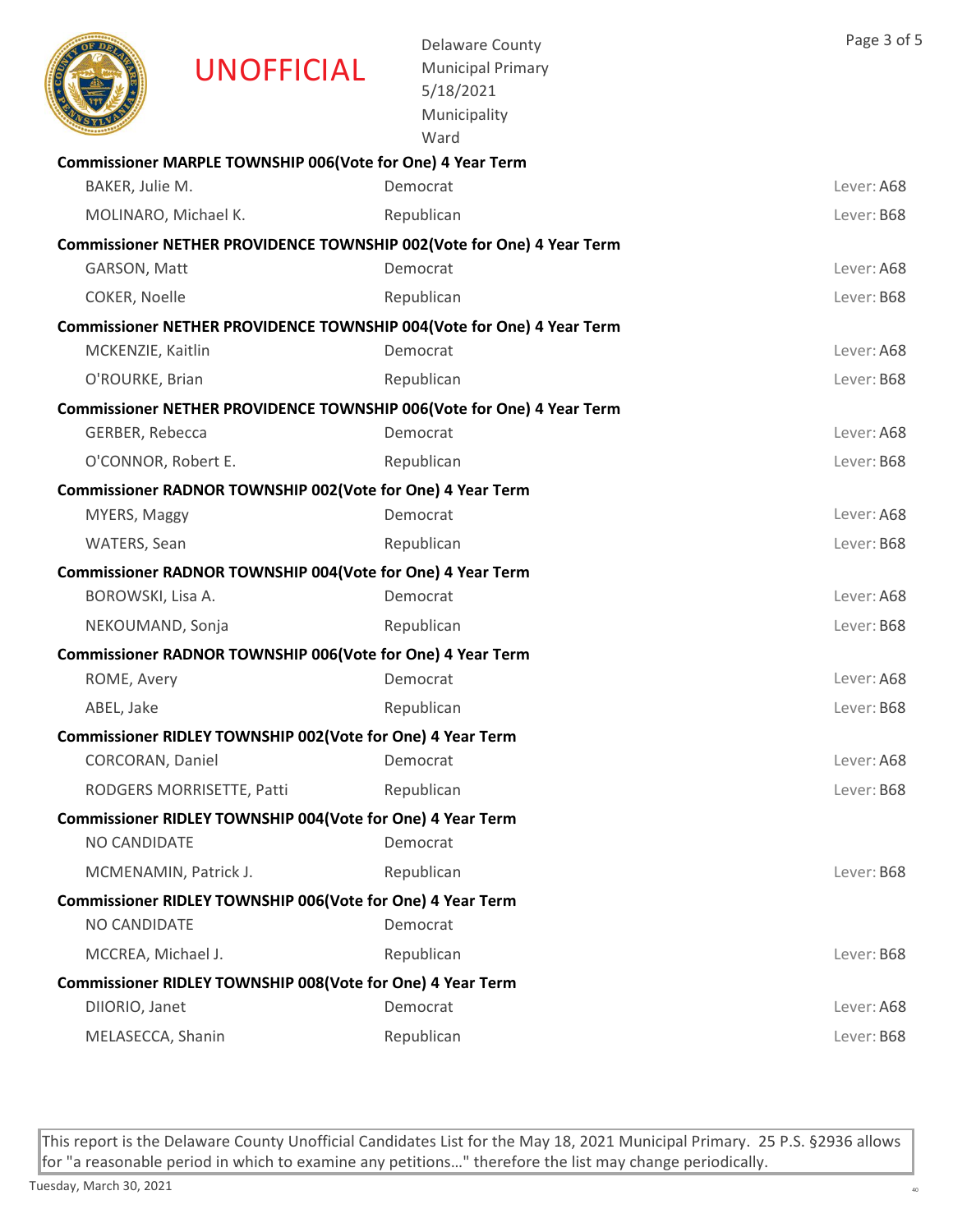UNOFFICIAL

Delaware County
Municipal Primary
5/18/2021
Municipality
Ward

**Commissioner MARPLE TOWNSHIP 006(Vote for One) 4 Year Term**

| | | |
|---|---|---|
| BAKER, Julie M. | Democrat | Lever: A68 |
| MOLINARO, Michael K. | Republican | Lever: B68 |

**Commissioner NETHER PROVIDENCE TOWNSHIP 002(Vote for One) 4 Year Term**

| | | |
|---|---|---|
| GARSON, Matt | Democrat | Lever: A68 |
| COKER, Noelle | Republican | Lever: B68 |

**Commissioner NETHER PROVIDENCE TOWNSHIP 004(Vote for One) 4 Year Term**

| | | |
|---|---|---|
| MCKENZIE, Kaitlin | Democrat | Lever: A68 |
| O'ROURKE, Brian | Republican | Lever: B68 |

**Commissioner NETHER PROVIDENCE TOWNSHIP 006(Vote for One) 4 Year Term**

| | | |
|---|---|---|
| GERBER, Rebecca | Democrat | Lever: A68 |
| O'CONNOR, Robert E. | Republican | Lever: B68 |

**Commissioner RADNOR TOWNSHIP 002(Vote for One) 4 Year Term**

| | | |
|---|---|---|
| MYERS, Maggy | Democrat | Lever: A68 |
| WATERS, Sean | Republican | Lever: B68 |

**Commissioner RADNOR TOWNSHIP 004(Vote for One) 4 Year Term**

| | | |
|---|---|---|
| BOROWSKI, Lisa A. | Democrat | Lever: A68 |
| NEKOUMAND, Sonja | Republican | Lever: B68 |

**Commissioner RADNOR TOWNSHIP 006(Vote for One) 4 Year Term**

| | | |
|---|---|---|
| ROME, Avery | Democrat | Lever: A68 |
| ABEL, Jake | Republican | Lever: B68 |

**Commissioner RIDLEY TOWNSHIP 002(Vote for One) 4 Year Term**

| | | |
|---|---|---|
| CORCORAN, Daniel | Democrat | Lever: A68 |
| RODGERS MORRISETTE, Patti | Republican | Lever: B68 |

**Commissioner RIDLEY TOWNSHIP 004(Vote for One) 4 Year Term**

| | | |
|---|---|---|
| NO CANDIDATE | Democrat | |
| MCMENAMIN, Patrick J. | Republican | Lever: B68 |

**Commissioner RIDLEY TOWNSHIP 006(Vote for One) 4 Year Term**

| | | |
|---|---|---|
| NO CANDIDATE | Democrat | |
| MCCREA, Michael J. | Republican | Lever: B68 |

**Commissioner RIDLEY TOWNSHIP 008(Vote for One) 4 Year Term**

| | | |
|---|---|---|
| DIIORIO, Janet | Democrat | Lever: A68 |
| MELASECCA, Shanin | Republican | Lever: B68 |

This report is the Delaware County Unofficial Candidates List for the May 18, 2021 Municipal Primary. 25 P.S. §2936 allows for "a reasonable period in which to examine any petitions…" therefore the list may change periodically.

Tuesday, March 30, 2021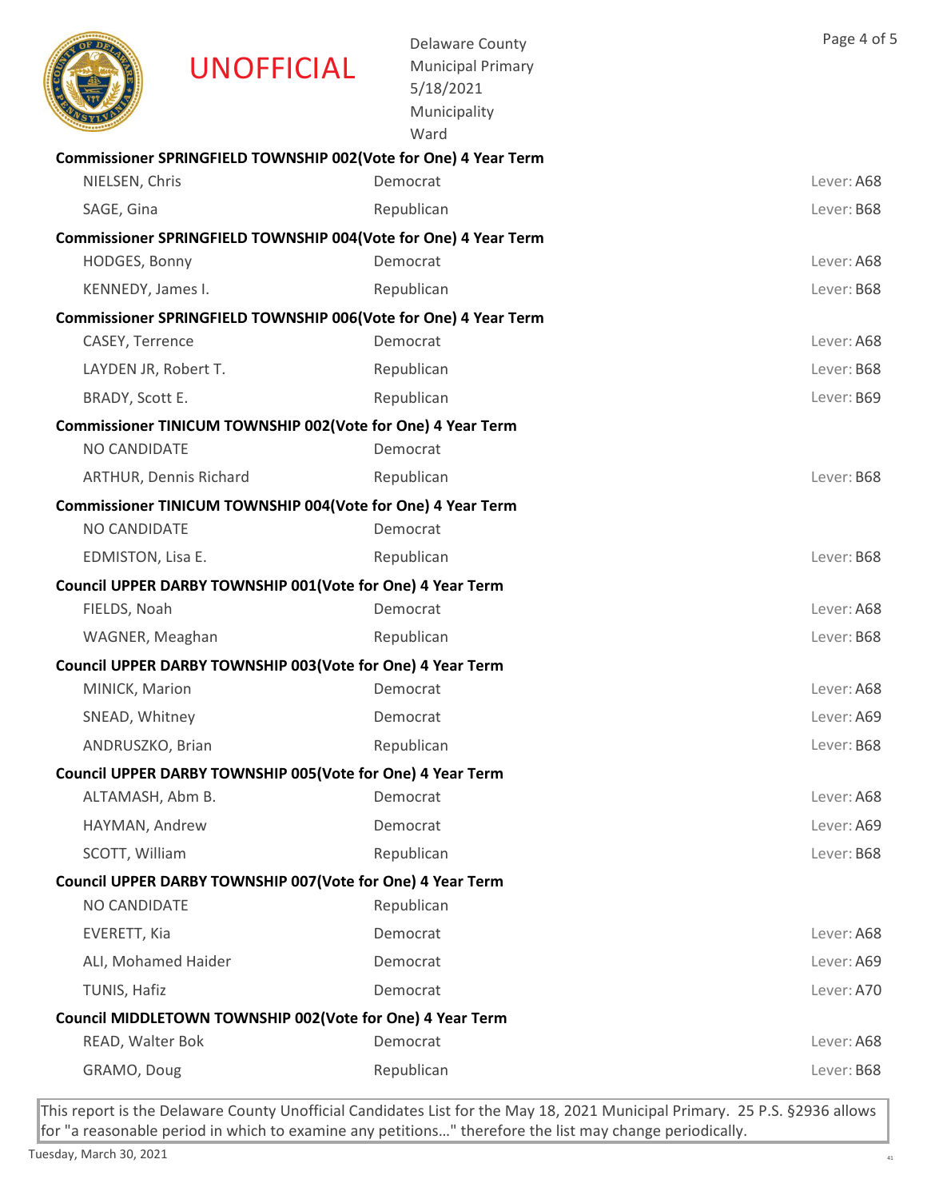UNOFFICIAL

Delaware County
Municipal Primary
5/18/2021
Municipality
Ward

**Commissioner SPRINGFIELD TOWNSHIP 002(Vote for One) 4 Year Term**

| | | |
|---|---|---|
| NIELSEN, Chris | Democrat | Lever: A68 |
| SAGE, Gina | Republican | Lever: B68 |

**Commissioner SPRINGFIELD TOWNSHIP 004(Vote for One) 4 Year Term**

| | | |
|---|---|---|
| HODGES, Bonny | Democrat | Lever: A68 |
| KENNEDY, James I. | Republican | Lever: B68 |

**Commissioner SPRINGFIELD TOWNSHIP 006(Vote for One) 4 Year Term**

| | | |
|---|---|---|
| CASEY, Terrence | Democrat | Lever: A68 |
| LAYDEN JR, Robert T. | Republican | Lever: B68 |
| BRADY, Scott E. | Republican | Lever: B69 |

**Commissioner TINICUM TOWNSHIP 002(Vote for One) 4 Year Term**

| | | |
|---|---|---|
| NO CANDIDATE | Democrat | |
| ARTHUR, Dennis Richard | Republican | Lever: B68 |

**Commissioner TINICUM TOWNSHIP 004(Vote for One) 4 Year Term**

| | | |
|---|---|---|
| NO CANDIDATE | Democrat | |
| EDMISTON, Lisa E. | Republican | Lever: B68 |

**Council UPPER DARBY TOWNSHIP 001(Vote for One) 4 Year Term**

| | | |
|---|---|---|
| FIELDS, Noah | Democrat | Lever: A68 |
| WAGNER, Meaghan | Republican | Lever: B68 |

**Council UPPER DARBY TOWNSHIP 003(Vote for One) 4 Year Term**

| | | |
|---|---|---|
| MINICK, Marion | Democrat | Lever: A68 |
| SNEAD, Whitney | Democrat | Lever: A69 |
| ANDRUSZKO, Brian | Republican | Lever: B68 |

**Council UPPER DARBY TOWNSHIP 005(Vote for One) 4 Year Term**

| | | |
|---|---|---|
| ALTAMASH, Abm B. | Democrat | Lever: A68 |
| HAYMAN, Andrew | Democrat | Lever: A69 |
| SCOTT, William | Republican | Lever: B68 |

**Council UPPER DARBY TOWNSHIP 007(Vote for One) 4 Year Term**

| | | |
|---|---|---|
| NO CANDIDATE | Republican | |
| EVERETT, Kia | Democrat | Lever: A68 |
| ALI, Mohamed Haider | Democrat | Lever: A69 |
| TUNIS, Hafiz | Democrat | Lever: A70 |

**Council MIDDLETOWN TOWNSHIP 002(Vote for One) 4 Year Term**

| | | |
|---|---|---|
| READ, Walter Bok | Democrat | Lever: A68 |
| GRAMO, Doug | Republican | Lever: B68 |

This report is the Delaware County Unofficial Candidates List for the May 18, 2021 Municipal Primary. 25 P.S. §2936 allows for "a reasonable period in which to examine any petitions…" therefore the list may change periodically.

Tuesday, March 30, 2021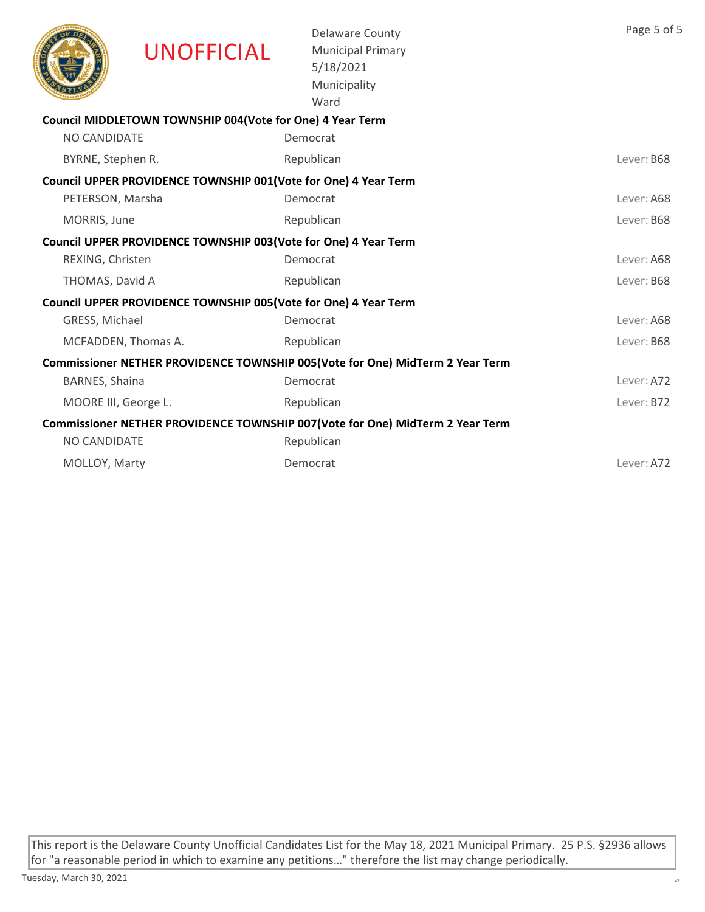UNOFFICIAL

Delaware County
Municipal Primary
5/18/2021
Municipality
Ward

**Council MIDDLETOWN TOWNSHIP 004(Vote for One) 4 Year Term**

| | | |
|---|---|---|
| NO CANDIDATE | Democrat | |
| BYRNE, Stephen R. | Republican | Lever: B68 |

**Council UPPER PROVIDENCE TOWNSHIP 001(Vote for One) 4 Year Term**

| | | |
|---|---|---|
| PETERSON, Marsha | Democrat | Lever: A68 |
| MORRIS, June | Republican | Lever: B68 |

**Council UPPER PROVIDENCE TOWNSHIP 003(Vote for One) 4 Year Term**

| | | |
|---|---|---|
| REXING, Christen | Democrat | Lever: A68 |
| THOMAS, David A | Republican | Lever: B68 |

**Council UPPER PROVIDENCE TOWNSHIP 005(Vote for One) 4 Year Term**

| | | |
|---|---|---|
| GRESS, Michael | Democrat | Lever: A68 |
| MCFADDEN, Thomas A. | Republican | Lever: B68 |

**Commissioner NETHER PROVIDENCE TOWNSHIP 005(Vote for One) MidTerm 2 Year Term**

| | | |
|---|---|---|
| BARNES, Shaina | Democrat | Lever: A72 |
| MOORE III, George L. | Republican | Lever: B72 |

**Commissioner NETHER PROVIDENCE TOWNSHIP 007(Vote for One) MidTerm 2 Year Term**

| | | |
|---|---|---|
| NO CANDIDATE | Republican | |
| MOLLOY, Marty | Democrat | Lever: A72 |

This report is the Delaware County Unofficial Candidates List for the May 18, 2021 Municipal Primary. 25 P.S. §2936 allows for "a reasonable period in which to examine any petitions…" therefore the list may change periodically.

Tuesday, March 30, 2021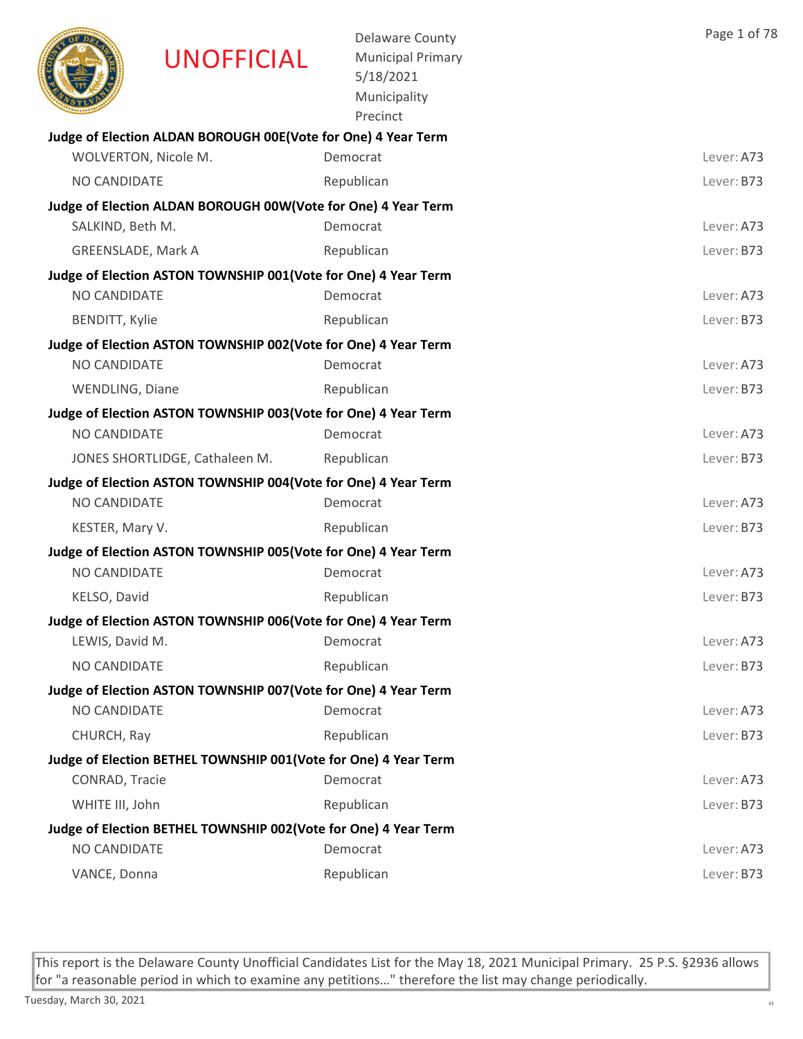UNOFFICIAL

Delaware County
Municipal Primary
5/18/2021
Municipality
Precinct

**Judge of Election ALDAN BOROUGH 00E(Vote for One) 4 Year Term**

| | | |
|---|---|---|
| WOLVERTON, Nicole M. | Democrat | Lever: A73 |
| NO CANDIDATE | Republican | Lever: B73 |

**Judge of Election ALDAN BOROUGH 00W(Vote for One) 4 Year Term**

| | | |
|---|---|---|
| SALKIND, Beth M. | Democrat | Lever: A73 |
| GREENSLADE, Mark A | Republican | Lever: B73 |

**Judge of Election ASTON TOWNSHIP 001(Vote for One) 4 Year Term**

| | | |
|---|---|---|
| NO CANDIDATE | Democrat | Lever: A73 |
| BENDITT, Kylie | Republican | Lever: B73 |

**Judge of Election ASTON TOWNSHIP 002(Vote for One) 4 Year Term**

| | | |
|---|---|---|
| NO CANDIDATE | Democrat | Lever: A73 |
| WENDLING, Diane | Republican | Lever: B73 |

**Judge of Election ASTON TOWNSHIP 003(Vote for One) 4 Year Term**

| | | |
|---|---|---|
| NO CANDIDATE | Democrat | Lever: A73 |
| JONES SHORTLIDGE, Cathaleen M. | Republican | Lever: B73 |

**Judge of Election ASTON TOWNSHIP 004(Vote for One) 4 Year Term**

| | | |
|---|---|---|
| NO CANDIDATE | Democrat | Lever: A73 |
| KESTER, Mary V. | Republican | Lever: B73 |

**Judge of Election ASTON TOWNSHIP 005(Vote for One) 4 Year Term**

| | | |
|---|---|---|
| NO CANDIDATE | Democrat | Lever: A73 |
| KELSO, David | Republican | Lever: B73 |

**Judge of Election ASTON TOWNSHIP 006(Vote for One) 4 Year Term**

| | | |
|---|---|---|
| LEWIS, David M. | Democrat | Lever: A73 |
| NO CANDIDATE | Republican | Lever: B73 |

**Judge of Election ASTON TOWNSHIP 007(Vote for One) 4 Year Term**

| | | |
|---|---|---|
| NO CANDIDATE | Democrat | Lever: A73 |
| CHURCH, Ray | Republican | Lever: B73 |

**Judge of Election BETHEL TOWNSHIP 001(Vote for One) 4 Year Term**

| | | |
|---|---|---|
| CONRAD, Tracie | Democrat | Lever: A73 |
| WHITE III, John | Republican | Lever: B73 |

**Judge of Election BETHEL TOWNSHIP 002(Vote for One) 4 Year Term**

| | | |
|---|---|---|
| NO CANDIDATE | Democrat | Lever: A73 |
| VANCE, Donna | Republican | Lever: B73 |

This report is the Delaware County Unofficial Candidates List for the May 18, 2021 Municipal Primary. 25 P.S. §2936 allows for "a reasonable period in which to examine any petitions…" therefore the list may change periodically.

Tuesday, March 30, 2021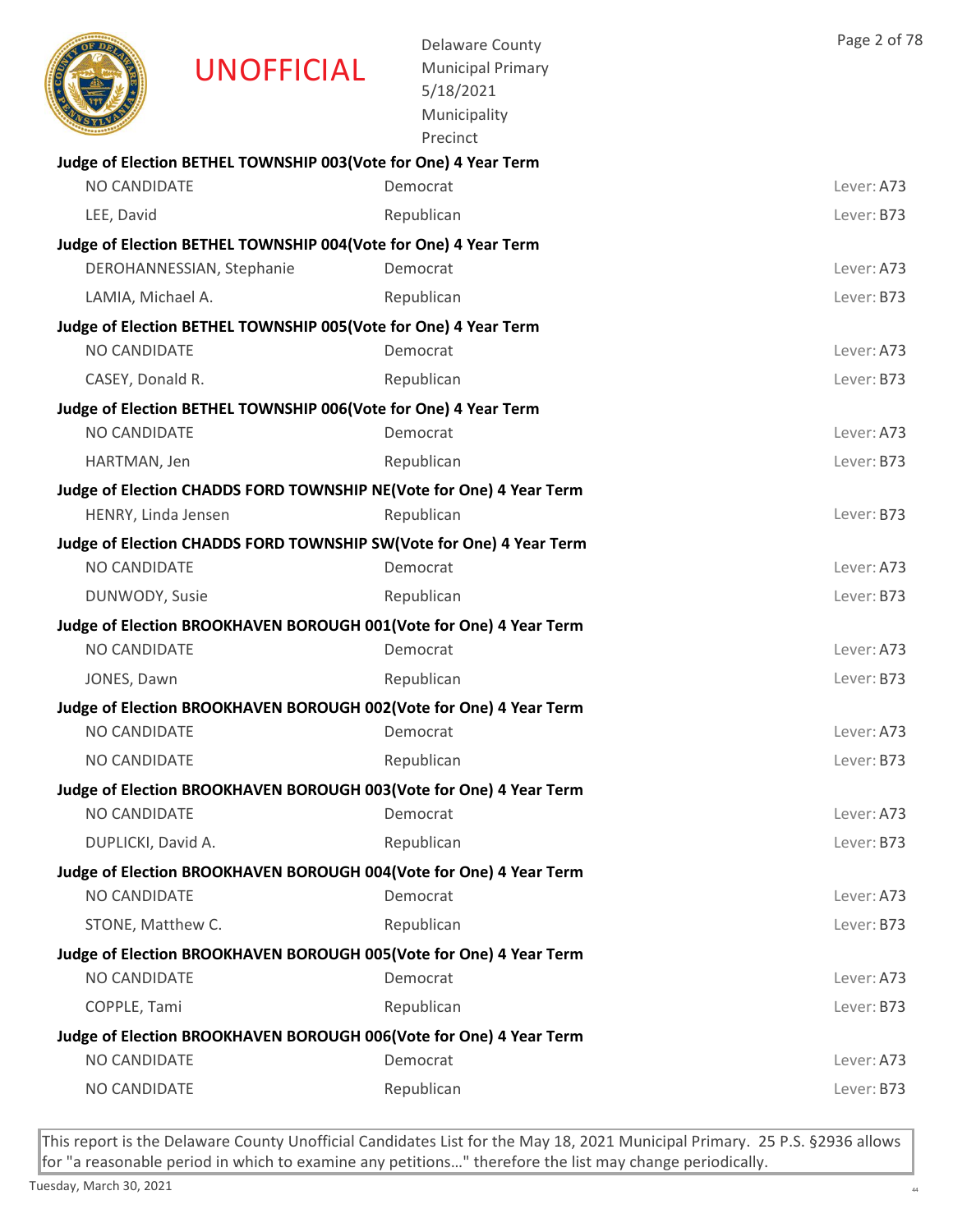UNOFFICIAL

Delaware County
Municipal Primary
5/18/2021
Municipality
Precinct

**Judge of Election BETHEL TOWNSHIP 003(Vote for One) 4 Year Term**

| | | |
|---|---|---|
| NO CANDIDATE | Democrat | Lever: A73 |
| LEE, David | Republican | Lever: B73 |

**Judge of Election BETHEL TOWNSHIP 004(Vote for One) 4 Year Term**

| | | |
|---|---|---|
| DEROHANNESSIAN, Stephanie | Democrat | Lever: A73 |
| LAMIA, Michael A. | Republican | Lever: B73 |

**Judge of Election BETHEL TOWNSHIP 005(Vote for One) 4 Year Term**

| | | |
|---|---|---|
| NO CANDIDATE | Democrat | Lever: A73 |
| CASEY, Donald R. | Republican | Lever: B73 |

**Judge of Election BETHEL TOWNSHIP 006(Vote for One) 4 Year Term**

| | | |
|---|---|---|
| NO CANDIDATE | Democrat | Lever: A73 |
| HARTMAN, Jen | Republican | Lever: B73 |

**Judge of Election CHADDS FORD TOWNSHIP NE(Vote for One) 4 Year Term**

| | | |
|---|---|---|
| HENRY, Linda Jensen | Republican | Lever: B73 |

**Judge of Election CHADDS FORD TOWNSHIP SW(Vote for One) 4 Year Term**

| | | |
|---|---|---|
| NO CANDIDATE | Democrat | Lever: A73 |
| DUNWODY, Susie | Republican | Lever: B73 |

**Judge of Election BROOKHAVEN BOROUGH 001(Vote for One) 4 Year Term**

| | | |
|---|---|---|
| NO CANDIDATE | Democrat | Lever: A73 |
| JONES, Dawn | Republican | Lever: B73 |

**Judge of Election BROOKHAVEN BOROUGH 002(Vote for One) 4 Year Term**

| | | |
|---|---|---|
| NO CANDIDATE | Democrat | Lever: A73 |
| NO CANDIDATE | Republican | Lever: B73 |

**Judge of Election BROOKHAVEN BOROUGH 003(Vote for One) 4 Year Term**

| | | |
|---|---|---|
| NO CANDIDATE | Democrat | Lever: A73 |
| DUPLICKI, David A. | Republican | Lever: B73 |

**Judge of Election BROOKHAVEN BOROUGH 004(Vote for One) 4 Year Term**

| | | |
|---|---|---|
| NO CANDIDATE | Democrat | Lever: A73 |
| STONE, Matthew C. | Republican | Lever: B73 |

**Judge of Election BROOKHAVEN BOROUGH 005(Vote for One) 4 Year Term**

| | | |
|---|---|---|
| NO CANDIDATE | Democrat | Lever: A73 |
| COPPLE, Tami | Republican | Lever: B73 |

**Judge of Election BROOKHAVEN BOROUGH 006(Vote for One) 4 Year Term**

| | | |
|---|---|---|
| NO CANDIDATE | Democrat | Lever: A73 |
| NO CANDIDATE | Republican | Lever: B73 |

This report is the Delaware County Unofficial Candidates List for the May 18, 2021 Municipal Primary. 25 P.S. §2936 allows for "a reasonable period in which to examine any petitions…" therefore the list may change periodically.

Tuesday, March 30, 2021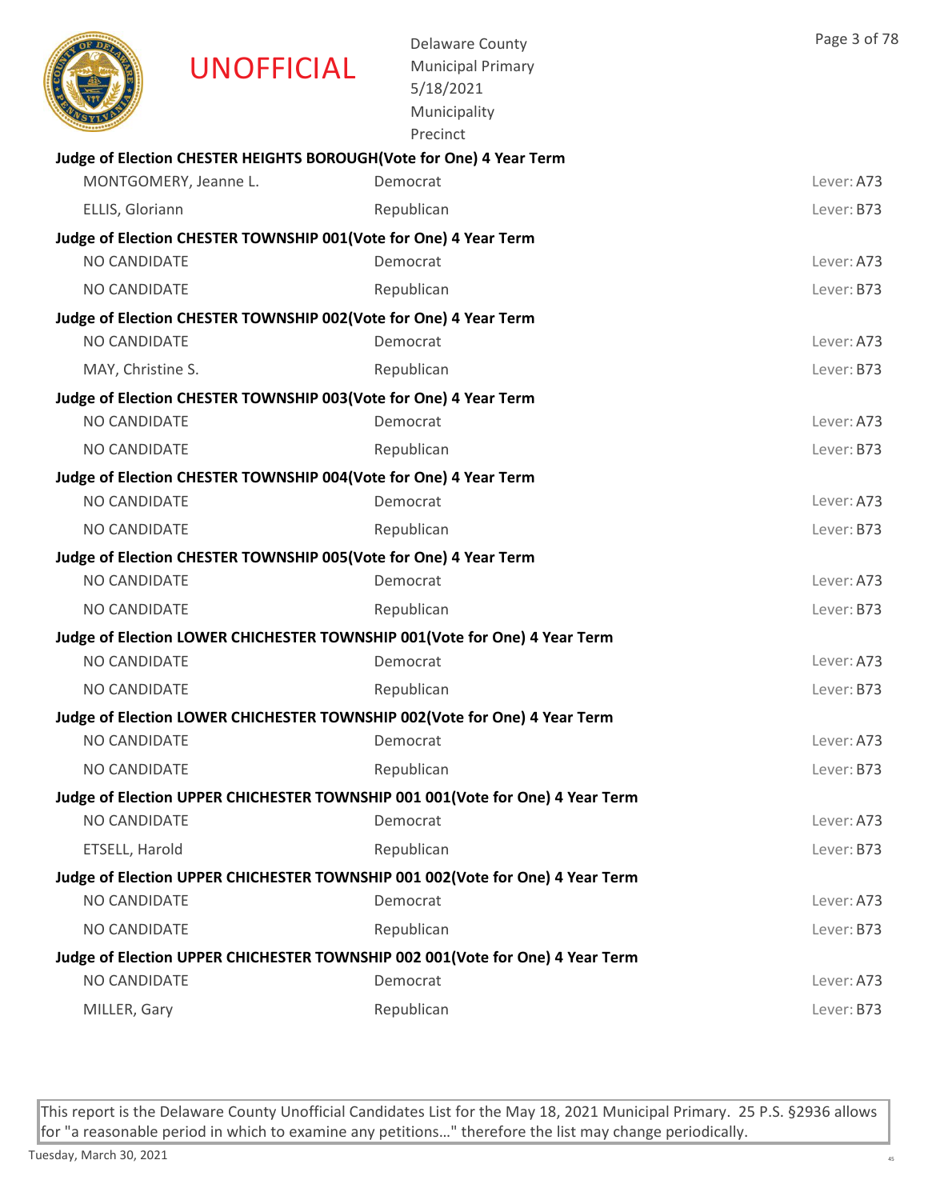UNOFFICIAL

Delaware County
Municipal Primary
5/18/2021
Municipality
Precinct

**Judge of Election CHESTER HEIGHTS BOROUGH(Vote for One) 4 Year Term**

| Candidate | Party | Lever |
|---|---|---|
| MONTGOMERY, Jeanne L. | Democrat | Lever: A73 |
| ELLIS, Gloriann | Republican | Lever: B73 |

**Judge of Election CHESTER TOWNSHIP 001(Vote for One) 4 Year Term**

| Candidate | Party | Lever |
|---|---|---|
| NO CANDIDATE | Democrat | Lever: A73 |
| NO CANDIDATE | Republican | Lever: B73 |

**Judge of Election CHESTER TOWNSHIP 002(Vote for One) 4 Year Term**

| Candidate | Party | Lever |
|---|---|---|
| NO CANDIDATE | Democrat | Lever: A73 |
| MAY, Christine S. | Republican | Lever: B73 |

**Judge of Election CHESTER TOWNSHIP 003(Vote for One) 4 Year Term**

| Candidate | Party | Lever |
|---|---|---|
| NO CANDIDATE | Democrat | Lever: A73 |
| NO CANDIDATE | Republican | Lever: B73 |

**Judge of Election CHESTER TOWNSHIP 004(Vote for One) 4 Year Term**

| Candidate | Party | Lever |
|---|---|---|
| NO CANDIDATE | Democrat | Lever: A73 |
| NO CANDIDATE | Republican | Lever: B73 |

**Judge of Election CHESTER TOWNSHIP 005(Vote for One) 4 Year Term**

| Candidate | Party | Lever |
|---|---|---|
| NO CANDIDATE | Democrat | Lever: A73 |
| NO CANDIDATE | Republican | Lever: B73 |

**Judge of Election LOWER CHICHESTER TOWNSHIP 001(Vote for One) 4 Year Term**

| Candidate | Party | Lever |
|---|---|---|
| NO CANDIDATE | Democrat | Lever: A73 |
| NO CANDIDATE | Republican | Lever: B73 |

**Judge of Election LOWER CHICHESTER TOWNSHIP 002(Vote for One) 4 Year Term**

| Candidate | Party | Lever |
|---|---|---|
| NO CANDIDATE | Democrat | Lever: A73 |
| NO CANDIDATE | Republican | Lever: B73 |

**Judge of Election UPPER CHICHESTER TOWNSHIP 001 001(Vote for One) 4 Year Term**

| Candidate | Party | Lever |
|---|---|---|
| NO CANDIDATE | Democrat | Lever: A73 |
| ETSELL, Harold | Republican | Lever: B73 |

**Judge of Election UPPER CHICHESTER TOWNSHIP 001 002(Vote for One) 4 Year Term**

| Candidate | Party | Lever |
|---|---|---|
| NO CANDIDATE | Democrat | Lever: A73 |
| NO CANDIDATE | Republican | Lever: B73 |

**Judge of Election UPPER CHICHESTER TOWNSHIP 002 001(Vote for One) 4 Year Term**

| Candidate | Party | Lever |
|---|---|---|
| NO CANDIDATE | Democrat | Lever: A73 |
| MILLER, Gary | Republican | Lever: B73 |

This report is the Delaware County Unofficial Candidates List for the May 18, 2021 Municipal Primary. 25 P.S. §2936 allows for "a reasonable period in which to examine any petitions…" therefore the list may change periodically.

Tuesday, March 30, 2021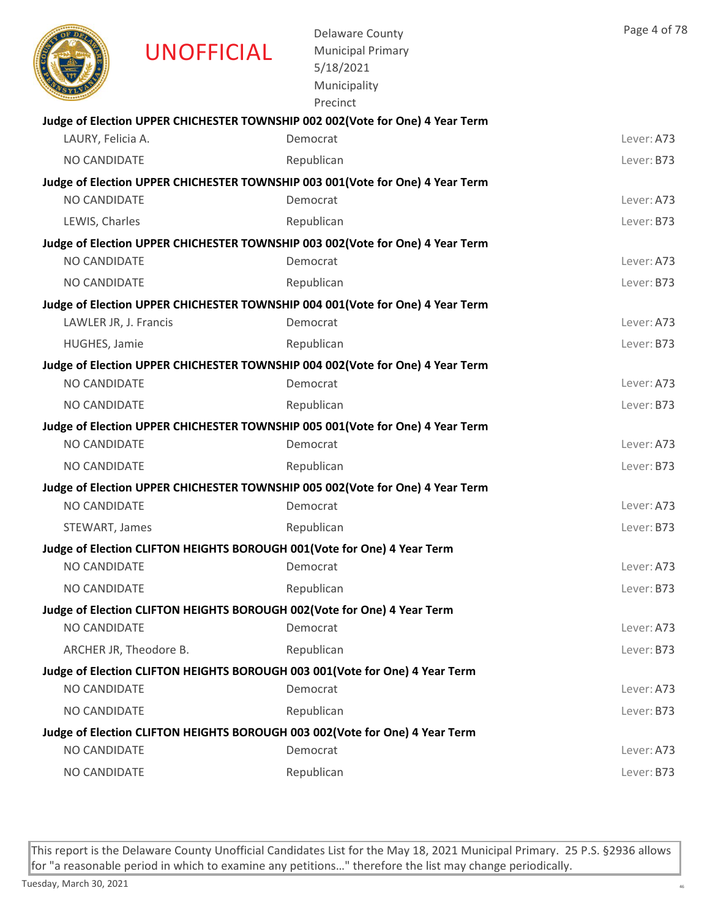UNOFFICIAL

Delaware County
Municipal Primary
5/18/2021
Municipality
Precinct

**Judge of Election UPPER CHICHESTER TOWNSHIP 002 002(Vote for One) 4 Year Term**

| | | |
|---|---|---|
| LAURY, Felicia A. | Democrat | Lever: A73 |
| NO CANDIDATE | Republican | Lever: B73 |

**Judge of Election UPPER CHICHESTER TOWNSHIP 003 001(Vote for One) 4 Year Term**

| | | |
|---|---|---|
| NO CANDIDATE | Democrat | Lever: A73 |
| LEWIS, Charles | Republican | Lever: B73 |

**Judge of Election UPPER CHICHESTER TOWNSHIP 003 002(Vote for One) 4 Year Term**

| | | |
|---|---|---|
| NO CANDIDATE | Democrat | Lever: A73 |
| NO CANDIDATE | Republican | Lever: B73 |

**Judge of Election UPPER CHICHESTER TOWNSHIP 004 001(Vote for One) 4 Year Term**

| | | |
|---|---|---|
| LAWLER JR, J. Francis | Democrat | Lever: A73 |
| HUGHES, Jamie | Republican | Lever: B73 |

**Judge of Election UPPER CHICHESTER TOWNSHIP 004 002(Vote for One) 4 Year Term**

| | | |
|---|---|---|
| NO CANDIDATE | Democrat | Lever: A73 |
| NO CANDIDATE | Republican | Lever: B73 |

**Judge of Election UPPER CHICHESTER TOWNSHIP 005 001(Vote for One) 4 Year Term**

| | | |
|---|---|---|
| NO CANDIDATE | Democrat | Lever: A73 |
| NO CANDIDATE | Republican | Lever: B73 |

**Judge of Election UPPER CHICHESTER TOWNSHIP 005 002(Vote for One) 4 Year Term**

| | | |
|---|---|---|
| NO CANDIDATE | Democrat | Lever: A73 |
| STEWART, James | Republican | Lever: B73 |

**Judge of Election CLIFTON HEIGHTS BOROUGH 001(Vote for One) 4 Year Term**

| | | |
|---|---|---|
| NO CANDIDATE | Democrat | Lever: A73 |
| NO CANDIDATE | Republican | Lever: B73 |

**Judge of Election CLIFTON HEIGHTS BOROUGH 002(Vote for One) 4 Year Term**

| | | |
|---|---|---|
| NO CANDIDATE | Democrat | Lever: A73 |
| ARCHER JR, Theodore B. | Republican | Lever: B73 |

**Judge of Election CLIFTON HEIGHTS BOROUGH 003 001(Vote for One) 4 Year Term**

| | | |
|---|---|---|
| NO CANDIDATE | Democrat | Lever: A73 |
| NO CANDIDATE | Republican | Lever: B73 |

**Judge of Election CLIFTON HEIGHTS BOROUGH 003 002(Vote for One) 4 Year Term**

| | | |
|---|---|---|
| NO CANDIDATE | Democrat | Lever: A73 |
| NO CANDIDATE | Republican | Lever: B73 |

This report is the Delaware County Unofficial Candidates List for the May 18, 2021 Municipal Primary. 25 P.S. §2936 allows for "a reasonable period in which to examine any petitions…" therefore the list may change periodically.

Tuesday, March 30, 2021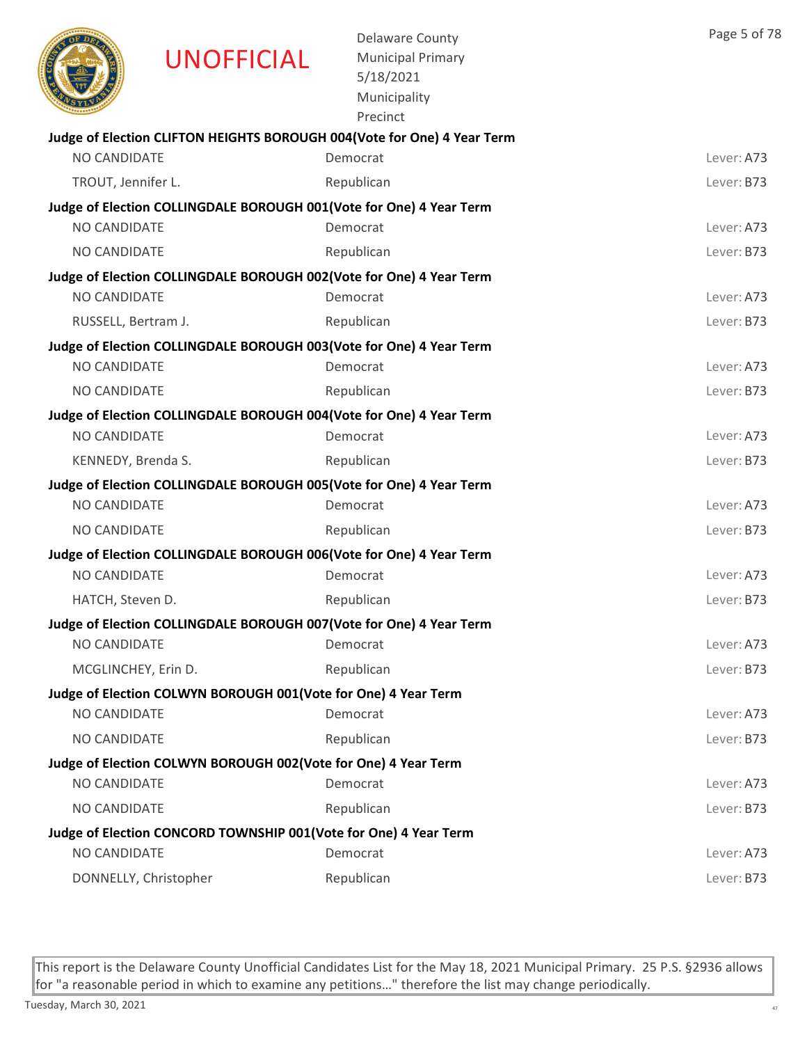UNOFFICIAL

Delaware County
Municipal Primary
5/18/2021
Municipality
Precinct

**Judge of Election CLIFTON HEIGHTS BOROUGH 004(Vote for One) 4 Year Term**

| | | |
|---|---|---|
| NO CANDIDATE | Democrat | Lever: A73 |
| TROUT, Jennifer L. | Republican | Lever: B73 |

**Judge of Election COLLINGDALE BOROUGH 001(Vote for One) 4 Year Term**

| | | |
|---|---|---|
| NO CANDIDATE | Democrat | Lever: A73 |
| NO CANDIDATE | Republican | Lever: B73 |

**Judge of Election COLLINGDALE BOROUGH 002(Vote for One) 4 Year Term**

| | | |
|---|---|---|
| NO CANDIDATE | Democrat | Lever: A73 |
| RUSSELL, Bertram J. | Republican | Lever: B73 |

**Judge of Election COLLINGDALE BOROUGH 003(Vote for One) 4 Year Term**

| | | |
|---|---|---|
| NO CANDIDATE | Democrat | Lever: A73 |
| NO CANDIDATE | Republican | Lever: B73 |

**Judge of Election COLLINGDALE BOROUGH 004(Vote for One) 4 Year Term**

| | | |
|---|---|---|
| NO CANDIDATE | Democrat | Lever: A73 |
| KENNEDY, Brenda S. | Republican | Lever: B73 |

**Judge of Election COLLINGDALE BOROUGH 005(Vote for One) 4 Year Term**

| | | |
|---|---|---|
| NO CANDIDATE | Democrat | Lever: A73 |
| NO CANDIDATE | Republican | Lever: B73 |

**Judge of Election COLLINGDALE BOROUGH 006(Vote for One) 4 Year Term**

| | | |
|---|---|---|
| NO CANDIDATE | Democrat | Lever: A73 |
| HATCH, Steven D. | Republican | Lever: B73 |

**Judge of Election COLLINGDALE BOROUGH 007(Vote for One) 4 Year Term**

| | | |
|---|---|---|
| NO CANDIDATE | Democrat | Lever: A73 |
| MCGLINCHEY, Erin D. | Republican | Lever: B73 |

**Judge of Election COLWYN BOROUGH 001(Vote for One) 4 Year Term**

| | | |
|---|---|---|
| NO CANDIDATE | Democrat | Lever: A73 |
| NO CANDIDATE | Republican | Lever: B73 |

**Judge of Election COLWYN BOROUGH 002(Vote for One) 4 Year Term**

| | | |
|---|---|---|
| NO CANDIDATE | Democrat | Lever: A73 |
| NO CANDIDATE | Republican | Lever: B73 |

**Judge of Election CONCORD TOWNSHIP 001(Vote for One) 4 Year Term**

| | | |
|---|---|---|
| NO CANDIDATE | Democrat | Lever: A73 |
| DONNELLY, Christopher | Republican | Lever: B73 |

This report is the Delaware County Unofficial Candidates List for the May 18, 2021 Municipal Primary. 25 P.S. §2936 allows for "a reasonable period in which to examine any petitions…" therefore the list may change periodically.

Tuesday, March 30, 2021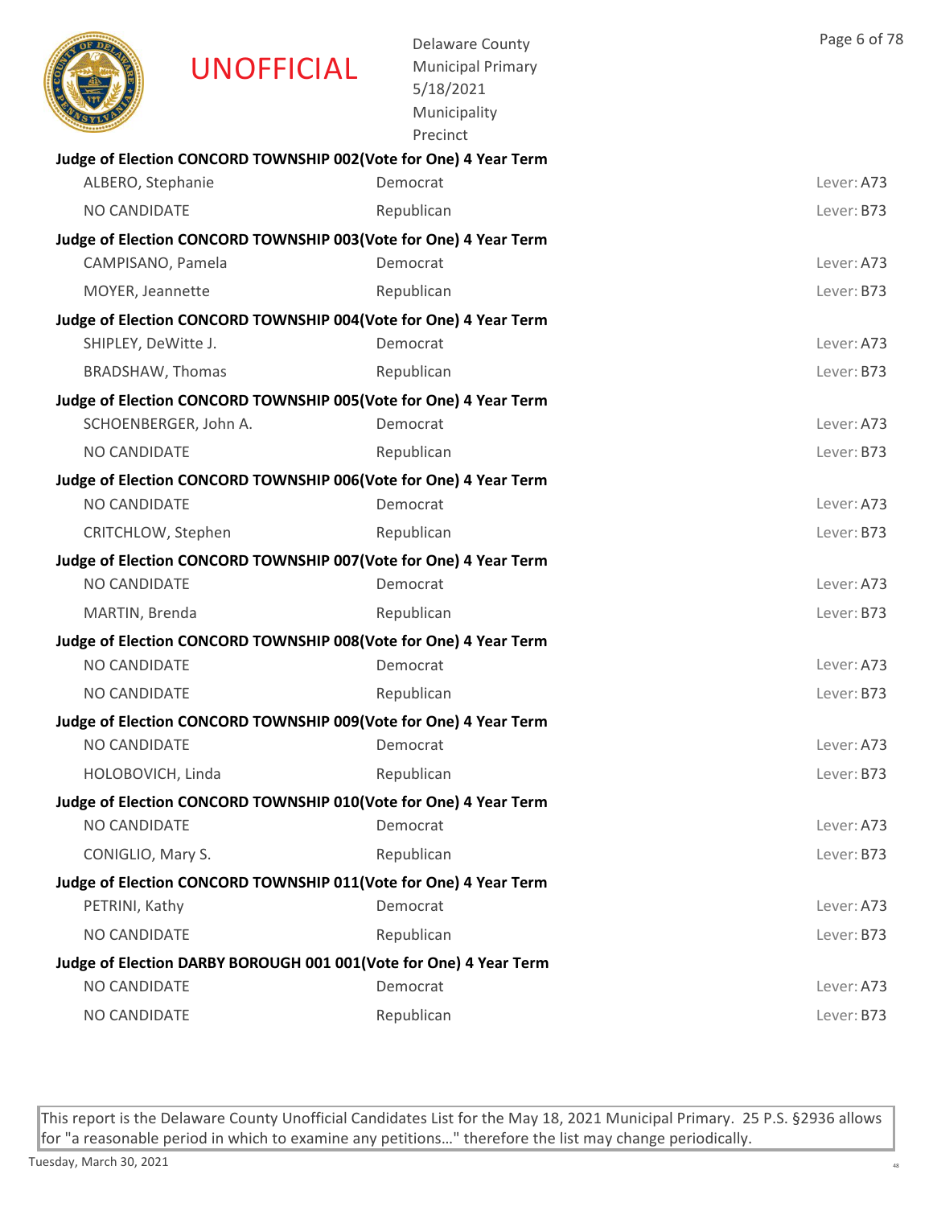UNOFFICIAL

Delaware County
Municipal Primary
5/18/2021
Municipality
Precinct

**Judge of Election CONCORD TOWNSHIP 002(Vote for One) 4 Year Term**

| | | |
|---|---|---|
| ALBERO, Stephanie | Democrat | Lever: A73 |
| NO CANDIDATE | Republican | Lever: B73 |

**Judge of Election CONCORD TOWNSHIP 003(Vote for One) 4 Year Term**

| | | |
|---|---|---|
| CAMPISANO, Pamela | Democrat | Lever: A73 |
| MOYER, Jeannette | Republican | Lever: B73 |

**Judge of Election CONCORD TOWNSHIP 004(Vote for One) 4 Year Term**

| | | |
|---|---|---|
| SHIPLEY, DeWitte J. | Democrat | Lever: A73 |
| BRADSHAW, Thomas | Republican | Lever: B73 |

**Judge of Election CONCORD TOWNSHIP 005(Vote for One) 4 Year Term**

| | | |
|---|---|---|
| SCHOENBERGER, John A. | Democrat | Lever: A73 |
| NO CANDIDATE | Republican | Lever: B73 |

**Judge of Election CONCORD TOWNSHIP 006(Vote for One) 4 Year Term**

| | | |
|---|---|---|
| NO CANDIDATE | Democrat | Lever: A73 |
| CRITCHLOW, Stephen | Republican | Lever: B73 |

**Judge of Election CONCORD TOWNSHIP 007(Vote for One) 4 Year Term**

| | | |
|---|---|---|
| NO CANDIDATE | Democrat | Lever: A73 |
| MARTIN, Brenda | Republican | Lever: B73 |

**Judge of Election CONCORD TOWNSHIP 008(Vote for One) 4 Year Term**

| | | |
|---|---|---|
| NO CANDIDATE | Democrat | Lever: A73 |
| NO CANDIDATE | Republican | Lever: B73 |

**Judge of Election CONCORD TOWNSHIP 009(Vote for One) 4 Year Term**

| | | |
|---|---|---|
| NO CANDIDATE | Democrat | Lever: A73 |
| HOLOBOVICH, Linda | Republican | Lever: B73 |

**Judge of Election CONCORD TOWNSHIP 010(Vote for One) 4 Year Term**

| | | |
|---|---|---|
| NO CANDIDATE | Democrat | Lever: A73 |
| CONIGLIO, Mary S. | Republican | Lever: B73 |

**Judge of Election CONCORD TOWNSHIP 011(Vote for One) 4 Year Term**

| | | |
|---|---|---|
| PETRINI, Kathy | Democrat | Lever: A73 |
| NO CANDIDATE | Republican | Lever: B73 |

**Judge of Election DARBY BOROUGH 001 001(Vote for One) 4 Year Term**

| | | |
|---|---|---|
| NO CANDIDATE | Democrat | Lever: A73 |
| NO CANDIDATE | Republican | Lever: B73 |

This report is the Delaware County Unofficial Candidates List for the May 18, 2021 Municipal Primary. 25 P.S. §2936 allows for "a reasonable period in which to examine any petitions…" therefore the list may change periodically.

Tuesday, March 30, 2021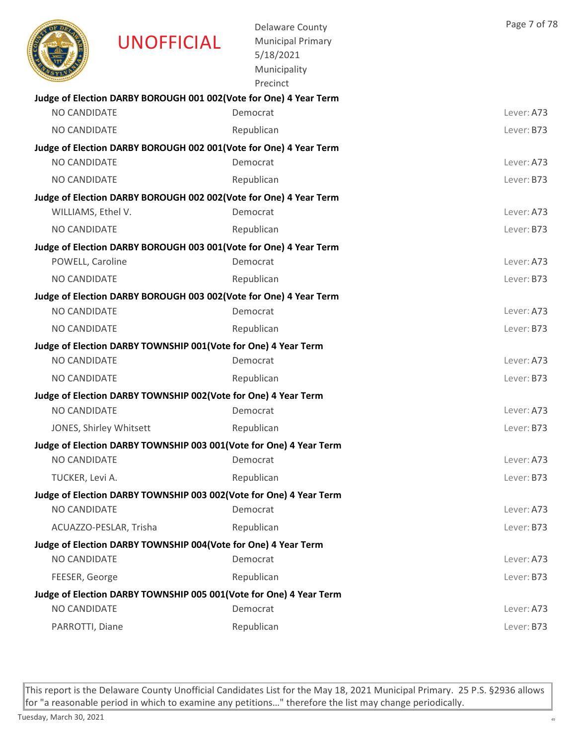UNOFFICIAL

Delaware County
Municipal Primary
5/18/2021
Municipality
Precinct

**Judge of Election DARBY BOROUGH 001 002(Vote for One) 4 Year Term**

| | | |
|---|---|---|
| NO CANDIDATE | Democrat | Lever: A73 |
| NO CANDIDATE | Republican | Lever: B73 |

**Judge of Election DARBY BOROUGH 002 001(Vote for One) 4 Year Term**

| | | |
|---|---|---|
| NO CANDIDATE | Democrat | Lever: A73 |
| NO CANDIDATE | Republican | Lever: B73 |

**Judge of Election DARBY BOROUGH 002 002(Vote for One) 4 Year Term**

| | | |
|---|---|---|
| WILLIAMS, Ethel V. | Democrat | Lever: A73 |
| NO CANDIDATE | Republican | Lever: B73 |

**Judge of Election DARBY BOROUGH 003 001(Vote for One) 4 Year Term**

| | | |
|---|---|---|
| POWELL, Caroline | Democrat | Lever: A73 |
| NO CANDIDATE | Republican | Lever: B73 |

**Judge of Election DARBY BOROUGH 003 002(Vote for One) 4 Year Term**

| | | |
|---|---|---|
| NO CANDIDATE | Democrat | Lever: A73 |
| NO CANDIDATE | Republican | Lever: B73 |

**Judge of Election DARBY TOWNSHIP 001(Vote for One) 4 Year Term**

| | | |
|---|---|---|
| NO CANDIDATE | Democrat | Lever: A73 |
| NO CANDIDATE | Republican | Lever: B73 |

**Judge of Election DARBY TOWNSHIP 002(Vote for One) 4 Year Term**

| | | |
|---|---|---|
| NO CANDIDATE | Democrat | Lever: A73 |
| JONES, Shirley Whitsett | Republican | Lever: B73 |

**Judge of Election DARBY TOWNSHIP 003 001(Vote for One) 4 Year Term**

| | | |
|---|---|---|
| NO CANDIDATE | Democrat | Lever: A73 |
| TUCKER, Levi A. | Republican | Lever: B73 |

**Judge of Election DARBY TOWNSHIP 003 002(Vote for One) 4 Year Term**

| | | |
|---|---|---|
| NO CANDIDATE | Democrat | Lever: A73 |
| ACUAZZO-PESLAR, Trisha | Republican | Lever: B73 |

**Judge of Election DARBY TOWNSHIP 004(Vote for One) 4 Year Term**

| | | |
|---|---|---|
| NO CANDIDATE | Democrat | Lever: A73 |
| FEESER, George | Republican | Lever: B73 |

**Judge of Election DARBY TOWNSHIP 005 001(Vote for One) 4 Year Term**

| | | |
|---|---|---|
| NO CANDIDATE | Democrat | Lever: A73 |
| PARROTTI, Diane | Republican | Lever: B73 |

This report is the Delaware County Unofficial Candidates List for the May 18, 2021 Municipal Primary. 25 P.S. §2936 allows for "a reasonable period in which to examine any petitions…" therefore the list may change periodically.

Tuesday, March 30, 2021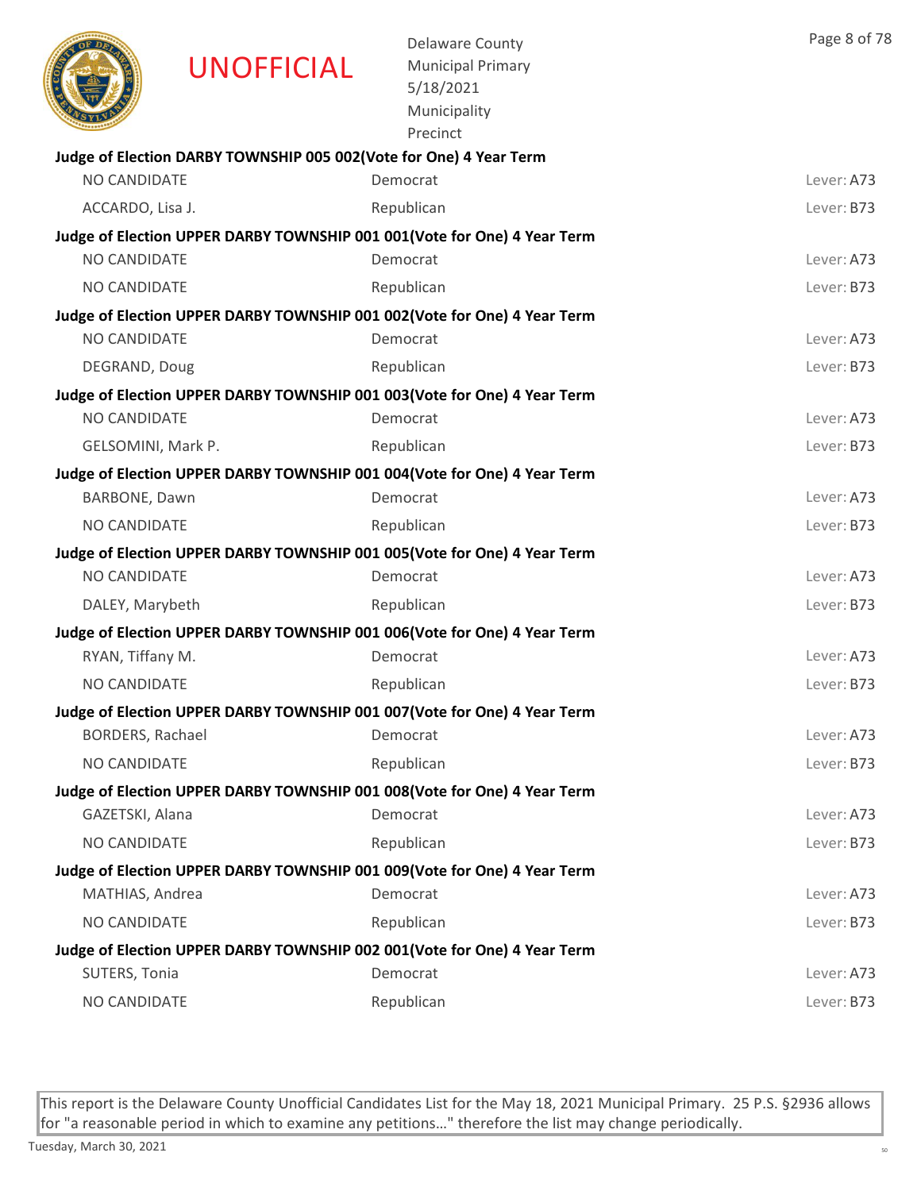UNOFFICIAL

Delaware County
Municipal Primary
5/18/2021
Municipality
Precinct

**Judge of Election DARBY TOWNSHIP 005 002(Vote for One) 4 Year Term**

| | | |
|---|---|---|
| NO CANDIDATE | Democrat | Lever: A73 |
| ACCARDO, Lisa J. | Republican | Lever: B73 |

**Judge of Election UPPER DARBY TOWNSHIP 001 001(Vote for One) 4 Year Term**

| | | |
|---|---|---|
| NO CANDIDATE | Democrat | Lever: A73 |
| NO CANDIDATE | Republican | Lever: B73 |

**Judge of Election UPPER DARBY TOWNSHIP 001 002(Vote for One) 4 Year Term**

| | | |
|---|---|---|
| NO CANDIDATE | Democrat | Lever: A73 |
| DEGRAND, Doug | Republican | Lever: B73 |

**Judge of Election UPPER DARBY TOWNSHIP 001 003(Vote for One) 4 Year Term**

| | | |
|---|---|---|
| NO CANDIDATE | Democrat | Lever: A73 |
| GELSOMINI, Mark P. | Republican | Lever: B73 |

**Judge of Election UPPER DARBY TOWNSHIP 001 004(Vote for One) 4 Year Term**

| | | |
|---|---|---|
| BARBONE, Dawn | Democrat | Lever: A73 |
| NO CANDIDATE | Republican | Lever: B73 |

**Judge of Election UPPER DARBY TOWNSHIP 001 005(Vote for One) 4 Year Term**

| | | |
|---|---|---|
| NO CANDIDATE | Democrat | Lever: A73 |
| DALEY, Marybeth | Republican | Lever: B73 |

**Judge of Election UPPER DARBY TOWNSHIP 001 006(Vote for One) 4 Year Term**

| | | |
|---|---|---|
| RYAN, Tiffany M. | Democrat | Lever: A73 |
| NO CANDIDATE | Republican | Lever: B73 |

**Judge of Election UPPER DARBY TOWNSHIP 001 007(Vote for One) 4 Year Term**

| | | |
|---|---|---|
| BORDERS, Rachael | Democrat | Lever: A73 |
| NO CANDIDATE | Republican | Lever: B73 |

**Judge of Election UPPER DARBY TOWNSHIP 001 008(Vote for One) 4 Year Term**

| | | |
|---|---|---|
| GAZETSKI, Alana | Democrat | Lever: A73 |
| NO CANDIDATE | Republican | Lever: B73 |

**Judge of Election UPPER DARBY TOWNSHIP 001 009(Vote for One) 4 Year Term**

| | | |
|---|---|---|
| MATHIAS, Andrea | Democrat | Lever: A73 |
| NO CANDIDATE | Republican | Lever: B73 |

**Judge of Election UPPER DARBY TOWNSHIP 002 001(Vote for One) 4 Year Term**

| | | |
|---|---|---|
| SUTERS, Tonia | Democrat | Lever: A73 |
| NO CANDIDATE | Republican | Lever: B73 |

This report is the Delaware County Unofficial Candidates List for the May 18, 2021 Municipal Primary. 25 P.S. §2936 allows for "a reasonable period in which to examine any petitions…" therefore the list may change periodically.

Tuesday, March 30, 2021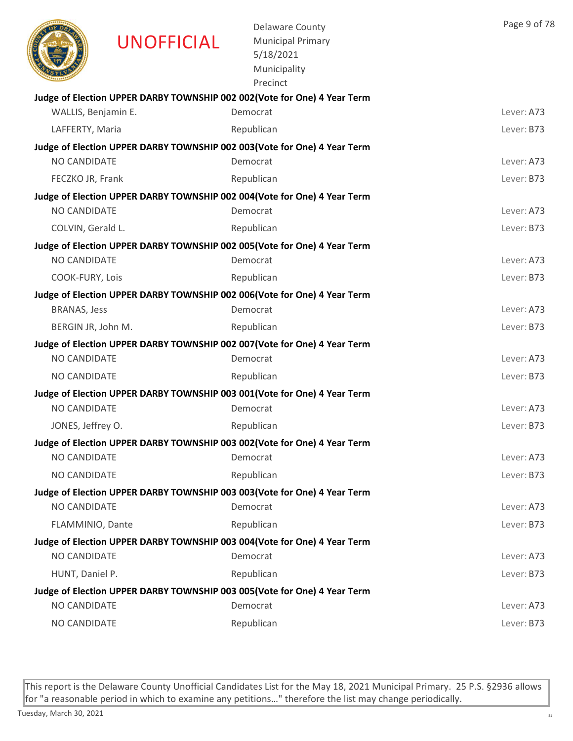UNOFFICIAL

Delaware County
Municipal Primary
5/18/2021
Municipality
Precinct

**Judge of Election UPPER DARBY TOWNSHIP 002 002(Vote for One) 4 Year Term**

| | | |
|---|---|---|
| WALLIS, Benjamin E. | Democrat | Lever: A73 |
| LAFFERTY, Maria | Republican | Lever: B73 |

**Judge of Election UPPER DARBY TOWNSHIP 002 003(Vote for One) 4 Year Term**

| | | |
|---|---|---|
| NO CANDIDATE | Democrat | Lever: A73 |
| FECZKO JR, Frank | Republican | Lever: B73 |

**Judge of Election UPPER DARBY TOWNSHIP 002 004(Vote for One) 4 Year Term**

| | | |
|---|---|---|
| NO CANDIDATE | Democrat | Lever: A73 |
| COLVIN, Gerald L. | Republican | Lever: B73 |

**Judge of Election UPPER DARBY TOWNSHIP 002 005(Vote for One) 4 Year Term**

| | | |
|---|---|---|
| NO CANDIDATE | Democrat | Lever: A73 |
| COOK-FURY, Lois | Republican | Lever: B73 |

**Judge of Election UPPER DARBY TOWNSHIP 002 006(Vote for One) 4 Year Term**

| | | |
|---|---|---|
| BRANAS, Jess | Democrat | Lever: A73 |
| BERGIN JR, John M. | Republican | Lever: B73 |

**Judge of Election UPPER DARBY TOWNSHIP 002 007(Vote for One) 4 Year Term**

| | | |
|---|---|---|
| NO CANDIDATE | Democrat | Lever: A73 |
| NO CANDIDATE | Republican | Lever: B73 |

**Judge of Election UPPER DARBY TOWNSHIP 003 001(Vote for One) 4 Year Term**

| | | |
|---|---|---|
| NO CANDIDATE | Democrat | Lever: A73 |
| JONES, Jeffrey O. | Republican | Lever: B73 |

**Judge of Election UPPER DARBY TOWNSHIP 003 002(Vote for One) 4 Year Term**

| | | |
|---|---|---|
| NO CANDIDATE | Democrat | Lever: A73 |
| NO CANDIDATE | Republican | Lever: B73 |

**Judge of Election UPPER DARBY TOWNSHIP 003 003(Vote for One) 4 Year Term**

| | | |
|---|---|---|
| NO CANDIDATE | Democrat | Lever: A73 |
| FLAMMINIO, Dante | Republican | Lever: B73 |

**Judge of Election UPPER DARBY TOWNSHIP 003 004(Vote for One) 4 Year Term**

| | | |
|---|---|---|
| NO CANDIDATE | Democrat | Lever: A73 |
| HUNT, Daniel P. | Republican | Lever: B73 |

**Judge of Election UPPER DARBY TOWNSHIP 003 005(Vote for One) 4 Year Term**

| | | |
|---|---|---|
| NO CANDIDATE | Democrat | Lever: A73 |
| NO CANDIDATE | Republican | Lever: B73 |

This report is the Delaware County Unofficial Candidates List for the May 18, 2021 Municipal Primary. 25 P.S. §2936 allows for "a reasonable period in which to examine any petitions…" therefore the list may change periodically.

Tuesday, March 30, 2021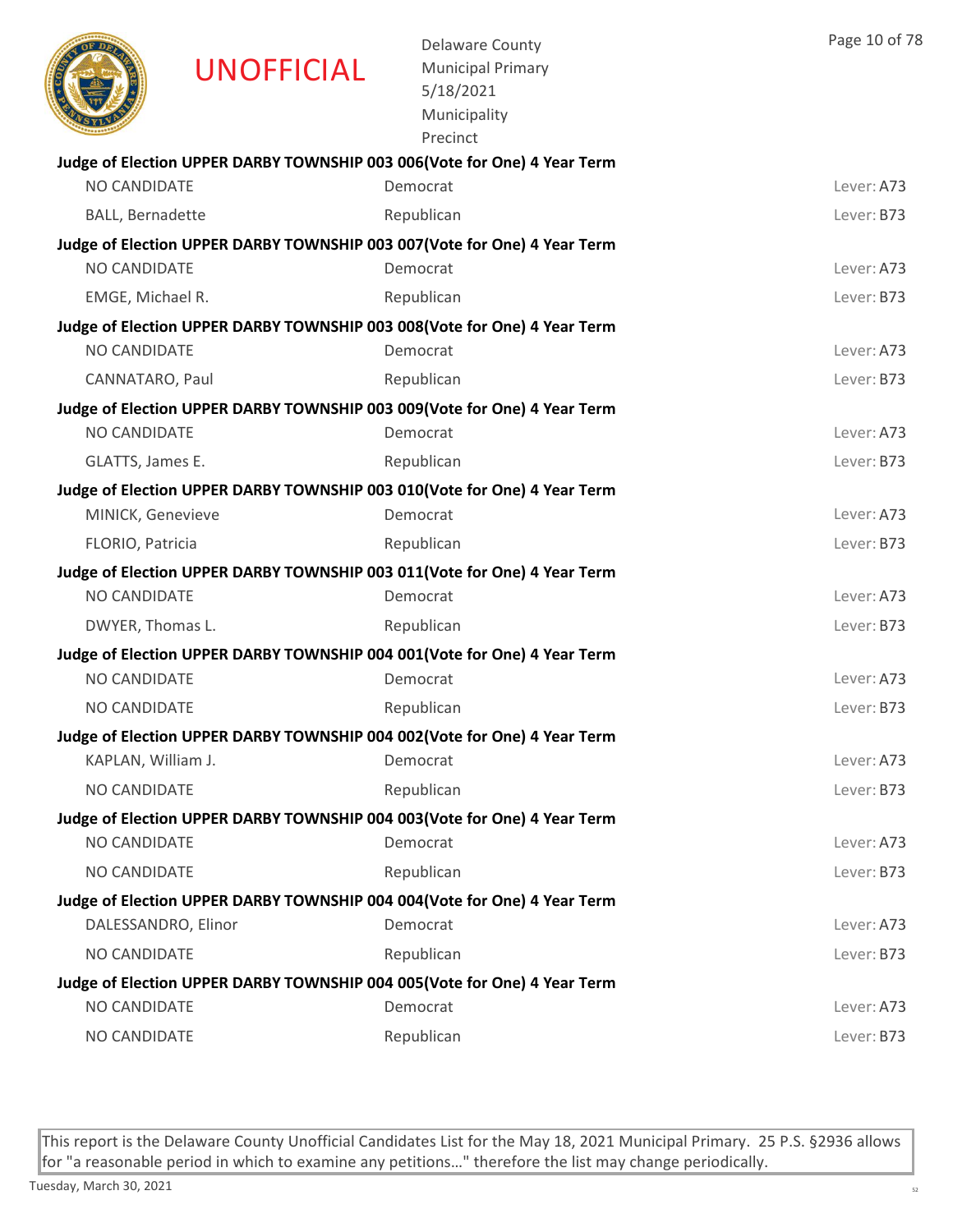UNOFFICIAL

Delaware County
Municipal Primary
5/18/2021
Municipality
Precinct

**Judge of Election UPPER DARBY TOWNSHIP 003 006(Vote for One) 4 Year Term**

| | | |
|---|---|---|
| NO CANDIDATE | Democrat | Lever: A73 |
| BALL, Bernadette | Republican | Lever: B73 |

**Judge of Election UPPER DARBY TOWNSHIP 003 007(Vote for One) 4 Year Term**

| | | |
|---|---|---|
| NO CANDIDATE | Democrat | Lever: A73 |
| EMGE, Michael R. | Republican | Lever: B73 |

**Judge of Election UPPER DARBY TOWNSHIP 003 008(Vote for One) 4 Year Term**

| | | |
|---|---|---|
| NO CANDIDATE | Democrat | Lever: A73 |
| CANNATARO, Paul | Republican | Lever: B73 |

**Judge of Election UPPER DARBY TOWNSHIP 003 009(Vote for One) 4 Year Term**

| | | |
|---|---|---|
| NO CANDIDATE | Democrat | Lever: A73 |
| GLATTS, James E. | Republican | Lever: B73 |

**Judge of Election UPPER DARBY TOWNSHIP 003 010(Vote for One) 4 Year Term**

| | | |
|---|---|---|
| MINICK, Genevieve | Democrat | Lever: A73 |
| FLORIO, Patricia | Republican | Lever: B73 |

**Judge of Election UPPER DARBY TOWNSHIP 003 011(Vote for One) 4 Year Term**

| | | |
|---|---|---|
| NO CANDIDATE | Democrat | Lever: A73 |
| DWYER, Thomas L. | Republican | Lever: B73 |

**Judge of Election UPPER DARBY TOWNSHIP 004 001(Vote for One) 4 Year Term**

| | | |
|---|---|---|
| NO CANDIDATE | Democrat | Lever: A73 |
| NO CANDIDATE | Republican | Lever: B73 |

**Judge of Election UPPER DARBY TOWNSHIP 004 002(Vote for One) 4 Year Term**

| | | |
|---|---|---|
| KAPLAN, William J. | Democrat | Lever: A73 |
| NO CANDIDATE | Republican | Lever: B73 |

**Judge of Election UPPER DARBY TOWNSHIP 004 003(Vote for One) 4 Year Term**

| | | |
|---|---|---|
| NO CANDIDATE | Democrat | Lever: A73 |
| NO CANDIDATE | Republican | Lever: B73 |

**Judge of Election UPPER DARBY TOWNSHIP 004 004(Vote for One) 4 Year Term**

| | | |
|---|---|---|
| DALESSANDRO, Elinor | Democrat | Lever: A73 |
| NO CANDIDATE | Republican | Lever: B73 |

**Judge of Election UPPER DARBY TOWNSHIP 004 005(Vote for One) 4 Year Term**

| | | |
|---|---|---|
| NO CANDIDATE | Democrat | Lever: A73 |
| NO CANDIDATE | Republican | Lever: B73 |

This report is the Delaware County Unofficial Candidates List for the May 18, 2021 Municipal Primary. 25 P.S. §2936 allows for "a reasonable period in which to examine any petitions…" therefore the list may change periodically.

Tuesday, March 30, 2021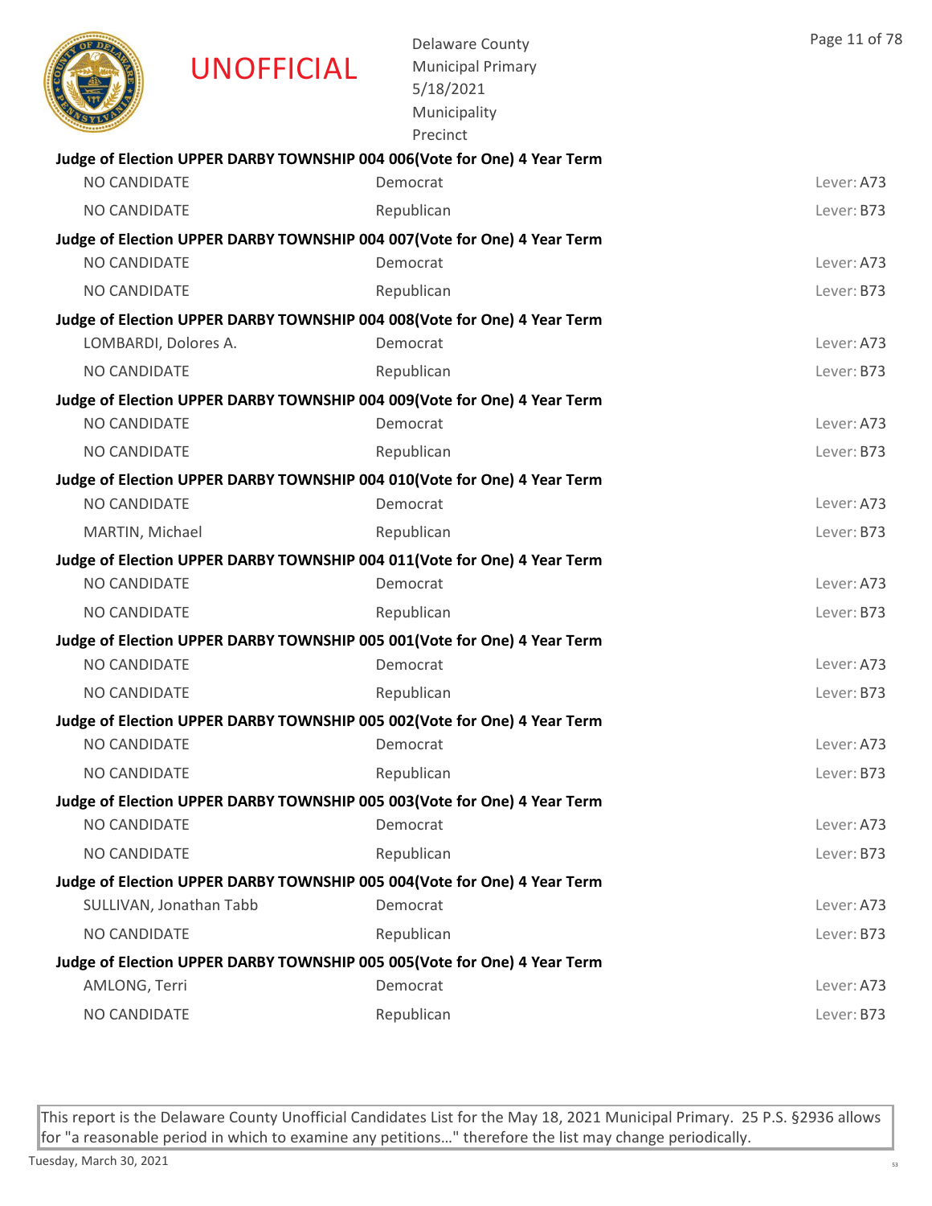UNOFFICIAL

Delaware County
Municipal Primary
5/18/2021
Municipality
Precinct

**Judge of Election UPPER DARBY TOWNSHIP 004 006(Vote for One) 4 Year Term**

| | | |
|---|---|---|
| NO CANDIDATE | Democrat | Lever: A73 |
| NO CANDIDATE | Republican | Lever: B73 |

**Judge of Election UPPER DARBY TOWNSHIP 004 007(Vote for One) 4 Year Term**

| | | |
|---|---|---|
| NO CANDIDATE | Democrat | Lever: A73 |
| NO CANDIDATE | Republican | Lever: B73 |

**Judge of Election UPPER DARBY TOWNSHIP 004 008(Vote for One) 4 Year Term**

| | | |
|---|---|---|
| LOMBARDI, Dolores A. | Democrat | Lever: A73 |
| NO CANDIDATE | Republican | Lever: B73 |

**Judge of Election UPPER DARBY TOWNSHIP 004 009(Vote for One) 4 Year Term**

| | | |
|---|---|---|
| NO CANDIDATE | Democrat | Lever: A73 |
| NO CANDIDATE | Republican | Lever: B73 |

**Judge of Election UPPER DARBY TOWNSHIP 004 010(Vote for One) 4 Year Term**

| | | |
|---|---|---|
| NO CANDIDATE | Democrat | Lever: A73 |
| MARTIN, Michael | Republican | Lever: B73 |

**Judge of Election UPPER DARBY TOWNSHIP 004 011(Vote for One) 4 Year Term**

| | | |
|---|---|---|
| NO CANDIDATE | Democrat | Lever: A73 |
| NO CANDIDATE | Republican | Lever: B73 |

**Judge of Election UPPER DARBY TOWNSHIP 005 001(Vote for One) 4 Year Term**

| | | |
|---|---|---|
| NO CANDIDATE | Democrat | Lever: A73 |
| NO CANDIDATE | Republican | Lever: B73 |

**Judge of Election UPPER DARBY TOWNSHIP 005 002(Vote for One) 4 Year Term**

| | | |
|---|---|---|
| NO CANDIDATE | Democrat | Lever: A73 |
| NO CANDIDATE | Republican | Lever: B73 |

**Judge of Election UPPER DARBY TOWNSHIP 005 003(Vote for One) 4 Year Term**

| | | |
|---|---|---|
| NO CANDIDATE | Democrat | Lever: A73 |
| NO CANDIDATE | Republican | Lever: B73 |

**Judge of Election UPPER DARBY TOWNSHIP 005 004(Vote for One) 4 Year Term**

| | | |
|---|---|---|
| SULLIVAN, Jonathan Tabb | Democrat | Lever: A73 |
| NO CANDIDATE | Republican | Lever: B73 |

**Judge of Election UPPER DARBY TOWNSHIP 005 005(Vote for One) 4 Year Term**

| | | |
|---|---|---|
| AMLONG, Terri | Democrat | Lever: A73 |
| NO CANDIDATE | Republican | Lever: B73 |

This report is the Delaware County Unofficial Candidates List for the May 18, 2021 Municipal Primary. 25 P.S. §2936 allows for "a reasonable period in which to examine any petitions…" therefore the list may change periodically.

Tuesday, March 30, 2021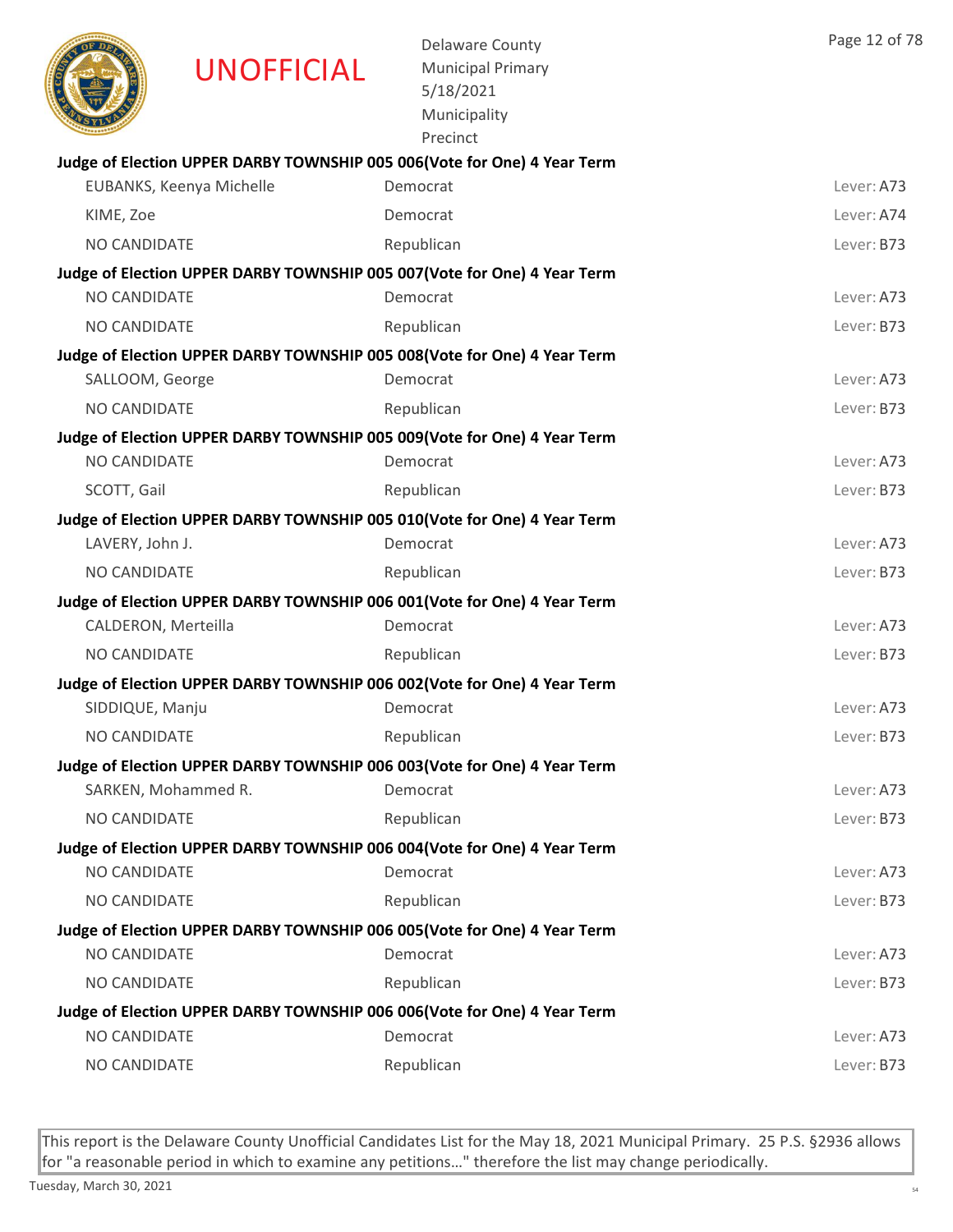UNOFFICIAL

Delaware County
Municipal Primary
5/18/2021
Municipality
Precinct

**Judge of Election UPPER DARBY TOWNSHIP 005 006(Vote for One) 4 Year Term**

| | | |
|---|---|---|
| EUBANKS, Keenya Michelle | Democrat | Lever: A73 |
| KIME, Zoe | Democrat | Lever: A74 |
| NO CANDIDATE | Republican | Lever: B73 |

**Judge of Election UPPER DARBY TOWNSHIP 005 007(Vote for One) 4 Year Term**

| | | |
|---|---|---|
| NO CANDIDATE | Democrat | Lever: A73 |
| NO CANDIDATE | Republican | Lever: B73 |

**Judge of Election UPPER DARBY TOWNSHIP 005 008(Vote for One) 4 Year Term**

| | | |
|---|---|---|
| SALLOOM, George | Democrat | Lever: A73 |
| NO CANDIDATE | Republican | Lever: B73 |

**Judge of Election UPPER DARBY TOWNSHIP 005 009(Vote for One) 4 Year Term**

| | | |
|---|---|---|
| NO CANDIDATE | Democrat | Lever: A73 |
| SCOTT, Gail | Republican | Lever: B73 |

**Judge of Election UPPER DARBY TOWNSHIP 005 010(Vote for One) 4 Year Term**

| | | |
|---|---|---|
| LAVERY, John J. | Democrat | Lever: A73 |
| NO CANDIDATE | Republican | Lever: B73 |

**Judge of Election UPPER DARBY TOWNSHIP 006 001(Vote for One) 4 Year Term**

| | | |
|---|---|---|
| CALDERON, Merteilla | Democrat | Lever: A73 |
| NO CANDIDATE | Republican | Lever: B73 |

**Judge of Election UPPER DARBY TOWNSHIP 006 002(Vote for One) 4 Year Term**

| | | |
|---|---|---|
| SIDDIQUE, Manju | Democrat | Lever: A73 |
| NO CANDIDATE | Republican | Lever: B73 |

**Judge of Election UPPER DARBY TOWNSHIP 006 003(Vote for One) 4 Year Term**

| | | |
|---|---|---|
| SARKEN, Mohammed R. | Democrat | Lever: A73 |
| NO CANDIDATE | Republican | Lever: B73 |

**Judge of Election UPPER DARBY TOWNSHIP 006 004(Vote for One) 4 Year Term**

| | | |
|---|---|---|
| NO CANDIDATE | Democrat | Lever: A73 |
| NO CANDIDATE | Republican | Lever: B73 |

**Judge of Election UPPER DARBY TOWNSHIP 006 005(Vote for One) 4 Year Term**

| | | |
|---|---|---|
| NO CANDIDATE | Democrat | Lever: A73 |
| NO CANDIDATE | Republican | Lever: B73 |

**Judge of Election UPPER DARBY TOWNSHIP 006 006(Vote for One) 4 Year Term**

| | | |
|---|---|---|
| NO CANDIDATE | Democrat | Lever: A73 |
| NO CANDIDATE | Republican | Lever: B73 |

This report is the Delaware County Unofficial Candidates List for the May 18, 2021 Municipal Primary. 25 P.S. §2936 allows for "a reasonable period in which to examine any petitions…" therefore the list may change periodically.

Tuesday, March 30, 2021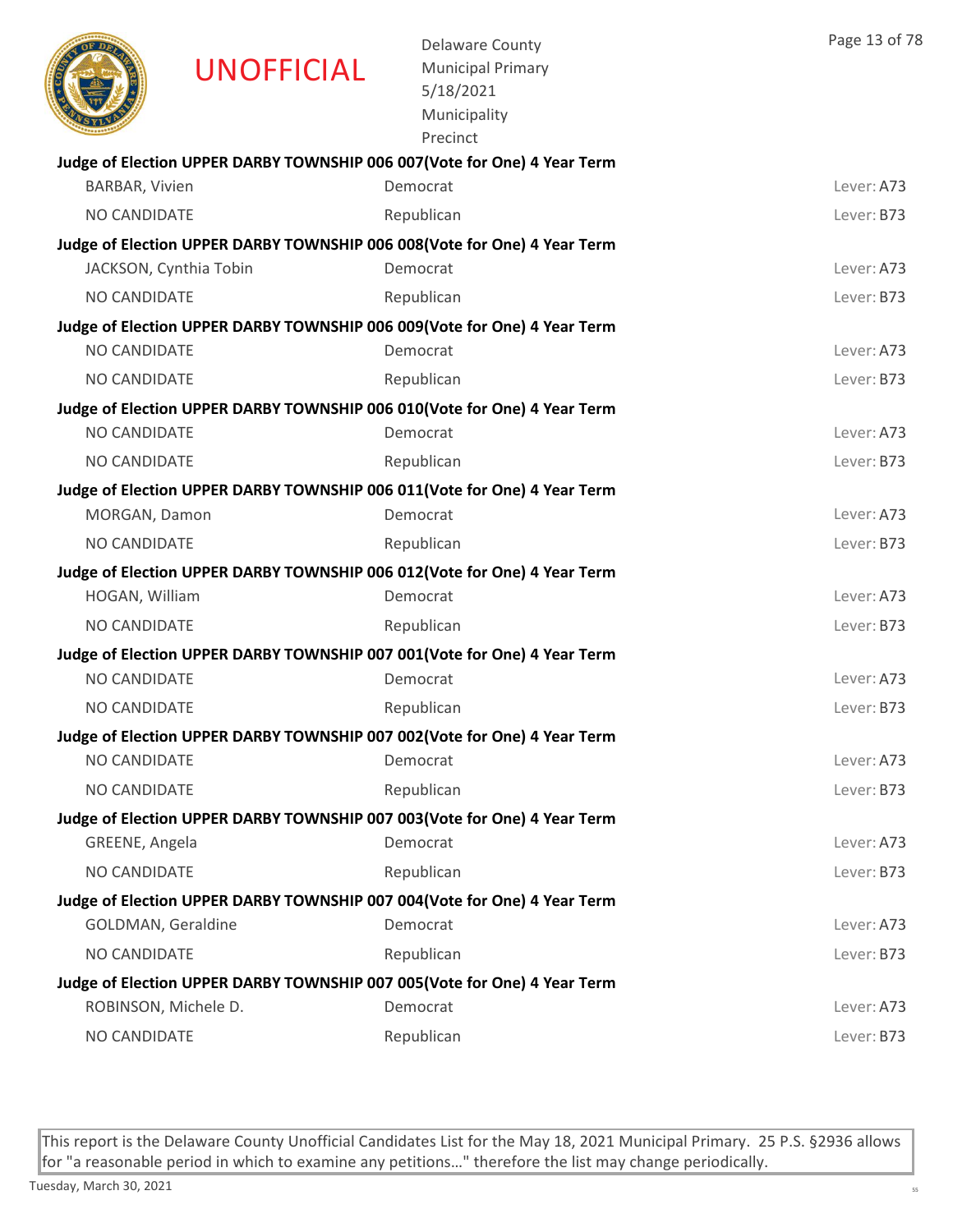UNOFFICIAL

Delaware County
Municipal Primary
5/18/2021
Municipality
Precinct

**Judge of Election UPPER DARBY TOWNSHIP 006 007(Vote for One) 4 Year Term**

| | | |
|---|---|---|
| BARBAR, Vivien | Democrat | Lever: A73 |
| NO CANDIDATE | Republican | Lever: B73 |

**Judge of Election UPPER DARBY TOWNSHIP 006 008(Vote for One) 4 Year Term**

| | | |
|---|---|---|
| JACKSON, Cynthia Tobin | Democrat | Lever: A73 |
| NO CANDIDATE | Republican | Lever: B73 |

**Judge of Election UPPER DARBY TOWNSHIP 006 009(Vote for One) 4 Year Term**

| | | |
|---|---|---|
| NO CANDIDATE | Democrat | Lever: A73 |
| NO CANDIDATE | Republican | Lever: B73 |

**Judge of Election UPPER DARBY TOWNSHIP 006 010(Vote for One) 4 Year Term**

| | | |
|---|---|---|
| NO CANDIDATE | Democrat | Lever: A73 |
| NO CANDIDATE | Republican | Lever: B73 |

**Judge of Election UPPER DARBY TOWNSHIP 006 011(Vote for One) 4 Year Term**

| | | |
|---|---|---|
| MORGAN, Damon | Democrat | Lever: A73 |
| NO CANDIDATE | Republican | Lever: B73 |

**Judge of Election UPPER DARBY TOWNSHIP 006 012(Vote for One) 4 Year Term**

| | | |
|---|---|---|
| HOGAN, William | Democrat | Lever: A73 |
| NO CANDIDATE | Republican | Lever: B73 |

**Judge of Election UPPER DARBY TOWNSHIP 007 001(Vote for One) 4 Year Term**

| | | |
|---|---|---|
| NO CANDIDATE | Democrat | Lever: A73 |
| NO CANDIDATE | Republican | Lever: B73 |

**Judge of Election UPPER DARBY TOWNSHIP 007 002(Vote for One) 4 Year Term**

| | | |
|---|---|---|
| NO CANDIDATE | Democrat | Lever: A73 |
| NO CANDIDATE | Republican | Lever: B73 |

**Judge of Election UPPER DARBY TOWNSHIP 007 003(Vote for One) 4 Year Term**

| | | |
|---|---|---|
| GREENE, Angela | Democrat | Lever: A73 |
| NO CANDIDATE | Republican | Lever: B73 |

**Judge of Election UPPER DARBY TOWNSHIP 007 004(Vote for One) 4 Year Term**

| | | |
|---|---|---|
| GOLDMAN, Geraldine | Democrat | Lever: A73 |
| NO CANDIDATE | Republican | Lever: B73 |

**Judge of Election UPPER DARBY TOWNSHIP 007 005(Vote for One) 4 Year Term**

| | | |
|---|---|---|
| ROBINSON, Michele D. | Democrat | Lever: A73 |
| NO CANDIDATE | Republican | Lever: B73 |

This report is the Delaware County Unofficial Candidates List for the May 18, 2021 Municipal Primary. 25 P.S. §2936 allows for "a reasonable period in which to examine any petitions…" therefore the list may change periodically.

Tuesday, March 30, 2021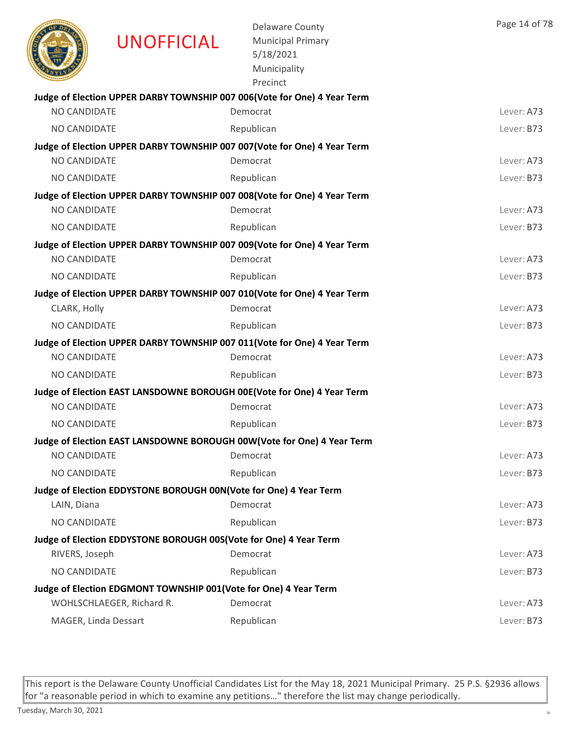UNOFFICIAL

Delaware County
Municipal Primary
5/18/2021
Municipality
Precinct

**Judge of Election UPPER DARBY TOWNSHIP 007 006(Vote for One) 4 Year Term**

| | | |
|---|---|---|
| NO CANDIDATE | Democrat | Lever: A73 |
| NO CANDIDATE | Republican | Lever: B73 |

**Judge of Election UPPER DARBY TOWNSHIP 007 007(Vote for One) 4 Year Term**

| | | |
|---|---|---|
| NO CANDIDATE | Democrat | Lever: A73 |
| NO CANDIDATE | Republican | Lever: B73 |

**Judge of Election UPPER DARBY TOWNSHIP 007 008(Vote for One) 4 Year Term**

| | | |
|---|---|---|
| NO CANDIDATE | Democrat | Lever: A73 |
| NO CANDIDATE | Republican | Lever: B73 |

**Judge of Election UPPER DARBY TOWNSHIP 007 009(Vote for One) 4 Year Term**

| | | |
|---|---|---|
| NO CANDIDATE | Democrat | Lever: A73 |
| NO CANDIDATE | Republican | Lever: B73 |

**Judge of Election UPPER DARBY TOWNSHIP 007 010(Vote for One) 4 Year Term**

| | | |
|---|---|---|
| CLARK, Holly | Democrat | Lever: A73 |
| NO CANDIDATE | Republican | Lever: B73 |

**Judge of Election UPPER DARBY TOWNSHIP 007 011(Vote for One) 4 Year Term**

| | | |
|---|---|---|
| NO CANDIDATE | Democrat | Lever: A73 |
| NO CANDIDATE | Republican | Lever: B73 |

**Judge of Election EAST LANSDOWNE BOROUGH 00E(Vote for One) 4 Year Term**

| | | |
|---|---|---|
| NO CANDIDATE | Democrat | Lever: A73 |
| NO CANDIDATE | Republican | Lever: B73 |

**Judge of Election EAST LANSDOWNE BOROUGH 00W(Vote for One) 4 Year Term**

| | | |
|---|---|---|
| NO CANDIDATE | Democrat | Lever: A73 |
| NO CANDIDATE | Republican | Lever: B73 |

**Judge of Election EDDYSTONE BOROUGH 00N(Vote for One) 4 Year Term**

| | | |
|---|---|---|
| LAIN, Diana | Democrat | Lever: A73 |
| NO CANDIDATE | Republican | Lever: B73 |

**Judge of Election EDDYSTONE BOROUGH 00S(Vote for One) 4 Year Term**

| | | |
|---|---|---|
| RIVERS, Joseph | Democrat | Lever: A73 |
| NO CANDIDATE | Republican | Lever: B73 |

**Judge of Election EDGMONT TOWNSHIP 001(Vote for One) 4 Year Term**

| | | |
|---|---|---|
| WOHLSCHLAEGER, Richard R. | Democrat | Lever: A73 |
| MAGER, Linda Dessart | Republican | Lever: B73 |

This report is the Delaware County Unofficial Candidates List for the May 18, 2021 Municipal Primary. 25 P.S. §2936 allows for "a reasonable period in which to examine any petitions..." therefore the list may change periodically.

Tuesday, March 30, 2021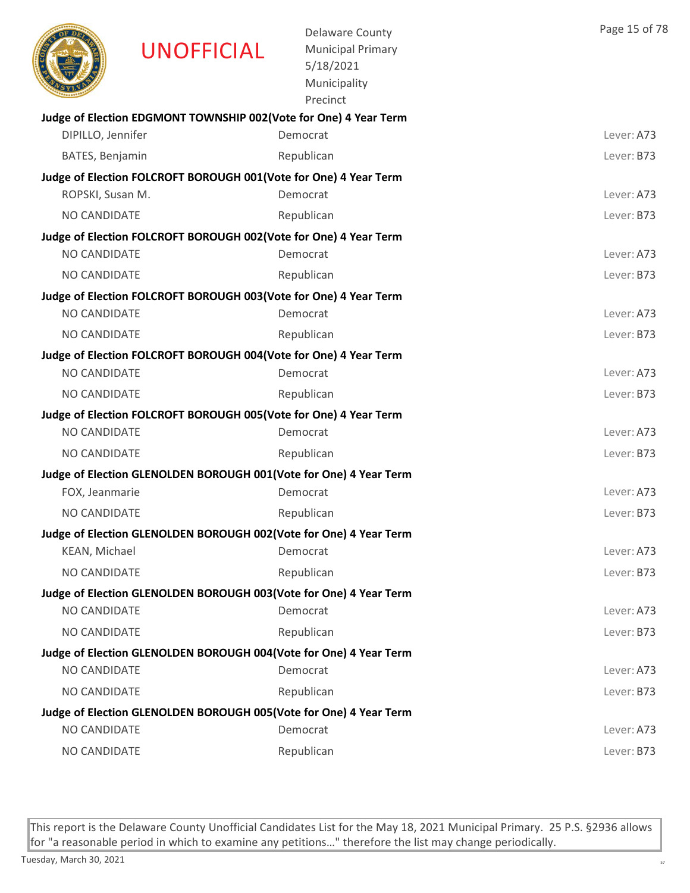UNOFFICIAL

Delaware County
Municipal Primary
5/18/2021
Municipality
Precinct

**Judge of Election EDGMONT TOWNSHIP 002(Vote for One) 4 Year Term**

| Candidate | Party | Lever |
|---|---|---|
| DIPILLO, Jennifer | Democrat | Lever: A73 |
| BATES, Benjamin | Republican | Lever: B73 |

**Judge of Election FOLCROFT BOROUGH 001(Vote for One) 4 Year Term**

| Candidate | Party | Lever |
|---|---|---|
| ROPSKI, Susan M. | Democrat | Lever: A73 |
| NO CANDIDATE | Republican | Lever: B73 |

**Judge of Election FOLCROFT BOROUGH 002(Vote for One) 4 Year Term**

| Candidate | Party | Lever |
|---|---|---|
| NO CANDIDATE | Democrat | Lever: A73 |
| NO CANDIDATE | Republican | Lever: B73 |

**Judge of Election FOLCROFT BOROUGH 003(Vote for One) 4 Year Term**

| Candidate | Party | Lever |
|---|---|---|
| NO CANDIDATE | Democrat | Lever: A73 |
| NO CANDIDATE | Republican | Lever: B73 |

**Judge of Election FOLCROFT BOROUGH 004(Vote for One) 4 Year Term**

| Candidate | Party | Lever |
|---|---|---|
| NO CANDIDATE | Democrat | Lever: A73 |
| NO CANDIDATE | Republican | Lever: B73 |

**Judge of Election FOLCROFT BOROUGH 005(Vote for One) 4 Year Term**

| Candidate | Party | Lever |
|---|---|---|
| NO CANDIDATE | Democrat | Lever: A73 |
| NO CANDIDATE | Republican | Lever: B73 |

**Judge of Election GLENOLDEN BOROUGH 001(Vote for One) 4 Year Term**

| Candidate | Party | Lever |
|---|---|---|
| FOX, Jeanmarie | Democrat | Lever: A73 |
| NO CANDIDATE | Republican | Lever: B73 |

**Judge of Election GLENOLDEN BOROUGH 002(Vote for One) 4 Year Term**

| Candidate | Party | Lever |
|---|---|---|
| KEAN, Michael | Democrat | Lever: A73 |
| NO CANDIDATE | Republican | Lever: B73 |

**Judge of Election GLENOLDEN BOROUGH 003(Vote for One) 4 Year Term**

| Candidate | Party | Lever |
|---|---|---|
| NO CANDIDATE | Democrat | Lever: A73 |
| NO CANDIDATE | Republican | Lever: B73 |

**Judge of Election GLENOLDEN BOROUGH 004(Vote for One) 4 Year Term**

| Candidate | Party | Lever |
|---|---|---|
| NO CANDIDATE | Democrat | Lever: A73 |
| NO CANDIDATE | Republican | Lever: B73 |

**Judge of Election GLENOLDEN BOROUGH 005(Vote for One) 4 Year Term**

| Candidate | Party | Lever |
|---|---|---|
| NO CANDIDATE | Democrat | Lever: A73 |
| NO CANDIDATE | Republican | Lever: B73 |

This report is the Delaware County Unofficial Candidates List for the May 18, 2021 Municipal Primary. 25 P.S. §2936 allows for "a reasonable period in which to examine any petitions…" therefore the list may change periodically.

Tuesday, March 30, 2021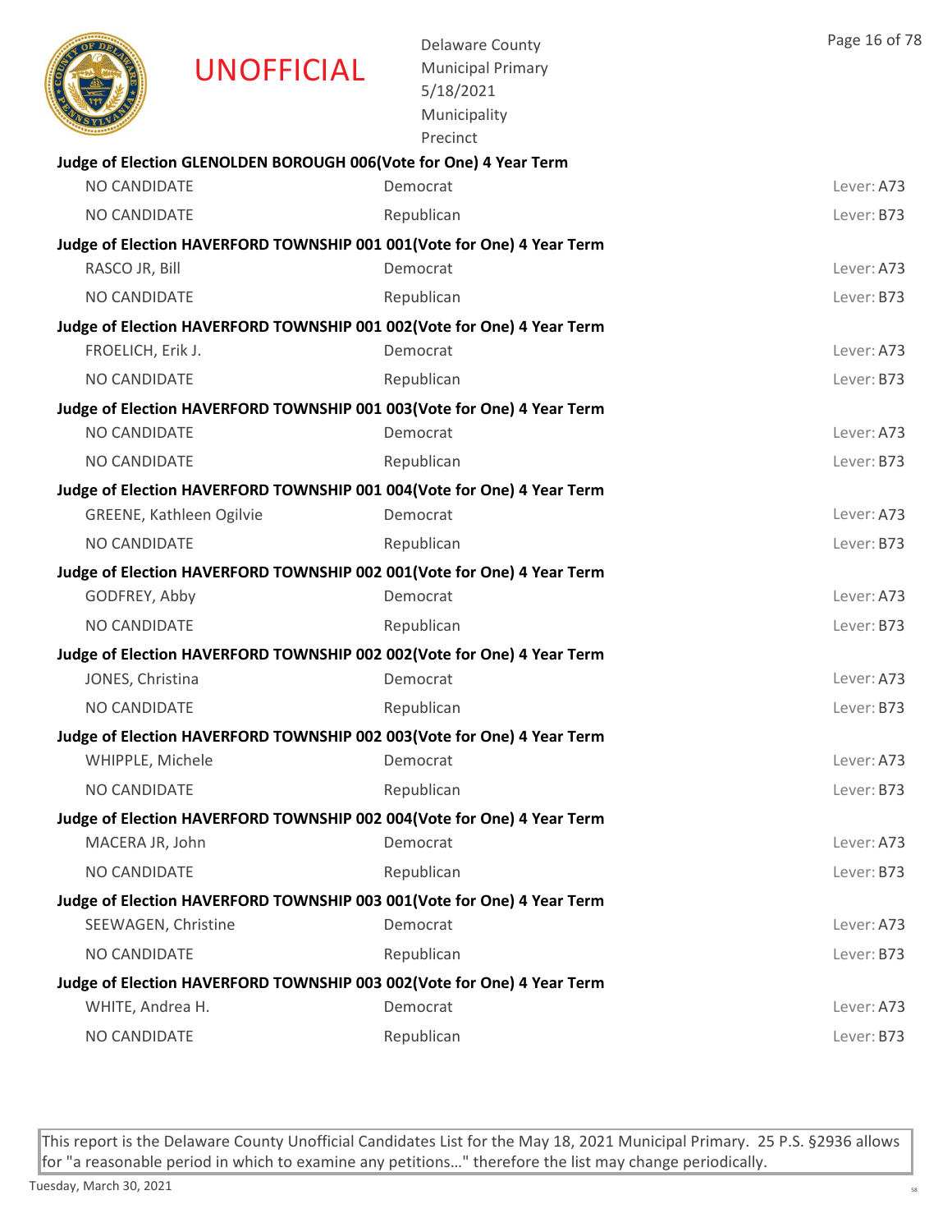UNOFFICIAL

Delaware County
Municipal Primary
5/18/2021
Municipality
Precinct

**Judge of Election GLENOLDEN BOROUGH 006(Vote for One) 4 Year Term**

| | | |
|---|---|---|
| NO CANDIDATE | Democrat | Lever: A73 |
| NO CANDIDATE | Republican | Lever: B73 |

**Judge of Election HAVERFORD TOWNSHIP 001 001(Vote for One) 4 Year Term**

| | | |
|---|---|---|
| RASCO JR, Bill | Democrat | Lever: A73 |
| NO CANDIDATE | Republican | Lever: B73 |

**Judge of Election HAVERFORD TOWNSHIP 001 002(Vote for One) 4 Year Term**

| | | |
|---|---|---|
| FROELICH, Erik J. | Democrat | Lever: A73 |
| NO CANDIDATE | Republican | Lever: B73 |

**Judge of Election HAVERFORD TOWNSHIP 001 003(Vote for One) 4 Year Term**

| | | |
|---|---|---|
| NO CANDIDATE | Democrat | Lever: A73 |
| NO CANDIDATE | Republican | Lever: B73 |

**Judge of Election HAVERFORD TOWNSHIP 001 004(Vote for One) 4 Year Term**

| | | |
|---|---|---|
| GREENE, Kathleen Ogilvie | Democrat | Lever: A73 |
| NO CANDIDATE | Republican | Lever: B73 |

**Judge of Election HAVERFORD TOWNSHIP 002 001(Vote for One) 4 Year Term**

| | | |
|---|---|---|
| GODFREY, Abby | Democrat | Lever: A73 |
| NO CANDIDATE | Republican | Lever: B73 |

**Judge of Election HAVERFORD TOWNSHIP 002 002(Vote for One) 4 Year Term**

| | | |
|---|---|---|
| JONES, Christina | Democrat | Lever: A73 |
| NO CANDIDATE | Republican | Lever: B73 |

**Judge of Election HAVERFORD TOWNSHIP 002 003(Vote for One) 4 Year Term**

| | | |
|---|---|---|
| WHIPPLE, Michele | Democrat | Lever: A73 |
| NO CANDIDATE | Republican | Lever: B73 |

**Judge of Election HAVERFORD TOWNSHIP 002 004(Vote for One) 4 Year Term**

| | | |
|---|---|---|
| MACERA JR, John | Democrat | Lever: A73 |
| NO CANDIDATE | Republican | Lever: B73 |

**Judge of Election HAVERFORD TOWNSHIP 003 001(Vote for One) 4 Year Term**

| | | |
|---|---|---|
| SEEWAGEN, Christine | Democrat | Lever: A73 |
| NO CANDIDATE | Republican | Lever: B73 |

**Judge of Election HAVERFORD TOWNSHIP 003 002(Vote for One) 4 Year Term**

| | | |
|---|---|---|
| WHITE, Andrea H. | Democrat | Lever: A73 |
| NO CANDIDATE | Republican | Lever: B73 |

This report is the Delaware County Unofficial Candidates List for the May 18, 2021 Municipal Primary. 25 P.S. §2936 allows for "a reasonable period in which to examine any petitions…" therefore the list may change periodically.

Tuesday, March 30, 2021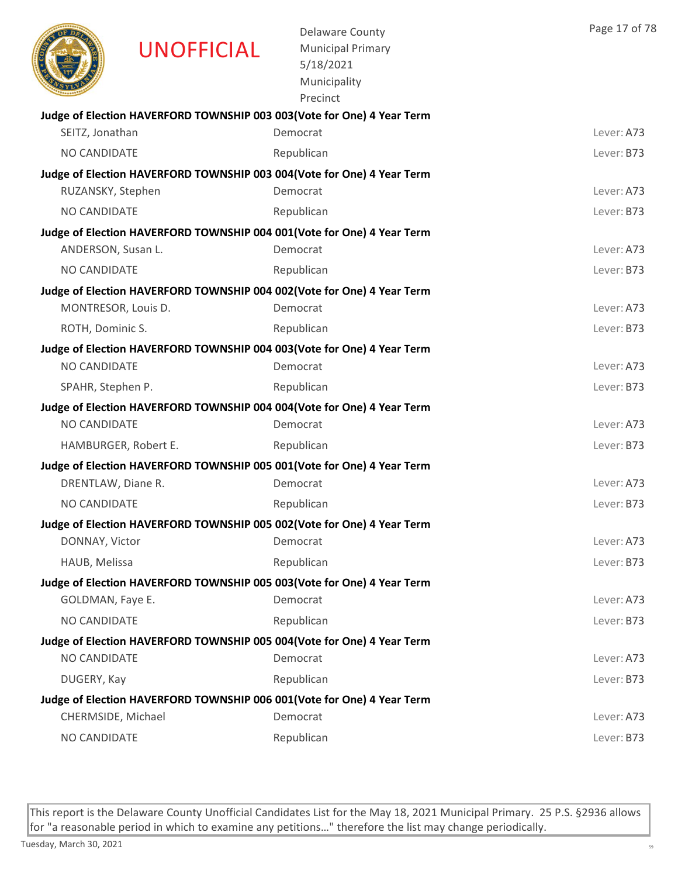**Judge of Election HAVERFORD TOWNSHIP 003 003(Vote for One) 4 Year Term**

| | | |
|---|---|---|
| SEITZ, Jonathan | Democrat | Lever: A73 |
| NO CANDIDATE | Republican | Lever: B73 |

**Judge of Election HAVERFORD TOWNSHIP 003 004(Vote for One) 4 Year Term**

| | | |
|---|---|---|
| RUZANSKY, Stephen | Democrat | Lever: A73 |
| NO CANDIDATE | Republican | Lever: B73 |

**Judge of Election HAVERFORD TOWNSHIP 004 001(Vote for One) 4 Year Term**

| | | |
|---|---|---|
| ANDERSON, Susan L. | Democrat | Lever: A73 |
| NO CANDIDATE | Republican | Lever: B73 |

**Judge of Election HAVERFORD TOWNSHIP 004 002(Vote for One) 4 Year Term**

| | | |
|---|---|---|
| MONTRESOR, Louis D. | Democrat | Lever: A73 |
| ROTH, Dominic S. | Republican | Lever: B73 |

**Judge of Election HAVERFORD TOWNSHIP 004 003(Vote for One) 4 Year Term**

| | | |
|---|---|---|
| NO CANDIDATE | Democrat | Lever: A73 |
| SPAHR, Stephen P. | Republican | Lever: B73 |

**Judge of Election HAVERFORD TOWNSHIP 004 004(Vote for One) 4 Year Term**

| | | |
|---|---|---|
| NO CANDIDATE | Democrat | Lever: A73 |
| HAMBURGER, Robert E. | Republican | Lever: B73 |

**Judge of Election HAVERFORD TOWNSHIP 005 001(Vote for One) 4 Year Term**

| | | |
|---|---|---|
| DRENTLAW, Diane R. | Democrat | Lever: A73 |
| NO CANDIDATE | Republican | Lever: B73 |

**Judge of Election HAVERFORD TOWNSHIP 005 002(Vote for One) 4 Year Term**

| | | |
|---|---|---|
| DONNAY, Victor | Democrat | Lever: A73 |
| HAUB, Melissa | Republican | Lever: B73 |

**Judge of Election HAVERFORD TOWNSHIP 005 003(Vote for One) 4 Year Term**

| | | |
|---|---|---|
| GOLDMAN, Faye E. | Democrat | Lever: A73 |
| NO CANDIDATE | Republican | Lever: B73 |

**Judge of Election HAVERFORD TOWNSHIP 005 004(Vote for One) 4 Year Term**

| | | |
|---|---|---|
| NO CANDIDATE | Democrat | Lever: A73 |
| DUGERY, Kay | Republican | Lever: B73 |

**Judge of Election HAVERFORD TOWNSHIP 006 001(Vote for One) 4 Year Term**

| | | |
|---|---|---|
| CHERMSIDE, Michael | Democrat | Lever: A73 |
| NO CANDIDATE | Republican | Lever: B73 |

This report is the Delaware County Unofficial Candidates List for the May 18, 2021 Municipal Primary. 25 P.S. §2936 allows for "a reasonable period in which to examine any petitions…" therefore the list may change periodically.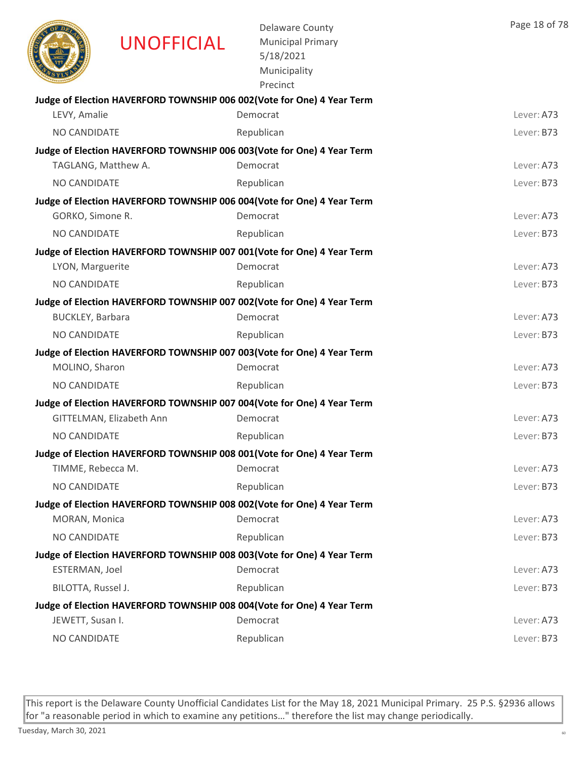**Judge of Election HAVERFORD TOWNSHIP 006 002(Vote for One) 4 Year Term**

| | | |
|---|---|---|
| LEVY, Amalie | Democrat | Lever: A73 |
| NO CANDIDATE | Republican | Lever: B73 |

**Judge of Election HAVERFORD TOWNSHIP 006 003(Vote for One) 4 Year Term**

| | | |
|---|---|---|
| TAGLANG, Matthew A. | Democrat | Lever: A73 |
| NO CANDIDATE | Republican | Lever: B73 |

**Judge of Election HAVERFORD TOWNSHIP 006 004(Vote for One) 4 Year Term**

| | | |
|---|---|---|
| GORKO, Simone R. | Democrat | Lever: A73 |
| NO CANDIDATE | Republican | Lever: B73 |

**Judge of Election HAVERFORD TOWNSHIP 007 001(Vote for One) 4 Year Term**

| | | |
|---|---|---|
| LYON, Marguerite | Democrat | Lever: A73 |
| NO CANDIDATE | Republican | Lever: B73 |

**Judge of Election HAVERFORD TOWNSHIP 007 002(Vote for One) 4 Year Term**

| | | |
|---|---|---|
| BUCKLEY, Barbara | Democrat | Lever: A73 |
| NO CANDIDATE | Republican | Lever: B73 |

**Judge of Election HAVERFORD TOWNSHIP 007 003(Vote for One) 4 Year Term**

| | | |
|---|---|---|
| MOLINO, Sharon | Democrat | Lever: A73 |
| NO CANDIDATE | Republican | Lever: B73 |

**Judge of Election HAVERFORD TOWNSHIP 007 004(Vote for One) 4 Year Term**

| | | |
|---|---|---|
| GITTELMAN, Elizabeth Ann | Democrat | Lever: A73 |
| NO CANDIDATE | Republican | Lever: B73 |

**Judge of Election HAVERFORD TOWNSHIP 008 001(Vote for One) 4 Year Term**

| | | |
|---|---|---|
| TIMME, Rebecca M. | Democrat | Lever: A73 |
| NO CANDIDATE | Republican | Lever: B73 |

**Judge of Election HAVERFORD TOWNSHIP 008 002(Vote for One) 4 Year Term**

| | | |
|---|---|---|
| MORAN, Monica | Democrat | Lever: A73 |
| NO CANDIDATE | Republican | Lever: B73 |

**Judge of Election HAVERFORD TOWNSHIP 008 003(Vote for One) 4 Year Term**

| | | |
|---|---|---|
| ESTERMAN, Joel | Democrat | Lever: A73 |
| BILOTTA, Russel J. | Republican | Lever: B73 |

**Judge of Election HAVERFORD TOWNSHIP 008 004(Vote for One) 4 Year Term**

| | | |
|---|---|---|
| JEWETT, Susan I. | Democrat | Lever: A73 |
| NO CANDIDATE | Republican | Lever: B73 |

This report is the Delaware County Unofficial Candidates List for the May 18, 2021 Municipal Primary. 25 P.S. §2936 allows for "a reasonable period in which to examine any petitions…" therefore the list may change periodically.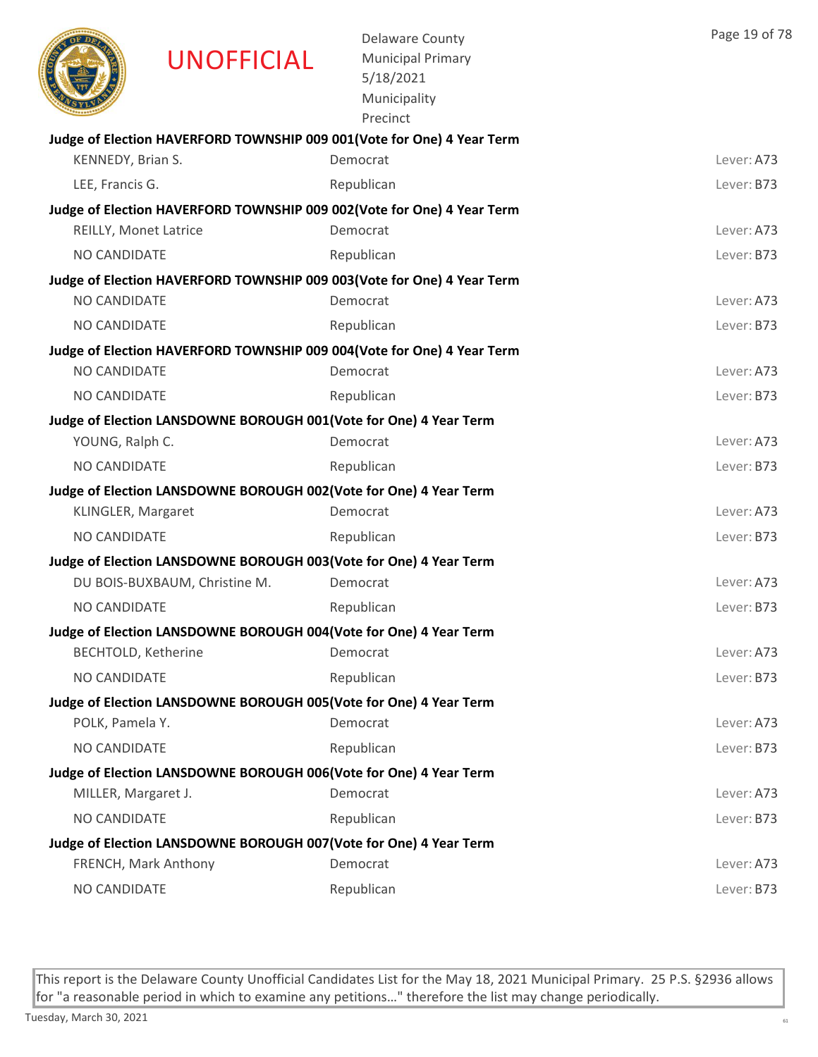UNOFFICIAL

Delaware County
Municipal Primary
5/18/2021
Municipality
Precinct

**Judge of Election HAVERFORD TOWNSHIP 009 001(Vote for One) 4 Year Term**

| | | |
|---|---|---|
| KENNEDY, Brian S. | Democrat | Lever: A73 |
| LEE, Francis G. | Republican | Lever: B73 |

**Judge of Election HAVERFORD TOWNSHIP 009 002(Vote for One) 4 Year Term**

| | | |
|---|---|---|
| REILLY, Monet Latrice | Democrat | Lever: A73 |
| NO CANDIDATE | Republican | Lever: B73 |

**Judge of Election HAVERFORD TOWNSHIP 009 003(Vote for One) 4 Year Term**

| | | |
|---|---|---|
| NO CANDIDATE | Democrat | Lever: A73 |
| NO CANDIDATE | Republican | Lever: B73 |

**Judge of Election HAVERFORD TOWNSHIP 009 004(Vote for One) 4 Year Term**

| | | |
|---|---|---|
| NO CANDIDATE | Democrat | Lever: A73 |
| NO CANDIDATE | Republican | Lever: B73 |

**Judge of Election LANSDOWNE BOROUGH 001(Vote for One) 4 Year Term**

| | | |
|---|---|---|
| YOUNG, Ralph C. | Democrat | Lever: A73 |
| NO CANDIDATE | Republican | Lever: B73 |

**Judge of Election LANSDOWNE BOROUGH 002(Vote for One) 4 Year Term**

| | | |
|---|---|---|
| KLINGLER, Margaret | Democrat | Lever: A73 |
| NO CANDIDATE | Republican | Lever: B73 |

**Judge of Election LANSDOWNE BOROUGH 003(Vote for One) 4 Year Term**

| | | |
|---|---|---|
| DU BOIS-BUXBAUM, Christine M. | Democrat | Lever: A73 |
| NO CANDIDATE | Republican | Lever: B73 |

**Judge of Election LANSDOWNE BOROUGH 004(Vote for One) 4 Year Term**

| | | |
|---|---|---|
| BECHTOLD, Ketherine | Democrat | Lever: A73 |
| NO CANDIDATE | Republican | Lever: B73 |

**Judge of Election LANSDOWNE BOROUGH 005(Vote for One) 4 Year Term**

| | | |
|---|---|---|
| POLK, Pamela Y. | Democrat | Lever: A73 |
| NO CANDIDATE | Republican | Lever: B73 |

**Judge of Election LANSDOWNE BOROUGH 006(Vote for One) 4 Year Term**

| | | |
|---|---|---|
| MILLER, Margaret J. | Democrat | Lever: A73 |
| NO CANDIDATE | Republican | Lever: B73 |

**Judge of Election LANSDOWNE BOROUGH 007(Vote for One) 4 Year Term**

| | | |
|---|---|---|
| FRENCH, Mark Anthony | Democrat | Lever: A73 |
| NO CANDIDATE | Republican | Lever: B73 |

This report is the Delaware County Unofficial Candidates List for the May 18, 2021 Municipal Primary. 25 P.S. §2936 allows for "a reasonable period in which to examine any petitions…" therefore the list may change periodically.

Tuesday, March 30, 2021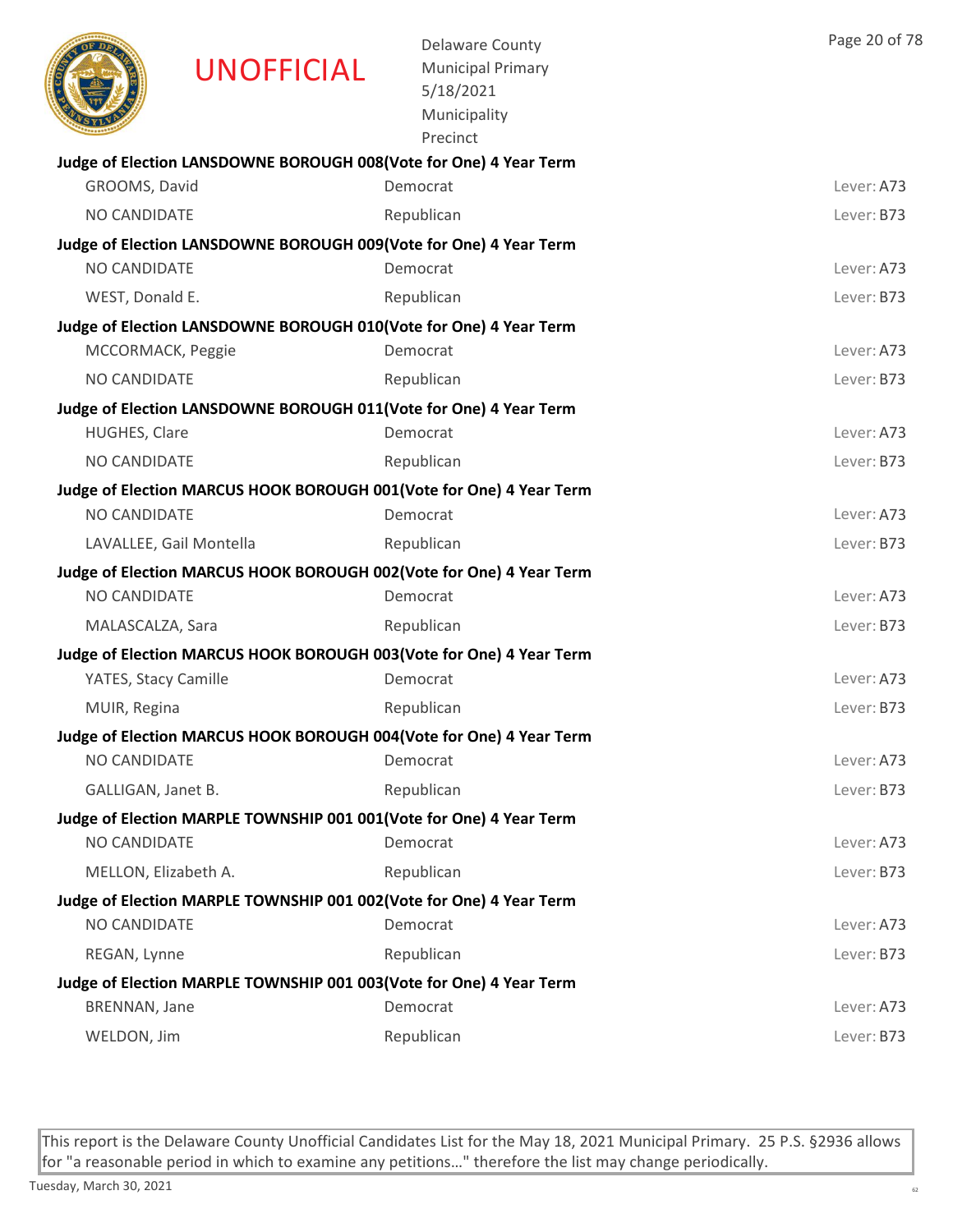UNOFFICIAL

Delaware County
Municipal Primary
5/18/2021
Municipality
Precinct

**Judge of Election LANSDOWNE BOROUGH 008(Vote for One) 4 Year Term**

| | | |
|---|---|---|
| GROOMS, David | Democrat | Lever: A73 |
| NO CANDIDATE | Republican | Lever: B73 |

**Judge of Election LANSDOWNE BOROUGH 009(Vote for One) 4 Year Term**

| | | |
|---|---|---|
| NO CANDIDATE | Democrat | Lever: A73 |
| WEST, Donald E. | Republican | Lever: B73 |

**Judge of Election LANSDOWNE BOROUGH 010(Vote for One) 4 Year Term**

| | | |
|---|---|---|
| MCCORMACK, Peggie | Democrat | Lever: A73 |
| NO CANDIDATE | Republican | Lever: B73 |

**Judge of Election LANSDOWNE BOROUGH 011(Vote for One) 4 Year Term**

| | | |
|---|---|---|
| HUGHES, Clare | Democrat | Lever: A73 |
| NO CANDIDATE | Republican | Lever: B73 |

**Judge of Election MARCUS HOOK BOROUGH 001(Vote for One) 4 Year Term**

| | | |
|---|---|---|
| NO CANDIDATE | Democrat | Lever: A73 |
| LAVALLEE, Gail Montella | Republican | Lever: B73 |

**Judge of Election MARCUS HOOK BOROUGH 002(Vote for One) 4 Year Term**

| | | |
|---|---|---|
| NO CANDIDATE | Democrat | Lever: A73 |
| MALASCALZA, Sara | Republican | Lever: B73 |

**Judge of Election MARCUS HOOK BOROUGH 003(Vote for One) 4 Year Term**

| | | |
|---|---|---|
| YATES, Stacy Camille | Democrat | Lever: A73 |
| MUIR, Regina | Republican | Lever: B73 |

**Judge of Election MARCUS HOOK BOROUGH 004(Vote for One) 4 Year Term**

| | | |
|---|---|---|
| NO CANDIDATE | Democrat | Lever: A73 |
| GALLIGAN, Janet B. | Republican | Lever: B73 |

**Judge of Election MARPLE TOWNSHIP 001 001(Vote for One) 4 Year Term**

| | | |
|---|---|---|
| NO CANDIDATE | Democrat | Lever: A73 |
| MELLON, Elizabeth A. | Republican | Lever: B73 |

**Judge of Election MARPLE TOWNSHIP 001 002(Vote for One) 4 Year Term**

| | | |
|---|---|---|
| NO CANDIDATE | Democrat | Lever: A73 |
| REGAN, Lynne | Republican | Lever: B73 |

**Judge of Election MARPLE TOWNSHIP 001 003(Vote for One) 4 Year Term**

| | | |
|---|---|---|
| BRENNAN, Jane | Democrat | Lever: A73 |
| WELDON, Jim | Republican | Lever: B73 |

This report is the Delaware County Unofficial Candidates List for the May 18, 2021 Municipal Primary. 25 P.S. §2936 allows for "a reasonable period in which to examine any petitions…" therefore the list may change periodically.

Tuesday, March 30, 2021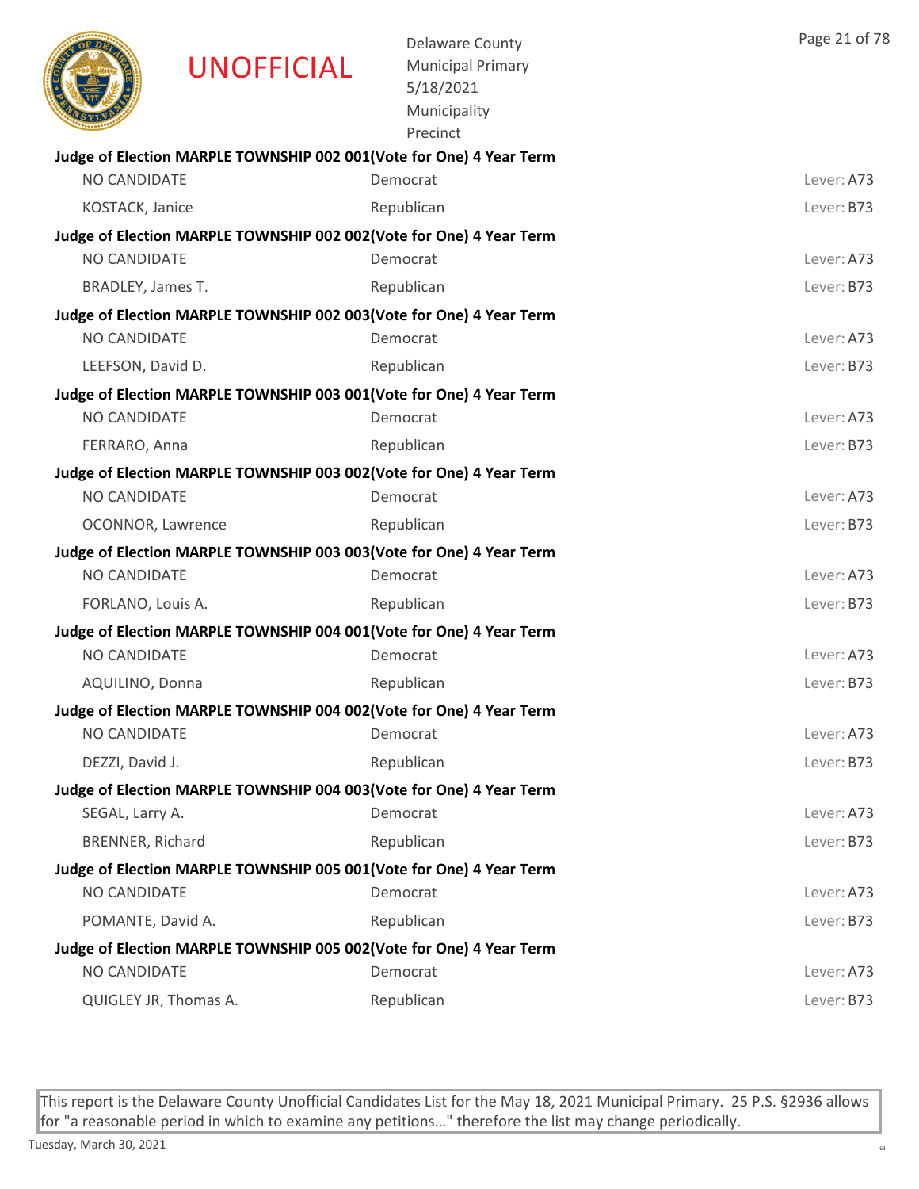UNOFFICIAL

Delaware County
Municipal Primary
5/18/2021
Municipality
Precinct

**Judge of Election MARPLE TOWNSHIP 002 001(Vote for One) 4 Year Term**

| | | |
|---|---|---|
| NO CANDIDATE | Democrat | Lever: A73 |
| KOSTACK, Janice | Republican | Lever: B73 |

**Judge of Election MARPLE TOWNSHIP 002 002(Vote for One) 4 Year Term**

| | | |
|---|---|---|
| NO CANDIDATE | Democrat | Lever: A73 |
| BRADLEY, James T. | Republican | Lever: B73 |

**Judge of Election MARPLE TOWNSHIP 002 003(Vote for One) 4 Year Term**

| | | |
|---|---|---|
| NO CANDIDATE | Democrat | Lever: A73 |
| LEEFSON, David D. | Republican | Lever: B73 |

**Judge of Election MARPLE TOWNSHIP 003 001(Vote for One) 4 Year Term**

| | | |
|---|---|---|
| NO CANDIDATE | Democrat | Lever: A73 |
| FERRARO, Anna | Republican | Lever: B73 |

**Judge of Election MARPLE TOWNSHIP 003 002(Vote for One) 4 Year Term**

| | | |
|---|---|---|
| NO CANDIDATE | Democrat | Lever: A73 |
| OCONNOR, Lawrence | Republican | Lever: B73 |

**Judge of Election MARPLE TOWNSHIP 003 003(Vote for One) 4 Year Term**

| | | |
|---|---|---|
| NO CANDIDATE | Democrat | Lever: A73 |
| FORLANO, Louis A. | Republican | Lever: B73 |

**Judge of Election MARPLE TOWNSHIP 004 001(Vote for One) 4 Year Term**

| | | |
|---|---|---|
| NO CANDIDATE | Democrat | Lever: A73 |
| AQUILINO, Donna | Republican | Lever: B73 |

**Judge of Election MARPLE TOWNSHIP 004 002(Vote for One) 4 Year Term**

| | | |
|---|---|---|
| NO CANDIDATE | Democrat | Lever: A73 |
| DEZZI, David J. | Republican | Lever: B73 |

**Judge of Election MARPLE TOWNSHIP 004 003(Vote for One) 4 Year Term**

| | | |
|---|---|---|
| SEGAL, Larry A. | Democrat | Lever: A73 |
| BRENNER, Richard | Republican | Lever: B73 |

**Judge of Election MARPLE TOWNSHIP 005 001(Vote for One) 4 Year Term**

| | | |
|---|---|---|
| NO CANDIDATE | Democrat | Lever: A73 |
| POMANTE, David A. | Republican | Lever: B73 |

**Judge of Election MARPLE TOWNSHIP 005 002(Vote for One) 4 Year Term**

| | | |
|---|---|---|
| NO CANDIDATE | Democrat | Lever: A73 |
| QUIGLEY JR, Thomas A. | Republican | Lever: B73 |

This report is the Delaware County Unofficial Candidates List for the May 18, 2021 Municipal Primary. 25 P.S. §2936 allows for "a reasonable period in which to examine any petitions…" therefore the list may change periodically.

Tuesday, March 30, 2021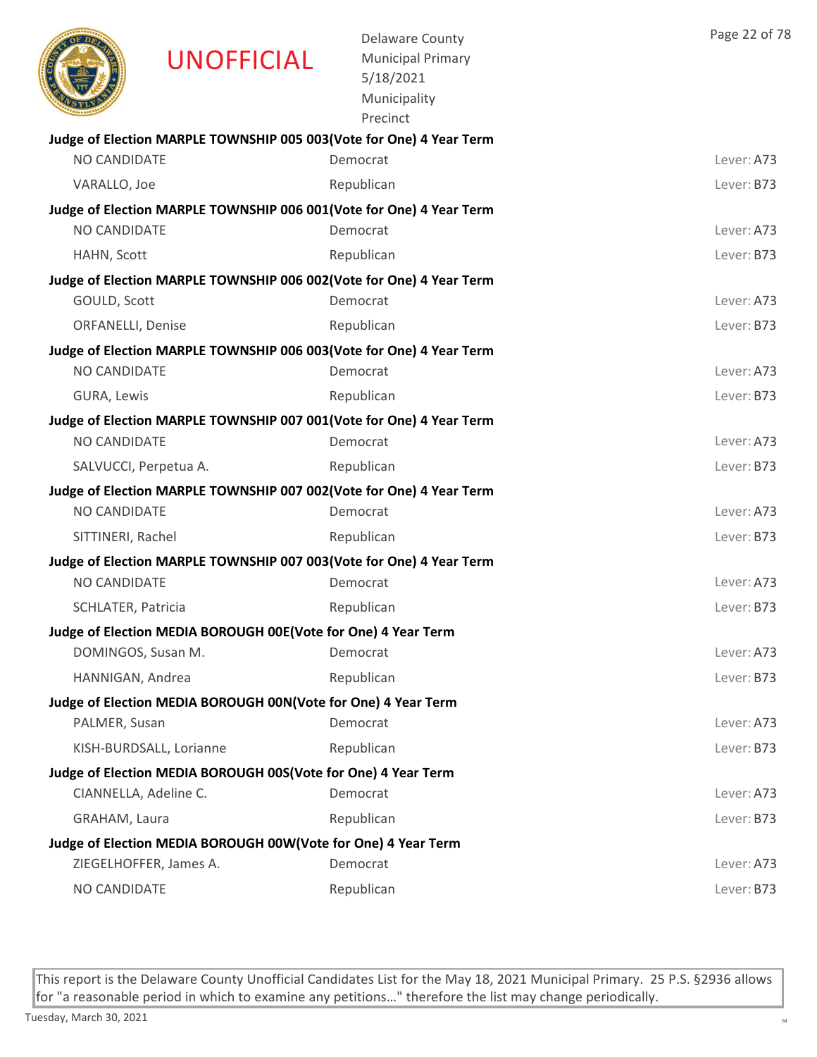UNOFFICIAL

Delaware County
Municipal Primary
5/18/2021
Municipality
Precinct

**Judge of Election MARPLE TOWNSHIP 005 003(Vote for One) 4 Year Term**

| | | |
|---|---|---|
| NO CANDIDATE | Democrat | Lever: A73 |
| VARALLO, Joe | Republican | Lever: B73 |

**Judge of Election MARPLE TOWNSHIP 006 001(Vote for One) 4 Year Term**

| | | |
|---|---|---|
| NO CANDIDATE | Democrat | Lever: A73 |
| HAHN, Scott | Republican | Lever: B73 |

**Judge of Election MARPLE TOWNSHIP 006 002(Vote for One) 4 Year Term**

| | | |
|---|---|---|
| GOULD, Scott | Democrat | Lever: A73 |
| ORFANELLI, Denise | Republican | Lever: B73 |

**Judge of Election MARPLE TOWNSHIP 006 003(Vote for One) 4 Year Term**

| | | |
|---|---|---|
| NO CANDIDATE | Democrat | Lever: A73 |
| GURA, Lewis | Republican | Lever: B73 |

**Judge of Election MARPLE TOWNSHIP 007 001(Vote for One) 4 Year Term**

| | | |
|---|---|---|
| NO CANDIDATE | Democrat | Lever: A73 |
| SALVUCCI, Perpetua A. | Republican | Lever: B73 |

**Judge of Election MARPLE TOWNSHIP 007 002(Vote for One) 4 Year Term**

| | | |
|---|---|---|
| NO CANDIDATE | Democrat | Lever: A73 |
| SITTINERI, Rachel | Republican | Lever: B73 |

**Judge of Election MARPLE TOWNSHIP 007 003(Vote for One) 4 Year Term**

| | | |
|---|---|---|
| NO CANDIDATE | Democrat | Lever: A73 |
| SCHLATER, Patricia | Republican | Lever: B73 |

**Judge of Election MEDIA BOROUGH 00E(Vote for One) 4 Year Term**

| | | |
|---|---|---|
| DOMINGOS, Susan M. | Democrat | Lever: A73 |
| HANNIGAN, Andrea | Republican | Lever: B73 |

**Judge of Election MEDIA BOROUGH 00N(Vote for One) 4 Year Term**

| | | |
|---|---|---|
| PALMER, Susan | Democrat | Lever: A73 |
| KISH-BURDSALL, Lorianne | Republican | Lever: B73 |

**Judge of Election MEDIA BOROUGH 00S(Vote for One) 4 Year Term**

| | | |
|---|---|---|
| CIANNELLA, Adeline C. | Democrat | Lever: A73 |
| GRAHAM, Laura | Republican | Lever: B73 |

**Judge of Election MEDIA BOROUGH 00W(Vote for One) 4 Year Term**

| | | |
|---|---|---|
| ZIEGELHOFFER, James A. | Democrat | Lever: A73 |
| NO CANDIDATE | Republican | Lever: B73 |

This report is the Delaware County Unofficial Candidates List for the May 18, 2021 Municipal Primary. 25 P.S. §2936 allows for "a reasonable period in which to examine any petitions…" therefore the list may change periodically.

Tuesday, March 30, 2021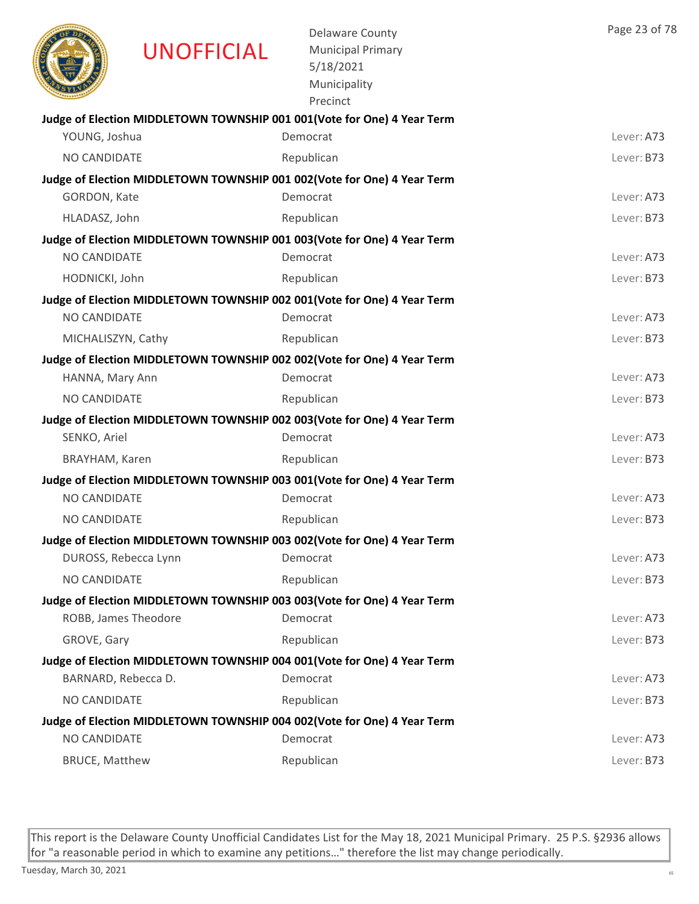UNOFFICIAL

Delaware County
Municipal Primary
5/18/2021
Municipality
Precinct

**Judge of Election MIDDLETOWN TOWNSHIP 001 001(Vote for One) 4 Year Term**

| | | |
|---|---|---|
| YOUNG, Joshua | Democrat | Lever: A73 |
| NO CANDIDATE | Republican | Lever: B73 |

**Judge of Election MIDDLETOWN TOWNSHIP 001 002(Vote for One) 4 Year Term**

| | | |
|---|---|---|
| GORDON, Kate | Democrat | Lever: A73 |
| HLADASZ, John | Republican | Lever: B73 |

**Judge of Election MIDDLETOWN TOWNSHIP 001 003(Vote for One) 4 Year Term**

| | | |
|---|---|---|
| NO CANDIDATE | Democrat | Lever: A73 |
| HODNICKI, John | Republican | Lever: B73 |

**Judge of Election MIDDLETOWN TOWNSHIP 002 001(Vote for One) 4 Year Term**

| | | |
|---|---|---|
| NO CANDIDATE | Democrat | Lever: A73 |
| MICHALISZYN, Cathy | Republican | Lever: B73 |

**Judge of Election MIDDLETOWN TOWNSHIP 002 002(Vote for One) 4 Year Term**

| | | |
|---|---|---|
| HANNA, Mary Ann | Democrat | Lever: A73 |
| NO CANDIDATE | Republican | Lever: B73 |

**Judge of Election MIDDLETOWN TOWNSHIP 002 003(Vote for One) 4 Year Term**

| | | |
|---|---|---|
| SENKO, Ariel | Democrat | Lever: A73 |
| BRAYHAM, Karen | Republican | Lever: B73 |

**Judge of Election MIDDLETOWN TOWNSHIP 003 001(Vote for One) 4 Year Term**

| | | |
|---|---|---|
| NO CANDIDATE | Democrat | Lever: A73 |
| NO CANDIDATE | Republican | Lever: B73 |

**Judge of Election MIDDLETOWN TOWNSHIP 003 002(Vote for One) 4 Year Term**

| | | |
|---|---|---|
| DUROSS, Rebecca Lynn | Democrat | Lever: A73 |
| NO CANDIDATE | Republican | Lever: B73 |

**Judge of Election MIDDLETOWN TOWNSHIP 003 003(Vote for One) 4 Year Term**

| | | |
|---|---|---|
| ROBB, James Theodore | Democrat | Lever: A73 |
| GROVE, Gary | Republican | Lever: B73 |

**Judge of Election MIDDLETOWN TOWNSHIP 004 001(Vote for One) 4 Year Term**

| | | |
|---|---|---|
| BARNARD, Rebecca D. | Democrat | Lever: A73 |
| NO CANDIDATE | Republican | Lever: B73 |

**Judge of Election MIDDLETOWN TOWNSHIP 004 002(Vote for One) 4 Year Term**

| | | |
|---|---|---|
| NO CANDIDATE | Democrat | Lever: A73 |
| BRUCE, Matthew | Republican | Lever: B73 |

This report is the Delaware County Unofficial Candidates List for the May 18, 2021 Municipal Primary. 25 P.S. §2936 allows for "a reasonable period in which to examine any petitions…" therefore the list may change periodically.

Tuesday, March 30, 2021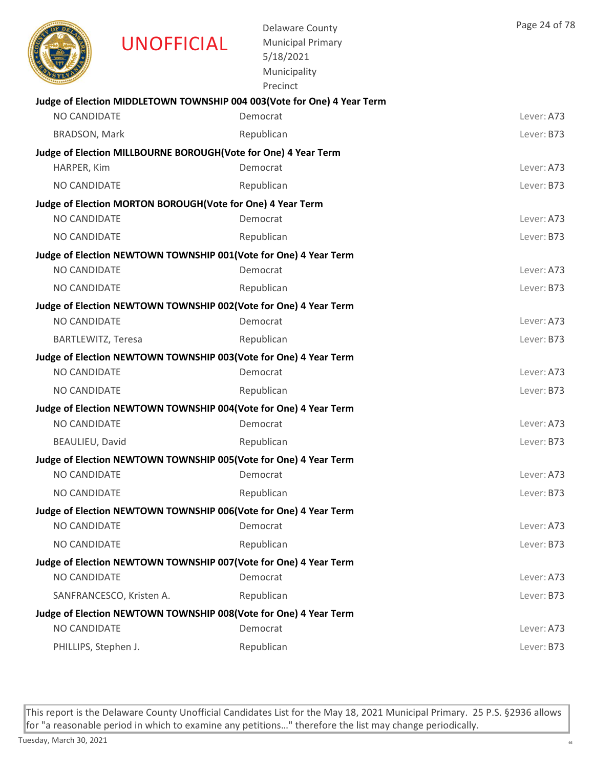UNOFFICIAL

Delaware County
Municipal Primary
5/18/2021
Municipality
Precinct

**Judge of Election MIDDLETOWN TOWNSHIP 004 003(Vote for One) 4 Year Term**

| | | |
|---|---|---|
| NO CANDIDATE | Democrat | Lever: A73 |
| BRADSON, Mark | Republican | Lever: B73 |

**Judge of Election MILLBOURNE BOROUGH(Vote for One) 4 Year Term**

| | | |
|---|---|---|
| HARPER, Kim | Democrat | Lever: A73 |
| NO CANDIDATE | Republican | Lever: B73 |

**Judge of Election MORTON BOROUGH(Vote for One) 4 Year Term**

| | | |
|---|---|---|
| NO CANDIDATE | Democrat | Lever: A73 |
| NO CANDIDATE | Republican | Lever: B73 |

**Judge of Election NEWTOWN TOWNSHIP 001(Vote for One) 4 Year Term**

| | | |
|---|---|---|
| NO CANDIDATE | Democrat | Lever: A73 |
| NO CANDIDATE | Republican | Lever: B73 |

**Judge of Election NEWTOWN TOWNSHIP 002(Vote for One) 4 Year Term**

| | | |
|---|---|---|
| NO CANDIDATE | Democrat | Lever: A73 |
| BARTLEWITZ, Teresa | Republican | Lever: B73 |

**Judge of Election NEWTOWN TOWNSHIP 003(Vote for One) 4 Year Term**

| | | |
|---|---|---|
| NO CANDIDATE | Democrat | Lever: A73 |
| NO CANDIDATE | Republican | Lever: B73 |

**Judge of Election NEWTOWN TOWNSHIP 004(Vote for One) 4 Year Term**

| | | |
|---|---|---|
| NO CANDIDATE | Democrat | Lever: A73 |
| BEAULIEU, David | Republican | Lever: B73 |

**Judge of Election NEWTOWN TOWNSHIP 005(Vote for One) 4 Year Term**

| | | |
|---|---|---|
| NO CANDIDATE | Democrat | Lever: A73 |
| NO CANDIDATE | Republican | Lever: B73 |

**Judge of Election NEWTOWN TOWNSHIP 006(Vote for One) 4 Year Term**

| | | |
|---|---|---|
| NO CANDIDATE | Democrat | Lever: A73 |
| NO CANDIDATE | Republican | Lever: B73 |

**Judge of Election NEWTOWN TOWNSHIP 007(Vote for One) 4 Year Term**

| | | |
|---|---|---|
| NO CANDIDATE | Democrat | Lever: A73 |
| SANFRANCESCO, Kristen A. | Republican | Lever: B73 |

**Judge of Election NEWTOWN TOWNSHIP 008(Vote for One) 4 Year Term**

| | | |
|---|---|---|
| NO CANDIDATE | Democrat | Lever: A73 |
| PHILLIPS, Stephen J. | Republican | Lever: B73 |

This report is the Delaware County Unofficial Candidates List for the May 18, 2021 Municipal Primary. 25 P.S. §2936 allows for "a reasonable period in which to examine any petitions..." therefore the list may change periodically.

Tuesday, March 30, 2021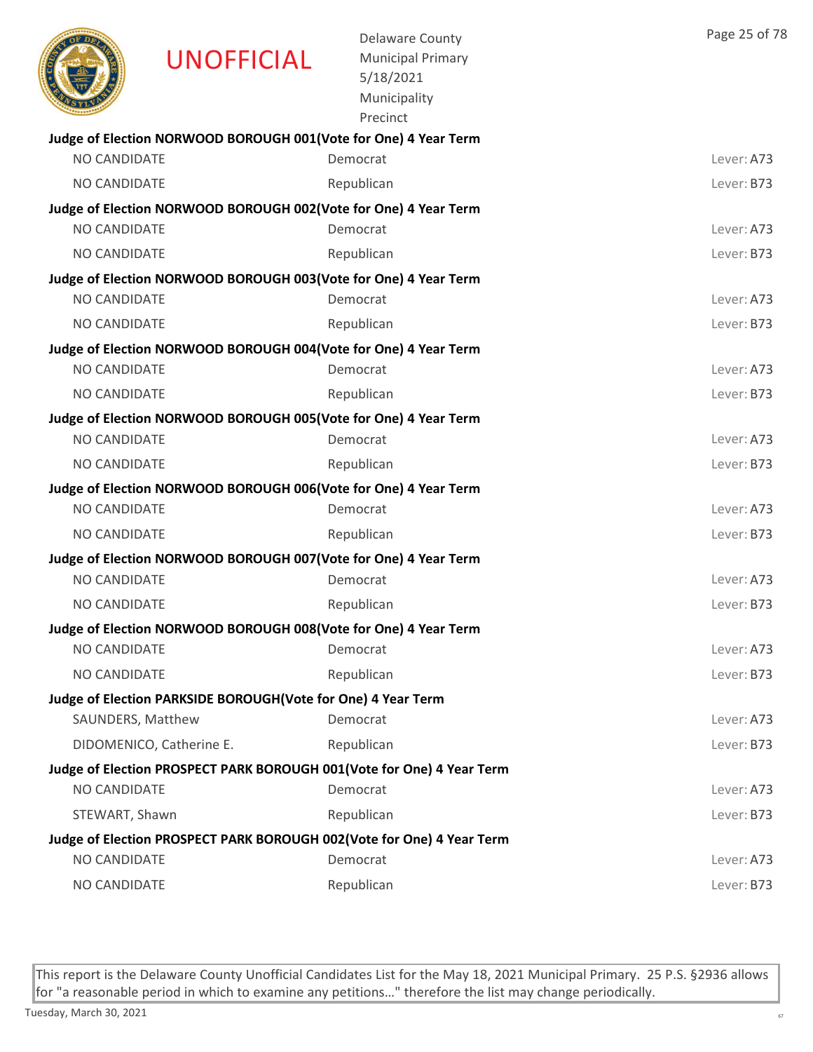UNOFFICIAL

Delaware County
Municipal Primary
5/18/2021
Municipality
Precinct

**Judge of Election NORWOOD BOROUGH 001(Vote for One) 4 Year Term**

| NO CANDIDATE | Democrat | Lever: A73 |
|---|---|---|
| NO CANDIDATE | Republican | Lever: B73 |

**Judge of Election NORWOOD BOROUGH 002(Vote for One) 4 Year Term**

| NO CANDIDATE | Democrat | Lever: A73 |
|---|---|---|
| NO CANDIDATE | Republican | Lever: B73 |

**Judge of Election NORWOOD BOROUGH 003(Vote for One) 4 Year Term**

| NO CANDIDATE | Democrat | Lever: A73 |
|---|---|---|
| NO CANDIDATE | Republican | Lever: B73 |

**Judge of Election NORWOOD BOROUGH 004(Vote for One) 4 Year Term**

| NO CANDIDATE | Democrat | Lever: A73 |
|---|---|---|
| NO CANDIDATE | Republican | Lever: B73 |

**Judge of Election NORWOOD BOROUGH 005(Vote for One) 4 Year Term**

| NO CANDIDATE | Democrat | Lever: A73 |
|---|---|---|
| NO CANDIDATE | Republican | Lever: B73 |

**Judge of Election NORWOOD BOROUGH 006(Vote for One) 4 Year Term**

| NO CANDIDATE | Democrat | Lever: A73 |
|---|---|---|
| NO CANDIDATE | Republican | Lever: B73 |

**Judge of Election NORWOOD BOROUGH 007(Vote for One) 4 Year Term**

| NO CANDIDATE | Democrat | Lever: A73 |
|---|---|---|
| NO CANDIDATE | Republican | Lever: B73 |

**Judge of Election NORWOOD BOROUGH 008(Vote for One) 4 Year Term**

| NO CANDIDATE | Democrat | Lever: A73 |
|---|---|---|
| NO CANDIDATE | Republican | Lever: B73 |

**Judge of Election PARKSIDE BOROUGH(Vote for One) 4 Year Term**

| SAUNDERS, Matthew | Democrat | Lever: A73 |
|---|---|---|
| DIDOMENICO, Catherine E. | Republican | Lever: B73 |

**Judge of Election PROSPECT PARK BOROUGH 001(Vote for One) 4 Year Term**

| NO CANDIDATE | Democrat | Lever: A73 |
|---|---|---|
| STEWART, Shawn | Republican | Lever: B73 |

**Judge of Election PROSPECT PARK BOROUGH 002(Vote for One) 4 Year Term**

| NO CANDIDATE | Democrat | Lever: A73 |
|---|---|---|
| NO CANDIDATE | Republican | Lever: B73 |

This report is the Delaware County Unofficial Candidates List for the May 18, 2021 Municipal Primary. 25 P.S. §2936 allows for "a reasonable period in which to examine any petitions…" therefore the list may change periodically.

Tuesday, March 30, 2021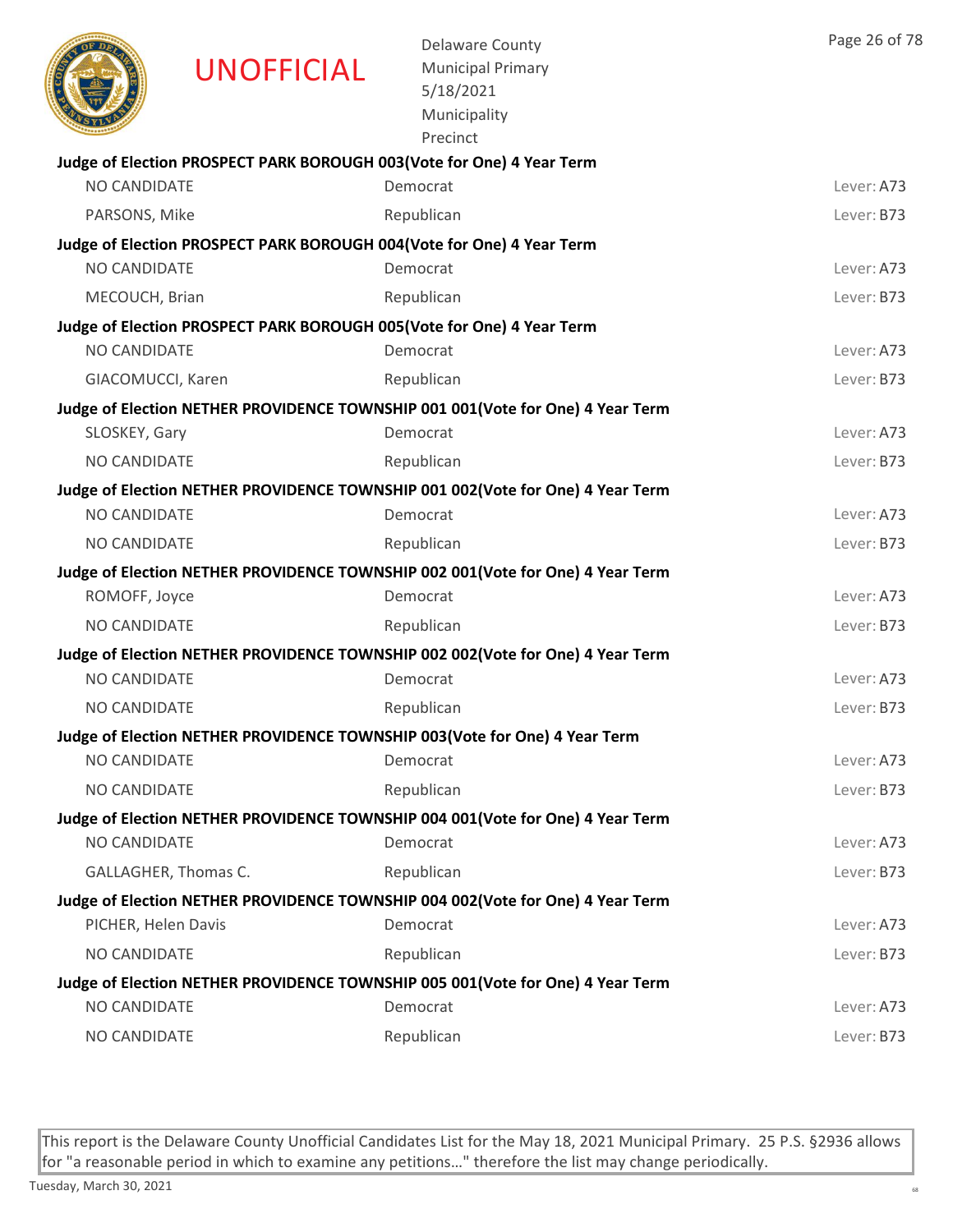UNOFFICIAL

Delaware County
Municipal Primary
5/18/2021
Municipality
Precinct

**Judge of Election PROSPECT PARK BOROUGH 003(Vote for One) 4 Year Term**

| | | |
|---|---|---|
| NO CANDIDATE | Democrat | Lever: A73 |
| PARSONS, Mike | Republican | Lever: B73 |

**Judge of Election PROSPECT PARK BOROUGH 004(Vote for One) 4 Year Term**

| | | |
|---|---|---|
| NO CANDIDATE | Democrat | Lever: A73 |
| MECOUCH, Brian | Republican | Lever: B73 |

**Judge of Election PROSPECT PARK BOROUGH 005(Vote for One) 4 Year Term**

| | | |
|---|---|---|
| NO CANDIDATE | Democrat | Lever: A73 |
| GIACOMUCCI, Karen | Republican | Lever: B73 |

**Judge of Election NETHER PROVIDENCE TOWNSHIP 001 001(Vote for One) 4 Year Term**

| | | |
|---|---|---|
| SLOSKEY, Gary | Democrat | Lever: A73 |
| NO CANDIDATE | Republican | Lever: B73 |

**Judge of Election NETHER PROVIDENCE TOWNSHIP 001 002(Vote for One) 4 Year Term**

| | | |
|---|---|---|
| NO CANDIDATE | Democrat | Lever: A73 |
| NO CANDIDATE | Republican | Lever: B73 |

**Judge of Election NETHER PROVIDENCE TOWNSHIP 002 001(Vote for One) 4 Year Term**

| | | |
|---|---|---|
| ROMOFF, Joyce | Democrat | Lever: A73 |
| NO CANDIDATE | Republican | Lever: B73 |

**Judge of Election NETHER PROVIDENCE TOWNSHIP 002 002(Vote for One) 4 Year Term**

| | | |
|---|---|---|
| NO CANDIDATE | Democrat | Lever: A73 |
| NO CANDIDATE | Republican | Lever: B73 |

**Judge of Election NETHER PROVIDENCE TOWNSHIP 003(Vote for One) 4 Year Term**

| | | |
|---|---|---|
| NO CANDIDATE | Democrat | Lever: A73 |
| NO CANDIDATE | Republican | Lever: B73 |

**Judge of Election NETHER PROVIDENCE TOWNSHIP 004 001(Vote for One) 4 Year Term**

| | | |
|---|---|---|
| NO CANDIDATE | Democrat | Lever: A73 |
| GALLAGHER, Thomas C. | Republican | Lever: B73 |

**Judge of Election NETHER PROVIDENCE TOWNSHIP 004 002(Vote for One) 4 Year Term**

| | | |
|---|---|---|
| PICHER, Helen Davis | Democrat | Lever: A73 |
| NO CANDIDATE | Republican | Lever: B73 |

**Judge of Election NETHER PROVIDENCE TOWNSHIP 005 001(Vote for One) 4 Year Term**

| | | |
|---|---|---|
| NO CANDIDATE | Democrat | Lever: A73 |
| NO CANDIDATE | Republican | Lever: B73 |

This report is the Delaware County Unofficial Candidates List for the May 18, 2021 Municipal Primary. 25 P.S. §2936 allows for "a reasonable period in which to examine any petitions…" therefore the list may change periodically.

Tuesday, March 30, 2021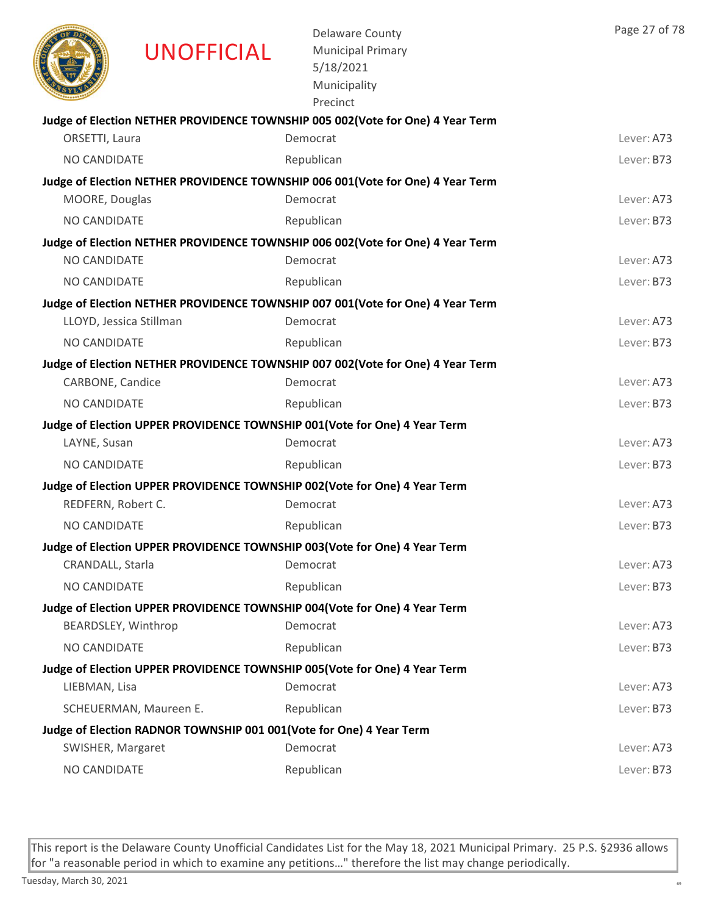UNOFFICIAL

Delaware County
Municipal Primary
5/18/2021
Municipality
Precinct

**Judge of Election NETHER PROVIDENCE TOWNSHIP 005 002(Vote for One) 4 Year Term**

| | | |
|---|---|---|
| ORSETTI, Laura | Democrat | Lever: A73 |
| NO CANDIDATE | Republican | Lever: B73 |

**Judge of Election NETHER PROVIDENCE TOWNSHIP 006 001(Vote for One) 4 Year Term**

| | | |
|---|---|---|
| MOORE, Douglas | Democrat | Lever: A73 |
| NO CANDIDATE | Republican | Lever: B73 |

**Judge of Election NETHER PROVIDENCE TOWNSHIP 006 002(Vote for One) 4 Year Term**

| | | |
|---|---|---|
| NO CANDIDATE | Democrat | Lever: A73 |
| NO CANDIDATE | Republican | Lever: B73 |

**Judge of Election NETHER PROVIDENCE TOWNSHIP 007 001(Vote for One) 4 Year Term**

| | | |
|---|---|---|
| LLOYD, Jessica Stillman | Democrat | Lever: A73 |
| NO CANDIDATE | Republican | Lever: B73 |

**Judge of Election NETHER PROVIDENCE TOWNSHIP 007 002(Vote for One) 4 Year Term**

| | | |
|---|---|---|
| CARBONE, Candice | Democrat | Lever: A73 |
| NO CANDIDATE | Republican | Lever: B73 |

**Judge of Election UPPER PROVIDENCE TOWNSHIP 001(Vote for One) 4 Year Term**

| | | |
|---|---|---|
| LAYNE, Susan | Democrat | Lever: A73 |
| NO CANDIDATE | Republican | Lever: B73 |

**Judge of Election UPPER PROVIDENCE TOWNSHIP 002(Vote for One) 4 Year Term**

| | | |
|---|---|---|
| REDFERN, Robert C. | Democrat | Lever: A73 |
| NO CANDIDATE | Republican | Lever: B73 |

**Judge of Election UPPER PROVIDENCE TOWNSHIP 003(Vote for One) 4 Year Term**

| | | |
|---|---|---|
| CRANDALL, Starla | Democrat | Lever: A73 |
| NO CANDIDATE | Republican | Lever: B73 |

**Judge of Election UPPER PROVIDENCE TOWNSHIP 004(Vote for One) 4 Year Term**

| | | |
|---|---|---|
| BEARDSLEY, Winthrop | Democrat | Lever: A73 |
| NO CANDIDATE | Republican | Lever: B73 |

**Judge of Election UPPER PROVIDENCE TOWNSHIP 005(Vote for One) 4 Year Term**

| | | |
|---|---|---|
| LIEBMAN, Lisa | Democrat | Lever: A73 |
| SCHEUERMAN, Maureen E. | Republican | Lever: B73 |

**Judge of Election RADNOR TOWNSHIP 001 001(Vote for One) 4 Year Term**

| | | |
|---|---|---|
| SWISHER, Margaret | Democrat | Lever: A73 |
| NO CANDIDATE | Republican | Lever: B73 |

This report is the Delaware County Unofficial Candidates List for the May 18, 2021 Municipal Primary. 25 P.S. §2936 allows for "a reasonable period in which to examine any petitions…" therefore the list may change periodically.

Tuesday, March 30, 2021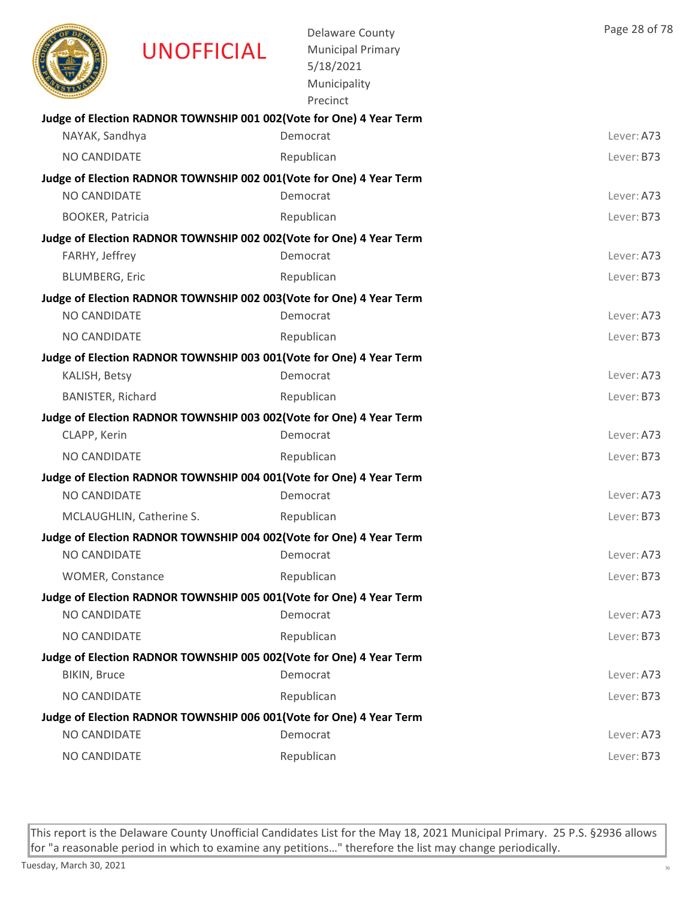UNOFFICIAL

Delaware County
Municipal Primary
5/18/2021
Municipality
Precinct

**Judge of Election RADNOR TOWNSHIP 001 002(Vote for One) 4 Year Term**

| | | |
|---|---|---|
| NAYAK, Sandhya | Democrat | Lever: A73 |
| NO CANDIDATE | Republican | Lever: B73 |

**Judge of Election RADNOR TOWNSHIP 002 001(Vote for One) 4 Year Term**

| | | |
|---|---|---|
| NO CANDIDATE | Democrat | Lever: A73 |
| BOOKER, Patricia | Republican | Lever: B73 |

**Judge of Election RADNOR TOWNSHIP 002 002(Vote for One) 4 Year Term**

| | | |
|---|---|---|
| FARHY, Jeffrey | Democrat | Lever: A73 |
| BLUMBERG, Eric | Republican | Lever: B73 |

**Judge of Election RADNOR TOWNSHIP 002 003(Vote for One) 4 Year Term**

| | | |
|---|---|---|
| NO CANDIDATE | Democrat | Lever: A73 |
| NO CANDIDATE | Republican | Lever: B73 |

**Judge of Election RADNOR TOWNSHIP 003 001(Vote for One) 4 Year Term**

| | | |
|---|---|---|
| KALISH, Betsy | Democrat | Lever: A73 |
| BANISTER, Richard | Republican | Lever: B73 |

**Judge of Election RADNOR TOWNSHIP 003 002(Vote for One) 4 Year Term**

| | | |
|---|---|---|
| CLAPP, Kerin | Democrat | Lever: A73 |
| NO CANDIDATE | Republican | Lever: B73 |

**Judge of Election RADNOR TOWNSHIP 004 001(Vote for One) 4 Year Term**

| | | |
|---|---|---|
| NO CANDIDATE | Democrat | Lever: A73 |
| MCLAUGHLIN, Catherine S. | Republican | Lever: B73 |

**Judge of Election RADNOR TOWNSHIP 004 002(Vote for One) 4 Year Term**

| | | |
|---|---|---|
| NO CANDIDATE | Democrat | Lever: A73 |
| WOMER, Constance | Republican | Lever: B73 |

**Judge of Election RADNOR TOWNSHIP 005 001(Vote for One) 4 Year Term**

| | | |
|---|---|---|
| NO CANDIDATE | Democrat | Lever: A73 |
| NO CANDIDATE | Republican | Lever: B73 |

**Judge of Election RADNOR TOWNSHIP 005 002(Vote for One) 4 Year Term**

| | | |
|---|---|---|
| BIKIN, Bruce | Democrat | Lever: A73 |
| NO CANDIDATE | Republican | Lever: B73 |

**Judge of Election RADNOR TOWNSHIP 006 001(Vote for One) 4 Year Term**

| | | |
|---|---|---|
| NO CANDIDATE | Democrat | Lever: A73 |
| NO CANDIDATE | Republican | Lever: B73 |

This report is the Delaware County Unofficial Candidates List for the May 18, 2021 Municipal Primary. 25 P.S. §2936 allows for "a reasonable period in which to examine any petitions…" therefore the list may change periodically.

Tuesday, March 30, 2021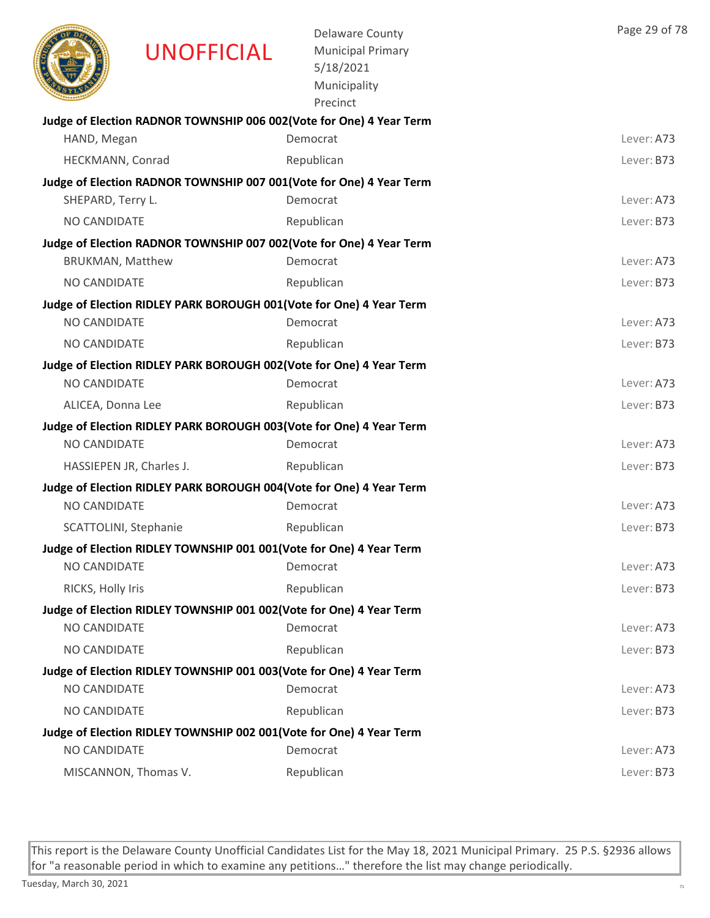UNOFFICIAL

Delaware County
Municipal Primary
5/18/2021
Municipality
Precinct

**Judge of Election RADNOR TOWNSHIP 006 002(Vote for One) 4 Year Term**

| | | |
|---|---|---|
| HAND, Megan | Democrat | Lever: A73 |
| HECKMANN, Conrad | Republican | Lever: B73 |

**Judge of Election RADNOR TOWNSHIP 007 001(Vote for One) 4 Year Term**

| | | |
|---|---|---|
| SHEPARD, Terry L. | Democrat | Lever: A73 |
| NO CANDIDATE | Republican | Lever: B73 |

**Judge of Election RADNOR TOWNSHIP 007 002(Vote for One) 4 Year Term**

| | | |
|---|---|---|
| BRUKMAN, Matthew | Democrat | Lever: A73 |
| NO CANDIDATE | Republican | Lever: B73 |

**Judge of Election RIDLEY PARK BOROUGH 001(Vote for One) 4 Year Term**

| | | |
|---|---|---|
| NO CANDIDATE | Democrat | Lever: A73 |
| NO CANDIDATE | Republican | Lever: B73 |

**Judge of Election RIDLEY PARK BOROUGH 002(Vote for One) 4 Year Term**

| | | |
|---|---|---|
| NO CANDIDATE | Democrat | Lever: A73 |
| ALICEA, Donna Lee | Republican | Lever: B73 |

**Judge of Election RIDLEY PARK BOROUGH 003(Vote for One) 4 Year Term**

| | | |
|---|---|---|
| NO CANDIDATE | Democrat | Lever: A73 |
| HASSIEPEN JR, Charles J. | Republican | Lever: B73 |

**Judge of Election RIDLEY PARK BOROUGH 004(Vote for One) 4 Year Term**

| | | |
|---|---|---|
| NO CANDIDATE | Democrat | Lever: A73 |
| SCATTOLINI, Stephanie | Republican | Lever: B73 |

**Judge of Election RIDLEY TOWNSHIP 001 001(Vote for One) 4 Year Term**

| | | |
|---|---|---|
| NO CANDIDATE | Democrat | Lever: A73 |
| RICKS, Holly Iris | Republican | Lever: B73 |

**Judge of Election RIDLEY TOWNSHIP 001 002(Vote for One) 4 Year Term**

| | | |
|---|---|---|
| NO CANDIDATE | Democrat | Lever: A73 |
| NO CANDIDATE | Republican | Lever: B73 |

**Judge of Election RIDLEY TOWNSHIP 001 003(Vote for One) 4 Year Term**

| | | |
|---|---|---|
| NO CANDIDATE | Democrat | Lever: A73 |
| NO CANDIDATE | Republican | Lever: B73 |

**Judge of Election RIDLEY TOWNSHIP 002 001(Vote for One) 4 Year Term**

| | | |
|---|---|---|
| NO CANDIDATE | Democrat | Lever: A73 |
| MISCANNON, Thomas V. | Republican | Lever: B73 |

This report is the Delaware County Unofficial Candidates List for the May 18, 2021 Municipal Primary. 25 P.S. §2936 allows for "a reasonable period in which to examine any petitions…" therefore the list may change periodically.

Tuesday, March 30, 2021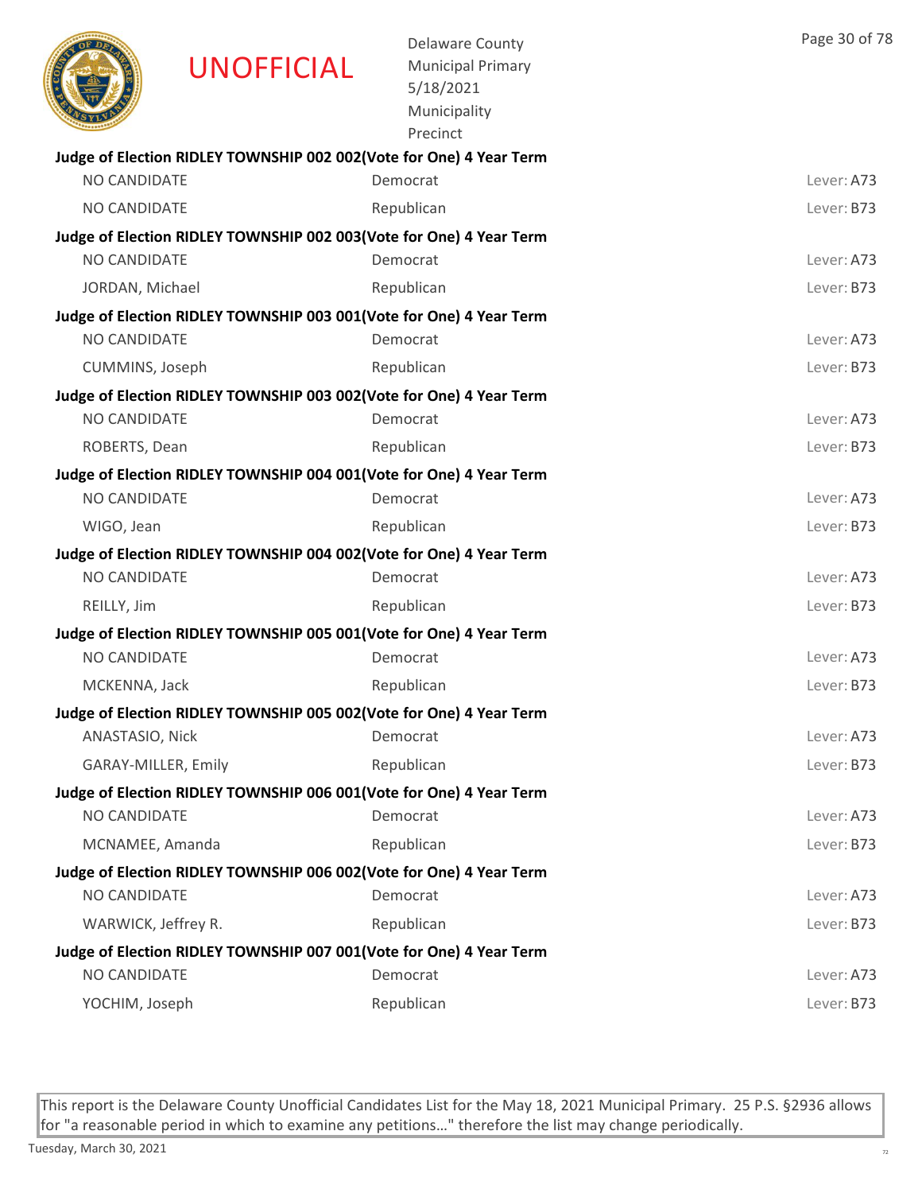UNOFFICIAL

Delaware County
Municipal Primary
5/18/2021
Municipality
Precinct

**Judge of Election RIDLEY TOWNSHIP 002 002(Vote for One) 4 Year Term**

| | | |
|---|---|---|
| NO CANDIDATE | Democrat | Lever: A73 |
| NO CANDIDATE | Republican | Lever: B73 |

**Judge of Election RIDLEY TOWNSHIP 002 003(Vote for One) 4 Year Term**

| | | |
|---|---|---|
| NO CANDIDATE | Democrat | Lever: A73 |
| JORDAN, Michael | Republican | Lever: B73 |

**Judge of Election RIDLEY TOWNSHIP 003 001(Vote for One) 4 Year Term**

| | | |
|---|---|---|
| NO CANDIDATE | Democrat | Lever: A73 |
| CUMMINS, Joseph | Republican | Lever: B73 |

**Judge of Election RIDLEY TOWNSHIP 003 002(Vote for One) 4 Year Term**

| | | |
|---|---|---|
| NO CANDIDATE | Democrat | Lever: A73 |
| ROBERTS, Dean | Republican | Lever: B73 |

**Judge of Election RIDLEY TOWNSHIP 004 001(Vote for One) 4 Year Term**

| | | |
|---|---|---|
| NO CANDIDATE | Democrat | Lever: A73 |
| WIGO, Jean | Republican | Lever: B73 |

**Judge of Election RIDLEY TOWNSHIP 004 002(Vote for One) 4 Year Term**

| | | |
|---|---|---|
| NO CANDIDATE | Democrat | Lever: A73 |
| REILLY, Jim | Republican | Lever: B73 |

**Judge of Election RIDLEY TOWNSHIP 005 001(Vote for One) 4 Year Term**

| | | |
|---|---|---|
| NO CANDIDATE | Democrat | Lever: A73 |
| MCKENNA, Jack | Republican | Lever: B73 |

**Judge of Election RIDLEY TOWNSHIP 005 002(Vote for One) 4 Year Term**

| | | |
|---|---|---|
| ANASTASIO, Nick | Democrat | Lever: A73 |
| GARAY-MILLER, Emily | Republican | Lever: B73 |

**Judge of Election RIDLEY TOWNSHIP 006 001(Vote for One) 4 Year Term**

| | | |
|---|---|---|
| NO CANDIDATE | Democrat | Lever: A73 |
| MCNAMEE, Amanda | Republican | Lever: B73 |

**Judge of Election RIDLEY TOWNSHIP 006 002(Vote for One) 4 Year Term**

| | | |
|---|---|---|
| NO CANDIDATE | Democrat | Lever: A73 |
| WARWICK, Jeffrey R. | Republican | Lever: B73 |

**Judge of Election RIDLEY TOWNSHIP 007 001(Vote for One) 4 Year Term**

| | | |
|---|---|---|
| NO CANDIDATE | Democrat | Lever: A73 |
| YOCHIM, Joseph | Republican | Lever: B73 |

This report is the Delaware County Unofficial Candidates List for the May 18, 2021 Municipal Primary. 25 P.S. §2936 allows for "a reasonable period in which to examine any petitions…" therefore the list may change periodically.

Tuesday, March 30, 2021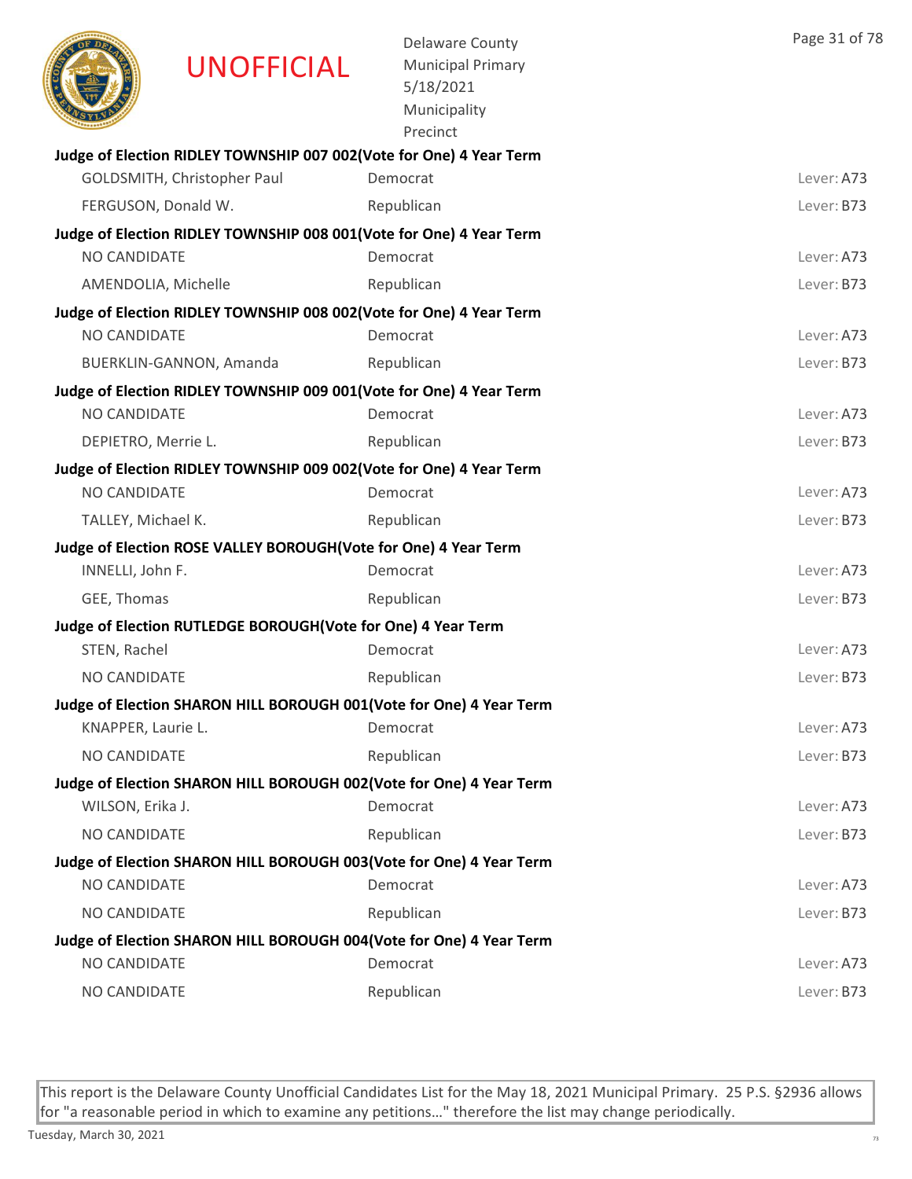**Judge of Election RIDLEY TOWNSHIP 007 002(Vote for One) 4 Year Term**

| | | |
|---|---|---|
| GOLDSMITH, Christopher Paul | Democrat | Lever: A73 |
| FERGUSON, Donald W. | Republican | Lever: B73 |

**Judge of Election RIDLEY TOWNSHIP 008 001(Vote for One) 4 Year Term**

| | | |
|---|---|---|
| NO CANDIDATE | Democrat | Lever: A73 |
| AMENDOLIA, Michelle | Republican | Lever: B73 |

**Judge of Election RIDLEY TOWNSHIP 008 002(Vote for One) 4 Year Term**

| | | |
|---|---|---|
| NO CANDIDATE | Democrat | Lever: A73 |
| BUERKLIN-GANNON, Amanda | Republican | Lever: B73 |

**Judge of Election RIDLEY TOWNSHIP 009 001(Vote for One) 4 Year Term**

| | | |
|---|---|---|
| NO CANDIDATE | Democrat | Lever: A73 |
| DEPIETRO, Merrie L. | Republican | Lever: B73 |

**Judge of Election RIDLEY TOWNSHIP 009 002(Vote for One) 4 Year Term**

| | | |
|---|---|---|
| NO CANDIDATE | Democrat | Lever: A73 |
| TALLEY, Michael K. | Republican | Lever: B73 |

**Judge of Election ROSE VALLEY BOROUGH(Vote for One) 4 Year Term**

| | | |
|---|---|---|
| INNELLI, John F. | Democrat | Lever: A73 |
| GEE, Thomas | Republican | Lever: B73 |

**Judge of Election RUTLEDGE BOROUGH(Vote for One) 4 Year Term**

| | | |
|---|---|---|
| STEN, Rachel | Democrat | Lever: A73 |
| NO CANDIDATE | Republican | Lever: B73 |

**Judge of Election SHARON HILL BOROUGH 001(Vote for One) 4 Year Term**

| | | |
|---|---|---|
| KNAPPER, Laurie L. | Democrat | Lever: A73 |
| NO CANDIDATE | Republican | Lever: B73 |

**Judge of Election SHARON HILL BOROUGH 002(Vote for One) 4 Year Term**

| | | |
|---|---|---|
| WILSON, Erika J. | Democrat | Lever: A73 |
| NO CANDIDATE | Republican | Lever: B73 |

**Judge of Election SHARON HILL BOROUGH 003(Vote for One) 4 Year Term**

| | | |
|---|---|---|
| NO CANDIDATE | Democrat | Lever: A73 |
| NO CANDIDATE | Republican | Lever: B73 |

**Judge of Election SHARON HILL BOROUGH 004(Vote for One) 4 Year Term**

| | | |
|---|---|---|
| NO CANDIDATE | Democrat | Lever: A73 |
| NO CANDIDATE | Republican | Lever: B73 |

This report is the Delaware County Unofficial Candidates List for the May 18, 2021 Municipal Primary. 25 P.S. §2936 allows for "a reasonable period in which to examine any petitions..." therefore the list may change periodically.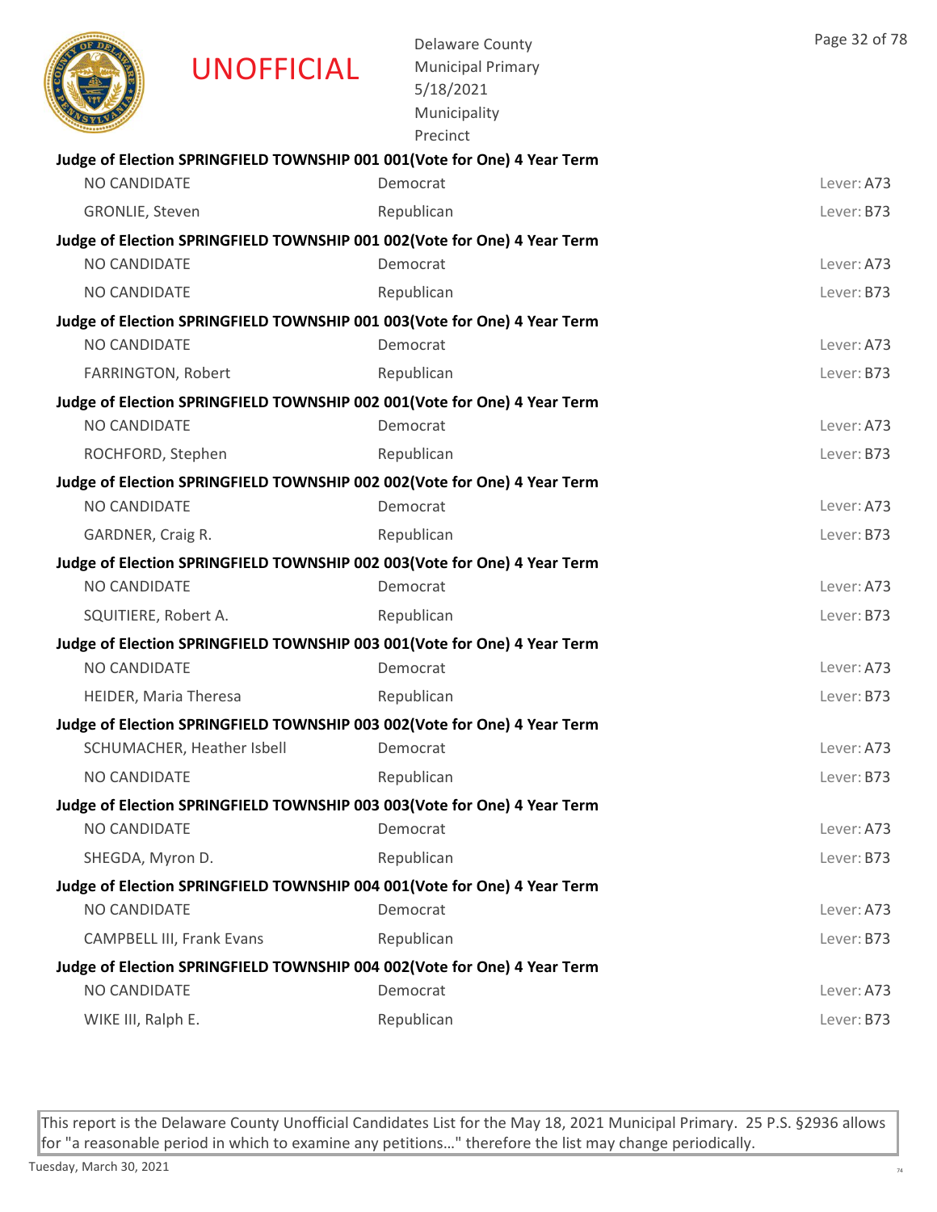**UNOFFICIAL**

Delaware County
Municipal Primary
5/18/2021
Municipality
Precinct

**Judge of Election SPRINGFIELD TOWNSHIP 001 001(Vote for One) 4 Year Term**

| | | |
|---|---|---|
| NO CANDIDATE | Democrat | Lever: A73 |
| GRONLIE, Steven | Republican | Lever: B73 |

**Judge of Election SPRINGFIELD TOWNSHIP 001 002(Vote for One) 4 Year Term**

| | | |
|---|---|---|
| NO CANDIDATE | Democrat | Lever: A73 |
| NO CANDIDATE | Republican | Lever: B73 |

**Judge of Election SPRINGFIELD TOWNSHIP 001 003(Vote for One) 4 Year Term**

| | | |
|---|---|---|
| NO CANDIDATE | Democrat | Lever: A73 |
| FARRINGTON, Robert | Republican | Lever: B73 |

**Judge of Election SPRINGFIELD TOWNSHIP 002 001(Vote for One) 4 Year Term**

| | | |
|---|---|---|
| NO CANDIDATE | Democrat | Lever: A73 |
| ROCHFORD, Stephen | Republican | Lever: B73 |

**Judge of Election SPRINGFIELD TOWNSHIP 002 002(Vote for One) 4 Year Term**

| | | |
|---|---|---|
| NO CANDIDATE | Democrat | Lever: A73 |
| GARDNER, Craig R. | Republican | Lever: B73 |

**Judge of Election SPRINGFIELD TOWNSHIP 002 003(Vote for One) 4 Year Term**

| | | |
|---|---|---|
| NO CANDIDATE | Democrat | Lever: A73 |
| SQUITIERE, Robert A. | Republican | Lever: B73 |

**Judge of Election SPRINGFIELD TOWNSHIP 003 001(Vote for One) 4 Year Term**

| | | |
|---|---|---|
| NO CANDIDATE | Democrat | Lever: A73 |
| HEIDER, Maria Theresa | Republican | Lever: B73 |

**Judge of Election SPRINGFIELD TOWNSHIP 003 002(Vote for One) 4 Year Term**

| | | |
|---|---|---|
| SCHUMACHER, Heather Isbell | Democrat | Lever: A73 |
| NO CANDIDATE | Republican | Lever: B73 |

**Judge of Election SPRINGFIELD TOWNSHIP 003 003(Vote for One) 4 Year Term**

| | | |
|---|---|---|
| NO CANDIDATE | Democrat | Lever: A73 |
| SHEGDA, Myron D. | Republican | Lever: B73 |

**Judge of Election SPRINGFIELD TOWNSHIP 004 001(Vote for One) 4 Year Term**

| | | |
|---|---|---|
| NO CANDIDATE | Democrat | Lever: A73 |
| CAMPBELL III, Frank Evans | Republican | Lever: B73 |

**Judge of Election SPRINGFIELD TOWNSHIP 004 002(Vote for One) 4 Year Term**

| | | |
|---|---|---|
| NO CANDIDATE | Democrat | Lever: A73 |
| WIKE III, Ralph E. | Republican | Lever: B73 |

This report is the Delaware County Unofficial Candidates List for the May 18, 2021 Municipal Primary. 25 P.S. §2936 allows for "a reasonable period in which to examine any petitions…" therefore the list may change periodically.

Tuesday, March 30, 2021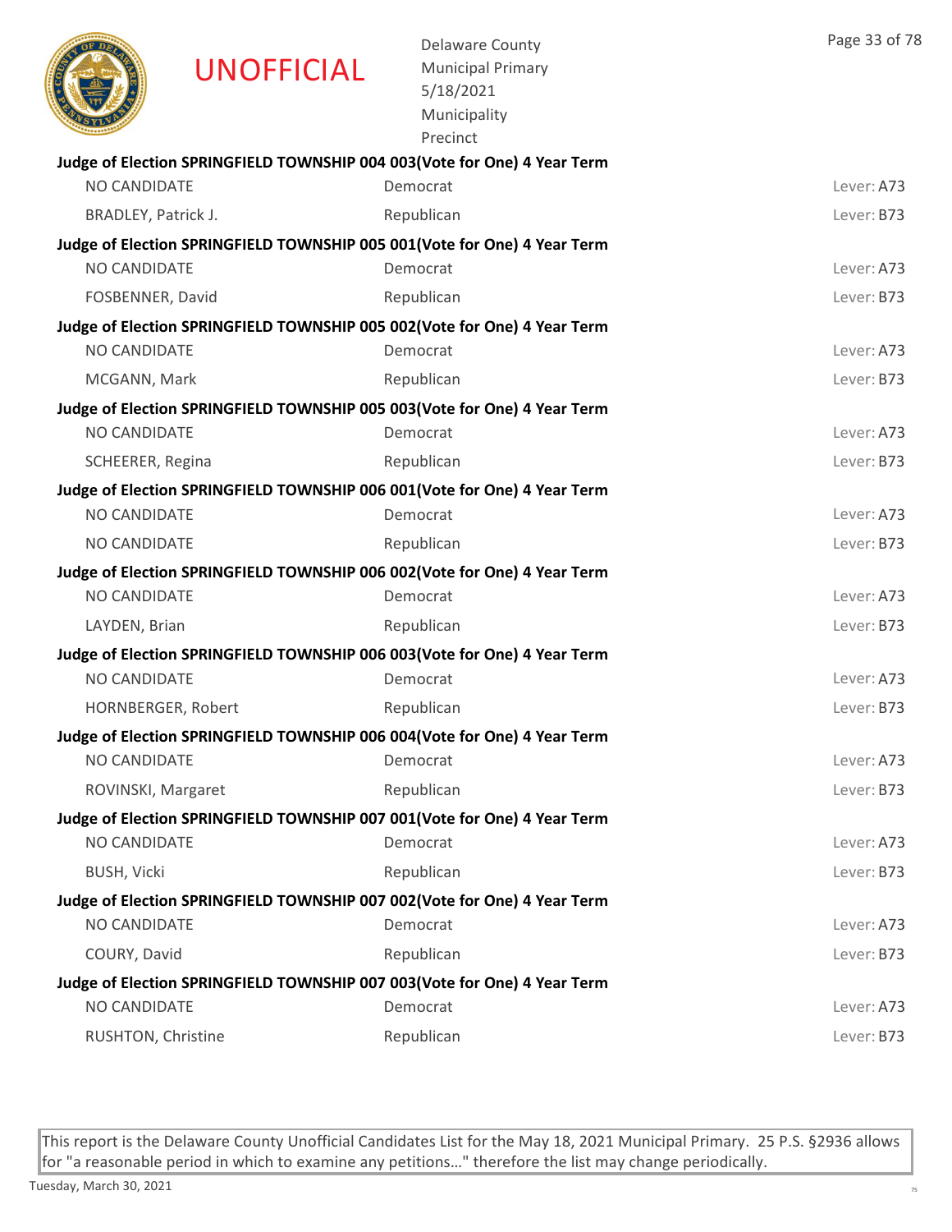**Judge of Election SPRINGFIELD TOWNSHIP 004 003(Vote for One) 4 Year Term**

| | | |
|---|---|---|
| NO CANDIDATE | Democrat | Lever: A73 |
| BRADLEY, Patrick J. | Republican | Lever: B73 |

**Judge of Election SPRINGFIELD TOWNSHIP 005 001(Vote for One) 4 Year Term**

| | | |
|---|---|---|
| NO CANDIDATE | Democrat | Lever: A73 |
| FOSBENNER, David | Republican | Lever: B73 |

**Judge of Election SPRINGFIELD TOWNSHIP 005 002(Vote for One) 4 Year Term**

| | | |
|---|---|---|
| NO CANDIDATE | Democrat | Lever: A73 |
| MCGANN, Mark | Republican | Lever: B73 |

**Judge of Election SPRINGFIELD TOWNSHIP 005 003(Vote for One) 4 Year Term**

| | | |
|---|---|---|
| NO CANDIDATE | Democrat | Lever: A73 |
| SCHEERER, Regina | Republican | Lever: B73 |

**Judge of Election SPRINGFIELD TOWNSHIP 006 001(Vote for One) 4 Year Term**

| | | |
|---|---|---|
| NO CANDIDATE | Democrat | Lever: A73 |
| NO CANDIDATE | Republican | Lever: B73 |

**Judge of Election SPRINGFIELD TOWNSHIP 006 002(Vote for One) 4 Year Term**

| | | |
|---|---|---|
| NO CANDIDATE | Democrat | Lever: A73 |
| LAYDEN, Brian | Republican | Lever: B73 |

**Judge of Election SPRINGFIELD TOWNSHIP 006 003(Vote for One) 4 Year Term**

| | | |
|---|---|---|
| NO CANDIDATE | Democrat | Lever: A73 |
| HORNBERGER, Robert | Republican | Lever: B73 |

**Judge of Election SPRINGFIELD TOWNSHIP 006 004(Vote for One) 4 Year Term**

| | | |
|---|---|---|
| NO CANDIDATE | Democrat | Lever: A73 |
| ROVINSKI, Margaret | Republican | Lever: B73 |

**Judge of Election SPRINGFIELD TOWNSHIP 007 001(Vote for One) 4 Year Term**

| | | |
|---|---|---|
| NO CANDIDATE | Democrat | Lever: A73 |
| BUSH, Vicki | Republican | Lever: B73 |

**Judge of Election SPRINGFIELD TOWNSHIP 007 002(Vote for One) 4 Year Term**

| | | |
|---|---|---|
| NO CANDIDATE | Democrat | Lever: A73 |
| COURY, David | Republican | Lever: B73 |

**Judge of Election SPRINGFIELD TOWNSHIP 007 003(Vote for One) 4 Year Term**

| | | |
|---|---|---|
| NO CANDIDATE | Democrat | Lever: A73 |
| RUSHTON, Christine | Republican | Lever: B73 |

This report is the Delaware County Unofficial Candidates List for the May 18, 2021 Municipal Primary. 25 P.S. §2936 allows for "a reasonable period in which to examine any petitions…" therefore the list may change periodically.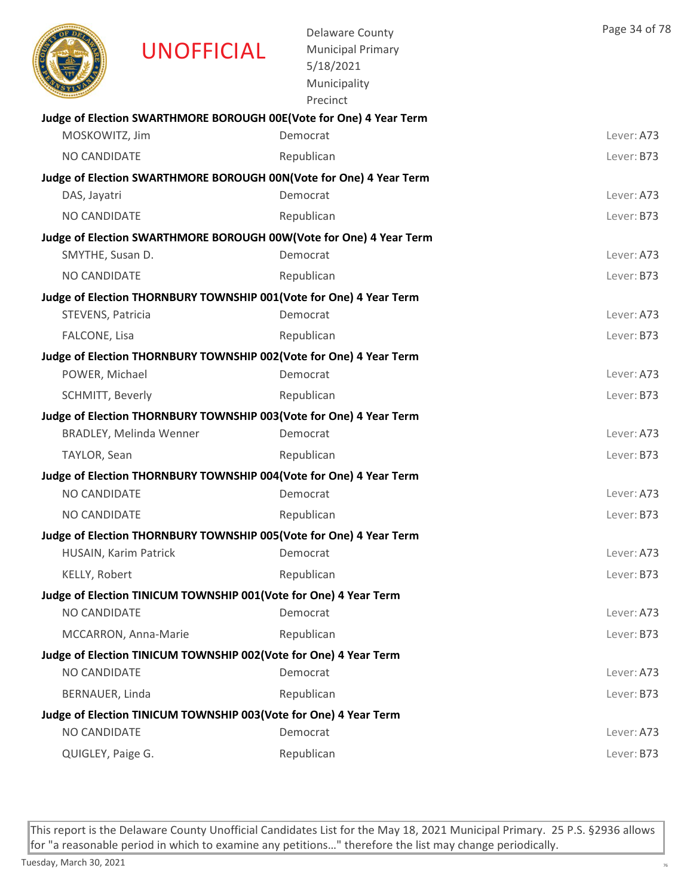UNOFFICIAL

Delaware County
Municipal Primary
5/18/2021
Municipality
Precinct

**Judge of Election SWARTHMORE BOROUGH 00E(Vote for One) 4 Year Term**

| | | |
|---|---|---|
| MOSKOWITZ, Jim | Democrat | Lever: A73 |
| NO CANDIDATE | Republican | Lever: B73 |

**Judge of Election SWARTHMORE BOROUGH 00N(Vote for One) 4 Year Term**

| | | |
|---|---|---|
| DAS, Jayatri | Democrat | Lever: A73 |
| NO CANDIDATE | Republican | Lever: B73 |

**Judge of Election SWARTHMORE BOROUGH 00W(Vote for One) 4 Year Term**

| | | |
|---|---|---|
| SMYTHE, Susan D. | Democrat | Lever: A73 |
| NO CANDIDATE | Republican | Lever: B73 |

**Judge of Election THORNBURY TOWNSHIP 001(Vote for One) 4 Year Term**

| | | |
|---|---|---|
| STEVENS, Patricia | Democrat | Lever: A73 |
| FALCONE, Lisa | Republican | Lever: B73 |

**Judge of Election THORNBURY TOWNSHIP 002(Vote for One) 4 Year Term**

| | | |
|---|---|---|
| POWER, Michael | Democrat | Lever: A73 |
| SCHMITT, Beverly | Republican | Lever: B73 |

**Judge of Election THORNBURY TOWNSHIP 003(Vote for One) 4 Year Term**

| | | |
|---|---|---|
| BRADLEY, Melinda Wenner | Democrat | Lever: A73 |
| TAYLOR, Sean | Republican | Lever: B73 |

**Judge of Election THORNBURY TOWNSHIP 004(Vote for One) 4 Year Term**

| | | |
|---|---|---|
| NO CANDIDATE | Democrat | Lever: A73 |
| NO CANDIDATE | Republican | Lever: B73 |

**Judge of Election THORNBURY TOWNSHIP 005(Vote for One) 4 Year Term**

| | | |
|---|---|---|
| HUSAIN, Karim Patrick | Democrat | Lever: A73 |
| KELLY, Robert | Republican | Lever: B73 |

**Judge of Election TINICUM TOWNSHIP 001(Vote for One) 4 Year Term**

| | | |
|---|---|---|
| NO CANDIDATE | Democrat | Lever: A73 |
| MCCARRON, Anna-Marie | Republican | Lever: B73 |

**Judge of Election TINICUM TOWNSHIP 002(Vote for One) 4 Year Term**

| | | |
|---|---|---|
| NO CANDIDATE | Democrat | Lever: A73 |
| BERNAUER, Linda | Republican | Lever: B73 |

**Judge of Election TINICUM TOWNSHIP 003(Vote for One) 4 Year Term**

| | | |
|---|---|---|
| NO CANDIDATE | Democrat | Lever: A73 |
| QUIGLEY, Paige G. | Republican | Lever: B73 |

This report is the Delaware County Unofficial Candidates List for the May 18, 2021 Municipal Primary. 25 P.S. §2936 allows for "a reasonable period in which to examine any petitions…" therefore the list may change periodically.

Tuesday, March 30, 2021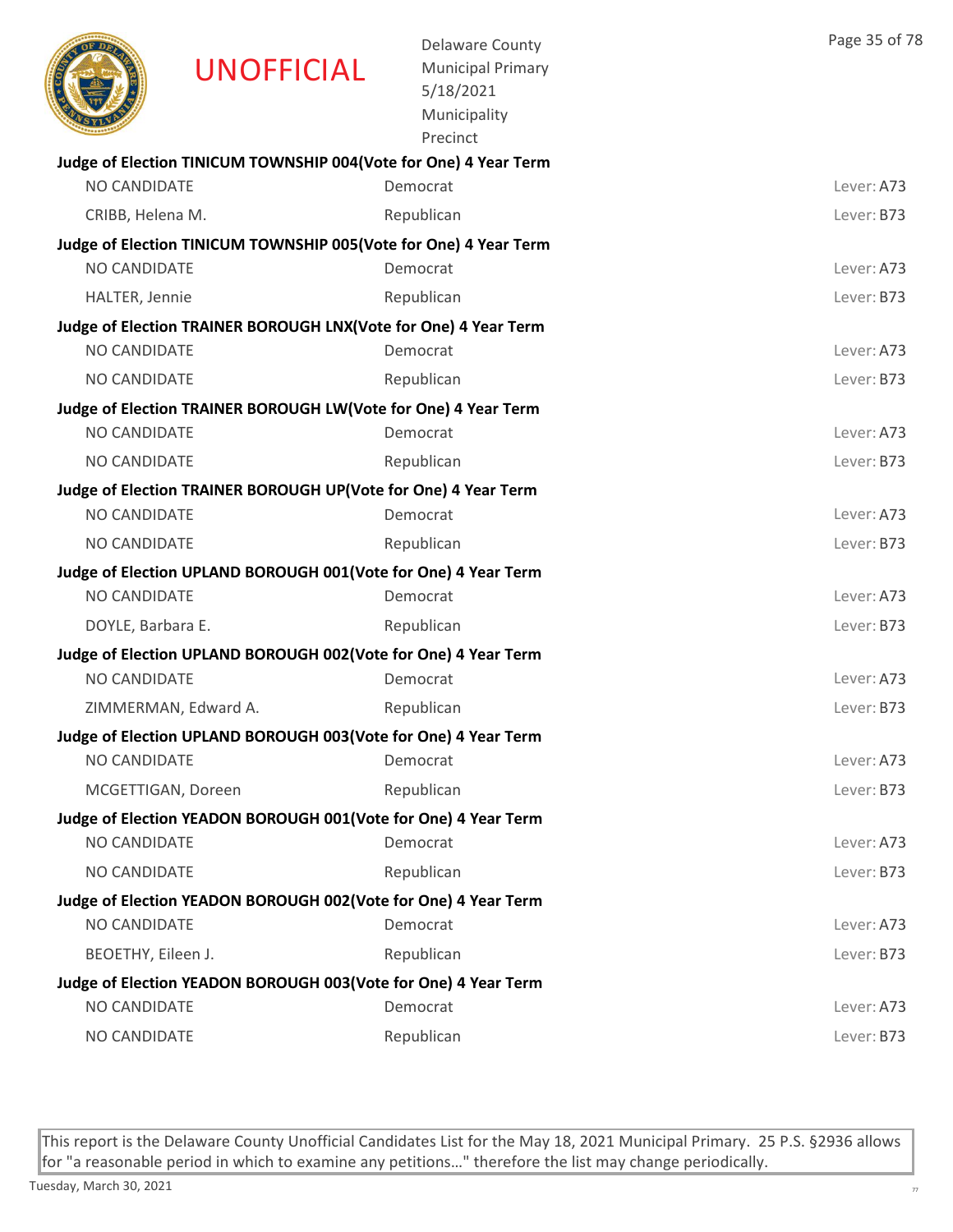**UNOFFICIAL**

Delaware County
Municipal Primary
5/18/2021
Municipality
Precinct

**Judge of Election TINICUM TOWNSHIP 004(Vote for One) 4 Year Term**

| | | |
|---|---|---|
| NO CANDIDATE | Democrat | Lever: A73 |
| CRIBB, Helena M. | Republican | Lever: B73 |

**Judge of Election TINICUM TOWNSHIP 005(Vote for One) 4 Year Term**

| | | |
|---|---|---|
| NO CANDIDATE | Democrat | Lever: A73 |
| HALTER, Jennie | Republican | Lever: B73 |

**Judge of Election TRAINER BOROUGH LNX(Vote for One) 4 Year Term**

| | | |
|---|---|---|
| NO CANDIDATE | Democrat | Lever: A73 |
| NO CANDIDATE | Republican | Lever: B73 |

**Judge of Election TRAINER BOROUGH LW(Vote for One) 4 Year Term**

| | | |
|---|---|---|
| NO CANDIDATE | Democrat | Lever: A73 |
| NO CANDIDATE | Republican | Lever: B73 |

**Judge of Election TRAINER BOROUGH UP(Vote for One) 4 Year Term**

| | | |
|---|---|---|
| NO CANDIDATE | Democrat | Lever: A73 |
| NO CANDIDATE | Republican | Lever: B73 |

**Judge of Election UPLAND BOROUGH 001(Vote for One) 4 Year Term**

| | | |
|---|---|---|
| NO CANDIDATE | Democrat | Lever: A73 |
| DOYLE, Barbara E. | Republican | Lever: B73 |

**Judge of Election UPLAND BOROUGH 002(Vote for One) 4 Year Term**

| | | |
|---|---|---|
| NO CANDIDATE | Democrat | Lever: A73 |
| ZIMMERMAN, Edward A. | Republican | Lever: B73 |

**Judge of Election UPLAND BOROUGH 003(Vote for One) 4 Year Term**

| | | |
|---|---|---|
| NO CANDIDATE | Democrat | Lever: A73 |
| MCGETTIGAN, Doreen | Republican | Lever: B73 |

**Judge of Election YEADON BOROUGH 001(Vote for One) 4 Year Term**

| | | |
|---|---|---|
| NO CANDIDATE | Democrat | Lever: A73 |
| NO CANDIDATE | Republican | Lever: B73 |

**Judge of Election YEADON BOROUGH 002(Vote for One) 4 Year Term**

| | | |
|---|---|---|
| NO CANDIDATE | Democrat | Lever: A73 |
| BEOETHY, Eileen J. | Republican | Lever: B73 |

**Judge of Election YEADON BOROUGH 003(Vote for One) 4 Year Term**

| | | |
|---|---|---|
| NO CANDIDATE | Democrat | Lever: A73 |
| NO CANDIDATE | Republican | Lever: B73 |

This report is the Delaware County Unofficial Candidates List for the May 18, 2021 Municipal Primary. 25 P.S. §2936 allows for "a reasonable period in which to examine any petitions…" therefore the list may change periodically.

Tuesday, March 30, 2021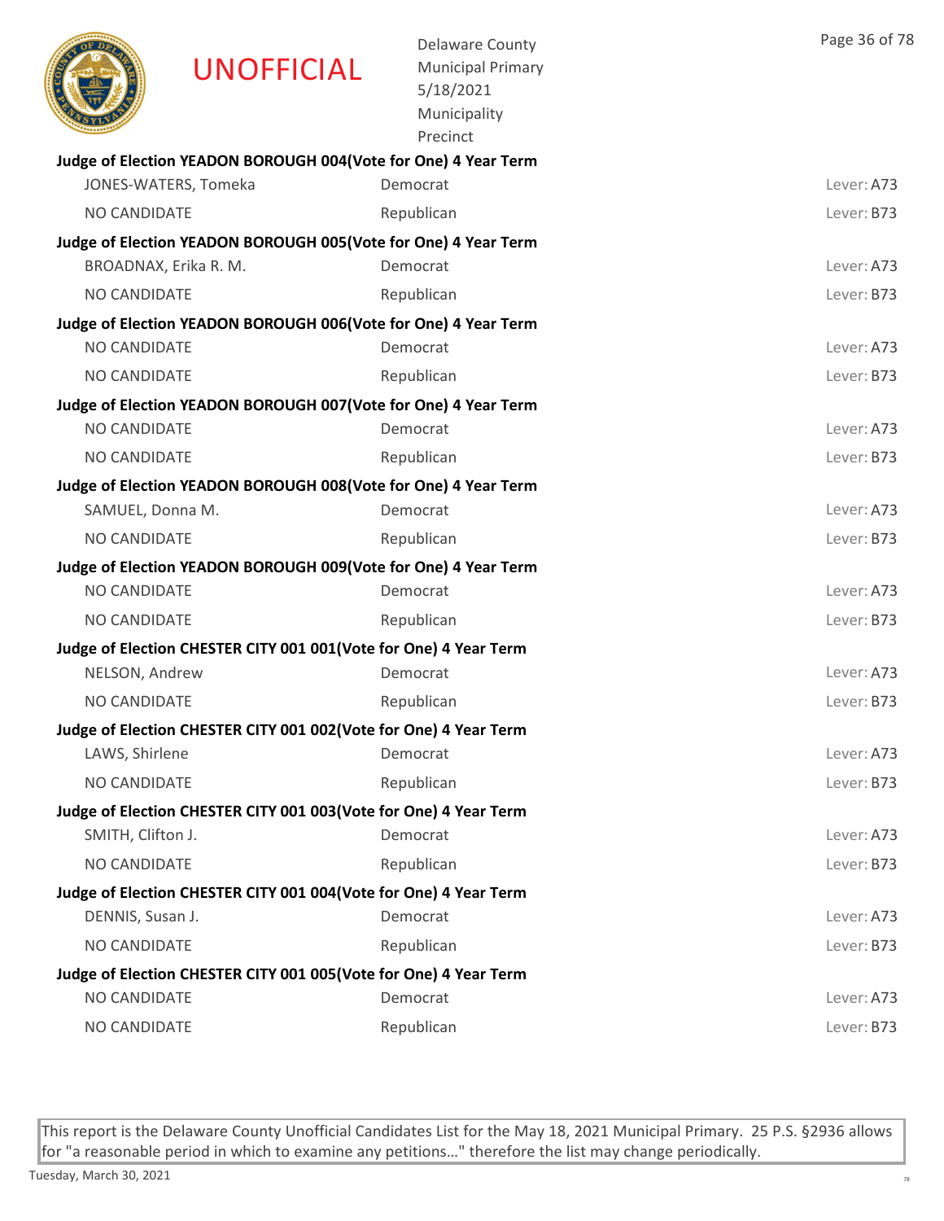**Judge of Election YEADON BOROUGH 004(Vote for One) 4 Year Term**

| | | |
|---|---|---|
| JONES-WATERS, Tomeka | Democrat | Lever: A73 |
| NO CANDIDATE | Republican | Lever: B73 |

**Judge of Election YEADON BOROUGH 005(Vote for One) 4 Year Term**

| | | |
|---|---|---|
| BROADNAX, Erika R. M. | Democrat | Lever: A73 |
| NO CANDIDATE | Republican | Lever: B73 |

**Judge of Election YEADON BOROUGH 006(Vote for One) 4 Year Term**

| | | |
|---|---|---|
| NO CANDIDATE | Democrat | Lever: A73 |
| NO CANDIDATE | Republican | Lever: B73 |

**Judge of Election YEADON BOROUGH 007(Vote for One) 4 Year Term**

| | | |
|---|---|---|
| NO CANDIDATE | Democrat | Lever: A73 |
| NO CANDIDATE | Republican | Lever: B73 |

**Judge of Election YEADON BOROUGH 008(Vote for One) 4 Year Term**

| | | |
|---|---|---|
| SAMUEL, Donna M. | Democrat | Lever: A73 |
| NO CANDIDATE | Republican | Lever: B73 |

**Judge of Election YEADON BOROUGH 009(Vote for One) 4 Year Term**

| | | |
|---|---|---|
| NO CANDIDATE | Democrat | Lever: A73 |
| NO CANDIDATE | Republican | Lever: B73 |

**Judge of Election CHESTER CITY 001 001(Vote for One) 4 Year Term**

| | | |
|---|---|---|
| NELSON, Andrew | Democrat | Lever: A73 |
| NO CANDIDATE | Republican | Lever: B73 |

**Judge of Election CHESTER CITY 001 002(Vote for One) 4 Year Term**

| | | |
|---|---|---|
| LAWS, Shirlene | Democrat | Lever: A73 |
| NO CANDIDATE | Republican | Lever: B73 |

**Judge of Election CHESTER CITY 001 003(Vote for One) 4 Year Term**

| | | |
|---|---|---|
| SMITH, Clifton J. | Democrat | Lever: A73 |
| NO CANDIDATE | Republican | Lever: B73 |

**Judge of Election CHESTER CITY 001 004(Vote for One) 4 Year Term**

| | | |
|---|---|---|
| DENNIS, Susan J. | Democrat | Lever: A73 |
| NO CANDIDATE | Republican | Lever: B73 |

**Judge of Election CHESTER CITY 001 005(Vote for One) 4 Year Term**

| | | |
|---|---|---|
| NO CANDIDATE | Democrat | Lever: A73 |
| NO CANDIDATE | Republican | Lever: B73 |

This report is the Delaware County Unofficial Candidates List for the May 18, 2021 Municipal Primary. 25 P.S. §2936 allows for "a reasonable period in which to examine any petitions…" therefore the list may change periodically.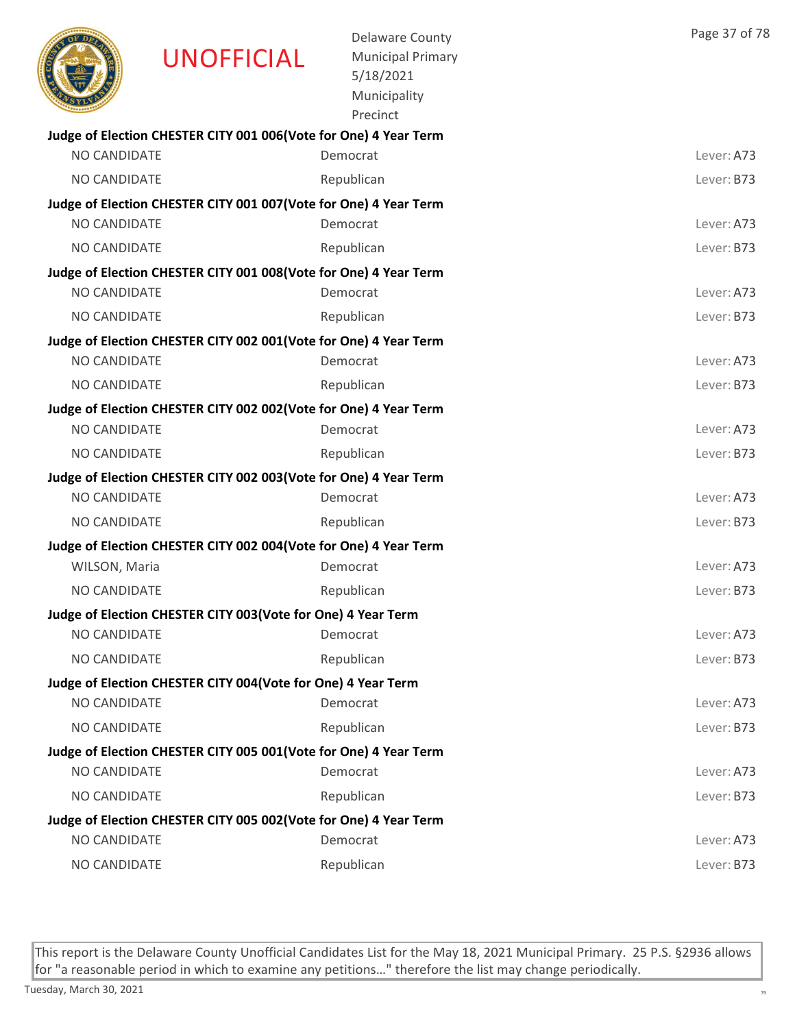UNOFFICIAL

Delaware County
Municipal Primary
5/18/2021
Municipality
Precinct

**Judge of Election CHESTER CITY 001 006(Vote for One) 4 Year Term**

| | | |
|---|---|---|
| NO CANDIDATE | Democrat | Lever: A73 |
| NO CANDIDATE | Republican | Lever: B73 |

**Judge of Election CHESTER CITY 001 007(Vote for One) 4 Year Term**

| | | |
|---|---|---|
| NO CANDIDATE | Democrat | Lever: A73 |
| NO CANDIDATE | Republican | Lever: B73 |

**Judge of Election CHESTER CITY 001 008(Vote for One) 4 Year Term**

| | | |
|---|---|---|
| NO CANDIDATE | Democrat | Lever: A73 |
| NO CANDIDATE | Republican | Lever: B73 |

**Judge of Election CHESTER CITY 002 001(Vote for One) 4 Year Term**

| | | |
|---|---|---|
| NO CANDIDATE | Democrat | Lever: A73 |
| NO CANDIDATE | Republican | Lever: B73 |

**Judge of Election CHESTER CITY 002 002(Vote for One) 4 Year Term**

| | | |
|---|---|---|
| NO CANDIDATE | Democrat | Lever: A73 |
| NO CANDIDATE | Republican | Lever: B73 |

**Judge of Election CHESTER CITY 002 003(Vote for One) 4 Year Term**

| | | |
|---|---|---|
| NO CANDIDATE | Democrat | Lever: A73 |
| NO CANDIDATE | Republican | Lever: B73 |

**Judge of Election CHESTER CITY 002 004(Vote for One) 4 Year Term**

| | | |
|---|---|---|
| WILSON, Maria | Democrat | Lever: A73 |
| NO CANDIDATE | Republican | Lever: B73 |

**Judge of Election CHESTER CITY 003(Vote for One) 4 Year Term**

| | | |
|---|---|---|
| NO CANDIDATE | Democrat | Lever: A73 |
| NO CANDIDATE | Republican | Lever: B73 |

**Judge of Election CHESTER CITY 004(Vote for One) 4 Year Term**

| | | |
|---|---|---|
| NO CANDIDATE | Democrat | Lever: A73 |
| NO CANDIDATE | Republican | Lever: B73 |

**Judge of Election CHESTER CITY 005 001(Vote for One) 4 Year Term**

| | | |
|---|---|---|
| NO CANDIDATE | Democrat | Lever: A73 |
| NO CANDIDATE | Republican | Lever: B73 |

**Judge of Election CHESTER CITY 005 002(Vote for One) 4 Year Term**

| | | |
|---|---|---|
| NO CANDIDATE | Democrat | Lever: A73 |
| NO CANDIDATE | Republican | Lever: B73 |

This report is the Delaware County Unofficial Candidates List for the May 18, 2021 Municipal Primary. 25 P.S. §2936 allows for "a reasonable period in which to examine any petitions…" therefore the list may change periodically.

Tuesday, March 30, 2021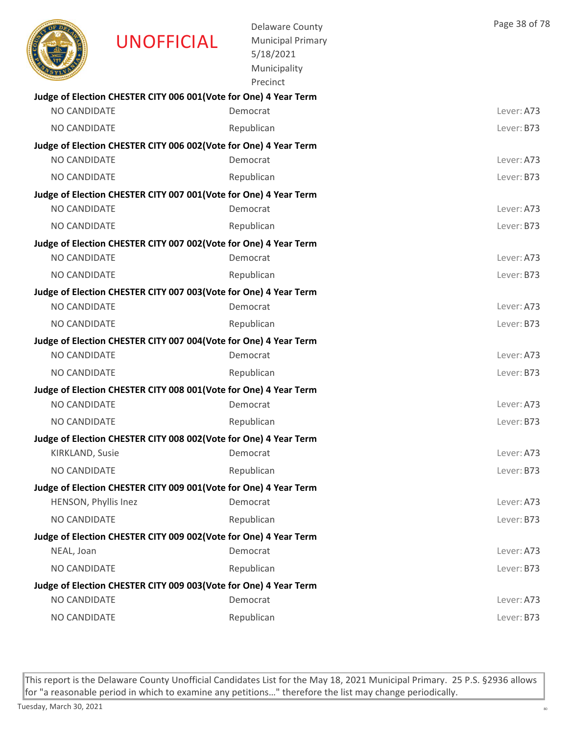UNOFFICIAL

Delaware County
Municipal Primary
5/18/2021
Municipality
Precinct

**Judge of Election CHESTER CITY 006 001(Vote for One) 4 Year Term**

| NO CANDIDATE | Democrat | Lever: A73 |
|---|---|---|
| NO CANDIDATE | Republican | Lever: B73 |

**Judge of Election CHESTER CITY 006 002(Vote for One) 4 Year Term**

| NO CANDIDATE | Democrat | Lever: A73 |
|---|---|---|
| NO CANDIDATE | Republican | Lever: B73 |

**Judge of Election CHESTER CITY 007 001(Vote for One) 4 Year Term**

| NO CANDIDATE | Democrat | Lever: A73 |
|---|---|---|
| NO CANDIDATE | Republican | Lever: B73 |

**Judge of Election CHESTER CITY 007 002(Vote for One) 4 Year Term**

| NO CANDIDATE | Democrat | Lever: A73 |
|---|---|---|
| NO CANDIDATE | Republican | Lever: B73 |

**Judge of Election CHESTER CITY 007 003(Vote for One) 4 Year Term**

| NO CANDIDATE | Democrat | Lever: A73 |
|---|---|---|
| NO CANDIDATE | Republican | Lever: B73 |

**Judge of Election CHESTER CITY 007 004(Vote for One) 4 Year Term**

| NO CANDIDATE | Democrat | Lever: A73 |
|---|---|---|
| NO CANDIDATE | Republican | Lever: B73 |

**Judge of Election CHESTER CITY 008 001(Vote for One) 4 Year Term**

| NO CANDIDATE | Democrat | Lever: A73 |
|---|---|---|
| NO CANDIDATE | Republican | Lever: B73 |

**Judge of Election CHESTER CITY 008 002(Vote for One) 4 Year Term**

| KIRKLAND, Susie | Democrat | Lever: A73 |
|---|---|---|
| NO CANDIDATE | Republican | Lever: B73 |

**Judge of Election CHESTER CITY 009 001(Vote for One) 4 Year Term**

| HENSON, Phyllis Inez | Democrat | Lever: A73 |
|---|---|---|
| NO CANDIDATE | Republican | Lever: B73 |

**Judge of Election CHESTER CITY 009 002(Vote for One) 4 Year Term**

| NEAL, Joan | Democrat | Lever: A73 |
|---|---|---|
| NO CANDIDATE | Republican | Lever: B73 |

**Judge of Election CHESTER CITY 009 003(Vote for One) 4 Year Term**

| NO CANDIDATE | Democrat | Lever: A73 |
|---|---|---|
| NO CANDIDATE | Republican | Lever: B73 |

This report is the Delaware County Unofficial Candidates List for the May 18, 2021 Municipal Primary. 25 P.S. §2936 allows for "a reasonable period in which to examine any petitions…" therefore the list may change periodically.

Tuesday, March 30, 2021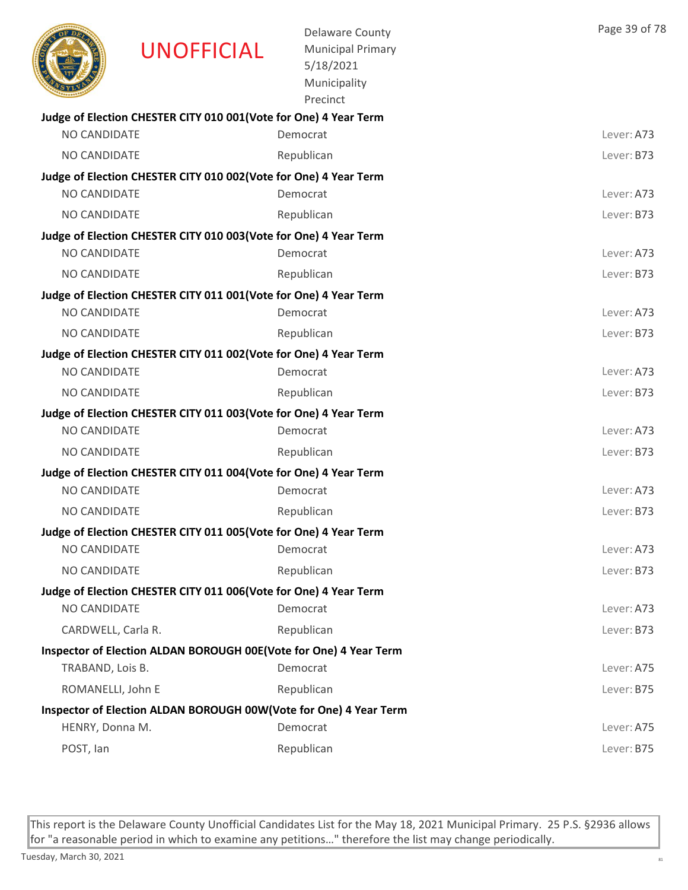**Judge of Election CHESTER CITY 010 001(Vote for One) 4 Year Term**

| | | |
|---|---|---|
| NO CANDIDATE | Democrat | Lever: A73 |
| NO CANDIDATE | Republican | Lever: B73 |

**Judge of Election CHESTER CITY 010 002(Vote for One) 4 Year Term**

| | | |
|---|---|---|
| NO CANDIDATE | Democrat | Lever: A73 |
| NO CANDIDATE | Republican | Lever: B73 |

**Judge of Election CHESTER CITY 010 003(Vote for One) 4 Year Term**

| | | |
|---|---|---|
| NO CANDIDATE | Democrat | Lever: A73 |
| NO CANDIDATE | Republican | Lever: B73 |

**Judge of Election CHESTER CITY 011 001(Vote for One) 4 Year Term**

| | | |
|---|---|---|
| NO CANDIDATE | Democrat | Lever: A73 |
| NO CANDIDATE | Republican | Lever: B73 |

**Judge of Election CHESTER CITY 011 002(Vote for One) 4 Year Term**

| | | |
|---|---|---|
| NO CANDIDATE | Democrat | Lever: A73 |
| NO CANDIDATE | Republican | Lever: B73 |

**Judge of Election CHESTER CITY 011 003(Vote for One) 4 Year Term**

| | | |
|---|---|---|
| NO CANDIDATE | Democrat | Lever: A73 |
| NO CANDIDATE | Republican | Lever: B73 |

**Judge of Election CHESTER CITY 011 004(Vote for One) 4 Year Term**

| | | |
|---|---|---|
| NO CANDIDATE | Democrat | Lever: A73 |
| NO CANDIDATE | Republican | Lever: B73 |

**Judge of Election CHESTER CITY 011 005(Vote for One) 4 Year Term**

| | | |
|---|---|---|
| NO CANDIDATE | Democrat | Lever: A73 |
| NO CANDIDATE | Republican | Lever: B73 |

**Judge of Election CHESTER CITY 011 006(Vote for One) 4 Year Term**

| | | |
|---|---|---|
| NO CANDIDATE | Democrat | Lever: A73 |
| CARDWELL, Carla R. | Republican | Lever: B73 |

**Inspector of Election ALDAN BOROUGH 00E(Vote for One) 4 Year Term**

| | | |
|---|---|---|
| TRABAND, Lois B. | Democrat | Lever: A75 |
| ROMANELLI, John E | Republican | Lever: B75 |

**Inspector of Election ALDAN BOROUGH 00W(Vote for One) 4 Year Term**

| | | |
|---|---|---|
| HENRY, Donna M. | Democrat | Lever: A75 |
| POST, Ian | Republican | Lever: B75 |

This report is the Delaware County Unofficial Candidates List for the May 18, 2021 Municipal Primary. 25 P.S. §2936 allows for "a reasonable period in which to examine any petitions…" therefore the list may change periodically.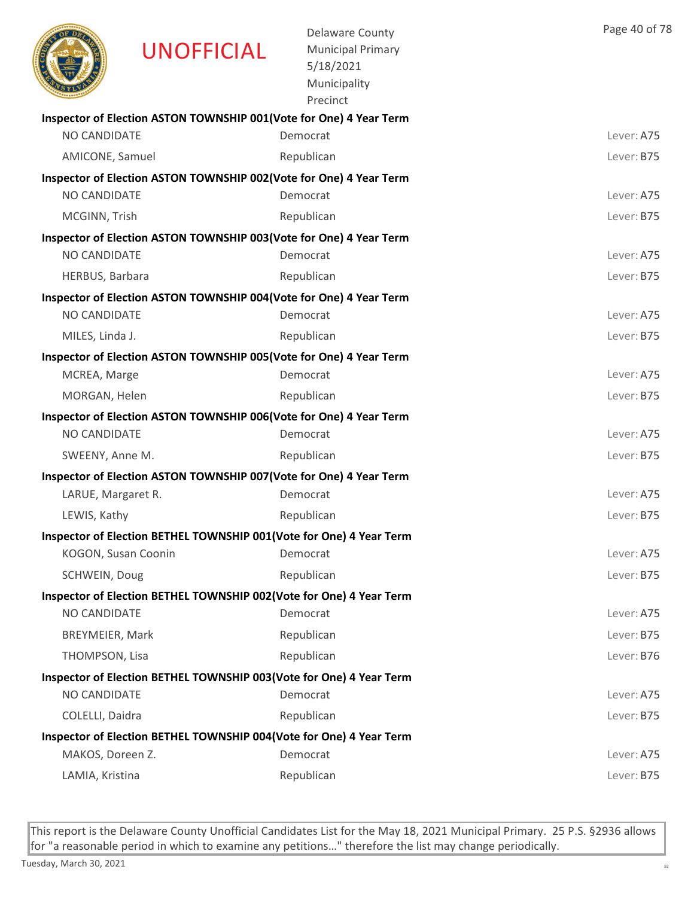UNOFFICIAL

Delaware County
Municipal Primary
5/18/2021
Municipality
Precinct

**Inspector of Election ASTON TOWNSHIP 001(Vote for One) 4 Year Term**

| | | |
|---|---|---|
| NO CANDIDATE | Democrat | Lever: A75 |
| AMICONE, Samuel | Republican | Lever: B75 |

**Inspector of Election ASTON TOWNSHIP 002(Vote for One) 4 Year Term**

| | | |
|---|---|---|
| NO CANDIDATE | Democrat | Lever: A75 |
| MCGINN, Trish | Republican | Lever: B75 |

**Inspector of Election ASTON TOWNSHIP 003(Vote for One) 4 Year Term**

| | | |
|---|---|---|
| NO CANDIDATE | Democrat | Lever: A75 |
| HERBUS, Barbara | Republican | Lever: B75 |

**Inspector of Election ASTON TOWNSHIP 004(Vote for One) 4 Year Term**

| | | |
|---|---|---|
| NO CANDIDATE | Democrat | Lever: A75 |
| MILES, Linda J. | Republican | Lever: B75 |

**Inspector of Election ASTON TOWNSHIP 005(Vote for One) 4 Year Term**

| | | |
|---|---|---|
| MCREA, Marge | Democrat | Lever: A75 |
| MORGAN, Helen | Republican | Lever: B75 |

**Inspector of Election ASTON TOWNSHIP 006(Vote for One) 4 Year Term**

| | | |
|---|---|---|
| NO CANDIDATE | Democrat | Lever: A75 |
| SWEENY, Anne M. | Republican | Lever: B75 |

**Inspector of Election ASTON TOWNSHIP 007(Vote for One) 4 Year Term**

| | | |
|---|---|---|
| LARUE, Margaret R. | Democrat | Lever: A75 |
| LEWIS, Kathy | Republican | Lever: B75 |

**Inspector of Election BETHEL TOWNSHIP 001(Vote for One) 4 Year Term**

| | | |
|---|---|---|
| KOGON, Susan Coonin | Democrat | Lever: A75 |
| SCHWEIN, Doug | Republican | Lever: B75 |

**Inspector of Election BETHEL TOWNSHIP 002(Vote for One) 4 Year Term**

| | | |
|---|---|---|
| NO CANDIDATE | Democrat | Lever: A75 |
| BREYMEIER, Mark | Republican | Lever: B75 |
| THOMPSON, Lisa | Republican | Lever: B76 |

**Inspector of Election BETHEL TOWNSHIP 003(Vote for One) 4 Year Term**

| | | |
|---|---|---|
| NO CANDIDATE | Democrat | Lever: A75 |
| COLELLI, Daidra | Republican | Lever: B75 |

**Inspector of Election BETHEL TOWNSHIP 004(Vote for One) 4 Year Term**

| | | |
|---|---|---|
| MAKOS, Doreen Z. | Democrat | Lever: A75 |
| LAMIA, Kristina | Republican | Lever: B75 |

This report is the Delaware County Unofficial Candidates List for the May 18, 2021 Municipal Primary. 25 P.S. §2936 allows for "a reasonable period in which to examine any petitions…" therefore the list may change periodically.

Tuesday, March 30, 2021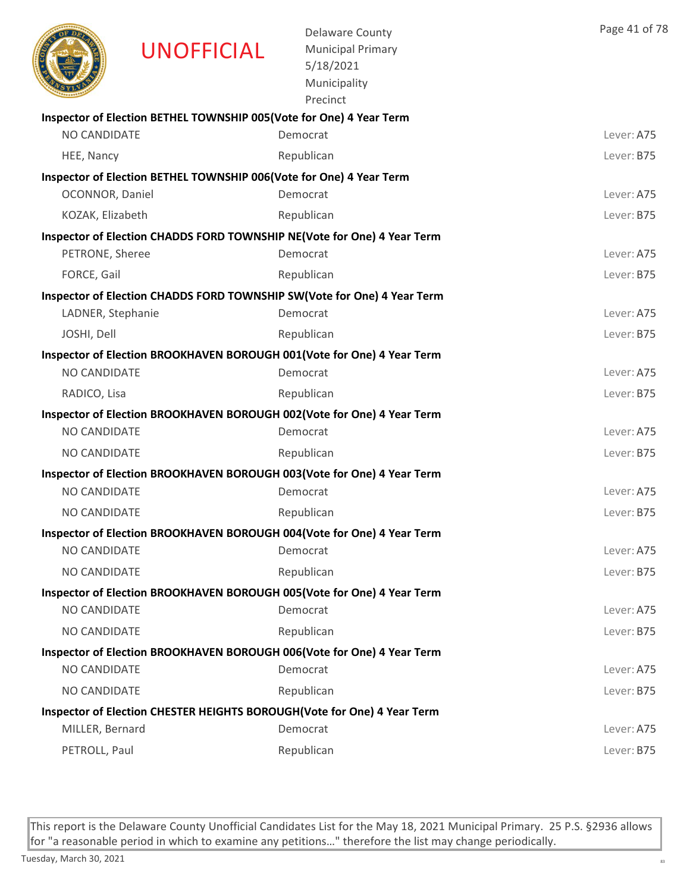UNOFFICIAL

Delaware County
Municipal Primary
5/18/2021
Municipality
Precinct

**Inspector of Election BETHEL TOWNSHIP 005(Vote for One) 4 Year Term**

| | | |
|---|---|---|
| NO CANDIDATE | Democrat | Lever: A75 |
| HEE, Nancy | Republican | Lever: B75 |

**Inspector of Election BETHEL TOWNSHIP 006(Vote for One) 4 Year Term**

| | | |
|---|---|---|
| OCONNOR, Daniel | Democrat | Lever: A75 |
| KOZAK, Elizabeth | Republican | Lever: B75 |

**Inspector of Election CHADDS FORD TOWNSHIP NE(Vote for One) 4 Year Term**

| | | |
|---|---|---|
| PETRONE, Sheree | Democrat | Lever: A75 |
| FORCE, Gail | Republican | Lever: B75 |

**Inspector of Election CHADDS FORD TOWNSHIP SW(Vote for One) 4 Year Term**

| | | |
|---|---|---|
| LADNER, Stephanie | Democrat | Lever: A75 |
| JOSHI, Dell | Republican | Lever: B75 |

**Inspector of Election BROOKHAVEN BOROUGH 001(Vote for One) 4 Year Term**

| | | |
|---|---|---|
| NO CANDIDATE | Democrat | Lever: A75 |
| RADICO, Lisa | Republican | Lever: B75 |

**Inspector of Election BROOKHAVEN BOROUGH 002(Vote for One) 4 Year Term**

| | | |
|---|---|---|
| NO CANDIDATE | Democrat | Lever: A75 |
| NO CANDIDATE | Republican | Lever: B75 |

**Inspector of Election BROOKHAVEN BOROUGH 003(Vote for One) 4 Year Term**

| | | |
|---|---|---|
| NO CANDIDATE | Democrat | Lever: A75 |
| NO CANDIDATE | Republican | Lever: B75 |

**Inspector of Election BROOKHAVEN BOROUGH 004(Vote for One) 4 Year Term**

| | | |
|---|---|---|
| NO CANDIDATE | Democrat | Lever: A75 |
| NO CANDIDATE | Republican | Lever: B75 |

**Inspector of Election BROOKHAVEN BOROUGH 005(Vote for One) 4 Year Term**

| | | |
|---|---|---|
| NO CANDIDATE | Democrat | Lever: A75 |
| NO CANDIDATE | Republican | Lever: B75 |

**Inspector of Election BROOKHAVEN BOROUGH 006(Vote for One) 4 Year Term**

| | | |
|---|---|---|
| NO CANDIDATE | Democrat | Lever: A75 |
| NO CANDIDATE | Republican | Lever: B75 |

**Inspector of Election CHESTER HEIGHTS BOROUGH(Vote for One) 4 Year Term**

| | | |
|---|---|---|
| MILLER, Bernard | Democrat | Lever: A75 |
| PETROLL, Paul | Republican | Lever: B75 |

This report is the Delaware County Unofficial Candidates List for the May 18, 2021 Municipal Primary. 25 P.S. §2936 allows for "a reasonable period in which to examine any petitions…" therefore the list may change periodically.

Tuesday, March 30, 2021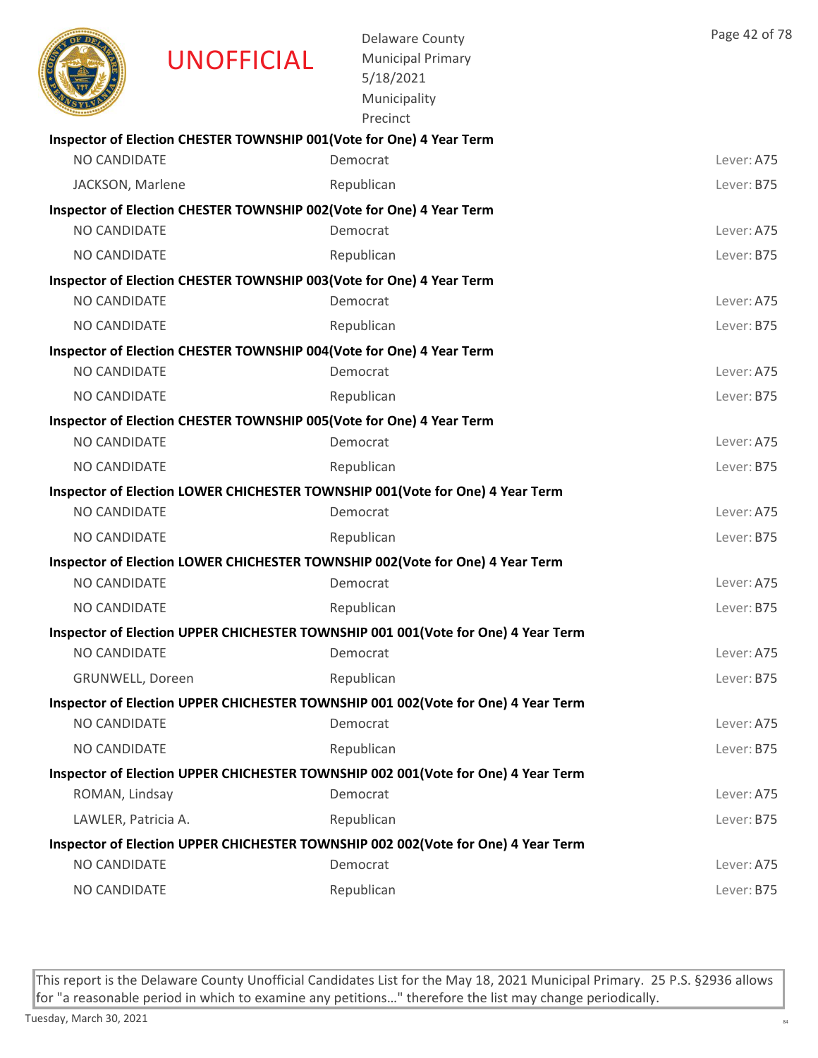UNOFFICIAL

Delaware County
Municipal Primary
5/18/2021
Municipality
Precinct

**Inspector of Election CHESTER TOWNSHIP 001(Vote for One) 4 Year Term**

| | | |
|---|---|---|
| NO CANDIDATE | Democrat | Lever: A75 |
| JACKSON, Marlene | Republican | Lever: B75 |

**Inspector of Election CHESTER TOWNSHIP 002(Vote for One) 4 Year Term**

| | | |
|---|---|---|
| NO CANDIDATE | Democrat | Lever: A75 |
| NO CANDIDATE | Republican | Lever: B75 |

**Inspector of Election CHESTER TOWNSHIP 003(Vote for One) 4 Year Term**

| | | |
|---|---|---|
| NO CANDIDATE | Democrat | Lever: A75 |
| NO CANDIDATE | Republican | Lever: B75 |

**Inspector of Election CHESTER TOWNSHIP 004(Vote for One) 4 Year Term**

| | | |
|---|---|---|
| NO CANDIDATE | Democrat | Lever: A75 |
| NO CANDIDATE | Republican | Lever: B75 |

**Inspector of Election CHESTER TOWNSHIP 005(Vote for One) 4 Year Term**

| | | |
|---|---|---|
| NO CANDIDATE | Democrat | Lever: A75 |
| NO CANDIDATE | Republican | Lever: B75 |

**Inspector of Election LOWER CHICHESTER TOWNSHIP 001(Vote for One) 4 Year Term**

| | | |
|---|---|---|
| NO CANDIDATE | Democrat | Lever: A75 |
| NO CANDIDATE | Republican | Lever: B75 |

**Inspector of Election LOWER CHICHESTER TOWNSHIP 002(Vote for One) 4 Year Term**

| | | |
|---|---|---|
| NO CANDIDATE | Democrat | Lever: A75 |
| NO CANDIDATE | Republican | Lever: B75 |

**Inspector of Election UPPER CHICHESTER TOWNSHIP 001 001(Vote for One) 4 Year Term**

| | | |
|---|---|---|
| NO CANDIDATE | Democrat | Lever: A75 |
| GRUNWELL, Doreen | Republican | Lever: B75 |

**Inspector of Election UPPER CHICHESTER TOWNSHIP 001 002(Vote for One) 4 Year Term**

| | | |
|---|---|---|
| NO CANDIDATE | Democrat | Lever: A75 |
| NO CANDIDATE | Republican | Lever: B75 |

**Inspector of Election UPPER CHICHESTER TOWNSHIP 002 001(Vote for One) 4 Year Term**

| | | |
|---|---|---|
| ROMAN, Lindsay | Democrat | Lever: A75 |
| LAWLER, Patricia A. | Republican | Lever: B75 |

**Inspector of Election UPPER CHICHESTER TOWNSHIP 002 002(Vote for One) 4 Year Term**

| | | |
|---|---|---|
| NO CANDIDATE | Democrat | Lever: A75 |
| NO CANDIDATE | Republican | Lever: B75 |

This report is the Delaware County Unofficial Candidates List for the May 18, 2021 Municipal Primary. 25 P.S. §2936 allows for "a reasonable period in which to examine any petitions…" therefore the list may change periodically.

Tuesday, March 30, 2021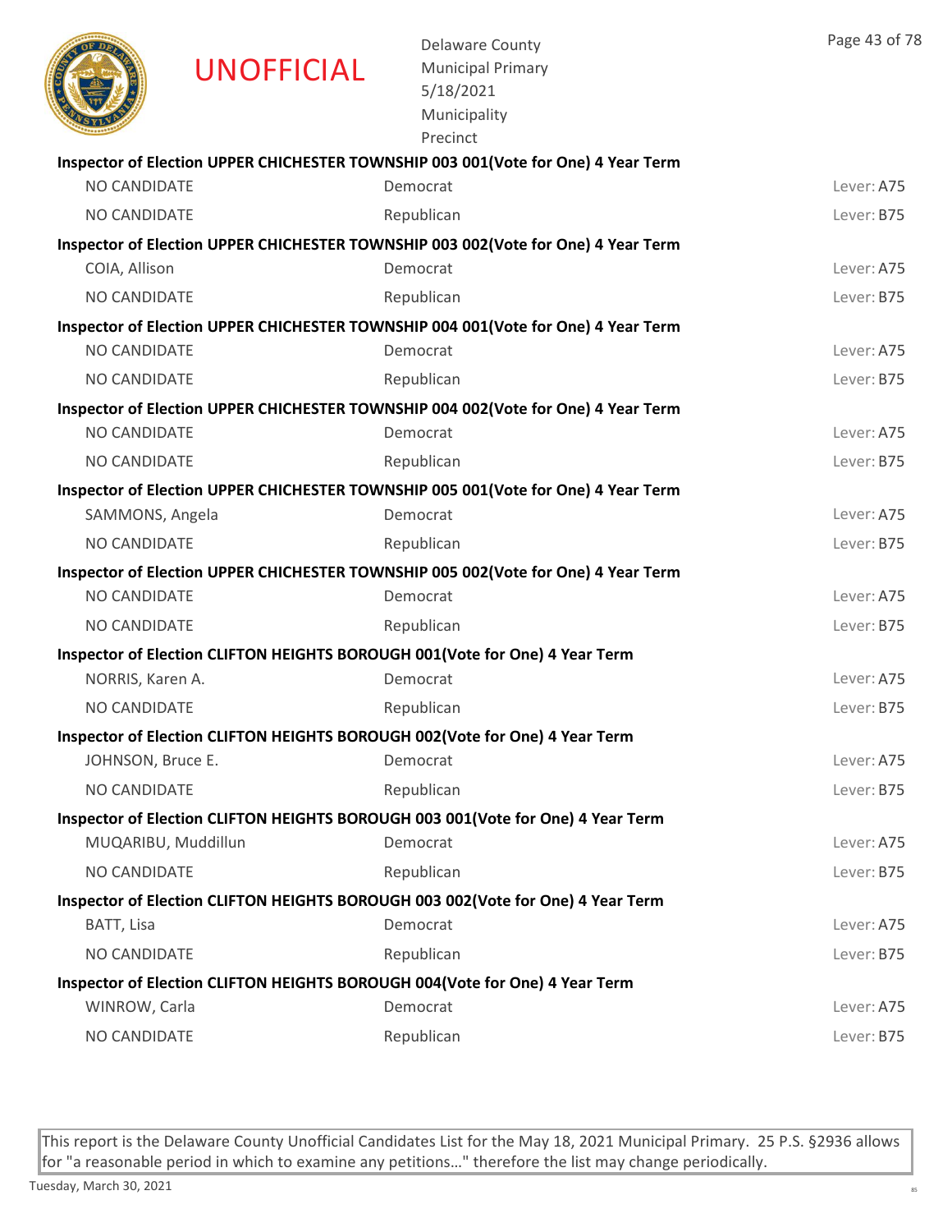UNOFFICIAL

Delaware County
Municipal Primary
5/18/2021
Municipality
Precinct

**Inspector of Election UPPER CHICHESTER TOWNSHIP 003 001(Vote for One) 4 Year Term**

| | | |
|---|---|---|
| NO CANDIDATE | Democrat | Lever: A75 |
| NO CANDIDATE | Republican | Lever: B75 |

**Inspector of Election UPPER CHICHESTER TOWNSHIP 003 002(Vote for One) 4 Year Term**

| | | |
|---|---|---|
| COIA, Allison | Democrat | Lever: A75 |
| NO CANDIDATE | Republican | Lever: B75 |

**Inspector of Election UPPER CHICHESTER TOWNSHIP 004 001(Vote for One) 4 Year Term**

| | | |
|---|---|---|
| NO CANDIDATE | Democrat | Lever: A75 |
| NO CANDIDATE | Republican | Lever: B75 |

**Inspector of Election UPPER CHICHESTER TOWNSHIP 004 002(Vote for One) 4 Year Term**

| | | |
|---|---|---|
| NO CANDIDATE | Democrat | Lever: A75 |
| NO CANDIDATE | Republican | Lever: B75 |

**Inspector of Election UPPER CHICHESTER TOWNSHIP 005 001(Vote for One) 4 Year Term**

| | | |
|---|---|---|
| SAMMONS, Angela | Democrat | Lever: A75 |
| NO CANDIDATE | Republican | Lever: B75 |

**Inspector of Election UPPER CHICHESTER TOWNSHIP 005 002(Vote for One) 4 Year Term**

| | | |
|---|---|---|
| NO CANDIDATE | Democrat | Lever: A75 |
| NO CANDIDATE | Republican | Lever: B75 |

**Inspector of Election CLIFTON HEIGHTS BOROUGH 001(Vote for One) 4 Year Term**

| | | |
|---|---|---|
| NORRIS, Karen A. | Democrat | Lever: A75 |
| NO CANDIDATE | Republican | Lever: B75 |

**Inspector of Election CLIFTON HEIGHTS BOROUGH 002(Vote for One) 4 Year Term**

| | | |
|---|---|---|
| JOHNSON, Bruce E. | Democrat | Lever: A75 |
| NO CANDIDATE | Republican | Lever: B75 |

**Inspector of Election CLIFTON HEIGHTS BOROUGH 003 001(Vote for One) 4 Year Term**

| | | |
|---|---|---|
| MUQARIBU, Muddillun | Democrat | Lever: A75 |
| NO CANDIDATE | Republican | Lever: B75 |

**Inspector of Election CLIFTON HEIGHTS BOROUGH 003 002(Vote for One) 4 Year Term**

| | | |
|---|---|---|
| BATT, Lisa | Democrat | Lever: A75 |
| NO CANDIDATE | Republican | Lever: B75 |

**Inspector of Election CLIFTON HEIGHTS BOROUGH 004(Vote for One) 4 Year Term**

| | | |
|---|---|---|
| WINROW, Carla | Democrat | Lever: A75 |
| NO CANDIDATE | Republican | Lever: B75 |

This report is the Delaware County Unofficial Candidates List for the May 18, 2021 Municipal Primary. 25 P.S. §2936 allows for "a reasonable period in which to examine any petitions…" therefore the list may change periodically.

Tuesday, March 30, 2021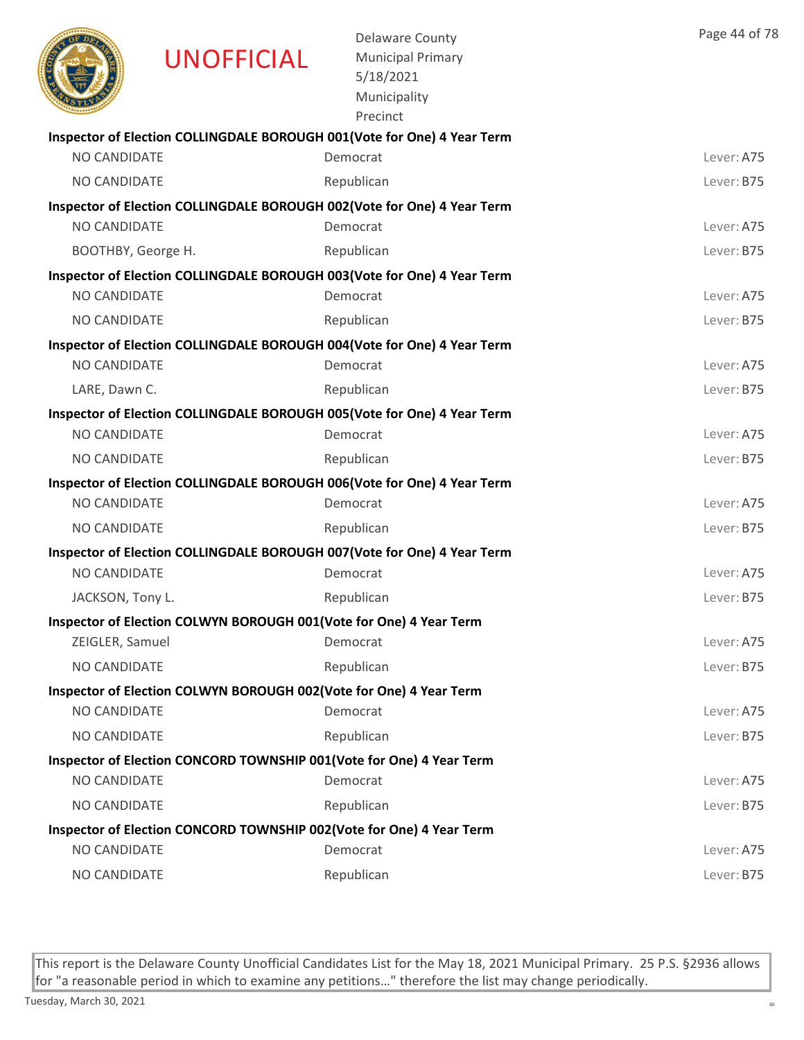UNOFFICIAL

Delaware County
Municipal Primary
5/18/2021
Municipality
Precinct

**Inspector of Election COLLINGDALE BOROUGH 001(Vote for One) 4 Year Term**

| | | |
|---|---|---|
| NO CANDIDATE | Democrat | Lever: A75 |
| NO CANDIDATE | Republican | Lever: B75 |

**Inspector of Election COLLINGDALE BOROUGH 002(Vote for One) 4 Year Term**

| | | |
|---|---|---|
| NO CANDIDATE | Democrat | Lever: A75 |
| BOOTHBY, George H. | Republican | Lever: B75 |

**Inspector of Election COLLINGDALE BOROUGH 003(Vote for One) 4 Year Term**

| | | |
|---|---|---|
| NO CANDIDATE | Democrat | Lever: A75 |
| NO CANDIDATE | Republican | Lever: B75 |

**Inspector of Election COLLINGDALE BOROUGH 004(Vote for One) 4 Year Term**

| | | |
|---|---|---|
| NO CANDIDATE | Democrat | Lever: A75 |
| LARE, Dawn C. | Republican | Lever: B75 |

**Inspector of Election COLLINGDALE BOROUGH 005(Vote for One) 4 Year Term**

| | | |
|---|---|---|
| NO CANDIDATE | Democrat | Lever: A75 |
| NO CANDIDATE | Republican | Lever: B75 |

**Inspector of Election COLLINGDALE BOROUGH 006(Vote for One) 4 Year Term**

| | | |
|---|---|---|
| NO CANDIDATE | Democrat | Lever: A75 |
| NO CANDIDATE | Republican | Lever: B75 |

**Inspector of Election COLLINGDALE BOROUGH 007(Vote for One) 4 Year Term**

| | | |
|---|---|---|
| NO CANDIDATE | Democrat | Lever: A75 |
| JACKSON, Tony L. | Republican | Lever: B75 |

**Inspector of Election COLWYN BOROUGH 001(Vote for One) 4 Year Term**

| | | |
|---|---|---|
| ZEIGLER, Samuel | Democrat | Lever: A75 |
| NO CANDIDATE | Republican | Lever: B75 |

**Inspector of Election COLWYN BOROUGH 002(Vote for One) 4 Year Term**

| | | |
|---|---|---|
| NO CANDIDATE | Democrat | Lever: A75 |
| NO CANDIDATE | Republican | Lever: B75 |

**Inspector of Election CONCORD TOWNSHIP 001(Vote for One) 4 Year Term**

| | | |
|---|---|---|
| NO CANDIDATE | Democrat | Lever: A75 |
| NO CANDIDATE | Republican | Lever: B75 |

**Inspector of Election CONCORD TOWNSHIP 002(Vote for One) 4 Year Term**

| | | |
|---|---|---|
| NO CANDIDATE | Democrat | Lever: A75 |
| NO CANDIDATE | Republican | Lever: B75 |

This report is the Delaware County Unofficial Candidates List for the May 18, 2021 Municipal Primary. 25 P.S. §2936 allows for "a reasonable period in which to examine any petitions…" therefore the list may change periodically.

Tuesday, March 30, 2021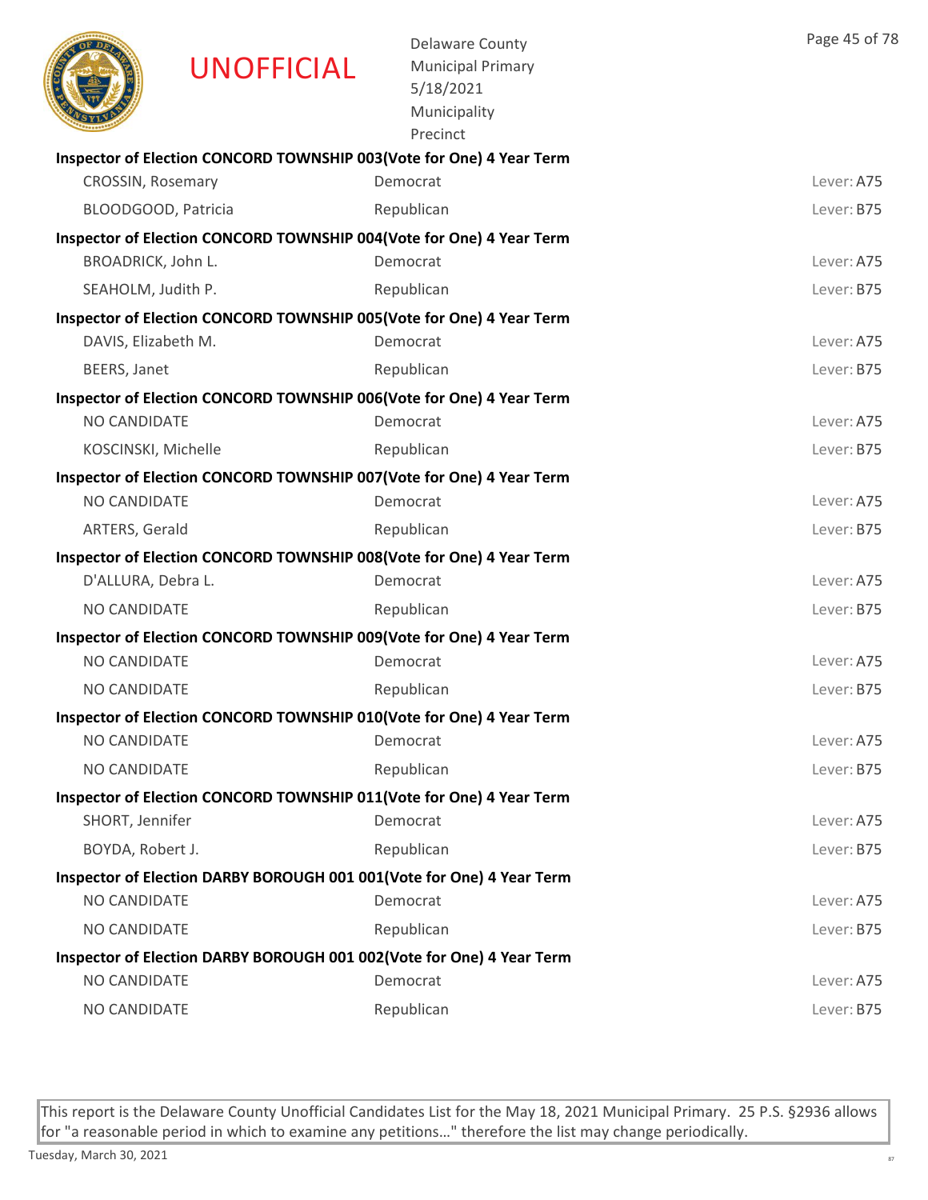UNOFFICIAL

Delaware County
Municipal Primary
5/18/2021
Municipality
Precinct

**Inspector of Election CONCORD TOWNSHIP 003(Vote for One) 4 Year Term**

| | | |
|---|---|---|
| CROSSIN, Rosemary | Democrat | Lever: A75 |
| BLOODGOOD, Patricia | Republican | Lever: B75 |

**Inspector of Election CONCORD TOWNSHIP 004(Vote for One) 4 Year Term**

| | | |
|---|---|---|
| BROADRICK, John L. | Democrat | Lever: A75 |
| SEAHOLM, Judith P. | Republican | Lever: B75 |

**Inspector of Election CONCORD TOWNSHIP 005(Vote for One) 4 Year Term**

| | | |
|---|---|---|
| DAVIS, Elizabeth M. | Democrat | Lever: A75 |
| BEERS, Janet | Republican | Lever: B75 |

**Inspector of Election CONCORD TOWNSHIP 006(Vote for One) 4 Year Term**

| | | |
|---|---|---|
| NO CANDIDATE | Democrat | Lever: A75 |
| KOSCINSKI, Michelle | Republican | Lever: B75 |

**Inspector of Election CONCORD TOWNSHIP 007(Vote for One) 4 Year Term**

| | | |
|---|---|---|
| NO CANDIDATE | Democrat | Lever: A75 |
| ARTERS, Gerald | Republican | Lever: B75 |

**Inspector of Election CONCORD TOWNSHIP 008(Vote for One) 4 Year Term**

| | | |
|---|---|---|
| D'ALLURA, Debra L. | Democrat | Lever: A75 |
| NO CANDIDATE | Republican | Lever: B75 |

**Inspector of Election CONCORD TOWNSHIP 009(Vote for One) 4 Year Term**

| | | |
|---|---|---|
| NO CANDIDATE | Democrat | Lever: A75 |
| NO CANDIDATE | Republican | Lever: B75 |

**Inspector of Election CONCORD TOWNSHIP 010(Vote for One) 4 Year Term**

| | | |
|---|---|---|
| NO CANDIDATE | Democrat | Lever: A75 |
| NO CANDIDATE | Republican | Lever: B75 |

**Inspector of Election CONCORD TOWNSHIP 011(Vote for One) 4 Year Term**

| | | |
|---|---|---|
| SHORT, Jennifer | Democrat | Lever: A75 |
| BOYDA, Robert J. | Republican | Lever: B75 |

**Inspector of Election DARBY BOROUGH 001 001(Vote for One) 4 Year Term**

| | | |
|---|---|---|
| NO CANDIDATE | Democrat | Lever: A75 |
| NO CANDIDATE | Republican | Lever: B75 |

**Inspector of Election DARBY BOROUGH 001 002(Vote for One) 4 Year Term**

| | | |
|---|---|---|
| NO CANDIDATE | Democrat | Lever: A75 |
| NO CANDIDATE | Republican | Lever: B75 |

This report is the Delaware County Unofficial Candidates List for the May 18, 2021 Municipal Primary. 25 P.S. §2936 allows for "a reasonable period in which to examine any petitions…" therefore the list may change periodically.

Tuesday, March 30, 2021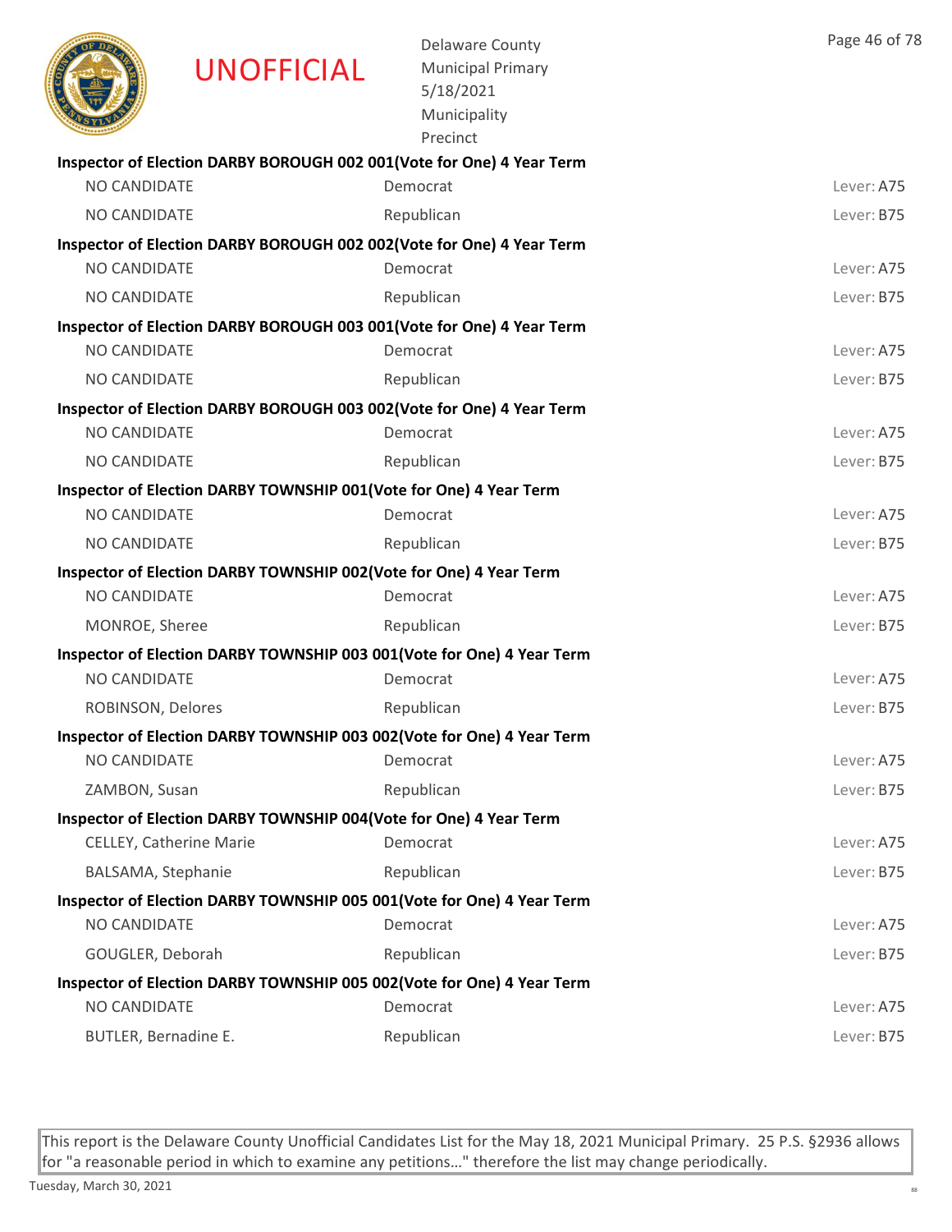**UNOFFICIAL**

Delaware County
Municipal Primary
5/18/2021
Municipality
Precinct

**Inspector of Election DARBY BOROUGH 002 001(Vote for One) 4 Year Term**

| | | |
|---|---|---|
| NO CANDIDATE | Democrat | Lever: A75 |
| NO CANDIDATE | Republican | Lever: B75 |

**Inspector of Election DARBY BOROUGH 002 002(Vote for One) 4 Year Term**

| | | |
|---|---|---|
| NO CANDIDATE | Democrat | Lever: A75 |
| NO CANDIDATE | Republican | Lever: B75 |

**Inspector of Election DARBY BOROUGH 003 001(Vote for One) 4 Year Term**

| | | |
|---|---|---|
| NO CANDIDATE | Democrat | Lever: A75 |
| NO CANDIDATE | Republican | Lever: B75 |

**Inspector of Election DARBY BOROUGH 003 002(Vote for One) 4 Year Term**

| | | |
|---|---|---|
| NO CANDIDATE | Democrat | Lever: A75 |
| NO CANDIDATE | Republican | Lever: B75 |

**Inspector of Election DARBY TOWNSHIP 001(Vote for One) 4 Year Term**

| | | |
|---|---|---|
| NO CANDIDATE | Democrat | Lever: A75 |
| NO CANDIDATE | Republican | Lever: B75 |

**Inspector of Election DARBY TOWNSHIP 002(Vote for One) 4 Year Term**

| | | |
|---|---|---|
| NO CANDIDATE | Democrat | Lever: A75 |
| MONROE, Sheree | Republican | Lever: B75 |

**Inspector of Election DARBY TOWNSHIP 003 001(Vote for One) 4 Year Term**

| | | |
|---|---|---|
| NO CANDIDATE | Democrat | Lever: A75 |
| ROBINSON, Delores | Republican | Lever: B75 |

**Inspector of Election DARBY TOWNSHIP 003 002(Vote for One) 4 Year Term**

| | | |
|---|---|---|
| NO CANDIDATE | Democrat | Lever: A75 |
| ZAMBON, Susan | Republican | Lever: B75 |

**Inspector of Election DARBY TOWNSHIP 004(Vote for One) 4 Year Term**

| | | |
|---|---|---|
| CELLEY, Catherine Marie | Democrat | Lever: A75 |
| BALSAMA, Stephanie | Republican | Lever: B75 |

**Inspector of Election DARBY TOWNSHIP 005 001(Vote for One) 4 Year Term**

| | | |
|---|---|---|
| NO CANDIDATE | Democrat | Lever: A75 |
| GOUGLER, Deborah | Republican | Lever: B75 |

**Inspector of Election DARBY TOWNSHIP 005 002(Vote for One) 4 Year Term**

| | | |
|---|---|---|
| NO CANDIDATE | Democrat | Lever: A75 |
| BUTLER, Bernadine E. | Republican | Lever: B75 |

This report is the Delaware County Unofficial Candidates List for the May 18, 2021 Municipal Primary. 25 P.S. §2936 allows for "a reasonable period in which to examine any petitions…" therefore the list may change periodically.

Tuesday, March 30, 2021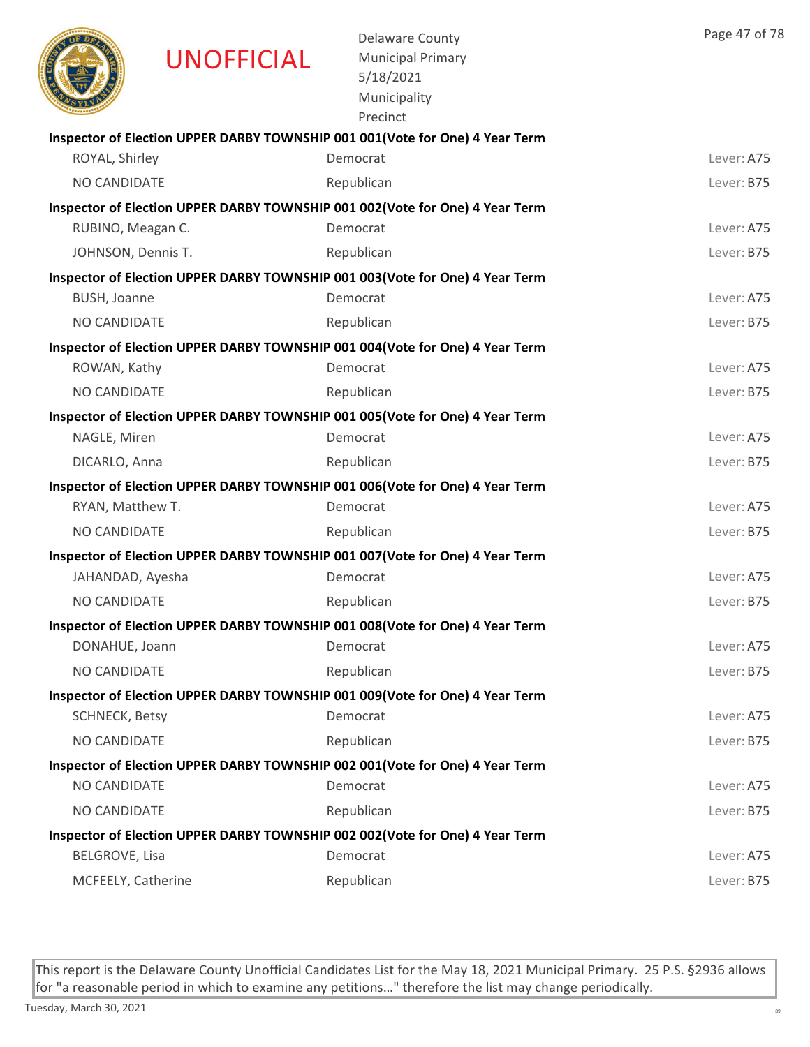# UNOFFICIAL

Delaware County
Municipal Primary
5/18/2021
Municipality
Precinct

**Inspector of Election UPPER DARBY TOWNSHIP 001 001(Vote for One) 4 Year Term**

| | | |
|---|---|---|
| ROYAL, Shirley | Democrat | Lever: A75 |
| NO CANDIDATE | Republican | Lever: B75 |

**Inspector of Election UPPER DARBY TOWNSHIP 001 002(Vote for One) 4 Year Term**

| | | |
|---|---|---|
| RUBINO, Meagan C. | Democrat | Lever: A75 |
| JOHNSON, Dennis T. | Republican | Lever: B75 |

**Inspector of Election UPPER DARBY TOWNSHIP 001 003(Vote for One) 4 Year Term**

| | | |
|---|---|---|
| BUSH, Joanne | Democrat | Lever: A75 |
| NO CANDIDATE | Republican | Lever: B75 |

**Inspector of Election UPPER DARBY TOWNSHIP 001 004(Vote for One) 4 Year Term**

| | | |
|---|---|---|
| ROWAN, Kathy | Democrat | Lever: A75 |
| NO CANDIDATE | Republican | Lever: B75 |

**Inspector of Election UPPER DARBY TOWNSHIP 001 005(Vote for One) 4 Year Term**

| | | |
|---|---|---|
| NAGLE, Miren | Democrat | Lever: A75 |
| DICARLO, Anna | Republican | Lever: B75 |

**Inspector of Election UPPER DARBY TOWNSHIP 001 006(Vote for One) 4 Year Term**

| | | |
|---|---|---|
| RYAN, Matthew T. | Democrat | Lever: A75 |
| NO CANDIDATE | Republican | Lever: B75 |

**Inspector of Election UPPER DARBY TOWNSHIP 001 007(Vote for One) 4 Year Term**

| | | |
|---|---|---|
| JAHANDAD, Ayesha | Democrat | Lever: A75 |
| NO CANDIDATE | Republican | Lever: B75 |

**Inspector of Election UPPER DARBY TOWNSHIP 001 008(Vote for One) 4 Year Term**

| | | |
|---|---|---|
| DONAHUE, Joann | Democrat | Lever: A75 |
| NO CANDIDATE | Republican | Lever: B75 |

**Inspector of Election UPPER DARBY TOWNSHIP 001 009(Vote for One) 4 Year Term**

| | | |
|---|---|---|
| SCHNECK, Betsy | Democrat | Lever: A75 |
| NO CANDIDATE | Republican | Lever: B75 |

**Inspector of Election UPPER DARBY TOWNSHIP 002 001(Vote for One) 4 Year Term**

| | | |
|---|---|---|
| NO CANDIDATE | Democrat | Lever: A75 |
| NO CANDIDATE | Republican | Lever: B75 |

**Inspector of Election UPPER DARBY TOWNSHIP 002 002(Vote for One) 4 Year Term**

| | | |
|---|---|---|
| BELGROVE, Lisa | Democrat | Lever: A75 |
| MCFEELY, Catherine | Republican | Lever: B75 |

This report is the Delaware County Unofficial Candidates List for the May 18, 2021 Municipal Primary. 25 P.S. §2936 allows for "a reasonable period in which to examine any petitions…" therefore the list may change periodically.

Tuesday, March 30, 2021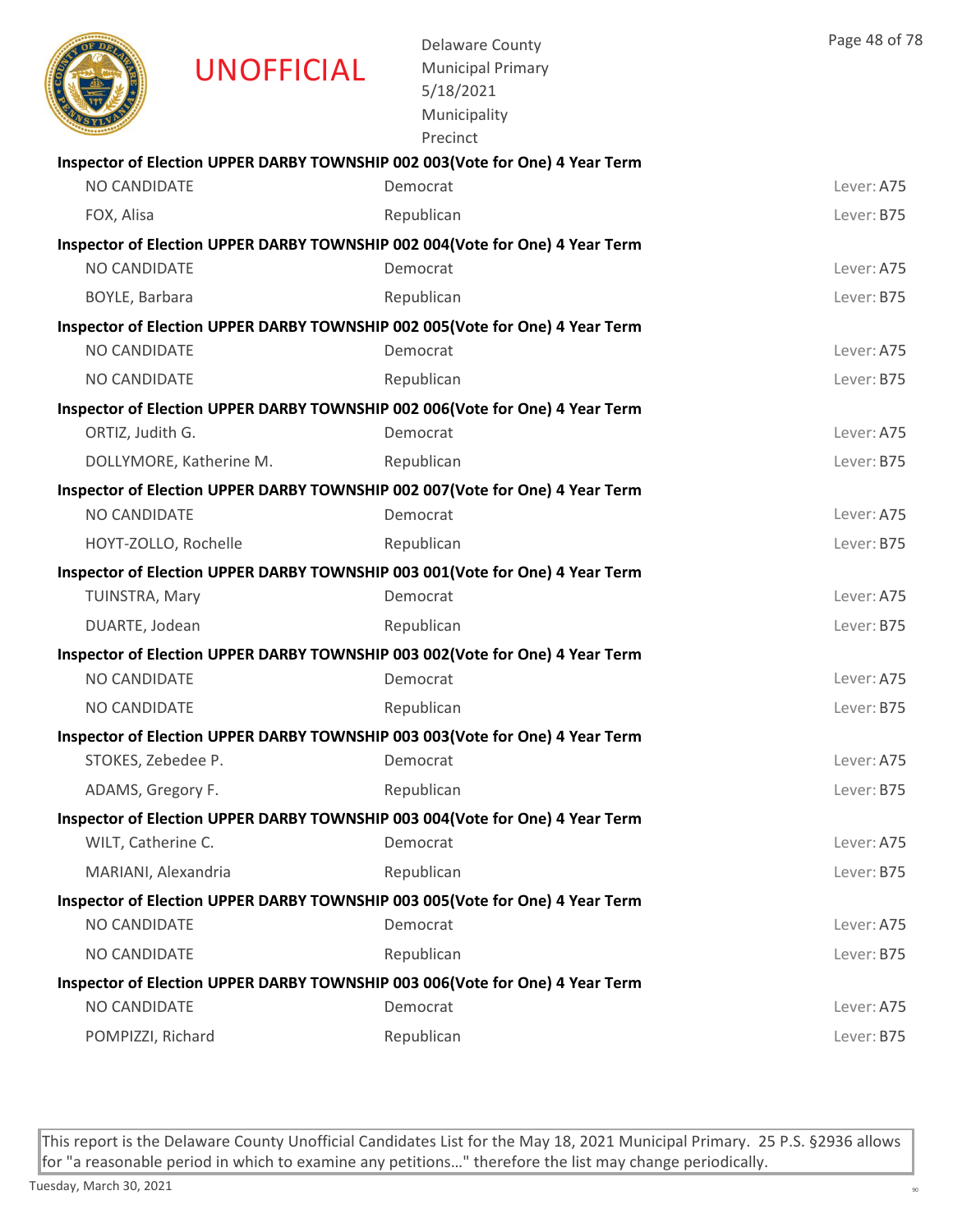UNOFFICIAL

Delaware County
Municipal Primary
5/18/2021
Municipality
Precinct

**Inspector of Election UPPER DARBY TOWNSHIP 002 003(Vote for One) 4 Year Term**

| | | |
|---|---|---|
| NO CANDIDATE | Democrat | Lever: A75 |
| FOX, Alisa | Republican | Lever: B75 |

**Inspector of Election UPPER DARBY TOWNSHIP 002 004(Vote for One) 4 Year Term**

| | | |
|---|---|---|
| NO CANDIDATE | Democrat | Lever: A75 |
| BOYLE, Barbara | Republican | Lever: B75 |

**Inspector of Election UPPER DARBY TOWNSHIP 002 005(Vote for One) 4 Year Term**

| | | |
|---|---|---|
| NO CANDIDATE | Democrat | Lever: A75 |
| NO CANDIDATE | Republican | Lever: B75 |

**Inspector of Election UPPER DARBY TOWNSHIP 002 006(Vote for One) 4 Year Term**

| | | |
|---|---|---|
| ORTIZ, Judith G. | Democrat | Lever: A75 |
| DOLLYMORE, Katherine M. | Republican | Lever: B75 |

**Inspector of Election UPPER DARBY TOWNSHIP 002 007(Vote for One) 4 Year Term**

| | | |
|---|---|---|
| NO CANDIDATE | Democrat | Lever: A75 |
| HOYT-ZOLLO, Rochelle | Republican | Lever: B75 |

**Inspector of Election UPPER DARBY TOWNSHIP 003 001(Vote for One) 4 Year Term**

| | | |
|---|---|---|
| TUINSTRA, Mary | Democrat | Lever: A75 |
| DUARTE, Jodean | Republican | Lever: B75 |

**Inspector of Election UPPER DARBY TOWNSHIP 003 002(Vote for One) 4 Year Term**

| | | |
|---|---|---|
| NO CANDIDATE | Democrat | Lever: A75 |
| NO CANDIDATE | Republican | Lever: B75 |

**Inspector of Election UPPER DARBY TOWNSHIP 003 003(Vote for One) 4 Year Term**

| | | |
|---|---|---|
| STOKES, Zebedee P. | Democrat | Lever: A75 |
| ADAMS, Gregory F. | Republican | Lever: B75 |

**Inspector of Election UPPER DARBY TOWNSHIP 003 004(Vote for One) 4 Year Term**

| | | |
|---|---|---|
| WILT, Catherine C. | Democrat | Lever: A75 |
| MARIANI, Alexandria | Republican | Lever: B75 |

**Inspector of Election UPPER DARBY TOWNSHIP 003 005(Vote for One) 4 Year Term**

| | | |
|---|---|---|
| NO CANDIDATE | Democrat | Lever: A75 |
| NO CANDIDATE | Republican | Lever: B75 |

**Inspector of Election UPPER DARBY TOWNSHIP 003 006(Vote for One) 4 Year Term**

| | | |
|---|---|---|
| NO CANDIDATE | Democrat | Lever: A75 |
| POMPIZZI, Richard | Republican | Lever: B75 |

This report is the Delaware County Unofficial Candidates List for the May 18, 2021 Municipal Primary. 25 P.S. §2936 allows for "a reasonable period in which to examine any petitions…" therefore the list may change periodically.

Tuesday, March 30, 2021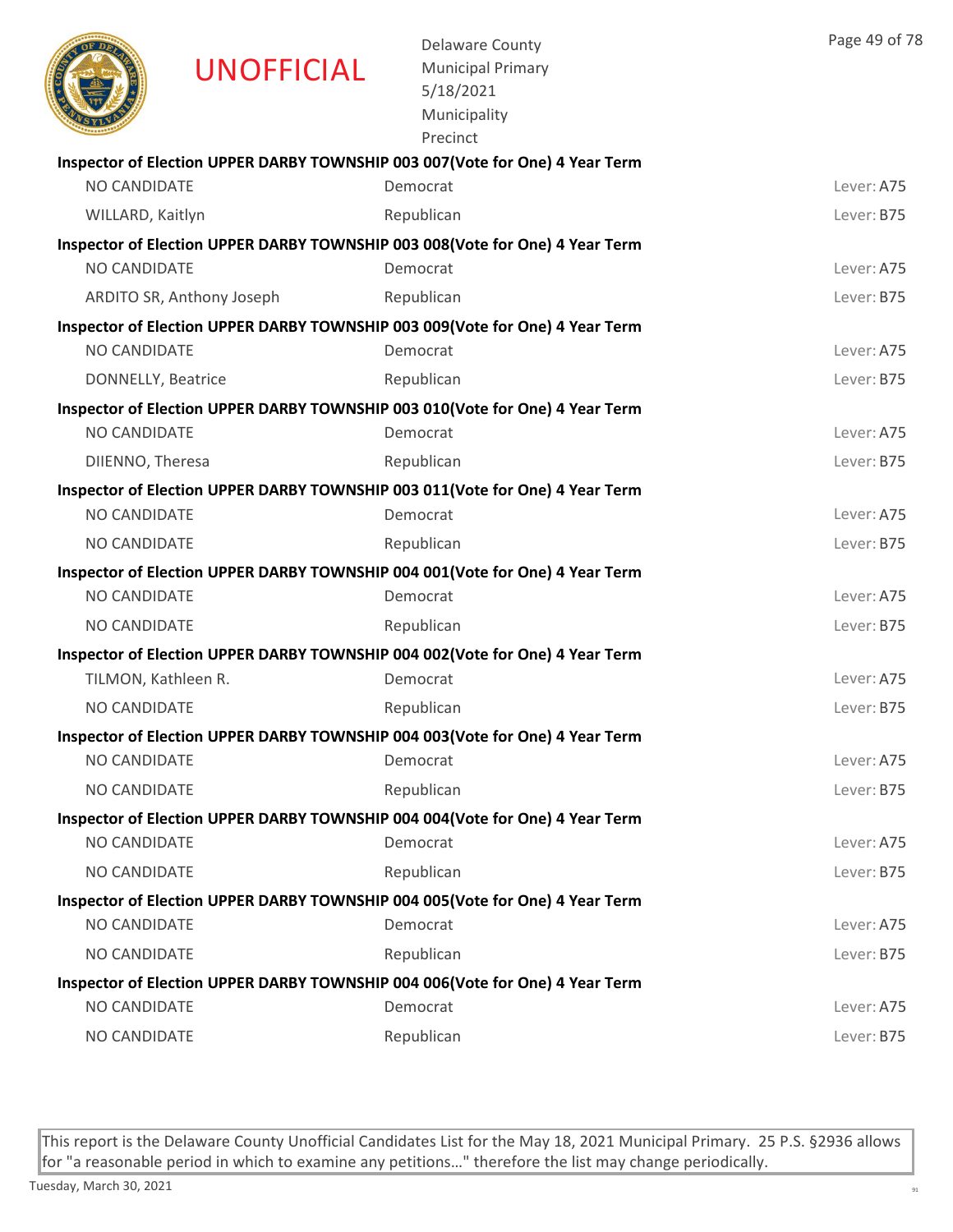UNOFFICIAL

Delaware County
Municipal Primary
5/18/2021
Municipality
Precinct

**Inspector of Election UPPER DARBY TOWNSHIP 003 007(Vote for One) 4 Year Term**

| | | |
|---|---|---|
| NO CANDIDATE | Democrat | Lever: A75 |
| WILLARD, Kaitlyn | Republican | Lever: B75 |

**Inspector of Election UPPER DARBY TOWNSHIP 003 008(Vote for One) 4 Year Term**

| | | |
|---|---|---|
| NO CANDIDATE | Democrat | Lever: A75 |
| ARDITO SR, Anthony Joseph | Republican | Lever: B75 |

**Inspector of Election UPPER DARBY TOWNSHIP 003 009(Vote for One) 4 Year Term**

| | | |
|---|---|---|
| NO CANDIDATE | Democrat | Lever: A75 |
| DONNELLY, Beatrice | Republican | Lever: B75 |

**Inspector of Election UPPER DARBY TOWNSHIP 003 010(Vote for One) 4 Year Term**

| | | |
|---|---|---|
| NO CANDIDATE | Democrat | Lever: A75 |
| DIIENNO, Theresa | Republican | Lever: B75 |

**Inspector of Election UPPER DARBY TOWNSHIP 003 011(Vote for One) 4 Year Term**

| | | |
|---|---|---|
| NO CANDIDATE | Democrat | Lever: A75 |
| NO CANDIDATE | Republican | Lever: B75 |

**Inspector of Election UPPER DARBY TOWNSHIP 004 001(Vote for One) 4 Year Term**

| | | |
|---|---|---|
| NO CANDIDATE | Democrat | Lever: A75 |
| NO CANDIDATE | Republican | Lever: B75 |

**Inspector of Election UPPER DARBY TOWNSHIP 004 002(Vote for One) 4 Year Term**

| | | |
|---|---|---|
| TILMON, Kathleen R. | Democrat | Lever: A75 |
| NO CANDIDATE | Republican | Lever: B75 |

**Inspector of Election UPPER DARBY TOWNSHIP 004 003(Vote for One) 4 Year Term**

| | | |
|---|---|---|
| NO CANDIDATE | Democrat | Lever: A75 |
| NO CANDIDATE | Republican | Lever: B75 |

**Inspector of Election UPPER DARBY TOWNSHIP 004 004(Vote for One) 4 Year Term**

| | | |
|---|---|---|
| NO CANDIDATE | Democrat | Lever: A75 |
| NO CANDIDATE | Republican | Lever: B75 |

**Inspector of Election UPPER DARBY TOWNSHIP 004 005(Vote for One) 4 Year Term**

| | | |
|---|---|---|
| NO CANDIDATE | Democrat | Lever: A75 |
| NO CANDIDATE | Republican | Lever: B75 |

**Inspector of Election UPPER DARBY TOWNSHIP 004 006(Vote for One) 4 Year Term**

| | | |
|---|---|---|
| NO CANDIDATE | Democrat | Lever: A75 |
| NO CANDIDATE | Republican | Lever: B75 |

This report is the Delaware County Unofficial Candidates List for the May 18, 2021 Municipal Primary. 25 P.S. §2936 allows for "a reasonable period in which to examine any petitions…" therefore the list may change periodically.

Tuesday, March 30, 2021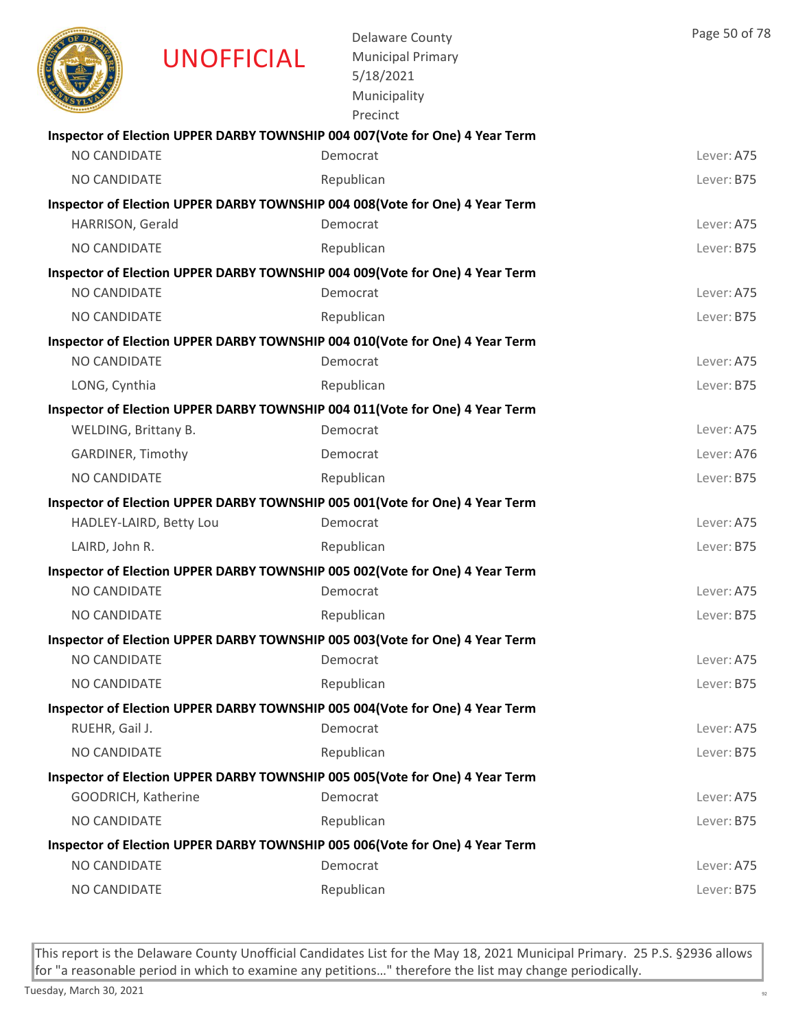UNOFFICIAL

Delaware County
Municipal Primary
5/18/2021
Municipality
Precinct

**Inspector of Election UPPER DARBY TOWNSHIP 004 007(Vote for One) 4 Year Term**

| | | |
|---|---|---|
| NO CANDIDATE | Democrat | Lever: A75 |
| NO CANDIDATE | Republican | Lever: B75 |

**Inspector of Election UPPER DARBY TOWNSHIP 004 008(Vote for One) 4 Year Term**

| | | |
|---|---|---|
| HARRISON, Gerald | Democrat | Lever: A75 |
| NO CANDIDATE | Republican | Lever: B75 |

**Inspector of Election UPPER DARBY TOWNSHIP 004 009(Vote for One) 4 Year Term**

| | | |
|---|---|---|
| NO CANDIDATE | Democrat | Lever: A75 |
| NO CANDIDATE | Republican | Lever: B75 |

**Inspector of Election UPPER DARBY TOWNSHIP 004 010(Vote for One) 4 Year Term**

| | | |
|---|---|---|
| NO CANDIDATE | Democrat | Lever: A75 |
| LONG, Cynthia | Republican | Lever: B75 |

**Inspector of Election UPPER DARBY TOWNSHIP 004 011(Vote for One) 4 Year Term**

| | | |
|---|---|---|
| WELDING, Brittany B. | Democrat | Lever: A75 |
| GARDINER, Timothy | Democrat | Lever: A76 |
| NO CANDIDATE | Republican | Lever: B75 |

**Inspector of Election UPPER DARBY TOWNSHIP 005 001(Vote for One) 4 Year Term**

| | | |
|---|---|---|
| HADLEY-LAIRD, Betty Lou | Democrat | Lever: A75 |
| LAIRD, John R. | Republican | Lever: B75 |

**Inspector of Election UPPER DARBY TOWNSHIP 005 002(Vote for One) 4 Year Term**

| | | |
|---|---|---|
| NO CANDIDATE | Democrat | Lever: A75 |
| NO CANDIDATE | Republican | Lever: B75 |

**Inspector of Election UPPER DARBY TOWNSHIP 005 003(Vote for One) 4 Year Term**

| | | |
|---|---|---|
| NO CANDIDATE | Democrat | Lever: A75 |
| NO CANDIDATE | Republican | Lever: B75 |

**Inspector of Election UPPER DARBY TOWNSHIP 005 004(Vote for One) 4 Year Term**

| | | |
|---|---|---|
| RUEHR, Gail J. | Democrat | Lever: A75 |
| NO CANDIDATE | Republican | Lever: B75 |

**Inspector of Election UPPER DARBY TOWNSHIP 005 005(Vote for One) 4 Year Term**

| | | |
|---|---|---|
| GOODRICH, Katherine | Democrat | Lever: A75 |
| NO CANDIDATE | Republican | Lever: B75 |

**Inspector of Election UPPER DARBY TOWNSHIP 005 006(Vote for One) 4 Year Term**

| | | |
|---|---|---|
| NO CANDIDATE | Democrat | Lever: A75 |
| NO CANDIDATE | Republican | Lever: B75 |

This report is the Delaware County Unofficial Candidates List for the May 18, 2021 Municipal Primary. 25 P.S. §2936 allows for "a reasonable period in which to examine any petitions…" therefore the list may change periodically.

Tuesday, March 30, 2021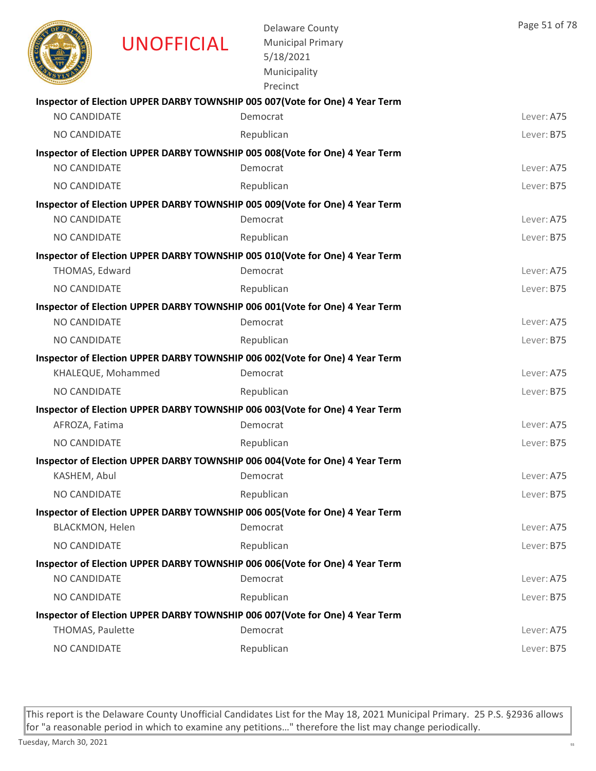**UNOFFICIAL**

Delaware County
Municipal Primary
5/18/2021
Municipality
Precinct

**Inspector of Election UPPER DARBY TOWNSHIP 005 007(Vote for One) 4 Year Term**

| | | |
|---|---|---|
| NO CANDIDATE | Democrat | Lever: A75 |
| NO CANDIDATE | Republican | Lever: B75 |

**Inspector of Election UPPER DARBY TOWNSHIP 005 008(Vote for One) 4 Year Term**

| | | |
|---|---|---|
| NO CANDIDATE | Democrat | Lever: A75 |
| NO CANDIDATE | Republican | Lever: B75 |

**Inspector of Election UPPER DARBY TOWNSHIP 005 009(Vote for One) 4 Year Term**

| | | |
|---|---|---|
| NO CANDIDATE | Democrat | Lever: A75 |
| NO CANDIDATE | Republican | Lever: B75 |

**Inspector of Election UPPER DARBY TOWNSHIP 005 010(Vote for One) 4 Year Term**

| | | |
|---|---|---|
| THOMAS, Edward | Democrat | Lever: A75 |
| NO CANDIDATE | Republican | Lever: B75 |

**Inspector of Election UPPER DARBY TOWNSHIP 006 001(Vote for One) 4 Year Term**

| | | |
|---|---|---|
| NO CANDIDATE | Democrat | Lever: A75 |
| NO CANDIDATE | Republican | Lever: B75 |

**Inspector of Election UPPER DARBY TOWNSHIP 006 002(Vote for One) 4 Year Term**

| | | |
|---|---|---|
| KHALEQUE, Mohammed | Democrat | Lever: A75 |
| NO CANDIDATE | Republican | Lever: B75 |

**Inspector of Election UPPER DARBY TOWNSHIP 006 003(Vote for One) 4 Year Term**

| | | |
|---|---|---|
| AFROZA, Fatima | Democrat | Lever: A75 |
| NO CANDIDATE | Republican | Lever: B75 |

**Inspector of Election UPPER DARBY TOWNSHIP 006 004(Vote for One) 4 Year Term**

| | | |
|---|---|---|
| KASHEM, Abul | Democrat | Lever: A75 |
| NO CANDIDATE | Republican | Lever: B75 |

**Inspector of Election UPPER DARBY TOWNSHIP 006 005(Vote for One) 4 Year Term**

| | | |
|---|---|---|
| BLACKMON, Helen | Democrat | Lever: A75 |
| NO CANDIDATE | Republican | Lever: B75 |

**Inspector of Election UPPER DARBY TOWNSHIP 006 006(Vote for One) 4 Year Term**

| | | |
|---|---|---|
| NO CANDIDATE | Democrat | Lever: A75 |
| NO CANDIDATE | Republican | Lever: B75 |

**Inspector of Election UPPER DARBY TOWNSHIP 006 007(Vote for One) 4 Year Term**

| | | |
|---|---|---|
| THOMAS, Paulette | Democrat | Lever: A75 |
| NO CANDIDATE | Republican | Lever: B75 |

This report is the Delaware County Unofficial Candidates List for the May 18, 2021 Municipal Primary. 25 P.S. §2936 allows for "a reasonable period in which to examine any petitions…" therefore the list may change periodically.

Tuesday, March 30, 2021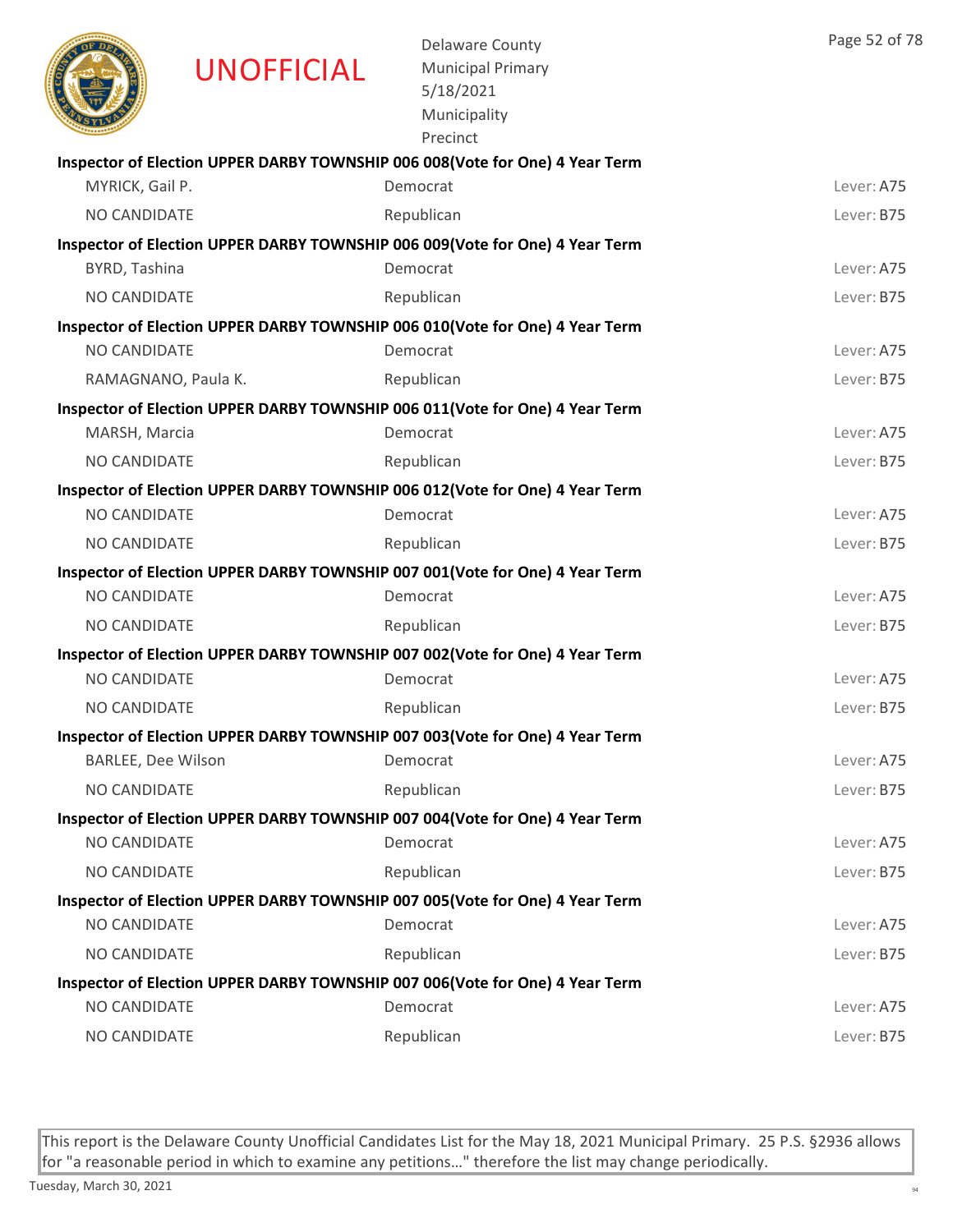UNOFFICIAL

Delaware County
Municipal Primary
5/18/2021
Municipality
Precinct

**Inspector of Election UPPER DARBY TOWNSHIP 006 008(Vote for One) 4 Year Term**

| | | |
|---|---|---|
| MYRICK, Gail P. | Democrat | Lever: A75 |
| NO CANDIDATE | Republican | Lever: B75 |

**Inspector of Election UPPER DARBY TOWNSHIP 006 009(Vote for One) 4 Year Term**

| | | |
|---|---|---|
| BYRD, Tashina | Democrat | Lever: A75 |
| NO CANDIDATE | Republican | Lever: B75 |

**Inspector of Election UPPER DARBY TOWNSHIP 006 010(Vote for One) 4 Year Term**

| | | |
|---|---|---|
| NO CANDIDATE | Democrat | Lever: A75 |
| RAMAGNANO, Paula K. | Republican | Lever: B75 |

**Inspector of Election UPPER DARBY TOWNSHIP 006 011(Vote for One) 4 Year Term**

| | | |
|---|---|---|
| MARSH, Marcia | Democrat | Lever: A75 |
| NO CANDIDATE | Republican | Lever: B75 |

**Inspector of Election UPPER DARBY TOWNSHIP 006 012(Vote for One) 4 Year Term**

| | | |
|---|---|---|
| NO CANDIDATE | Democrat | Lever: A75 |
| NO CANDIDATE | Republican | Lever: B75 |

**Inspector of Election UPPER DARBY TOWNSHIP 007 001(Vote for One) 4 Year Term**

| | | |
|---|---|---|
| NO CANDIDATE | Democrat | Lever: A75 |
| NO CANDIDATE | Republican | Lever: B75 |

**Inspector of Election UPPER DARBY TOWNSHIP 007 002(Vote for One) 4 Year Term**

| | | |
|---|---|---|
| NO CANDIDATE | Democrat | Lever: A75 |
| NO CANDIDATE | Republican | Lever: B75 |

**Inspector of Election UPPER DARBY TOWNSHIP 007 003(Vote for One) 4 Year Term**

| | | |
|---|---|---|
| BARLEE, Dee Wilson | Democrat | Lever: A75 |
| NO CANDIDATE | Republican | Lever: B75 |

**Inspector of Election UPPER DARBY TOWNSHIP 007 004(Vote for One) 4 Year Term**

| | | |
|---|---|---|
| NO CANDIDATE | Democrat | Lever: A75 |
| NO CANDIDATE | Republican | Lever: B75 |

**Inspector of Election UPPER DARBY TOWNSHIP 007 005(Vote for One) 4 Year Term**

| | | |
|---|---|---|
| NO CANDIDATE | Democrat | Lever: A75 |
| NO CANDIDATE | Republican | Lever: B75 |

**Inspector of Election UPPER DARBY TOWNSHIP 007 006(Vote for One) 4 Year Term**

| | | |
|---|---|---|
| NO CANDIDATE | Democrat | Lever: A75 |
| NO CANDIDATE | Republican | Lever: B75 |

This report is the Delaware County Unofficial Candidates List for the May 18, 2021 Municipal Primary. 25 P.S. §2936 allows for "a reasonable period in which to examine any petitions…" therefore the list may change periodically.

Tuesday, March 30, 2021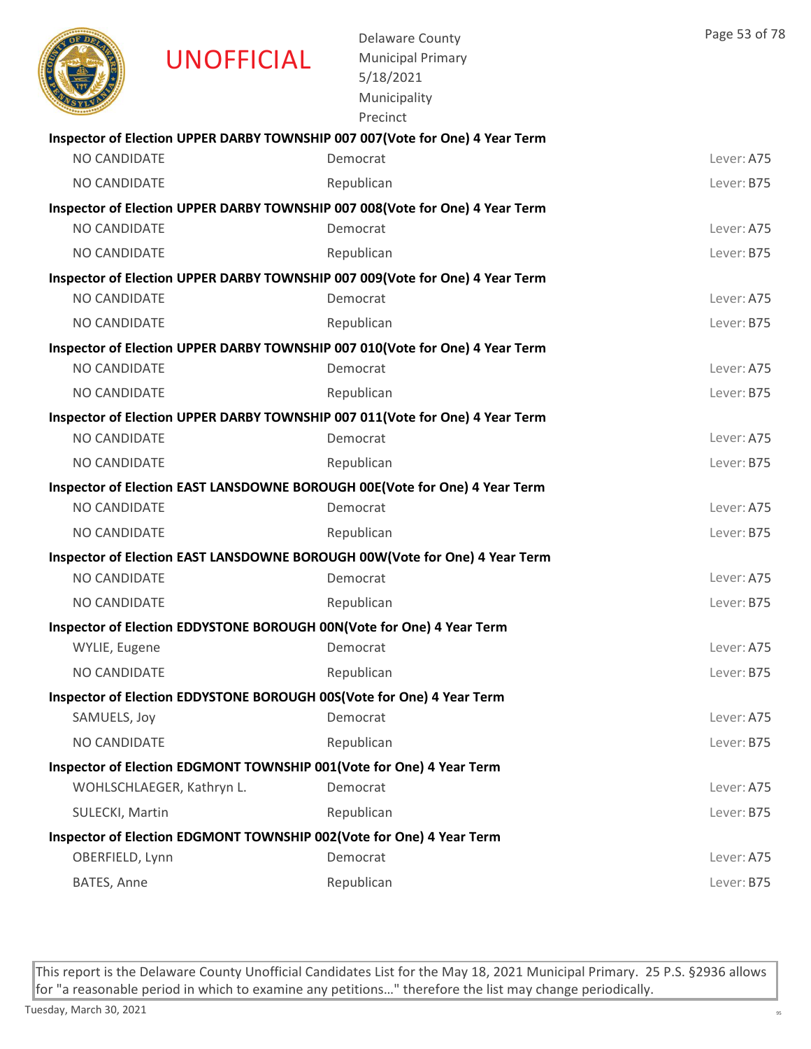UNOFFICIAL

Delaware County
Municipal Primary
5/18/2021
Municipality
Precinct

**Inspector of Election UPPER DARBY TOWNSHIP 007 007(Vote for One) 4 Year Term**

| | | |
|---|---|---|
| NO CANDIDATE | Democrat | Lever: A75 |
| NO CANDIDATE | Republican | Lever: B75 |

**Inspector of Election UPPER DARBY TOWNSHIP 007 008(Vote for One) 4 Year Term**

| | | |
|---|---|---|
| NO CANDIDATE | Democrat | Lever: A75 |
| NO CANDIDATE | Republican | Lever: B75 |

**Inspector of Election UPPER DARBY TOWNSHIP 007 009(Vote for One) 4 Year Term**

| | | |
|---|---|---|
| NO CANDIDATE | Democrat | Lever: A75 |
| NO CANDIDATE | Republican | Lever: B75 |

**Inspector of Election UPPER DARBY TOWNSHIP 007 010(Vote for One) 4 Year Term**

| | | |
|---|---|---|
| NO CANDIDATE | Democrat | Lever: A75 |
| NO CANDIDATE | Republican | Lever: B75 |

**Inspector of Election UPPER DARBY TOWNSHIP 007 011(Vote for One) 4 Year Term**

| | | |
|---|---|---|
| NO CANDIDATE | Democrat | Lever: A75 |
| NO CANDIDATE | Republican | Lever: B75 |

**Inspector of Election EAST LANSDOWNE BOROUGH 00E(Vote for One) 4 Year Term**

| | | |
|---|---|---|
| NO CANDIDATE | Democrat | Lever: A75 |
| NO CANDIDATE | Republican | Lever: B75 |

**Inspector of Election EAST LANSDOWNE BOROUGH 00W(Vote for One) 4 Year Term**

| | | |
|---|---|---|
| NO CANDIDATE | Democrat | Lever: A75 |
| NO CANDIDATE | Republican | Lever: B75 |

**Inspector of Election EDDYSTONE BOROUGH 00N(Vote for One) 4 Year Term**

| | | |
|---|---|---|
| WYLIE, Eugene | Democrat | Lever: A75 |
| NO CANDIDATE | Republican | Lever: B75 |

**Inspector of Election EDDYSTONE BOROUGH 00S(Vote for One) 4 Year Term**

| | | |
|---|---|---|
| SAMUELS, Joy | Democrat | Lever: A75 |
| NO CANDIDATE | Republican | Lever: B75 |

**Inspector of Election EDGMONT TOWNSHIP 001(Vote for One) 4 Year Term**

| | | |
|---|---|---|
| WOHLSCHLAEGER, Kathryn L. | Democrat | Lever: A75 |
| SULECKI, Martin | Republican | Lever: B75 |

**Inspector of Election EDGMONT TOWNSHIP 002(Vote for One) 4 Year Term**

| | | |
|---|---|---|
| OBERFIELD, Lynn | Democrat | Lever: A75 |
| BATES, Anne | Republican | Lever: B75 |

This report is the Delaware County Unofficial Candidates List for the May 18, 2021 Municipal Primary. 25 P.S. §2936 allows for "a reasonable period in which to examine any petitions…" therefore the list may change periodically.

Tuesday, March 30, 2021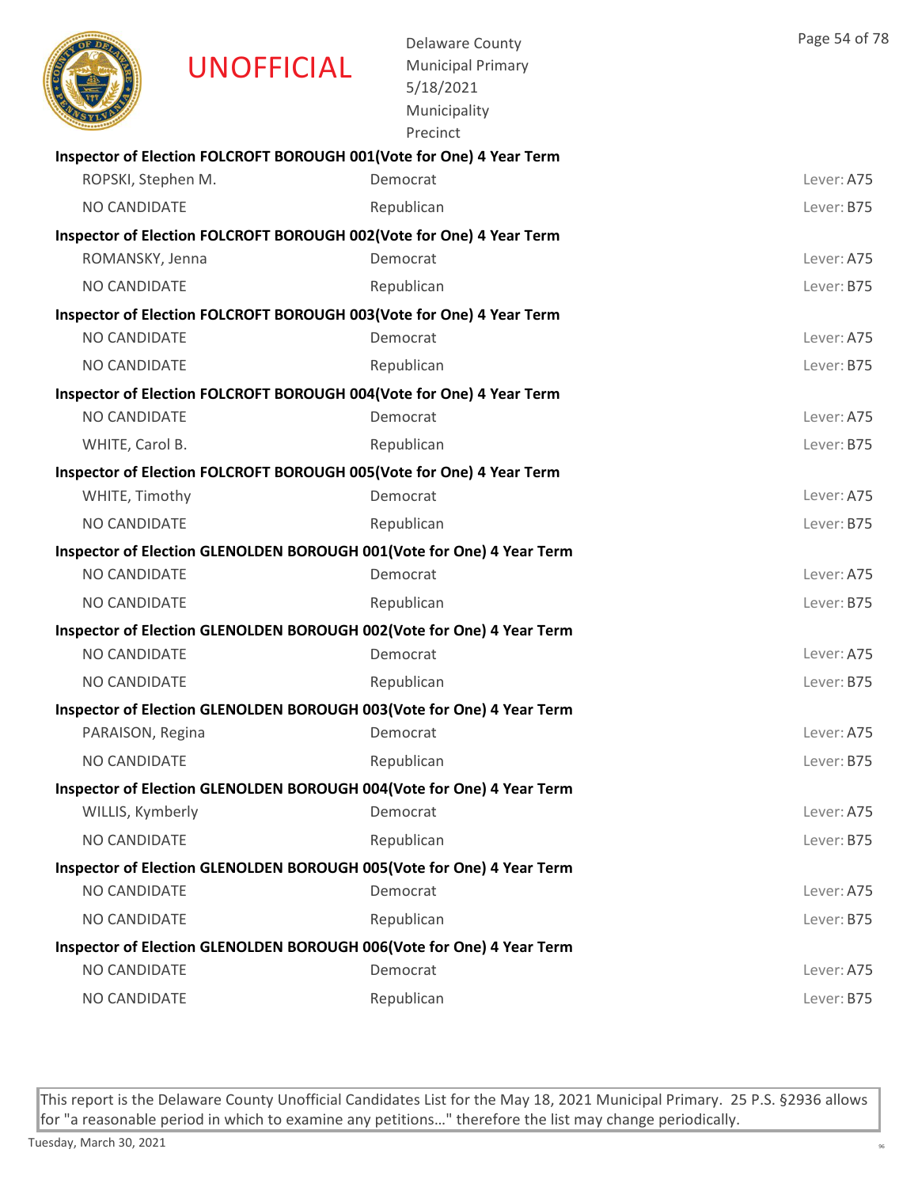UNOFFICIAL

Delaware County
Municipal Primary
5/18/2021
Municipality
Precinct

**Inspector of Election FOLCROFT BOROUGH 001(Vote for One) 4 Year Term**

| Candidate | Party | Lever |
|---|---|---|
| ROPSKI, Stephen M. | Democrat | Lever: A75 |
| NO CANDIDATE | Republican | Lever: B75 |

**Inspector of Election FOLCROFT BOROUGH 002(Vote for One) 4 Year Term**

| Candidate | Party | Lever |
|---|---|---|
| ROMANSKY, Jenna | Democrat | Lever: A75 |
| NO CANDIDATE | Republican | Lever: B75 |

**Inspector of Election FOLCROFT BOROUGH 003(Vote for One) 4 Year Term**

| Candidate | Party | Lever |
|---|---|---|
| NO CANDIDATE | Democrat | Lever: A75 |
| NO CANDIDATE | Republican | Lever: B75 |

**Inspector of Election FOLCROFT BOROUGH 004(Vote for One) 4 Year Term**

| Candidate | Party | Lever |
|---|---|---|
| NO CANDIDATE | Democrat | Lever: A75 |
| WHITE, Carol B. | Republican | Lever: B75 |

**Inspector of Election FOLCROFT BOROUGH 005(Vote for One) 4 Year Term**

| Candidate | Party | Lever |
|---|---|---|
| WHITE, Timothy | Democrat | Lever: A75 |
| NO CANDIDATE | Republican | Lever: B75 |

**Inspector of Election GLENOLDEN BOROUGH 001(Vote for One) 4 Year Term**

| Candidate | Party | Lever |
|---|---|---|
| NO CANDIDATE | Democrat | Lever: A75 |
| NO CANDIDATE | Republican | Lever: B75 |

**Inspector of Election GLENOLDEN BOROUGH 002(Vote for One) 4 Year Term**

| Candidate | Party | Lever |
|---|---|---|
| NO CANDIDATE | Democrat | Lever: A75 |
| NO CANDIDATE | Republican | Lever: B75 |

**Inspector of Election GLENOLDEN BOROUGH 003(Vote for One) 4 Year Term**

| Candidate | Party | Lever |
|---|---|---|
| PARAISON, Regina | Democrat | Lever: A75 |
| NO CANDIDATE | Republican | Lever: B75 |

**Inspector of Election GLENOLDEN BOROUGH 004(Vote for One) 4 Year Term**

| Candidate | Party | Lever |
|---|---|---|
| WILLIS, Kymberly | Democrat | Lever: A75 |
| NO CANDIDATE | Republican | Lever: B75 |

**Inspector of Election GLENOLDEN BOROUGH 005(Vote for One) 4 Year Term**

| Candidate | Party | Lever |
|---|---|---|
| NO CANDIDATE | Democrat | Lever: A75 |
| NO CANDIDATE | Republican | Lever: B75 |

**Inspector of Election GLENOLDEN BOROUGH 006(Vote for One) 4 Year Term**

| Candidate | Party | Lever |
|---|---|---|
| NO CANDIDATE | Democrat | Lever: A75 |
| NO CANDIDATE | Republican | Lever: B75 |

This report is the Delaware County Unofficial Candidates List for the May 18, 2021 Municipal Primary. 25 P.S. §2936 allows for "a reasonable period in which to examine any petitions…" therefore the list may change periodically.

Tuesday, March 30, 2021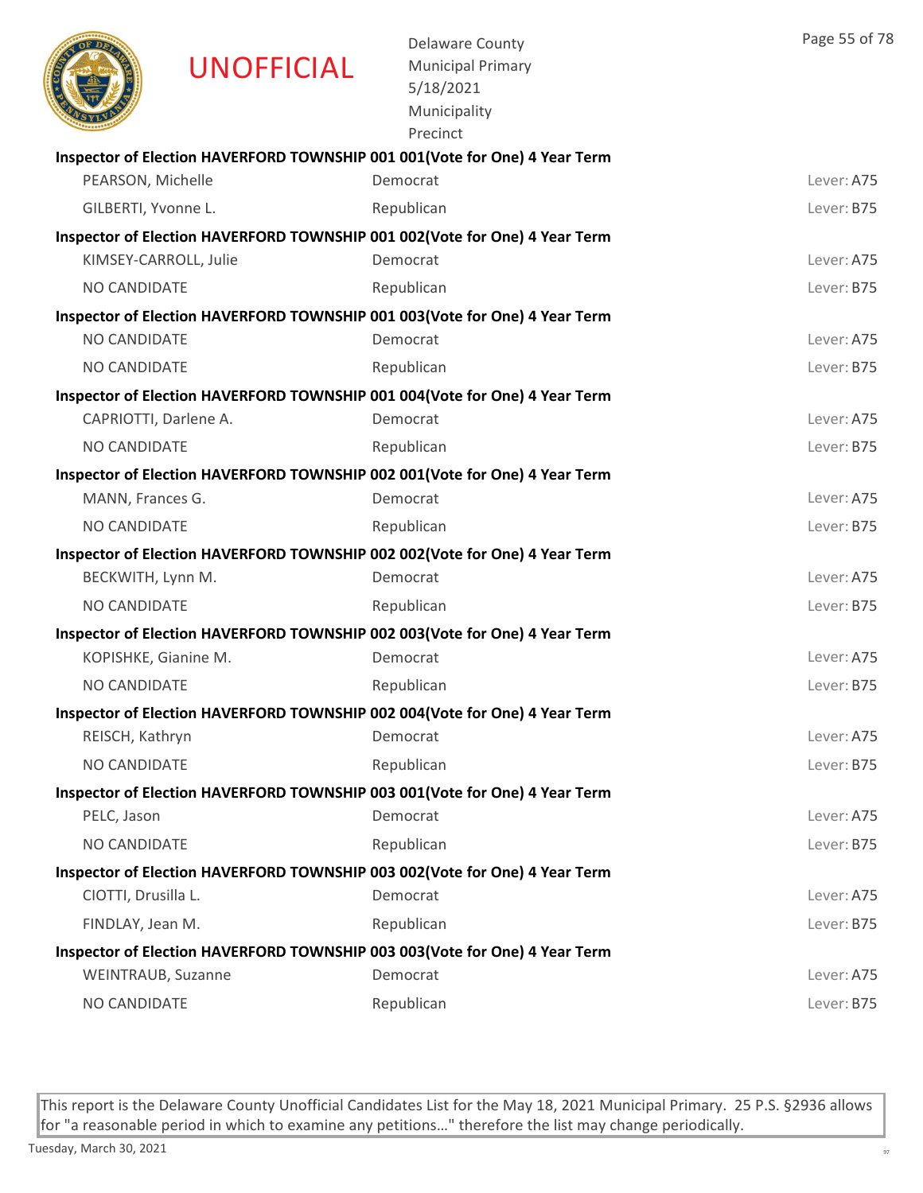UNOFFICIAL

Delaware County
Municipal Primary
5/18/2021
Municipality
Precinct

**Inspector of Election HAVERFORD TOWNSHIP 001 001(Vote for One) 4 Year Term**

| | | |
|---|---|---|
| PEARSON, Michelle | Democrat | Lever: A75 |
| GILBERTI, Yvonne L. | Republican | Lever: B75 |

**Inspector of Election HAVERFORD TOWNSHIP 001 002(Vote for One) 4 Year Term**

| | | |
|---|---|---|
| KIMSEY-CARROLL, Julie | Democrat | Lever: A75 |
| NO CANDIDATE | Republican | Lever: B75 |

**Inspector of Election HAVERFORD TOWNSHIP 001 003(Vote for One) 4 Year Term**

| | | |
|---|---|---|
| NO CANDIDATE | Democrat | Lever: A75 |
| NO CANDIDATE | Republican | Lever: B75 |

**Inspector of Election HAVERFORD TOWNSHIP 001 004(Vote for One) 4 Year Term**

| | | |
|---|---|---|
| CAPRIOTTI, Darlene A. | Democrat | Lever: A75 |
| NO CANDIDATE | Republican | Lever: B75 |

**Inspector of Election HAVERFORD TOWNSHIP 002 001(Vote for One) 4 Year Term**

| | | |
|---|---|---|
| MANN, Frances G. | Democrat | Lever: A75 |
| NO CANDIDATE | Republican | Lever: B75 |

**Inspector of Election HAVERFORD TOWNSHIP 002 002(Vote for One) 4 Year Term**

| | | |
|---|---|---|
| BECKWITH, Lynn M. | Democrat | Lever: A75 |
| NO CANDIDATE | Republican | Lever: B75 |

**Inspector of Election HAVERFORD TOWNSHIP 002 003(Vote for One) 4 Year Term**

| | | |
|---|---|---|
| KOPISHKE, Gianine M. | Democrat | Lever: A75 |
| NO CANDIDATE | Republican | Lever: B75 |

**Inspector of Election HAVERFORD TOWNSHIP 002 004(Vote for One) 4 Year Term**

| | | |
|---|---|---|
| REISCH, Kathryn | Democrat | Lever: A75 |
| NO CANDIDATE | Republican | Lever: B75 |

**Inspector of Election HAVERFORD TOWNSHIP 003 001(Vote for One) 4 Year Term**

| | | |
|---|---|---|
| PELC, Jason | Democrat | Lever: A75 |
| NO CANDIDATE | Republican | Lever: B75 |

**Inspector of Election HAVERFORD TOWNSHIP 003 002(Vote for One) 4 Year Term**

| | | |
|---|---|---|
| CIOTTI, Drusilla L. | Democrat | Lever: A75 |
| FINDLAY, Jean M. | Republican | Lever: B75 |

**Inspector of Election HAVERFORD TOWNSHIP 003 003(Vote for One) 4 Year Term**

| | | |
|---|---|---|
| WEINTRAUB, Suzanne | Democrat | Lever: A75 |
| NO CANDIDATE | Republican | Lever: B75 |

This report is the Delaware County Unofficial Candidates List for the May 18, 2021 Municipal Primary. 25 P.S. §2936 allows for "a reasonable period in which to examine any petitions…" therefore the list may change periodically.

Tuesday, March 30, 2021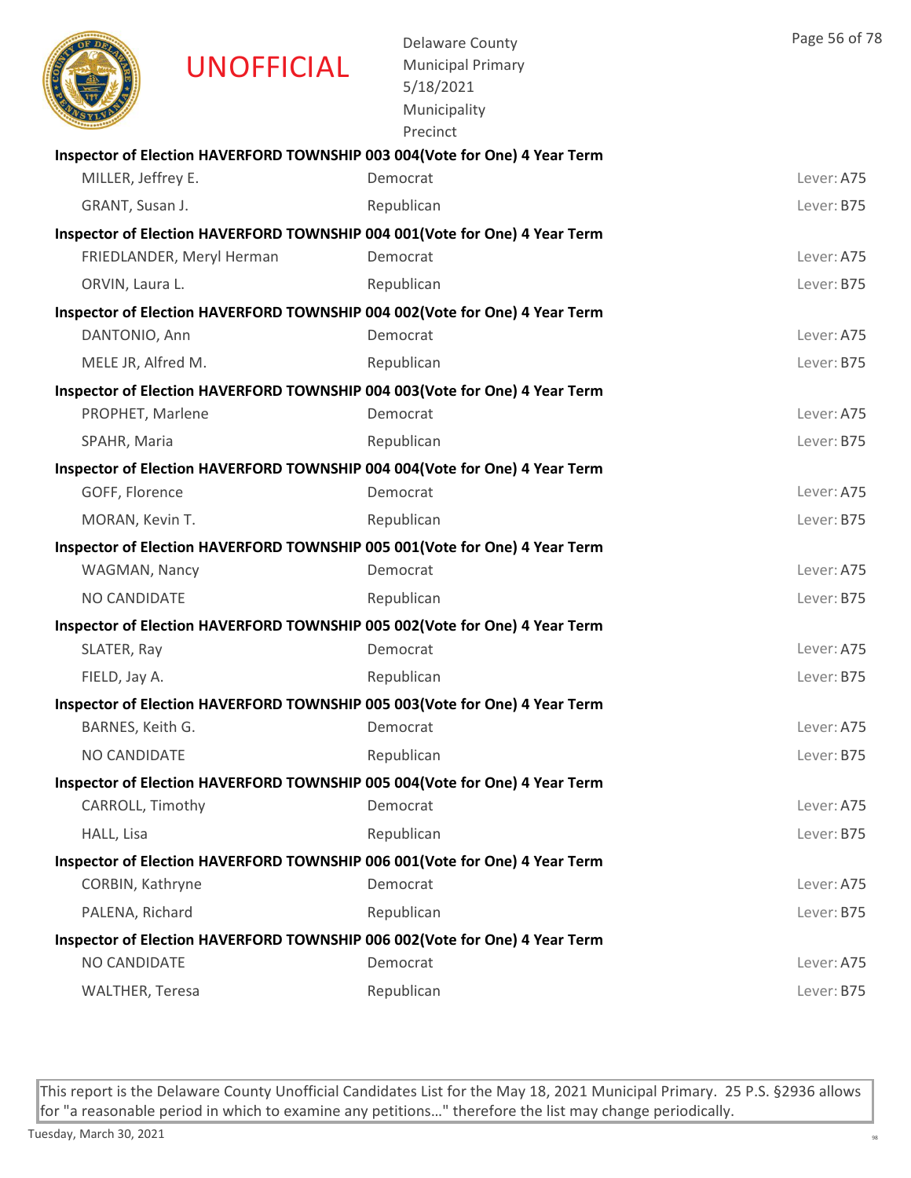UNOFFICIAL

Delaware County
Municipal Primary
5/18/2021
Municipality
Precinct

**Inspector of Election HAVERFORD TOWNSHIP 003 004(Vote for One) 4 Year Term**

| | | |
|---|---|---|
| MILLER, Jeffrey E. | Democrat | Lever: A75 |
| GRANT, Susan J. | Republican | Lever: B75 |

**Inspector of Election HAVERFORD TOWNSHIP 004 001(Vote for One) 4 Year Term**

| | | |
|---|---|---|
| FRIEDLANDER, Meryl Herman | Democrat | Lever: A75 |
| ORVIN, Laura L. | Republican | Lever: B75 |

**Inspector of Election HAVERFORD TOWNSHIP 004 002(Vote for One) 4 Year Term**

| | | |
|---|---|---|
| DANTONIO, Ann | Democrat | Lever: A75 |
| MELE JR, Alfred M. | Republican | Lever: B75 |

**Inspector of Election HAVERFORD TOWNSHIP 004 003(Vote for One) 4 Year Term**

| | | |
|---|---|---|
| PROPHET, Marlene | Democrat | Lever: A75 |
| SPAHR, Maria | Republican | Lever: B75 |

**Inspector of Election HAVERFORD TOWNSHIP 004 004(Vote for One) 4 Year Term**

| | | |
|---|---|---|
| GOFF, Florence | Democrat | Lever: A75 |
| MORAN, Kevin T. | Republican | Lever: B75 |

**Inspector of Election HAVERFORD TOWNSHIP 005 001(Vote for One) 4 Year Term**

| | | |
|---|---|---|
| WAGMAN, Nancy | Democrat | Lever: A75 |
| NO CANDIDATE | Republican | Lever: B75 |

**Inspector of Election HAVERFORD TOWNSHIP 005 002(Vote for One) 4 Year Term**

| | | |
|---|---|---|
| SLATER, Ray | Democrat | Lever: A75 |
| FIELD, Jay A. | Republican | Lever: B75 |

**Inspector of Election HAVERFORD TOWNSHIP 005 003(Vote for One) 4 Year Term**

| | | |
|---|---|---|
| BARNES, Keith G. | Democrat | Lever: A75 |
| NO CANDIDATE | Republican | Lever: B75 |

**Inspector of Election HAVERFORD TOWNSHIP 005 004(Vote for One) 4 Year Term**

| | | |
|---|---|---|
| CARROLL, Timothy | Democrat | Lever: A75 |
| HALL, Lisa | Republican | Lever: B75 |

**Inspector of Election HAVERFORD TOWNSHIP 006 001(Vote for One) 4 Year Term**

| | | |
|---|---|---|
| CORBIN, Kathryne | Democrat | Lever: A75 |
| PALENA, Richard | Republican | Lever: B75 |

**Inspector of Election HAVERFORD TOWNSHIP 006 002(Vote for One) 4 Year Term**

| | | |
|---|---|---|
| NO CANDIDATE | Democrat | Lever: A75 |
| WALTHER, Teresa | Republican | Lever: B75 |

This report is the Delaware County Unofficial Candidates List for the May 18, 2021 Municipal Primary. 25 P.S. §2936 allows for "a reasonable period in which to examine any petitions…" therefore the list may change periodically.

Tuesday, March 30, 2021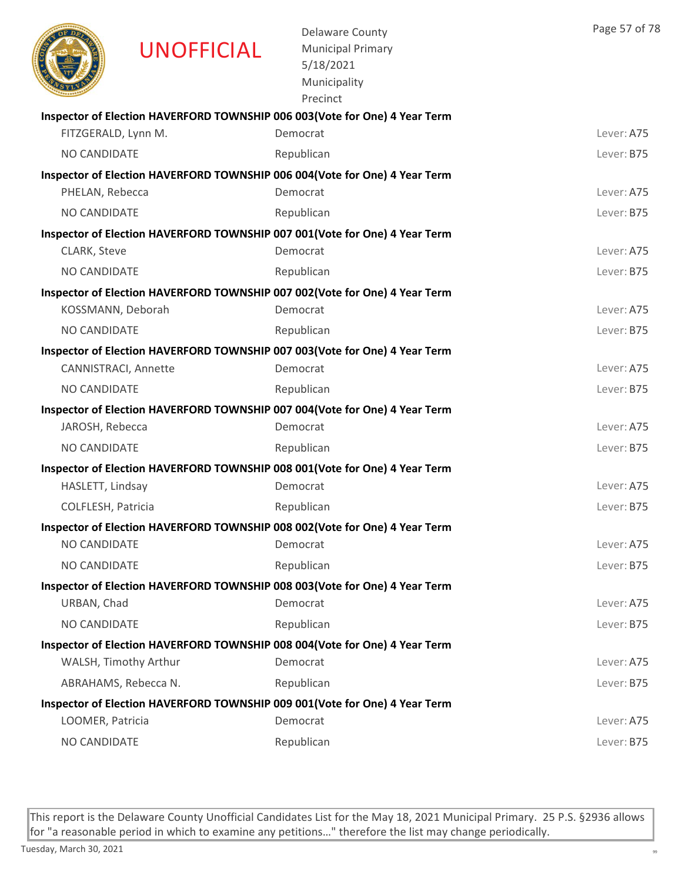UNOFFICIAL

Delaware County
Municipal Primary
5/18/2021
Municipality
Precinct

**Inspector of Election HAVERFORD TOWNSHIP 006 003(Vote for One) 4 Year Term**

| | | |
|---|---|---|
| FITZGERALD, Lynn M. | Democrat | Lever: A75 |
| NO CANDIDATE | Republican | Lever: B75 |

**Inspector of Election HAVERFORD TOWNSHIP 006 004(Vote for One) 4 Year Term**

| | | |
|---|---|---|
| PHELAN, Rebecca | Democrat | Lever: A75 |
| NO CANDIDATE | Republican | Lever: B75 |

**Inspector of Election HAVERFORD TOWNSHIP 007 001(Vote for One) 4 Year Term**

| | | |
|---|---|---|
| CLARK, Steve | Democrat | Lever: A75 |
| NO CANDIDATE | Republican | Lever: B75 |

**Inspector of Election HAVERFORD TOWNSHIP 007 002(Vote for One) 4 Year Term**

| | | |
|---|---|---|
| KOSSMANN, Deborah | Democrat | Lever: A75 |
| NO CANDIDATE | Republican | Lever: B75 |

**Inspector of Election HAVERFORD TOWNSHIP 007 003(Vote for One) 4 Year Term**

| | | |
|---|---|---|
| CANNISTRACI, Annette | Democrat | Lever: A75 |
| NO CANDIDATE | Republican | Lever: B75 |

**Inspector of Election HAVERFORD TOWNSHIP 007 004(Vote for One) 4 Year Term**

| | | |
|---|---|---|
| JAROSH, Rebecca | Democrat | Lever: A75 |
| NO CANDIDATE | Republican | Lever: B75 |

**Inspector of Election HAVERFORD TOWNSHIP 008 001(Vote for One) 4 Year Term**

| | | |
|---|---|---|
| HASLETT, Lindsay | Democrat | Lever: A75 |
| COLFLESH, Patricia | Republican | Lever: B75 |

**Inspector of Election HAVERFORD TOWNSHIP 008 002(Vote for One) 4 Year Term**

| | | |
|---|---|---|
| NO CANDIDATE | Democrat | Lever: A75 |
| NO CANDIDATE | Republican | Lever: B75 |

**Inspector of Election HAVERFORD TOWNSHIP 008 003(Vote for One) 4 Year Term**

| | | |
|---|---|---|
| URBAN, Chad | Democrat | Lever: A75 |
| NO CANDIDATE | Republican | Lever: B75 |

**Inspector of Election HAVERFORD TOWNSHIP 008 004(Vote for One) 4 Year Term**

| | | |
|---|---|---|
| WALSH, Timothy Arthur | Democrat | Lever: A75 |
| ABRAHAMS, Rebecca N. | Republican | Lever: B75 |

**Inspector of Election HAVERFORD TOWNSHIP 009 001(Vote for One) 4 Year Term**

| | | |
|---|---|---|
| LOOMER, Patricia | Democrat | Lever: A75 |
| NO CANDIDATE | Republican | Lever: B75 |

This report is the Delaware County Unofficial Candidates List for the May 18, 2021 Municipal Primary. 25 P.S. §2936 allows for "a reasonable period in which to examine any petitions…" therefore the list may change periodically.

Tuesday, March 30, 2021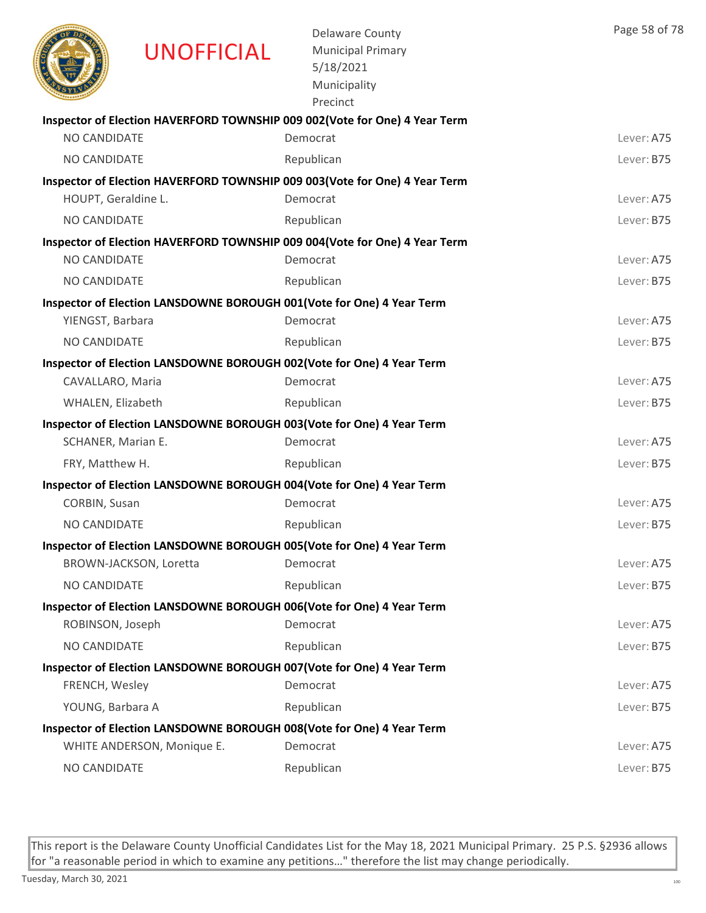**Inspector of Election HAVERFORD TOWNSHIP 009 002(Vote for One) 4 Year Term**

| | | |
|---|---|---|
| NO CANDIDATE | Democrat | Lever: A75 |
| NO CANDIDATE | Republican | Lever: B75 |

**Inspector of Election HAVERFORD TOWNSHIP 009 003(Vote for One) 4 Year Term**

| | | |
|---|---|---|
| HOUPT, Geraldine L. | Democrat | Lever: A75 |
| NO CANDIDATE | Republican | Lever: B75 |

**Inspector of Election HAVERFORD TOWNSHIP 009 004(Vote for One) 4 Year Term**

| | | |
|---|---|---|
| NO CANDIDATE | Democrat | Lever: A75 |
| NO CANDIDATE | Republican | Lever: B75 |

**Inspector of Election LANSDOWNE BOROUGH 001(Vote for One) 4 Year Term**

| | | |
|---|---|---|
| YIENGST, Barbara | Democrat | Lever: A75 |
| NO CANDIDATE | Republican | Lever: B75 |

**Inspector of Election LANSDOWNE BOROUGH 002(Vote for One) 4 Year Term**

| | | |
|---|---|---|
| CAVALLARO, Maria | Democrat | Lever: A75 |
| WHALEN, Elizabeth | Republican | Lever: B75 |

**Inspector of Election LANSDOWNE BOROUGH 003(Vote for One) 4 Year Term**

| | | |
|---|---|---|
| SCHANER, Marian E. | Democrat | Lever: A75 |
| FRY, Matthew H. | Republican | Lever: B75 |

**Inspector of Election LANSDOWNE BOROUGH 004(Vote for One) 4 Year Term**

| | | |
|---|---|---|
| CORBIN, Susan | Democrat | Lever: A75 |
| NO CANDIDATE | Republican | Lever: B75 |

**Inspector of Election LANSDOWNE BOROUGH 005(Vote for One) 4 Year Term**

| | | |
|---|---|---|
| BROWN-JACKSON, Loretta | Democrat | Lever: A75 |
| NO CANDIDATE | Republican | Lever: B75 |

**Inspector of Election LANSDOWNE BOROUGH 006(Vote for One) 4 Year Term**

| | | |
|---|---|---|
| ROBINSON, Joseph | Democrat | Lever: A75 |
| NO CANDIDATE | Republican | Lever: B75 |

**Inspector of Election LANSDOWNE BOROUGH 007(Vote for One) 4 Year Term**

| | | |
|---|---|---|
| FRENCH, Wesley | Democrat | Lever: A75 |
| YOUNG, Barbara A | Republican | Lever: B75 |

**Inspector of Election LANSDOWNE BOROUGH 008(Vote for One) 4 Year Term**

| | | |
|---|---|---|
| WHITE ANDERSON, Monique E. | Democrat | Lever: A75 |
| NO CANDIDATE | Republican | Lever: B75 |

This report is the Delaware County Unofficial Candidates List for the May 18, 2021 Municipal Primary. 25 P.S. §2936 allows for "a reasonable period in which to examine any petitions…" therefore the list may change periodically.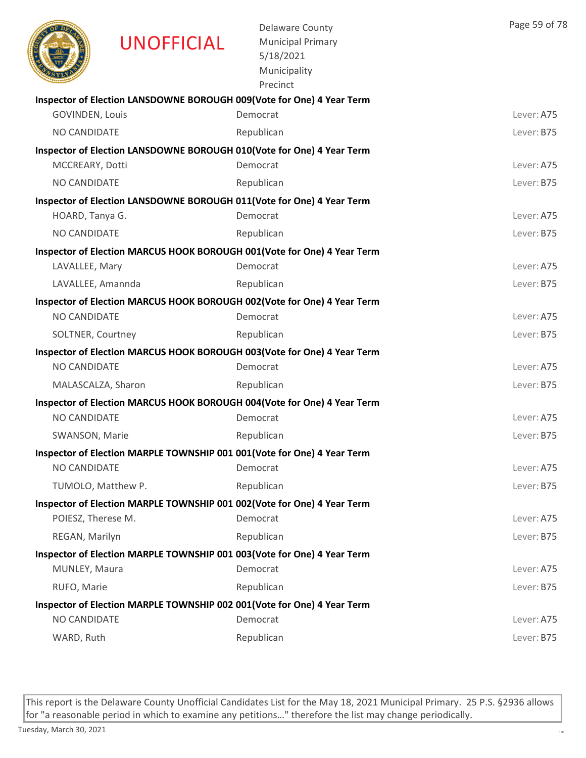UNOFFICIAL

Delaware County
Municipal Primary
5/18/2021
Municipality
Precinct

**Inspector of Election LANSDOWNE BOROUGH 009(Vote for One) 4 Year Term**

| | | |
|---|---|---|
| GOVINDEN, Louis | Democrat | Lever: A75 |
| NO CANDIDATE | Republican | Lever: B75 |

**Inspector of Election LANSDOWNE BOROUGH 010(Vote for One) 4 Year Term**

| | | |
|---|---|---|
| MCCREARY, Dotti | Democrat | Lever: A75 |
| NO CANDIDATE | Republican | Lever: B75 |

**Inspector of Election LANSDOWNE BOROUGH 011(Vote for One) 4 Year Term**

| | | |
|---|---|---|
| HOARD, Tanya G. | Democrat | Lever: A75 |
| NO CANDIDATE | Republican | Lever: B75 |

**Inspector of Election MARCUS HOOK BOROUGH 001(Vote for One) 4 Year Term**

| | | |
|---|---|---|
| LAVALLEE, Mary | Democrat | Lever: A75 |
| LAVALLEE, Amannda | Republican | Lever: B75 |

**Inspector of Election MARCUS HOOK BOROUGH 002(Vote for One) 4 Year Term**

| | | |
|---|---|---|
| NO CANDIDATE | Democrat | Lever: A75 |
| SOLTNER, Courtney | Republican | Lever: B75 |

**Inspector of Election MARCUS HOOK BOROUGH 003(Vote for One) 4 Year Term**

| | | |
|---|---|---|
| NO CANDIDATE | Democrat | Lever: A75 |
| MALASCALZA, Sharon | Republican | Lever: B75 |

**Inspector of Election MARCUS HOOK BOROUGH 004(Vote for One) 4 Year Term**

| | | |
|---|---|---|
| NO CANDIDATE | Democrat | Lever: A75 |
| SWANSON, Marie | Republican | Lever: B75 |

**Inspector of Election MARPLE TOWNSHIP 001 001(Vote for One) 4 Year Term**

| | | |
|---|---|---|
| NO CANDIDATE | Democrat | Lever: A75 |
| TUMOLO, Matthew P. | Republican | Lever: B75 |

**Inspector of Election MARPLE TOWNSHIP 001 002(Vote for One) 4 Year Term**

| | | |
|---|---|---|
| POIESZ, Therese M. | Democrat | Lever: A75 |
| REGAN, Marilyn | Republican | Lever: B75 |

**Inspector of Election MARPLE TOWNSHIP 001 003(Vote for One) 4 Year Term**

| | | |
|---|---|---|
| MUNLEY, Maura | Democrat | Lever: A75 |
| RUFO, Marie | Republican | Lever: B75 |

**Inspector of Election MARPLE TOWNSHIP 002 001(Vote for One) 4 Year Term**

| | | |
|---|---|---|
| NO CANDIDATE | Democrat | Lever: A75 |
| WARD, Ruth | Republican | Lever: B75 |

This report is the Delaware County Unofficial Candidates List for the May 18, 2021 Municipal Primary. 25 P.S. §2936 allows for "a reasonable period in which to examine any petitions…" therefore the list may change periodically.

Tuesday, March 30, 2021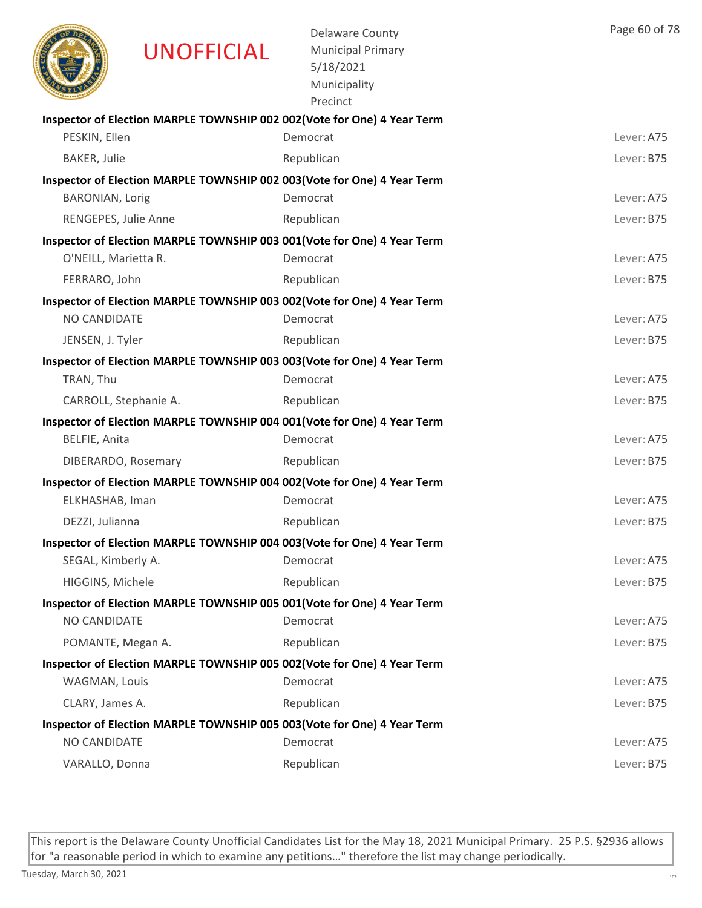UNOFFICIAL

Delaware County
Municipal Primary
5/18/2021
Municipality
Precinct

**Inspector of Election MARPLE TOWNSHIP 002 002(Vote for One) 4 Year Term**

| | | |
|---|---|---|
| PESKIN, Ellen | Democrat | Lever: A75 |
| BAKER, Julie | Republican | Lever: B75 |

**Inspector of Election MARPLE TOWNSHIP 002 003(Vote for One) 4 Year Term**

| | | |
|---|---|---|
| BARONIAN, Lorig | Democrat | Lever: A75 |
| RENGEPES, Julie Anne | Republican | Lever: B75 |

**Inspector of Election MARPLE TOWNSHIP 003 001(Vote for One) 4 Year Term**

| | | |
|---|---|---|
| O'NEILL, Marietta R. | Democrat | Lever: A75 |
| FERRARO, John | Republican | Lever: B75 |

**Inspector of Election MARPLE TOWNSHIP 003 002(Vote for One) 4 Year Term**

| | | |
|---|---|---|
| NO CANDIDATE | Democrat | Lever: A75 |
| JENSEN, J. Tyler | Republican | Lever: B75 |

**Inspector of Election MARPLE TOWNSHIP 003 003(Vote for One) 4 Year Term**

| | | |
|---|---|---|
| TRAN, Thu | Democrat | Lever: A75 |
| CARROLL, Stephanie A. | Republican | Lever: B75 |

**Inspector of Election MARPLE TOWNSHIP 004 001(Vote for One) 4 Year Term**

| | | |
|---|---|---|
| BELFIE, Anita | Democrat | Lever: A75 |
| DIBERARDO, Rosemary | Republican | Lever: B75 |

**Inspector of Election MARPLE TOWNSHIP 004 002(Vote for One) 4 Year Term**

| | | |
|---|---|---|
| ELKHASHAB, Iman | Democrat | Lever: A75 |
| DEZZI, Julianna | Republican | Lever: B75 |

**Inspector of Election MARPLE TOWNSHIP 004 003(Vote for One) 4 Year Term**

| | | |
|---|---|---|
| SEGAL, Kimberly A. | Democrat | Lever: A75 |
| HIGGINS, Michele | Republican | Lever: B75 |

**Inspector of Election MARPLE TOWNSHIP 005 001(Vote for One) 4 Year Term**

| | | |
|---|---|---|
| NO CANDIDATE | Democrat | Lever: A75 |
| POMANTE, Megan A. | Republican | Lever: B75 |

**Inspector of Election MARPLE TOWNSHIP 005 002(Vote for One) 4 Year Term**

| | | |
|---|---|---|
| WAGMAN, Louis | Democrat | Lever: A75 |
| CLARY, James A. | Republican | Lever: B75 |

**Inspector of Election MARPLE TOWNSHIP 005 003(Vote for One) 4 Year Term**

| | | |
|---|---|---|
| NO CANDIDATE | Democrat | Lever: A75 |
| VARALLO, Donna | Republican | Lever: B75 |

This report is the Delaware County Unofficial Candidates List for the May 18, 2021 Municipal Primary. 25 P.S. §2936 allows for "a reasonable period in which to examine any petitions…" therefore the list may change periodically.

Tuesday, March 30, 2021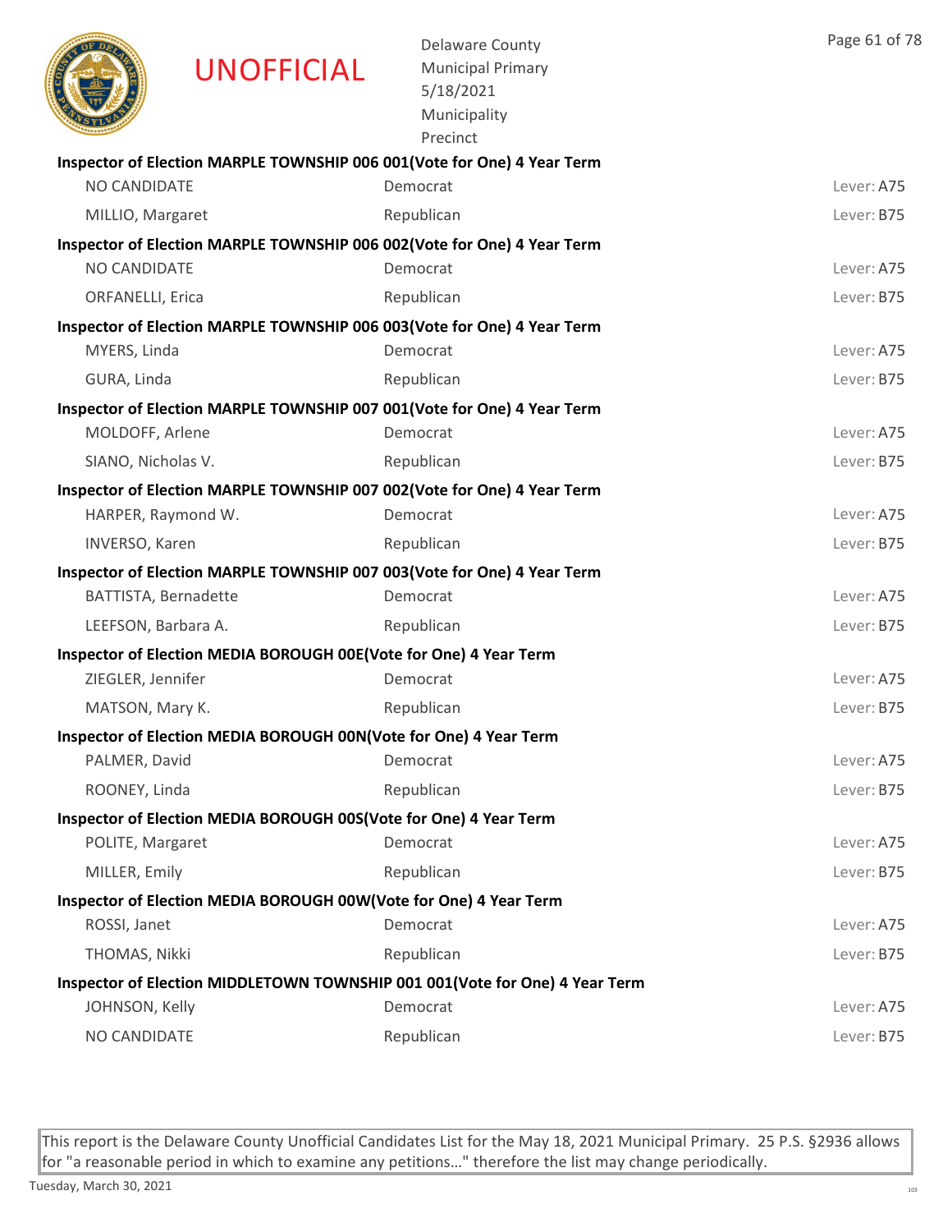UNOFFICIAL

Delaware County
Municipal Primary
5/18/2021
Municipality
Precinct

**Inspector of Election MARPLE TOWNSHIP 006 001(Vote for One) 4 Year Term**

| | | |
|---|---|---|
| NO CANDIDATE | Democrat | Lever: A75 |
| MILLIO, Margaret | Republican | Lever: B75 |

**Inspector of Election MARPLE TOWNSHIP 006 002(Vote for One) 4 Year Term**

| | | |
|---|---|---|
| NO CANDIDATE | Democrat | Lever: A75 |
| ORFANELLI, Erica | Republican | Lever: B75 |

**Inspector of Election MARPLE TOWNSHIP 006 003(Vote for One) 4 Year Term**

| | | |
|---|---|---|
| MYERS, Linda | Democrat | Lever: A75 |
| GURA, Linda | Republican | Lever: B75 |

**Inspector of Election MARPLE TOWNSHIP 007 001(Vote for One) 4 Year Term**

| | | |
|---|---|---|
| MOLDOFF, Arlene | Democrat | Lever: A75 |
| SIANO, Nicholas V. | Republican | Lever: B75 |

**Inspector of Election MARPLE TOWNSHIP 007 002(Vote for One) 4 Year Term**

| | | |
|---|---|---|
| HARPER, Raymond W. | Democrat | Lever: A75 |
| INVERSO, Karen | Republican | Lever: B75 |

**Inspector of Election MARPLE TOWNSHIP 007 003(Vote for One) 4 Year Term**

| | | |
|---|---|---|
| BATTISTA, Bernadette | Democrat | Lever: A75 |
| LEEFSON, Barbara A. | Republican | Lever: B75 |

**Inspector of Election MEDIA BOROUGH 00E(Vote for One) 4 Year Term**

| | | |
|---|---|---|
| ZIEGLER, Jennifer | Democrat | Lever: A75 |
| MATSON, Mary K. | Republican | Lever: B75 |

**Inspector of Election MEDIA BOROUGH 00N(Vote for One) 4 Year Term**

| | | |
|---|---|---|
| PALMER, David | Democrat | Lever: A75 |
| ROONEY, Linda | Republican | Lever: B75 |

**Inspector of Election MEDIA BOROUGH 00S(Vote for One) 4 Year Term**

| | | |
|---|---|---|
| POLITE, Margaret | Democrat | Lever: A75 |
| MILLER, Emily | Republican | Lever: B75 |

**Inspector of Election MEDIA BOROUGH 00W(Vote for One) 4 Year Term**

| | | |
|---|---|---|
| ROSSI, Janet | Democrat | Lever: A75 |
| THOMAS, Nikki | Republican | Lever: B75 |

**Inspector of Election MIDDLETOWN TOWNSHIP 001 001(Vote for One) 4 Year Term**

| | | |
|---|---|---|
| JOHNSON, Kelly | Democrat | Lever: A75 |
| NO CANDIDATE | Republican | Lever: B75 |

This report is the Delaware County Unofficial Candidates List for the May 18, 2021 Municipal Primary. 25 P.S. §2936 allows for "a reasonable period in which to examine any petitions…" therefore the list may change periodically.

Tuesday, March 30, 2021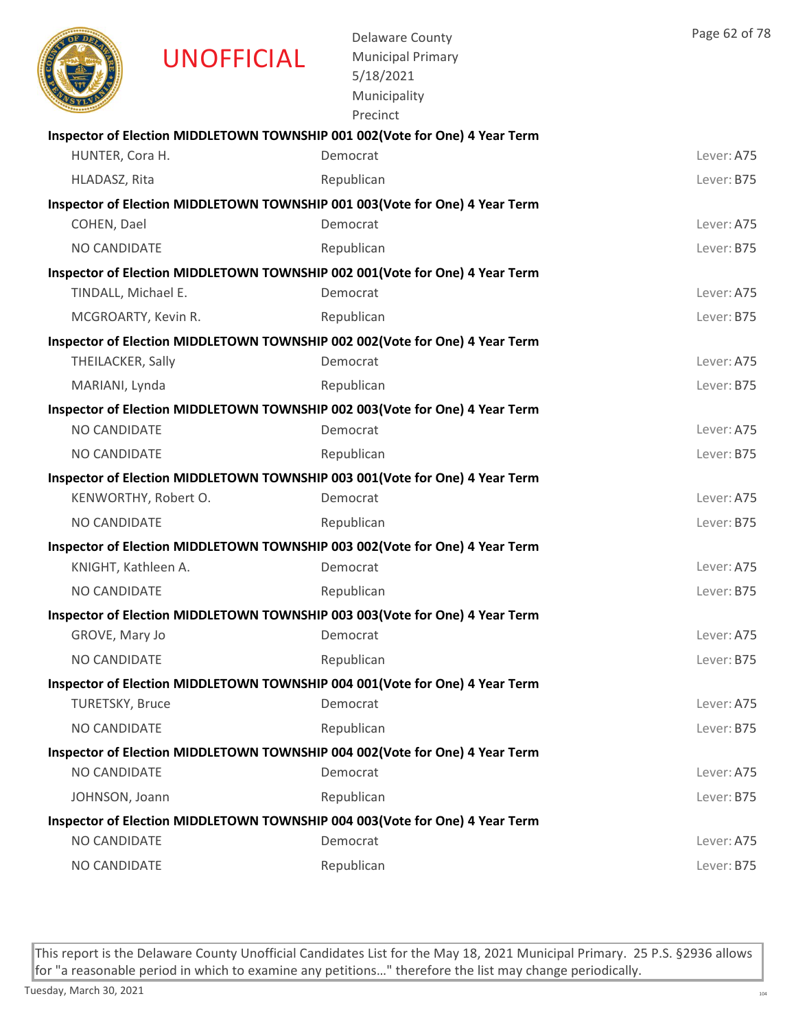UNOFFICIAL

Delaware County
Municipal Primary
5/18/2021
Municipality
Precinct

**Inspector of Election MIDDLETOWN TOWNSHIP 001 002(Vote for One) 4 Year Term**

| | | |
|---|---|---|
| HUNTER, Cora H. | Democrat | Lever: A75 |
| HLADASZ, Rita | Republican | Lever: B75 |

**Inspector of Election MIDDLETOWN TOWNSHIP 001 003(Vote for One) 4 Year Term**

| | | |
|---|---|---|
| COHEN, Dael | Democrat | Lever: A75 |
| NO CANDIDATE | Republican | Lever: B75 |

**Inspector of Election MIDDLETOWN TOWNSHIP 002 001(Vote for One) 4 Year Term**

| | | |
|---|---|---|
| TINDALL, Michael E. | Democrat | Lever: A75 |
| MCGROARTY, Kevin R. | Republican | Lever: B75 |

**Inspector of Election MIDDLETOWN TOWNSHIP 002 002(Vote for One) 4 Year Term**

| | | |
|---|---|---|
| THEILACKER, Sally | Democrat | Lever: A75 |
| MARIANI, Lynda | Republican | Lever: B75 |

**Inspector of Election MIDDLETOWN TOWNSHIP 002 003(Vote for One) 4 Year Term**

| | | |
|---|---|---|
| NO CANDIDATE | Democrat | Lever: A75 |
| NO CANDIDATE | Republican | Lever: B75 |

**Inspector of Election MIDDLETOWN TOWNSHIP 003 001(Vote for One) 4 Year Term**

| | | |
|---|---|---|
| KENWORTHY, Robert O. | Democrat | Lever: A75 |
| NO CANDIDATE | Republican | Lever: B75 |

**Inspector of Election MIDDLETOWN TOWNSHIP 003 002(Vote for One) 4 Year Term**

| | | |
|---|---|---|
| KNIGHT, Kathleen A. | Democrat | Lever: A75 |
| NO CANDIDATE | Republican | Lever: B75 |

**Inspector of Election MIDDLETOWN TOWNSHIP 003 003(Vote for One) 4 Year Term**

| | | |
|---|---|---|
| GROVE, Mary Jo | Democrat | Lever: A75 |
| NO CANDIDATE | Republican | Lever: B75 |

**Inspector of Election MIDDLETOWN TOWNSHIP 004 001(Vote for One) 4 Year Term**

| | | |
|---|---|---|
| TURETSKY, Bruce | Democrat | Lever: A75 |
| NO CANDIDATE | Republican | Lever: B75 |

**Inspector of Election MIDDLETOWN TOWNSHIP 004 002(Vote for One) 4 Year Term**

| | | |
|---|---|---|
| NO CANDIDATE | Democrat | Lever: A75 |
| JOHNSON, Joann | Republican | Lever: B75 |

**Inspector of Election MIDDLETOWN TOWNSHIP 004 003(Vote for One) 4 Year Term**

| | | |
|---|---|---|
| NO CANDIDATE | Democrat | Lever: A75 |
| NO CANDIDATE | Republican | Lever: B75 |

This report is the Delaware County Unofficial Candidates List for the May 18, 2021 Municipal Primary. 25 P.S. §2936 allows for "a reasonable period in which to examine any petitions…" therefore the list may change periodically.

Tuesday, March 30, 2021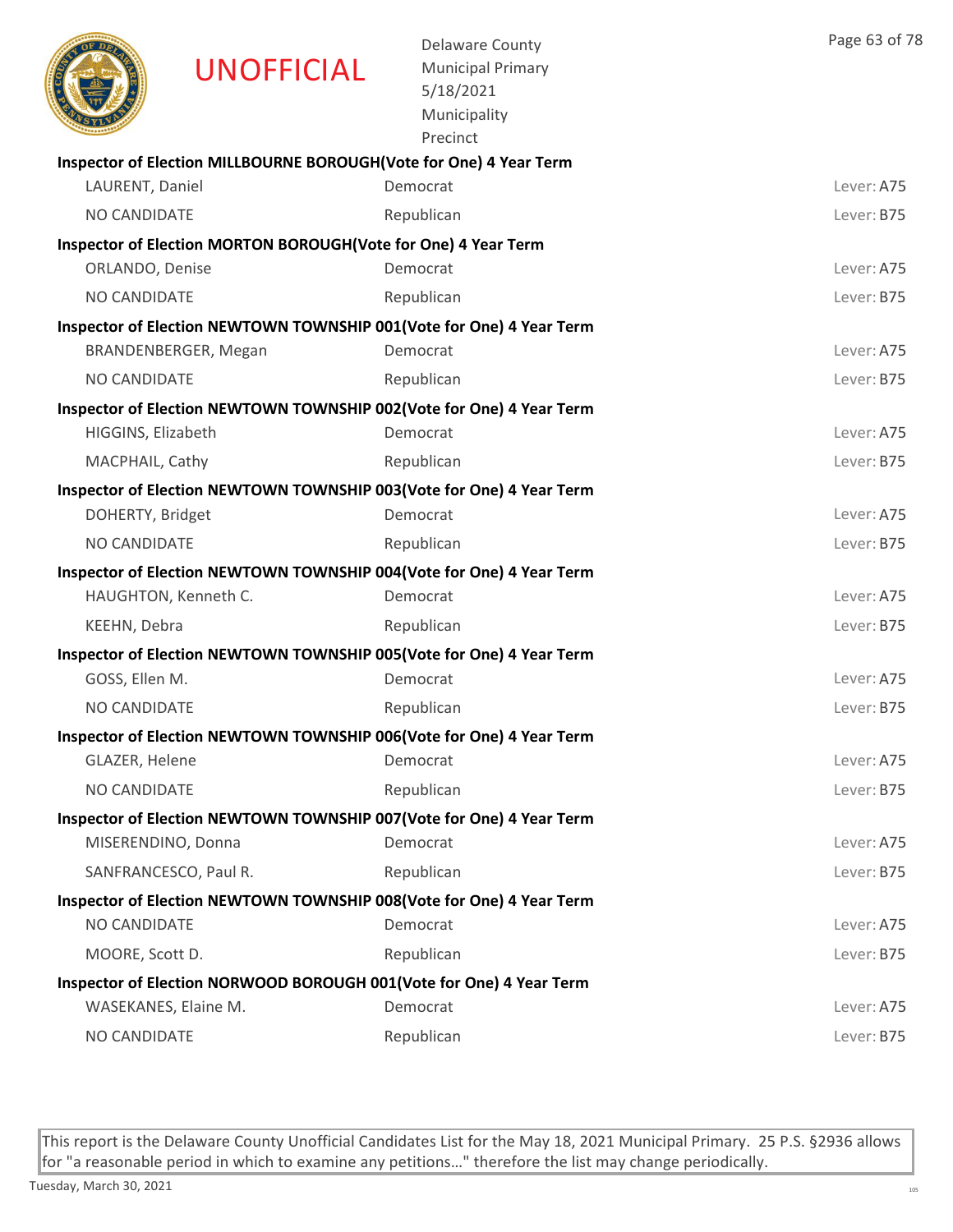**Inspector of Election MILLBOURNE BOROUGH(Vote for One) 4 Year Term**

| | | |
|---|---|---|
| LAURENT, Daniel | Democrat | Lever: A75 |
| NO CANDIDATE | Republican | Lever: B75 |

**Inspector of Election MORTON BOROUGH(Vote for One) 4 Year Term**

| | | |
|---|---|---|
| ORLANDO, Denise | Democrat | Lever: A75 |
| NO CANDIDATE | Republican | Lever: B75 |

**Inspector of Election NEWTOWN TOWNSHIP 001(Vote for One) 4 Year Term**

| | | |
|---|---|---|
| BRANDENBERGER, Megan | Democrat | Lever: A75 |
| NO CANDIDATE | Republican | Lever: B75 |

**Inspector of Election NEWTOWN TOWNSHIP 002(Vote for One) 4 Year Term**

| | | |
|---|---|---|
| HIGGINS, Elizabeth | Democrat | Lever: A75 |
| MACPHAIL, Cathy | Republican | Lever: B75 |

**Inspector of Election NEWTOWN TOWNSHIP 003(Vote for One) 4 Year Term**

| | | |
|---|---|---|
| DOHERTY, Bridget | Democrat | Lever: A75 |
| NO CANDIDATE | Republican | Lever: B75 |

**Inspector of Election NEWTOWN TOWNSHIP 004(Vote for One) 4 Year Term**

| | | |
|---|---|---|
| HAUGHTON, Kenneth C. | Democrat | Lever: A75 |
| KEEHN, Debra | Republican | Lever: B75 |

**Inspector of Election NEWTOWN TOWNSHIP 005(Vote for One) 4 Year Term**

| | | |
|---|---|---|
| GOSS, Ellen M. | Democrat | Lever: A75 |
| NO CANDIDATE | Republican | Lever: B75 |

**Inspector of Election NEWTOWN TOWNSHIP 006(Vote for One) 4 Year Term**

| | | |
|---|---|---|
| GLAZER, Helene | Democrat | Lever: A75 |
| NO CANDIDATE | Republican | Lever: B75 |

**Inspector of Election NEWTOWN TOWNSHIP 007(Vote for One) 4 Year Term**

| | | |
|---|---|---|
| MISERENDINO, Donna | Democrat | Lever: A75 |
| SANFRANCESCO, Paul R. | Republican | Lever: B75 |

**Inspector of Election NEWTOWN TOWNSHIP 008(Vote for One) 4 Year Term**

| | | |
|---|---|---|
| NO CANDIDATE | Democrat | Lever: A75 |
| MOORE, Scott D. | Republican | Lever: B75 |

**Inspector of Election NORWOOD BOROUGH 001(Vote for One) 4 Year Term**

| | | |
|---|---|---|
| WASEKANES, Elaine M. | Democrat | Lever: A75 |
| NO CANDIDATE | Republican | Lever: B75 |

This report is the Delaware County Unofficial Candidates List for the May 18, 2021 Municipal Primary. 25 P.S. §2936 allows for "a reasonable period in which to examine any petitions…" therefore the list may change periodically.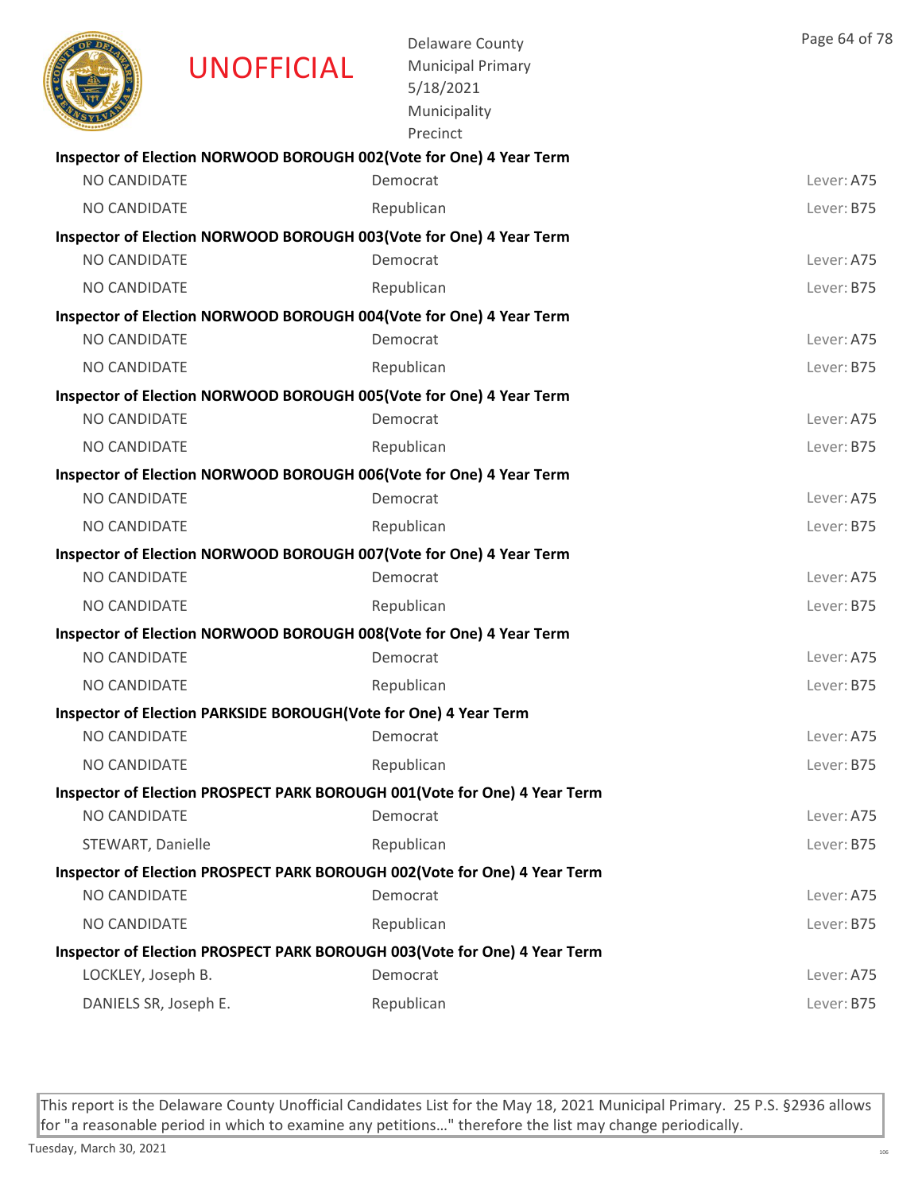UNOFFICIAL

Delaware County
Municipal Primary
5/18/2021
Municipality
Precinct

**Inspector of Election NORWOOD BOROUGH 002(Vote for One) 4 Year Term**

| | | |
|---|---|---|
| NO CANDIDATE | Democrat | Lever: A75 |
| NO CANDIDATE | Republican | Lever: B75 |

**Inspector of Election NORWOOD BOROUGH 003(Vote for One) 4 Year Term**

| | | |
|---|---|---|
| NO CANDIDATE | Democrat | Lever: A75 |
| NO CANDIDATE | Republican | Lever: B75 |

**Inspector of Election NORWOOD BOROUGH 004(Vote for One) 4 Year Term**

| | | |
|---|---|---|
| NO CANDIDATE | Democrat | Lever: A75 |
| NO CANDIDATE | Republican | Lever: B75 |

**Inspector of Election NORWOOD BOROUGH 005(Vote for One) 4 Year Term**

| | | |
|---|---|---|
| NO CANDIDATE | Democrat | Lever: A75 |
| NO CANDIDATE | Republican | Lever: B75 |

**Inspector of Election NORWOOD BOROUGH 006(Vote for One) 4 Year Term**

| | | |
|---|---|---|
| NO CANDIDATE | Democrat | Lever: A75 |
| NO CANDIDATE | Republican | Lever: B75 |

**Inspector of Election NORWOOD BOROUGH 007(Vote for One) 4 Year Term**

| | | |
|---|---|---|
| NO CANDIDATE | Democrat | Lever: A75 |
| NO CANDIDATE | Republican | Lever: B75 |

**Inspector of Election NORWOOD BOROUGH 008(Vote for One) 4 Year Term**

| | | |
|---|---|---|
| NO CANDIDATE | Democrat | Lever: A75 |
| NO CANDIDATE | Republican | Lever: B75 |

**Inspector of Election PARKSIDE BOROUGH(Vote for One) 4 Year Term**

| | | |
|---|---|---|
| NO CANDIDATE | Democrat | Lever: A75 |
| NO CANDIDATE | Republican | Lever: B75 |

**Inspector of Election PROSPECT PARK BOROUGH 001(Vote for One) 4 Year Term**

| | | |
|---|---|---|
| NO CANDIDATE | Democrat | Lever: A75 |
| STEWART, Danielle | Republican | Lever: B75 |

**Inspector of Election PROSPECT PARK BOROUGH 002(Vote for One) 4 Year Term**

| | | |
|---|---|---|
| NO CANDIDATE | Democrat | Lever: A75 |
| NO CANDIDATE | Republican | Lever: B75 |

**Inspector of Election PROSPECT PARK BOROUGH 003(Vote for One) 4 Year Term**

| | | |
|---|---|---|
| LOCKLEY, Joseph B. | Democrat | Lever: A75 |
| DANIELS SR, Joseph E. | Republican | Lever: B75 |

This report is the Delaware County Unofficial Candidates List for the May 18, 2021 Municipal Primary. 25 P.S. §2936 allows for "a reasonable period in which to examine any petitions…" therefore the list may change periodically.

Tuesday, March 30, 2021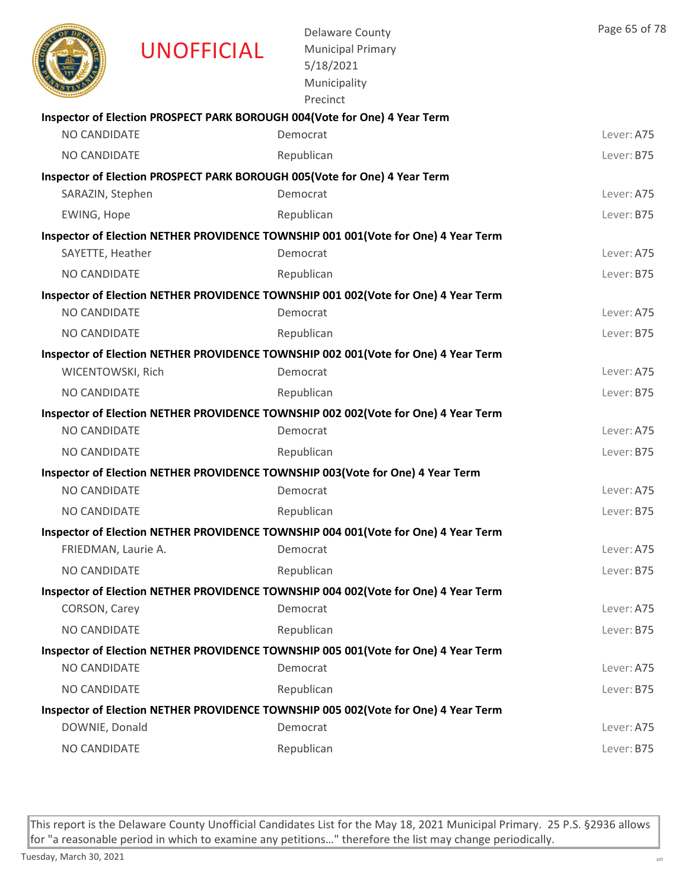UNOFFICIAL

Delaware County
Municipal Primary
5/18/2021
Municipality
Precinct

**Inspector of Election PROSPECT PARK BOROUGH 004(Vote for One) 4 Year Term**

| | | |
|---|---|---|
| NO CANDIDATE | Democrat | Lever: A75 |
| NO CANDIDATE | Republican | Lever: B75 |

**Inspector of Election PROSPECT PARK BOROUGH 005(Vote for One) 4 Year Term**

| | | |
|---|---|---|
| SARAZIN, Stephen | Democrat | Lever: A75 |
| EWING, Hope | Republican | Lever: B75 |

**Inspector of Election NETHER PROVIDENCE TOWNSHIP 001 001(Vote for One) 4 Year Term**

| | | |
|---|---|---|
| SAYETTE, Heather | Democrat | Lever: A75 |
| NO CANDIDATE | Republican | Lever: B75 |

**Inspector of Election NETHER PROVIDENCE TOWNSHIP 001 002(Vote for One) 4 Year Term**

| | | |
|---|---|---|
| NO CANDIDATE | Democrat | Lever: A75 |
| NO CANDIDATE | Republican | Lever: B75 |

**Inspector of Election NETHER PROVIDENCE TOWNSHIP 002 001(Vote for One) 4 Year Term**

| | | |
|---|---|---|
| WICENTOWSKI, Rich | Democrat | Lever: A75 |
| NO CANDIDATE | Republican | Lever: B75 |

**Inspector of Election NETHER PROVIDENCE TOWNSHIP 002 002(Vote for One) 4 Year Term**

| | | |
|---|---|---|
| NO CANDIDATE | Democrat | Lever: A75 |
| NO CANDIDATE | Republican | Lever: B75 |

**Inspector of Election NETHER PROVIDENCE TOWNSHIP 003(Vote for One) 4 Year Term**

| | | |
|---|---|---|
| NO CANDIDATE | Democrat | Lever: A75 |
| NO CANDIDATE | Republican | Lever: B75 |

**Inspector of Election NETHER PROVIDENCE TOWNSHIP 004 001(Vote for One) 4 Year Term**

| | | |
|---|---|---|
| FRIEDMAN, Laurie A. | Democrat | Lever: A75 |
| NO CANDIDATE | Republican | Lever: B75 |

**Inspector of Election NETHER PROVIDENCE TOWNSHIP 004 002(Vote for One) 4 Year Term**

| | | |
|---|---|---|
| CORSON, Carey | Democrat | Lever: A75 |
| NO CANDIDATE | Republican | Lever: B75 |

**Inspector of Election NETHER PROVIDENCE TOWNSHIP 005 001(Vote for One) 4 Year Term**

| | | |
|---|---|---|
| NO CANDIDATE | Democrat | Lever: A75 |
| NO CANDIDATE | Republican | Lever: B75 |

**Inspector of Election NETHER PROVIDENCE TOWNSHIP 005 002(Vote for One) 4 Year Term**

| | | |
|---|---|---|
| DOWNIE, Donald | Democrat | Lever: A75 |
| NO CANDIDATE | Republican | Lever: B75 |

This report is the Delaware County Unofficial Candidates List for the May 18, 2021 Municipal Primary. 25 P.S. §2936 allows for "a reasonable period in which to examine any petitions…" therefore the list may change periodically.

Tuesday, March 30, 2021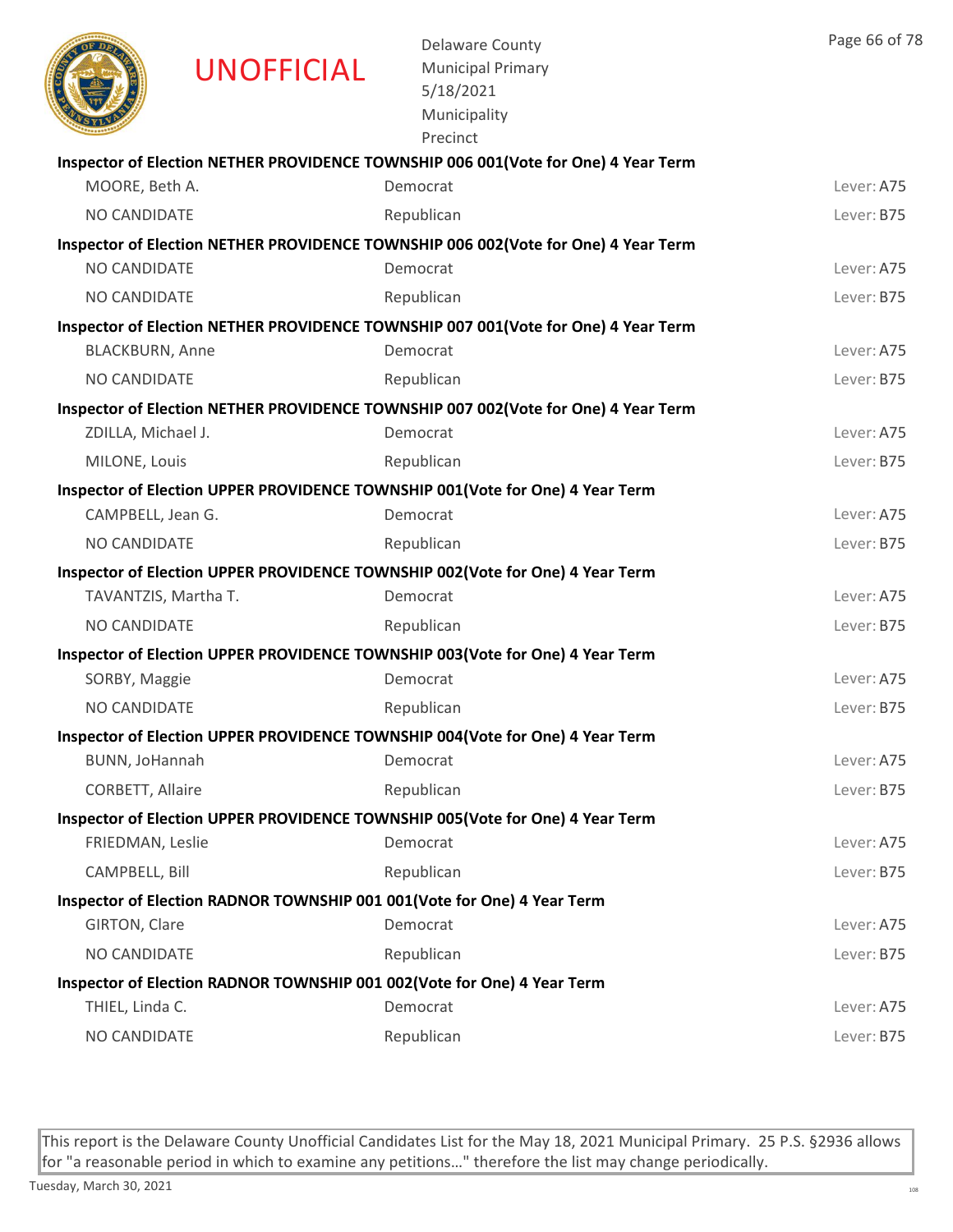UNOFFICIAL

Delaware County
Municipal Primary
5/18/2021
Municipality
Precinct

**Inspector of Election NETHER PROVIDENCE TOWNSHIP 006 001(Vote for One) 4 Year Term**

| | | |
|---|---|---|
| MOORE, Beth A. | Democrat | Lever: A75 |
| NO CANDIDATE | Republican | Lever: B75 |

**Inspector of Election NETHER PROVIDENCE TOWNSHIP 006 002(Vote for One) 4 Year Term**

| | | |
|---|---|---|
| NO CANDIDATE | Democrat | Lever: A75 |
| NO CANDIDATE | Republican | Lever: B75 |

**Inspector of Election NETHER PROVIDENCE TOWNSHIP 007 001(Vote for One) 4 Year Term**

| | | |
|---|---|---|
| BLACKBURN, Anne | Democrat | Lever: A75 |
| NO CANDIDATE | Republican | Lever: B75 |

**Inspector of Election NETHER PROVIDENCE TOWNSHIP 007 002(Vote for One) 4 Year Term**

| | | |
|---|---|---|
| ZDILLA, Michael J. | Democrat | Lever: A75 |
| MILONE, Louis | Republican | Lever: B75 |

**Inspector of Election UPPER PROVIDENCE TOWNSHIP 001(Vote for One) 4 Year Term**

| | | |
|---|---|---|
| CAMPBELL, Jean G. | Democrat | Lever: A75 |
| NO CANDIDATE | Republican | Lever: B75 |

**Inspector of Election UPPER PROVIDENCE TOWNSHIP 002(Vote for One) 4 Year Term**

| | | |
|---|---|---|
| TAVANTZIS, Martha T. | Democrat | Lever: A75 |
| NO CANDIDATE | Republican | Lever: B75 |

**Inspector of Election UPPER PROVIDENCE TOWNSHIP 003(Vote for One) 4 Year Term**

| | | |
|---|---|---|
| SORBY, Maggie | Democrat | Lever: A75 |
| NO CANDIDATE | Republican | Lever: B75 |

**Inspector of Election UPPER PROVIDENCE TOWNSHIP 004(Vote for One) 4 Year Term**

| | | |
|---|---|---|
| BUNN, JoHannah | Democrat | Lever: A75 |
| CORBETT, Allaire | Republican | Lever: B75 |

**Inspector of Election UPPER PROVIDENCE TOWNSHIP 005(Vote for One) 4 Year Term**

| | | |
|---|---|---|
| FRIEDMAN, Leslie | Democrat | Lever: A75 |
| CAMPBELL, Bill | Republican | Lever: B75 |

**Inspector of Election RADNOR TOWNSHIP 001 001(Vote for One) 4 Year Term**

| | | |
|---|---|---|
| GIRTON, Clare | Democrat | Lever: A75 |
| NO CANDIDATE | Republican | Lever: B75 |

**Inspector of Election RADNOR TOWNSHIP 001 002(Vote for One) 4 Year Term**

| | | |
|---|---|---|
| THIEL, Linda C. | Democrat | Lever: A75 |
| NO CANDIDATE | Republican | Lever: B75 |

This report is the Delaware County Unofficial Candidates List for the May 18, 2021 Municipal Primary. 25 P.S. §2936 allows for "a reasonable period in which to examine any petitions…" therefore the list may change periodically.

Tuesday, March 30, 2021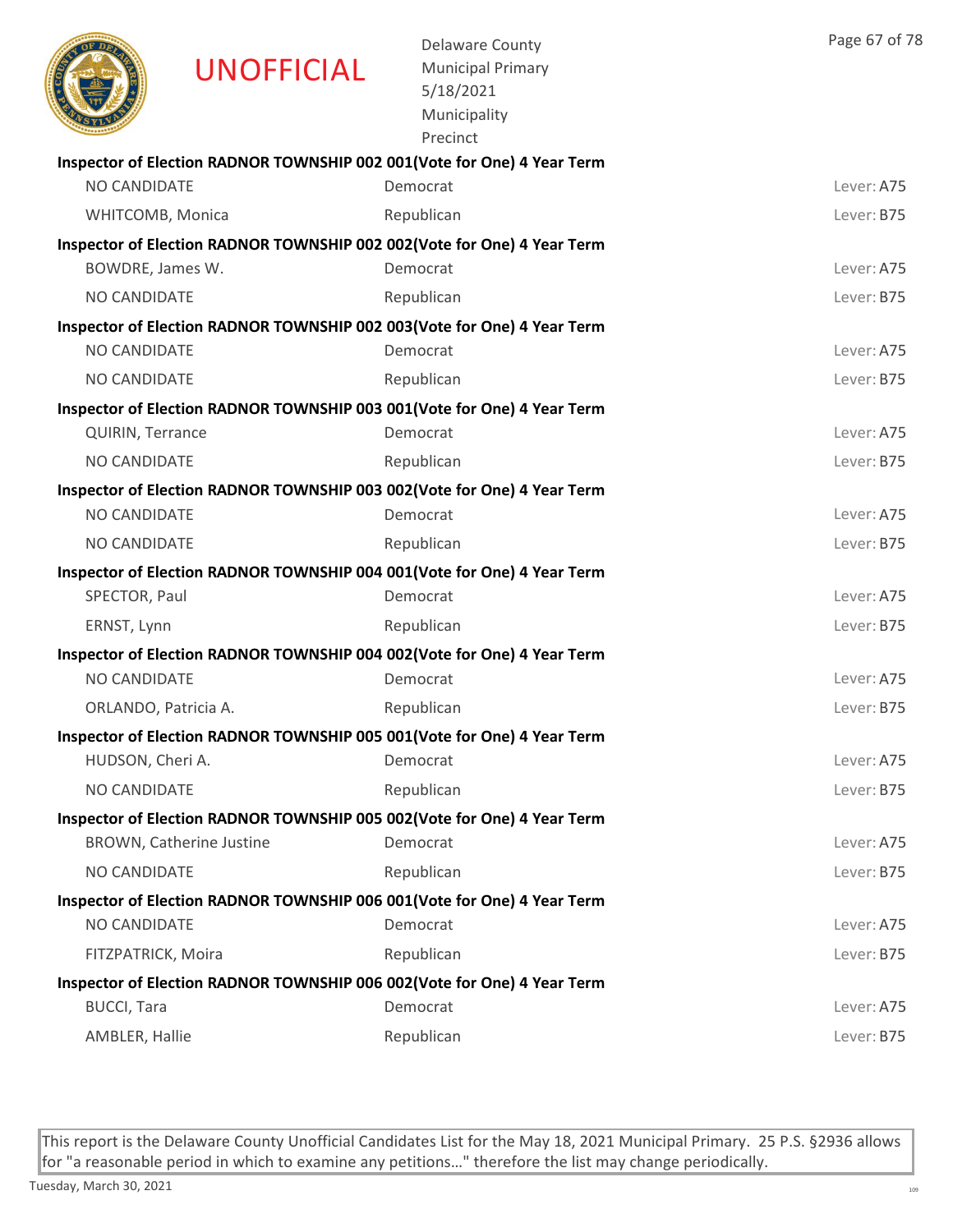UNOFFICIAL

Delaware County
Municipal Primary
5/18/2021
Municipality
Precinct

**Inspector of Election RADNOR TOWNSHIP 002 001(Vote for One) 4 Year Term**

| | | |
|---|---|---|
| NO CANDIDATE | Democrat | Lever: A75 |
| WHITCOMB, Monica | Republican | Lever: B75 |

**Inspector of Election RADNOR TOWNSHIP 002 002(Vote for One) 4 Year Term**

| | | |
|---|---|---|
| BOWDRE, James W. | Democrat | Lever: A75 |
| NO CANDIDATE | Republican | Lever: B75 |

**Inspector of Election RADNOR TOWNSHIP 002 003(Vote for One) 4 Year Term**

| | | |
|---|---|---|
| NO CANDIDATE | Democrat | Lever: A75 |
| NO CANDIDATE | Republican | Lever: B75 |

**Inspector of Election RADNOR TOWNSHIP 003 001(Vote for One) 4 Year Term**

| | | |
|---|---|---|
| QUIRIN, Terrance | Democrat | Lever: A75 |
| NO CANDIDATE | Republican | Lever: B75 |

**Inspector of Election RADNOR TOWNSHIP 003 002(Vote for One) 4 Year Term**

| | | |
|---|---|---|
| NO CANDIDATE | Democrat | Lever: A75 |
| NO CANDIDATE | Republican | Lever: B75 |

**Inspector of Election RADNOR TOWNSHIP 004 001(Vote for One) 4 Year Term**

| | | |
|---|---|---|
| SPECTOR, Paul | Democrat | Lever: A75 |
| ERNST, Lynn | Republican | Lever: B75 |

**Inspector of Election RADNOR TOWNSHIP 004 002(Vote for One) 4 Year Term**

| | | |
|---|---|---|
| NO CANDIDATE | Democrat | Lever: A75 |
| ORLANDO, Patricia A. | Republican | Lever: B75 |

**Inspector of Election RADNOR TOWNSHIP 005 001(Vote for One) 4 Year Term**

| | | |
|---|---|---|
| HUDSON, Cheri A. | Democrat | Lever: A75 |
| NO CANDIDATE | Republican | Lever: B75 |

**Inspector of Election RADNOR TOWNSHIP 005 002(Vote for One) 4 Year Term**

| | | |
|---|---|---|
| BROWN, Catherine Justine | Democrat | Lever: A75 |
| NO CANDIDATE | Republican | Lever: B75 |

**Inspector of Election RADNOR TOWNSHIP 006 001(Vote for One) 4 Year Term**

| | | |
|---|---|---|
| NO CANDIDATE | Democrat | Lever: A75 |
| FITZPATRICK, Moira | Republican | Lever: B75 |

**Inspector of Election RADNOR TOWNSHIP 006 002(Vote for One) 4 Year Term**

| | | |
|---|---|---|
| BUCCI, Tara | Democrat | Lever: A75 |
| AMBLER, Hallie | Republican | Lever: B75 |

This report is the Delaware County Unofficial Candidates List for the May 18, 2021 Municipal Primary. 25 P.S. §2936 allows for "a reasonable period in which to examine any petitions…" therefore the list may change periodically.

Tuesday, March 30, 2021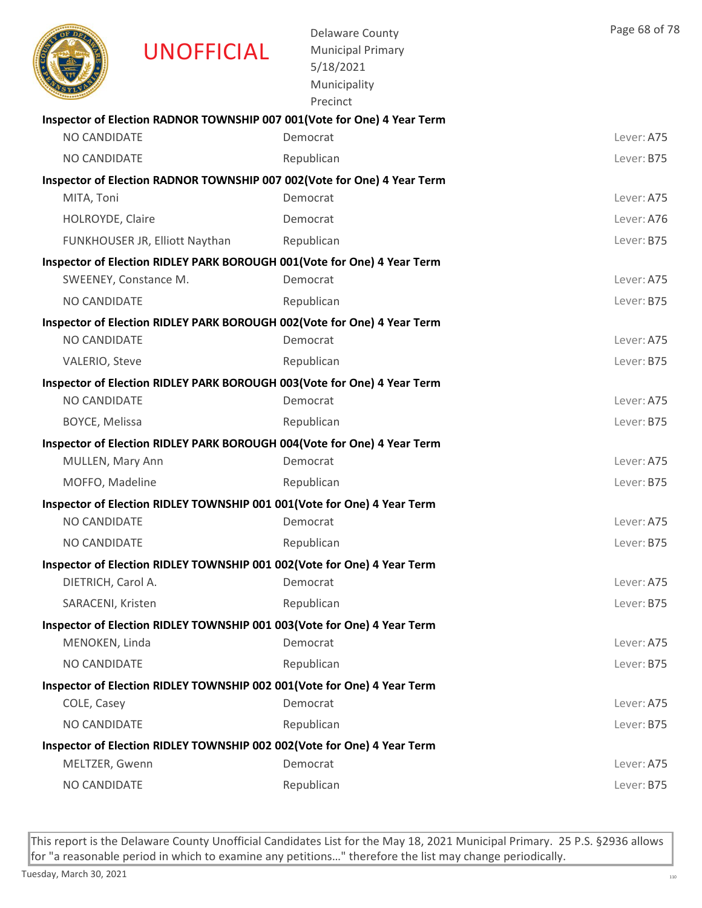UNOFFICIAL

Delaware County
Municipal Primary
5/18/2021
Municipality
Precinct

**Inspector of Election RADNOR TOWNSHIP 007 001(Vote for One) 4 Year Term**

| | | |
|---|---|---|
| NO CANDIDATE | Democrat | Lever: A75 |
| NO CANDIDATE | Republican | Lever: B75 |

**Inspector of Election RADNOR TOWNSHIP 007 002(Vote for One) 4 Year Term**

| | | |
|---|---|---|
| MITA, Toni | Democrat | Lever: A75 |
| HOLROYDE, Claire | Democrat | Lever: A76 |
| FUNKHOUSER JR, Elliott Naythan | Republican | Lever: B75 |

**Inspector of Election RIDLEY PARK BOROUGH 001(Vote for One) 4 Year Term**

| | | |
|---|---|---|
| SWEENEY, Constance M. | Democrat | Lever: A75 |
| NO CANDIDATE | Republican | Lever: B75 |

**Inspector of Election RIDLEY PARK BOROUGH 002(Vote for One) 4 Year Term**

| | | |
|---|---|---|
| NO CANDIDATE | Democrat | Lever: A75 |
| VALERIO, Steve | Republican | Lever: B75 |

**Inspector of Election RIDLEY PARK BOROUGH 003(Vote for One) 4 Year Term**

| | | |
|---|---|---|
| NO CANDIDATE | Democrat | Lever: A75 |
| BOYCE, Melissa | Republican | Lever: B75 |

**Inspector of Election RIDLEY PARK BOROUGH 004(Vote for One) 4 Year Term**

| | | |
|---|---|---|
| MULLEN, Mary Ann | Democrat | Lever: A75 |
| MOFFO, Madeline | Republican | Lever: B75 |

**Inspector of Election RIDLEY TOWNSHIP 001 001(Vote for One) 4 Year Term**

| | | |
|---|---|---|
| NO CANDIDATE | Democrat | Lever: A75 |
| NO CANDIDATE | Republican | Lever: B75 |

**Inspector of Election RIDLEY TOWNSHIP 001 002(Vote for One) 4 Year Term**

| | | |
|---|---|---|
| DIETRICH, Carol A. | Democrat | Lever: A75 |
| SARACENI, Kristen | Republican | Lever: B75 |

**Inspector of Election RIDLEY TOWNSHIP 001 003(Vote for One) 4 Year Term**

| | | |
|---|---|---|
| MENOKEN, Linda | Democrat | Lever: A75 |
| NO CANDIDATE | Republican | Lever: B75 |

**Inspector of Election RIDLEY TOWNSHIP 002 001(Vote for One) 4 Year Term**

| | | |
|---|---|---|
| COLE, Casey | Democrat | Lever: A75 |
| NO CANDIDATE | Republican | Lever: B75 |

**Inspector of Election RIDLEY TOWNSHIP 002 002(Vote for One) 4 Year Term**

| | | |
|---|---|---|
| MELTZER, Gwenn | Democrat | Lever: A75 |
| NO CANDIDATE | Republican | Lever: B75 |

This report is the Delaware County Unofficial Candidates List for the May 18, 2021 Municipal Primary. 25 P.S. §2936 allows for "a reasonable period in which to examine any petitions…" therefore the list may change periodically.

Tuesday, March 30, 2021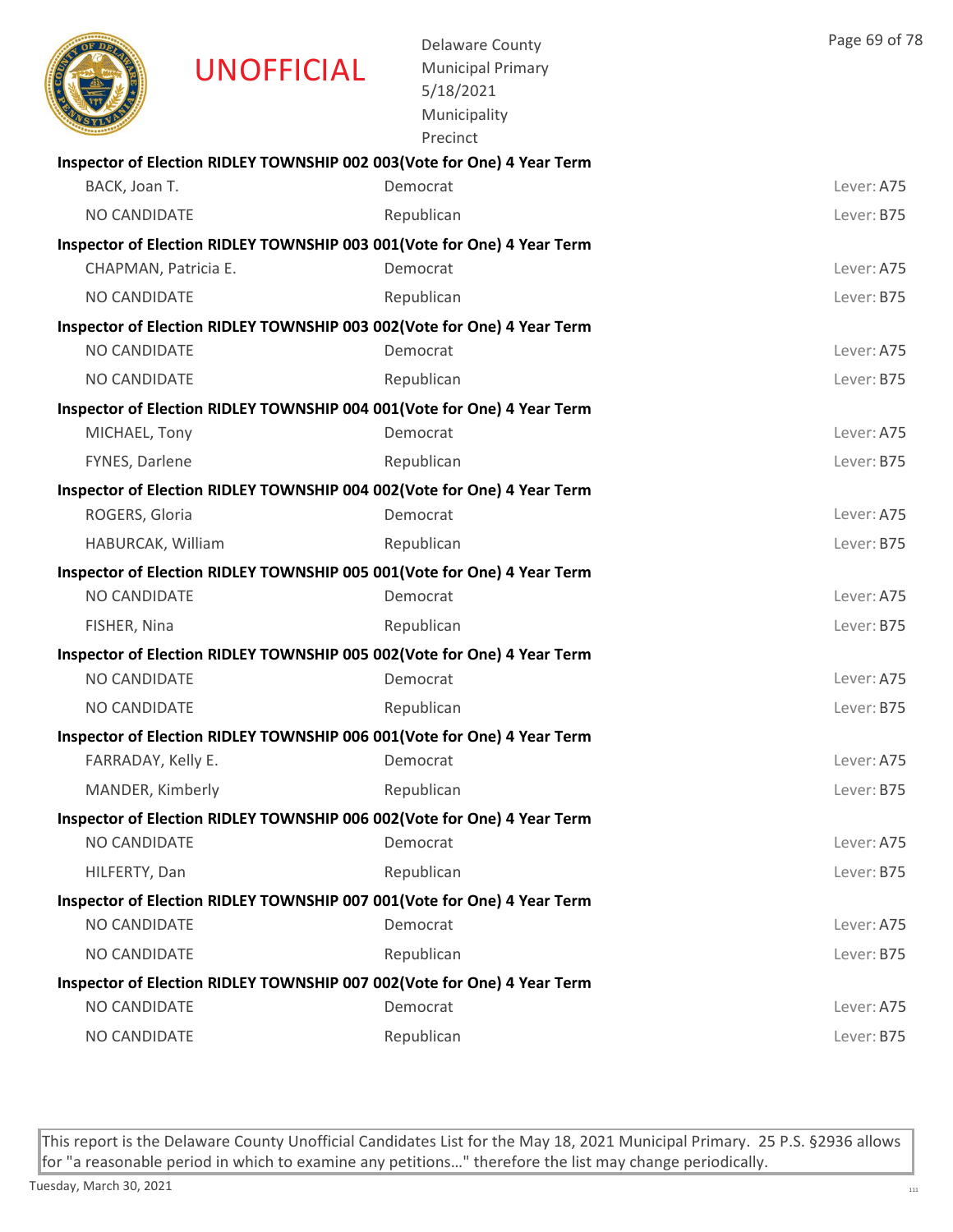**Inspector of Election RIDLEY TOWNSHIP 002 003(Vote for One) 4 Year Term**

| | | |
|---|---|---|
| BACK, Joan T. | Democrat | Lever: A75 |
| NO CANDIDATE | Republican | Lever: B75 |

**Inspector of Election RIDLEY TOWNSHIP 003 001(Vote for One) 4 Year Term**

| | | |
|---|---|---|
| CHAPMAN, Patricia E. | Democrat | Lever: A75 |
| NO CANDIDATE | Republican | Lever: B75 |

**Inspector of Election RIDLEY TOWNSHIP 003 002(Vote for One) 4 Year Term**

| | | |
|---|---|---|
| NO CANDIDATE | Democrat | Lever: A75 |
| NO CANDIDATE | Republican | Lever: B75 |

**Inspector of Election RIDLEY TOWNSHIP 004 001(Vote for One) 4 Year Term**

| | | |
|---|---|---|
| MICHAEL, Tony | Democrat | Lever: A75 |
| FYNES, Darlene | Republican | Lever: B75 |

**Inspector of Election RIDLEY TOWNSHIP 004 002(Vote for One) 4 Year Term**

| | | |
|---|---|---|
| ROGERS, Gloria | Democrat | Lever: A75 |
| HABURCAK, William | Republican | Lever: B75 |

**Inspector of Election RIDLEY TOWNSHIP 005 001(Vote for One) 4 Year Term**

| | | |
|---|---|---|
| NO CANDIDATE | Democrat | Lever: A75 |
| FISHER, Nina | Republican | Lever: B75 |

**Inspector of Election RIDLEY TOWNSHIP 005 002(Vote for One) 4 Year Term**

| | | |
|---|---|---|
| NO CANDIDATE | Democrat | Lever: A75 |
| NO CANDIDATE | Republican | Lever: B75 |

**Inspector of Election RIDLEY TOWNSHIP 006 001(Vote for One) 4 Year Term**

| | | |
|---|---|---|
| FARRADAY, Kelly E. | Democrat | Lever: A75 |
| MANDER, Kimberly | Republican | Lever: B75 |

**Inspector of Election RIDLEY TOWNSHIP 006 002(Vote for One) 4 Year Term**

| | | |
|---|---|---|
| NO CANDIDATE | Democrat | Lever: A75 |
| HILFERTY, Dan | Republican | Lever: B75 |

**Inspector of Election RIDLEY TOWNSHIP 007 001(Vote for One) 4 Year Term**

| | | |
|---|---|---|
| NO CANDIDATE | Democrat | Lever: A75 |
| NO CANDIDATE | Republican | Lever: B75 |

**Inspector of Election RIDLEY TOWNSHIP 007 002(Vote for One) 4 Year Term**

| | | |
|---|---|---|
| NO CANDIDATE | Democrat | Lever: A75 |
| NO CANDIDATE | Republican | Lever: B75 |

This report is the Delaware County Unofficial Candidates List for the May 18, 2021 Municipal Primary. 25 P.S. §2936 allows for "a reasonable period in which to examine any petitions…" therefore the list may change periodically.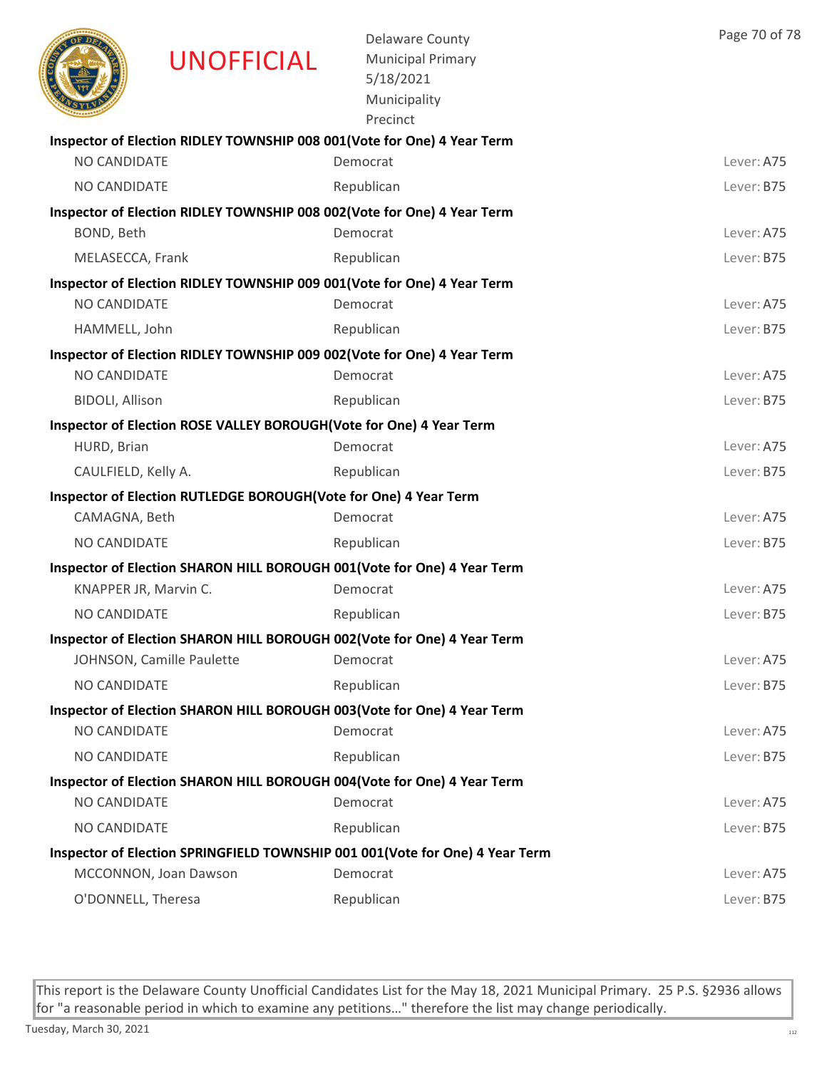UNOFFICIAL

Delaware County
Municipal Primary
5/18/2021
Municipality
Precinct

**Inspector of Election RIDLEY TOWNSHIP 008 001(Vote for One) 4 Year Term**

| Candidate | Party | Lever |
|---|---|---|
| NO CANDIDATE | Democrat | Lever: A75 |
| NO CANDIDATE | Republican | Lever: B75 |

**Inspector of Election RIDLEY TOWNSHIP 008 002(Vote for One) 4 Year Term**

| Candidate | Party | Lever |
|---|---|---|
| BOND, Beth | Democrat | Lever: A75 |
| MELASECCA, Frank | Republican | Lever: B75 |

**Inspector of Election RIDLEY TOWNSHIP 009 001(Vote for One) 4 Year Term**

| Candidate | Party | Lever |
|---|---|---|
| NO CANDIDATE | Democrat | Lever: A75 |
| HAMMELL, John | Republican | Lever: B75 |

**Inspector of Election RIDLEY TOWNSHIP 009 002(Vote for One) 4 Year Term**

| Candidate | Party | Lever |
|---|---|---|
| NO CANDIDATE | Democrat | Lever: A75 |
| BIDOLI, Allison | Republican | Lever: B75 |

**Inspector of Election ROSE VALLEY BOROUGH(Vote for One) 4 Year Term**

| Candidate | Party | Lever |
|---|---|---|
| HURD, Brian | Democrat | Lever: A75 |
| CAULFIELD, Kelly A. | Republican | Lever: B75 |

**Inspector of Election RUTLEDGE BOROUGH(Vote for One) 4 Year Term**

| Candidate | Party | Lever |
|---|---|---|
| CAMAGNA, Beth | Democrat | Lever: A75 |
| NO CANDIDATE | Republican | Lever: B75 |

**Inspector of Election SHARON HILL BOROUGH 001(Vote for One) 4 Year Term**

| Candidate | Party | Lever |
|---|---|---|
| KNAPPER JR, Marvin C. | Democrat | Lever: A75 |
| NO CANDIDATE | Republican | Lever: B75 |

**Inspector of Election SHARON HILL BOROUGH 002(Vote for One) 4 Year Term**

| Candidate | Party | Lever |
|---|---|---|
| JOHNSON, Camille Paulette | Democrat | Lever: A75 |
| NO CANDIDATE | Republican | Lever: B75 |

**Inspector of Election SHARON HILL BOROUGH 003(Vote for One) 4 Year Term**

| Candidate | Party | Lever |
|---|---|---|
| NO CANDIDATE | Democrat | Lever: A75 |
| NO CANDIDATE | Republican | Lever: B75 |

**Inspector of Election SHARON HILL BOROUGH 004(Vote for One) 4 Year Term**

| Candidate | Party | Lever |
|---|---|---|
| NO CANDIDATE | Democrat | Lever: A75 |
| NO CANDIDATE | Republican | Lever: B75 |

**Inspector of Election SPRINGFIELD TOWNSHIP 001 001(Vote for One) 4 Year Term**

| Candidate | Party | Lever |
|---|---|---|
| MCCONNON, Joan Dawson | Democrat | Lever: A75 |
| O'DONNELL, Theresa | Republican | Lever: B75 |

This report is the Delaware County Unofficial Candidates List for the May 18, 2021 Municipal Primary. 25 P.S. §2936 allows for "a reasonable period in which to examine any petitions…" therefore the list may change periodically.

Tuesday, March 30, 2021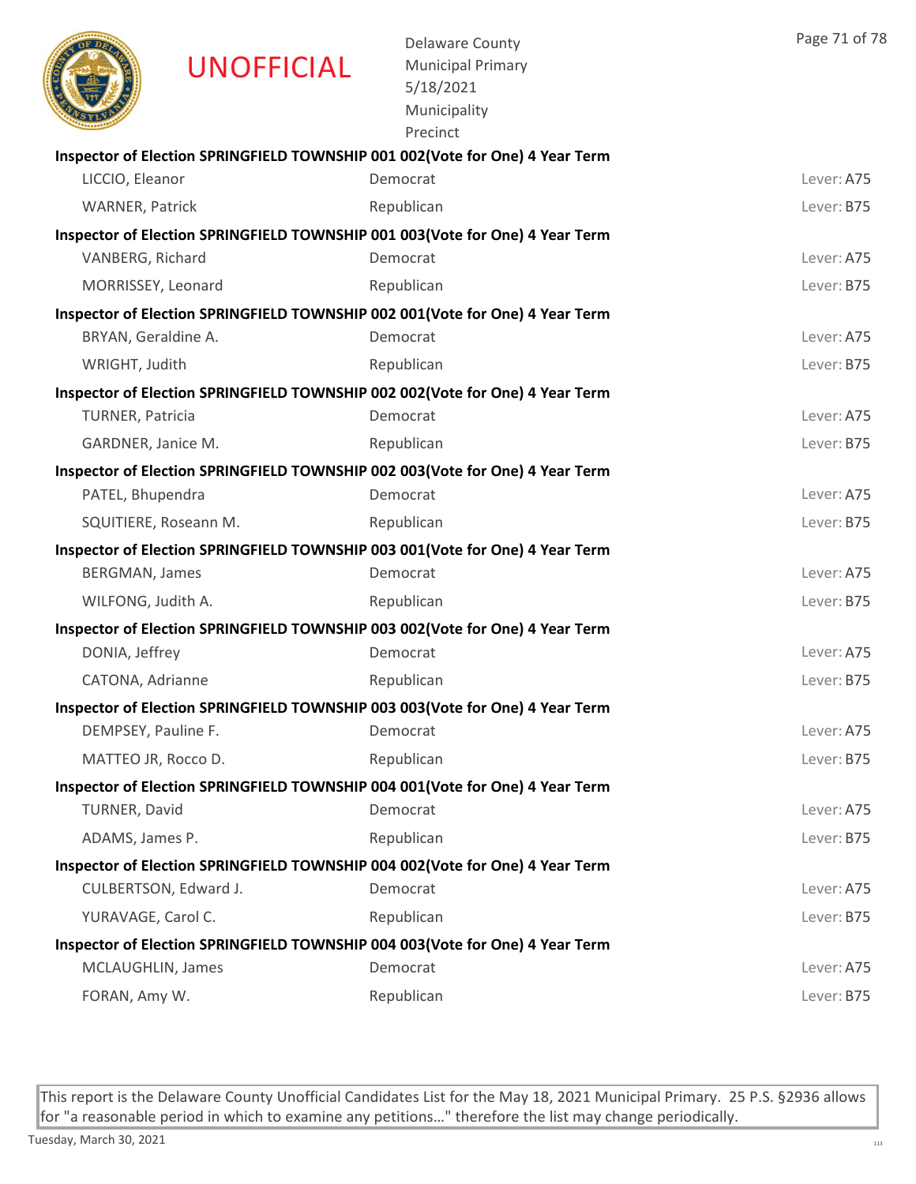UNOFFICIAL

Delaware County
Municipal Primary
5/18/2021
Municipality
Precinct

**Inspector of Election SPRINGFIELD TOWNSHIP 001 002(Vote for One) 4 Year Term**

| | | |
|---|---|---|
| LICCIO, Eleanor | Democrat | Lever: A75 |
| WARNER, Patrick | Republican | Lever: B75 |

**Inspector of Election SPRINGFIELD TOWNSHIP 001 003(Vote for One) 4 Year Term**

| | | |
|---|---|---|
| VANBERG, Richard | Democrat | Lever: A75 |
| MORRISSEY, Leonard | Republican | Lever: B75 |

**Inspector of Election SPRINGFIELD TOWNSHIP 002 001(Vote for One) 4 Year Term**

| | | |
|---|---|---|
| BRYAN, Geraldine A. | Democrat | Lever: A75 |
| WRIGHT, Judith | Republican | Lever: B75 |

**Inspector of Election SPRINGFIELD TOWNSHIP 002 002(Vote for One) 4 Year Term**

| | | |
|---|---|---|
| TURNER, Patricia | Democrat | Lever: A75 |
| GARDNER, Janice M. | Republican | Lever: B75 |

**Inspector of Election SPRINGFIELD TOWNSHIP 002 003(Vote for One) 4 Year Term**

| | | |
|---|---|---|
| PATEL, Bhupendra | Democrat | Lever: A75 |
| SQUITIERE, Roseann M. | Republican | Lever: B75 |

**Inspector of Election SPRINGFIELD TOWNSHIP 003 001(Vote for One) 4 Year Term**

| | | |
|---|---|---|
| BERGMAN, James | Democrat | Lever: A75 |
| WILFONG, Judith A. | Republican | Lever: B75 |

**Inspector of Election SPRINGFIELD TOWNSHIP 003 002(Vote for One) 4 Year Term**

| | | |
|---|---|---|
| DONIA, Jeffrey | Democrat | Lever: A75 |
| CATONA, Adrianne | Republican | Lever: B75 |

**Inspector of Election SPRINGFIELD TOWNSHIP 003 003(Vote for One) 4 Year Term**

| | | |
|---|---|---|
| DEMPSEY, Pauline F. | Democrat | Lever: A75 |
| MATTEO JR, Rocco D. | Republican | Lever: B75 |

**Inspector of Election SPRINGFIELD TOWNSHIP 004 001(Vote for One) 4 Year Term**

| | | |
|---|---|---|
| TURNER, David | Democrat | Lever: A75 |
| ADAMS, James P. | Republican | Lever: B75 |

**Inspector of Election SPRINGFIELD TOWNSHIP 004 002(Vote for One) 4 Year Term**

| | | |
|---|---|---|
| CULBERTSON, Edward J. | Democrat | Lever: A75 |
| YURAVAGE, Carol C. | Republican | Lever: B75 |

**Inspector of Election SPRINGFIELD TOWNSHIP 004 003(Vote for One) 4 Year Term**

| | | |
|---|---|---|
| MCLAUGHLIN, James | Democrat | Lever: A75 |
| FORAN, Amy W. | Republican | Lever: B75 |

This report is the Delaware County Unofficial Candidates List for the May 18, 2021 Municipal Primary. 25 P.S. §2936 allows for "a reasonable period in which to examine any petitions…" therefore the list may change periodically.

Tuesday, March 30, 2021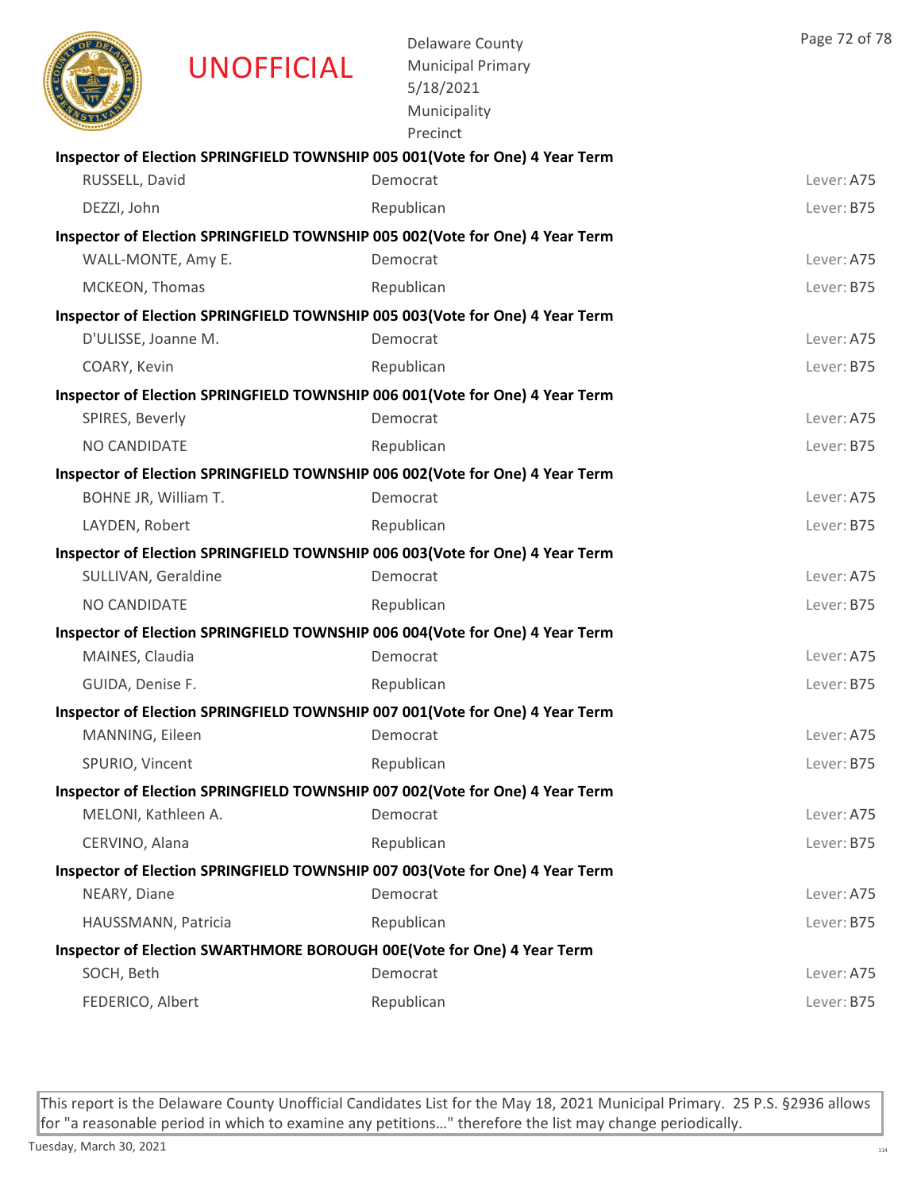UNOFFICIAL

Delaware County
Municipal Primary
5/18/2021
Municipality
Precinct

**Inspector of Election SPRINGFIELD TOWNSHIP 005 001(Vote for One) 4 Year Term**

| | | |
|---|---|---|
| RUSSELL, David | Democrat | Lever: A75 |
| DEZZI, John | Republican | Lever: B75 |

**Inspector of Election SPRINGFIELD TOWNSHIP 005 002(Vote for One) 4 Year Term**

| | | |
|---|---|---|
| WALL-MONTE, Amy E. | Democrat | Lever: A75 |
| MCKEON, Thomas | Republican | Lever: B75 |

**Inspector of Election SPRINGFIELD TOWNSHIP 005 003(Vote for One) 4 Year Term**

| | | |
|---|---|---|
| D'ULISSE, Joanne M. | Democrat | Lever: A75 |
| COARY, Kevin | Republican | Lever: B75 |

**Inspector of Election SPRINGFIELD TOWNSHIP 006 001(Vote for One) 4 Year Term**

| | | |
|---|---|---|
| SPIRES, Beverly | Democrat | Lever: A75 |
| NO CANDIDATE | Republican | Lever: B75 |

**Inspector of Election SPRINGFIELD TOWNSHIP 006 002(Vote for One) 4 Year Term**

| | | |
|---|---|---|
| BOHNE JR, William T. | Democrat | Lever: A75 |
| LAYDEN, Robert | Republican | Lever: B75 |

**Inspector of Election SPRINGFIELD TOWNSHIP 006 003(Vote for One) 4 Year Term**

| | | |
|---|---|---|
| SULLIVAN, Geraldine | Democrat | Lever: A75 |
| NO CANDIDATE | Republican | Lever: B75 |

**Inspector of Election SPRINGFIELD TOWNSHIP 006 004(Vote for One) 4 Year Term**

| | | |
|---|---|---|
| MAINES, Claudia | Democrat | Lever: A75 |
| GUIDA, Denise F. | Republican | Lever: B75 |

**Inspector of Election SPRINGFIELD TOWNSHIP 007 001(Vote for One) 4 Year Term**

| | | |
|---|---|---|
| MANNING, Eileen | Democrat | Lever: A75 |
| SPURIO, Vincent | Republican | Lever: B75 |

**Inspector of Election SPRINGFIELD TOWNSHIP 007 002(Vote for One) 4 Year Term**

| | | |
|---|---|---|
| MELONI, Kathleen A. | Democrat | Lever: A75 |
| CERVINO, Alana | Republican | Lever: B75 |

**Inspector of Election SPRINGFIELD TOWNSHIP 007 003(Vote for One) 4 Year Term**

| | | |
|---|---|---|
| NEARY, Diane | Democrat | Lever: A75 |
| HAUSSMANN, Patricia | Republican | Lever: B75 |

**Inspector of Election SWARTHMORE BOROUGH 00E(Vote for One) 4 Year Term**

| | | |
|---|---|---|
| SOCH, Beth | Democrat | Lever: A75 |
| FEDERICO, Albert | Republican | Lever: B75 |

This report is the Delaware County Unofficial Candidates List for the May 18, 2021 Municipal Primary. 25 P.S. §2936 allows for "a reasonable period in which to examine any petitions…" therefore the list may change periodically.

Tuesday, March 30, 2021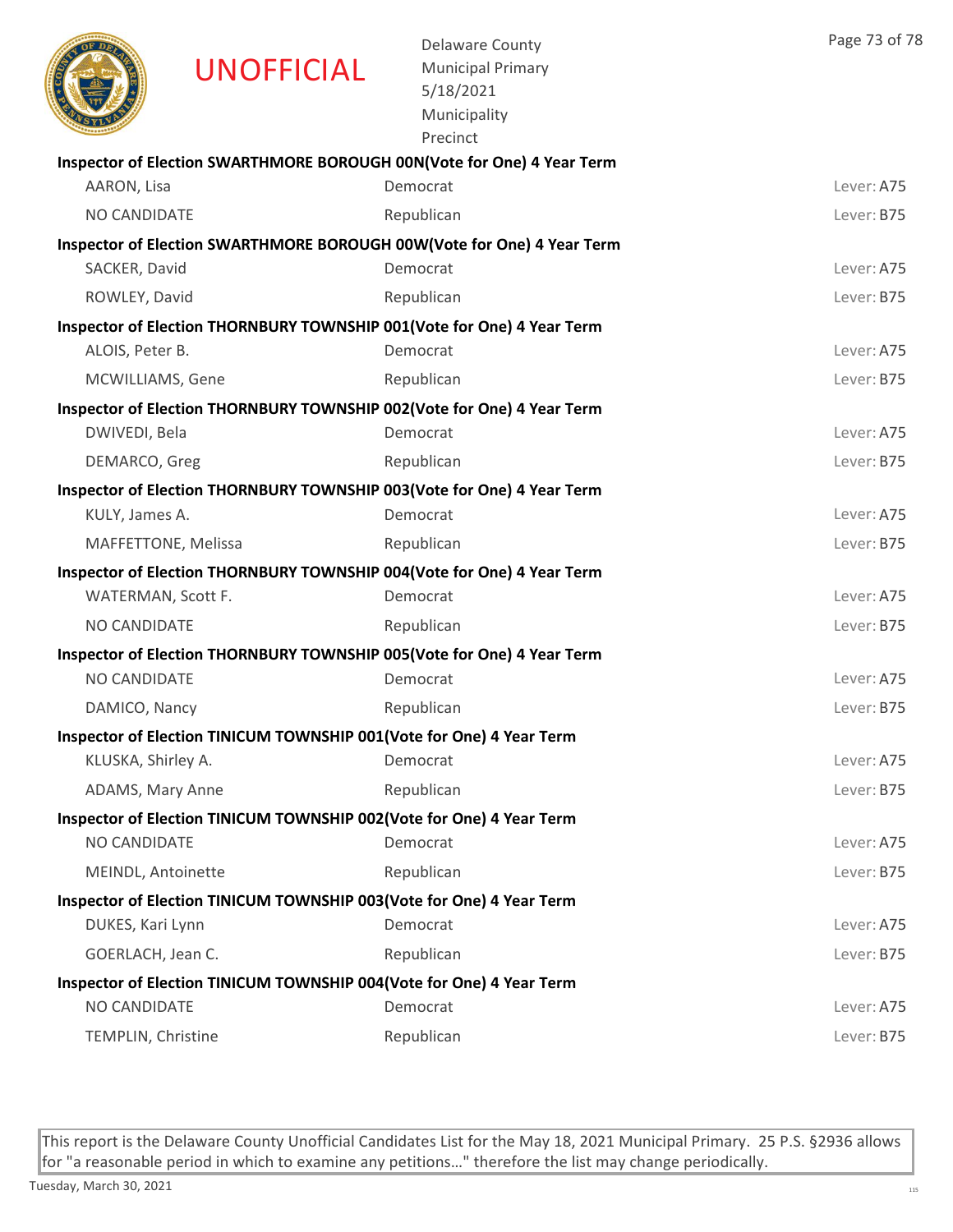**Inspector of Election SWARTHMORE BOROUGH 00N(Vote for One) 4 Year Term**

| | | |
|---|---|---|
| AARON, Lisa | Democrat | Lever: A75 |
| NO CANDIDATE | Republican | Lever: B75 |

**Inspector of Election SWARTHMORE BOROUGH 00W(Vote for One) 4 Year Term**

| | | |
|---|---|---|
| SACKER, David | Democrat | Lever: A75 |
| ROWLEY, David | Republican | Lever: B75 |

**Inspector of Election THORNBURY TOWNSHIP 001(Vote for One) 4 Year Term**

| | | |
|---|---|---|
| ALOIS, Peter B. | Democrat | Lever: A75 |
| MCWILLIAMS, Gene | Republican | Lever: B75 |

**Inspector of Election THORNBURY TOWNSHIP 002(Vote for One) 4 Year Term**

| | | |
|---|---|---|
| DWIVEDI, Bela | Democrat | Lever: A75 |
| DEMARCO, Greg | Republican | Lever: B75 |

**Inspector of Election THORNBURY TOWNSHIP 003(Vote for One) 4 Year Term**

| | | |
|---|---|---|
| KULY, James A. | Democrat | Lever: A75 |
| MAFFETTONE, Melissa | Republican | Lever: B75 |

**Inspector of Election THORNBURY TOWNSHIP 004(Vote for One) 4 Year Term**

| | | |
|---|---|---|
| WATERMAN, Scott F. | Democrat | Lever: A75 |
| NO CANDIDATE | Republican | Lever: B75 |

**Inspector of Election THORNBURY TOWNSHIP 005(Vote for One) 4 Year Term**

| | | |
|---|---|---|
| NO CANDIDATE | Democrat | Lever: A75 |
| DAMICO, Nancy | Republican | Lever: B75 |

**Inspector of Election TINICUM TOWNSHIP 001(Vote for One) 4 Year Term**

| | | |
|---|---|---|
| KLUSKA, Shirley A. | Democrat | Lever: A75 |
| ADAMS, Mary Anne | Republican | Lever: B75 |

**Inspector of Election TINICUM TOWNSHIP 002(Vote for One) 4 Year Term**

| | | |
|---|---|---|
| NO CANDIDATE | Democrat | Lever: A75 |
| MEINDL, Antoinette | Republican | Lever: B75 |

**Inspector of Election TINICUM TOWNSHIP 003(Vote for One) 4 Year Term**

| | | |
|---|---|---|
| DUKES, Kari Lynn | Democrat | Lever: A75 |
| GOERLACH, Jean C. | Republican | Lever: B75 |

**Inspector of Election TINICUM TOWNSHIP 004(Vote for One) 4 Year Term**

| | | |
|---|---|---|
| NO CANDIDATE | Democrat | Lever: A75 |
| TEMPLIN, Christine | Republican | Lever: B75 |

This report is the Delaware County Unofficial Candidates List for the May 18, 2021 Municipal Primary. 25 P.S. §2936 allows for "a reasonable period in which to examine any petitions…" therefore the list may change periodically.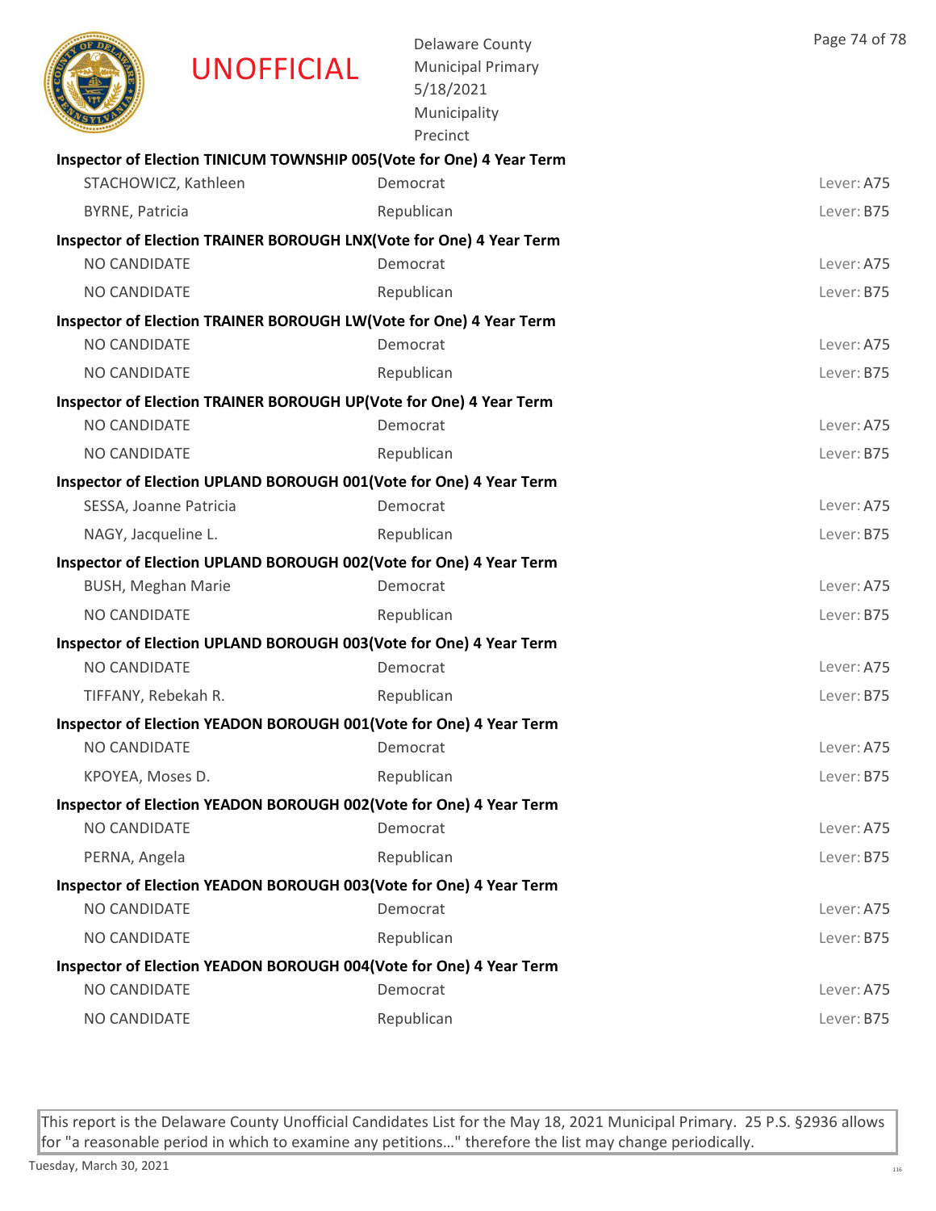UNOFFICIAL

Delaware County
Municipal Primary
5/18/2021
Municipality
Precinct

**Inspector of Election TINICUM TOWNSHIP 005(Vote for One) 4 Year Term**

| | | |
|---|---|---|
| STACHOWICZ, Kathleen | Democrat | Lever: A75 |
| BYRNE, Patricia | Republican | Lever: B75 |

**Inspector of Election TRAINER BOROUGH LNX(Vote for One) 4 Year Term**

| | | |
|---|---|---|
| NO CANDIDATE | Democrat | Lever: A75 |
| NO CANDIDATE | Republican | Lever: B75 |

**Inspector of Election TRAINER BOROUGH LW(Vote for One) 4 Year Term**

| | | |
|---|---|---|
| NO CANDIDATE | Democrat | Lever: A75 |
| NO CANDIDATE | Republican | Lever: B75 |

**Inspector of Election TRAINER BOROUGH UP(Vote for One) 4 Year Term**

| | | |
|---|---|---|
| NO CANDIDATE | Democrat | Lever: A75 |
| NO CANDIDATE | Republican | Lever: B75 |

**Inspector of Election UPLAND BOROUGH 001(Vote for One) 4 Year Term**

| | | |
|---|---|---|
| SESSA, Joanne Patricia | Democrat | Lever: A75 |
| NAGY, Jacqueline L. | Republican | Lever: B75 |

**Inspector of Election UPLAND BOROUGH 002(Vote for One) 4 Year Term**

| | | |
|---|---|---|
| BUSH, Meghan Marie | Democrat | Lever: A75 |
| NO CANDIDATE | Republican | Lever: B75 |

**Inspector of Election UPLAND BOROUGH 003(Vote for One) 4 Year Term**

| | | |
|---|---|---|
| NO CANDIDATE | Democrat | Lever: A75 |
| TIFFANY, Rebekah R. | Republican | Lever: B75 |

**Inspector of Election YEADON BOROUGH 001(Vote for One) 4 Year Term**

| | | |
|---|---|---|
| NO CANDIDATE | Democrat | Lever: A75 |
| KPOYEA, Moses D. | Republican | Lever: B75 |

**Inspector of Election YEADON BOROUGH 002(Vote for One) 4 Year Term**

| | | |
|---|---|---|
| NO CANDIDATE | Democrat | Lever: A75 |
| PERNA, Angela | Republican | Lever: B75 |

**Inspector of Election YEADON BOROUGH 003(Vote for One) 4 Year Term**

| | | |
|---|---|---|
| NO CANDIDATE | Democrat | Lever: A75 |
| NO CANDIDATE | Republican | Lever: B75 |

**Inspector of Election YEADON BOROUGH 004(Vote for One) 4 Year Term**

| | | |
|---|---|---|
| NO CANDIDATE | Democrat | Lever: A75 |
| NO CANDIDATE | Republican | Lever: B75 |

This report is the Delaware County Unofficial Candidates List for the May 18, 2021 Municipal Primary. 25 P.S. §2936 allows for "a reasonable period in which to examine any petitions…" therefore the list may change periodically.

Tuesday, March 30, 2021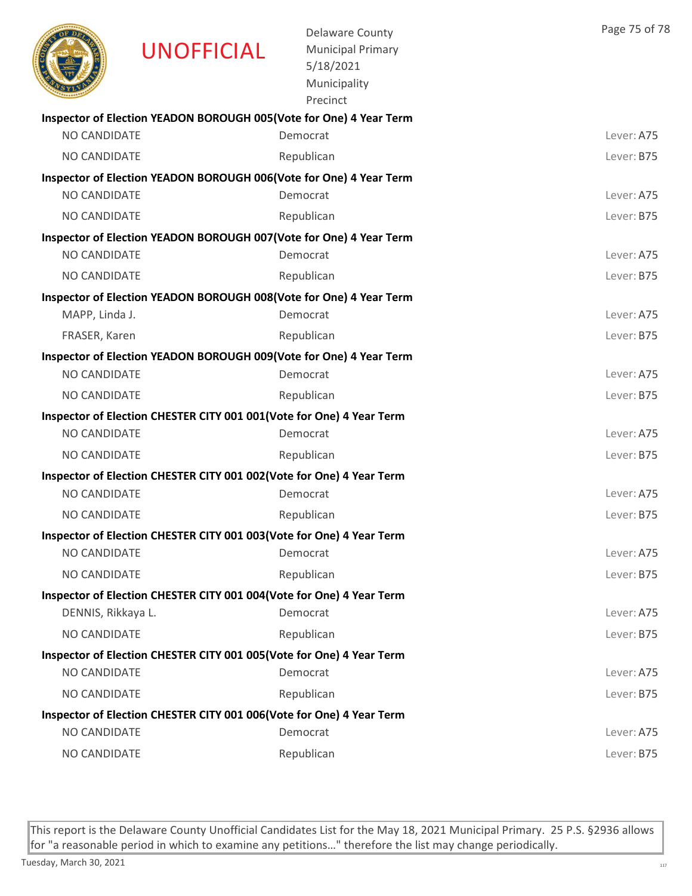**UNOFFICIAL**

Delaware County
Municipal Primary
5/18/2021
Municipality
Precinct

**Inspector of Election YEADON BOROUGH 005(Vote for One) 4 Year Term**

| | | |
|---|---|---|
| NO CANDIDATE | Democrat | Lever: A75 |
| NO CANDIDATE | Republican | Lever: B75 |

**Inspector of Election YEADON BOROUGH 006(Vote for One) 4 Year Term**

| | | |
|---|---|---|
| NO CANDIDATE | Democrat | Lever: A75 |
| NO CANDIDATE | Republican | Lever: B75 |

**Inspector of Election YEADON BOROUGH 007(Vote for One) 4 Year Term**

| | | |
|---|---|---|
| NO CANDIDATE | Democrat | Lever: A75 |
| NO CANDIDATE | Republican | Lever: B75 |

**Inspector of Election YEADON BOROUGH 008(Vote for One) 4 Year Term**

| | | |
|---|---|---|
| MAPP, Linda J. | Democrat | Lever: A75 |
| FRASER, Karen | Republican | Lever: B75 |

**Inspector of Election YEADON BOROUGH 009(Vote for One) 4 Year Term**

| | | |
|---|---|---|
| NO CANDIDATE | Democrat | Lever: A75 |
| NO CANDIDATE | Republican | Lever: B75 |

**Inspector of Election CHESTER CITY 001 001(Vote for One) 4 Year Term**

| | | |
|---|---|---|
| NO CANDIDATE | Democrat | Lever: A75 |
| NO CANDIDATE | Republican | Lever: B75 |

**Inspector of Election CHESTER CITY 001 002(Vote for One) 4 Year Term**

| | | |
|---|---|---|
| NO CANDIDATE | Democrat | Lever: A75 |
| NO CANDIDATE | Republican | Lever: B75 |

**Inspector of Election CHESTER CITY 001 003(Vote for One) 4 Year Term**

| | | |
|---|---|---|
| NO CANDIDATE | Democrat | Lever: A75 |
| NO CANDIDATE | Republican | Lever: B75 |

**Inspector of Election CHESTER CITY 001 004(Vote for One) 4 Year Term**

| | | |
|---|---|---|
| DENNIS, Rikkaya L. | Democrat | Lever: A75 |
| NO CANDIDATE | Republican | Lever: B75 |

**Inspector of Election CHESTER CITY 001 005(Vote for One) 4 Year Term**

| | | |
|---|---|---|
| NO CANDIDATE | Democrat | Lever: A75 |
| NO CANDIDATE | Republican | Lever: B75 |

**Inspector of Election CHESTER CITY 001 006(Vote for One) 4 Year Term**

| | | |
|---|---|---|
| NO CANDIDATE | Democrat | Lever: A75 |
| NO CANDIDATE | Republican | Lever: B75 |

This report is the Delaware County Unofficial Candidates List for the May 18, 2021 Municipal Primary. 25 P.S. §2936 allows for "a reasonable period in which to examine any petitions…" therefore the list may change periodically.

Tuesday, March 30, 2021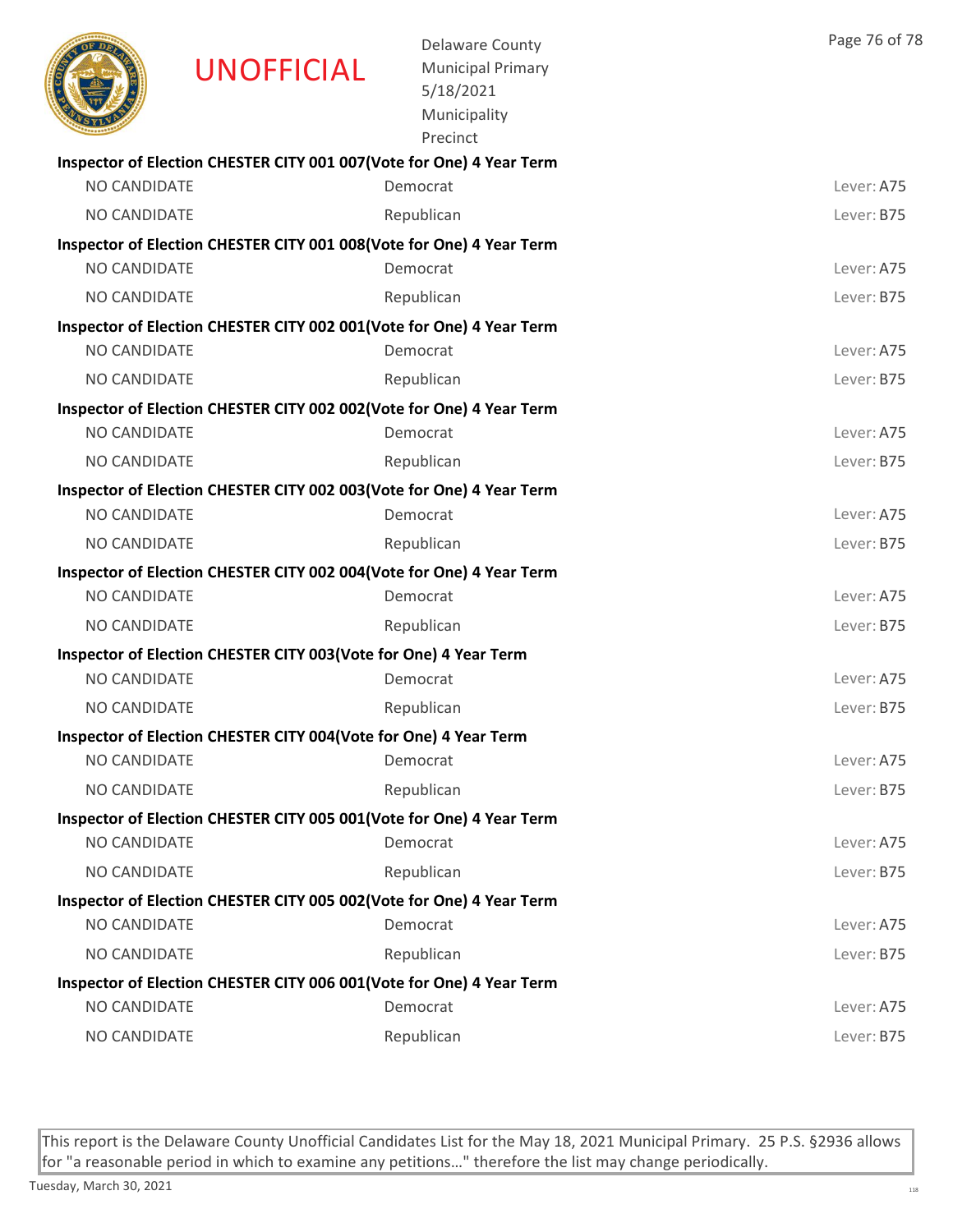**UNOFFICIAL**

Delaware County
Municipal Primary
5/18/2021
Municipality
Precinct

**Inspector of Election CHESTER CITY 001 007(Vote for One) 4 Year Term**

| | | |
|---|---|---|
| NO CANDIDATE | Democrat | Lever: A75 |
| NO CANDIDATE | Republican | Lever: B75 |

**Inspector of Election CHESTER CITY 001 008(Vote for One) 4 Year Term**

| | | |
|---|---|---|
| NO CANDIDATE | Democrat | Lever: A75 |
| NO CANDIDATE | Republican | Lever: B75 |

**Inspector of Election CHESTER CITY 002 001(Vote for One) 4 Year Term**

| | | |
|---|---|---|
| NO CANDIDATE | Democrat | Lever: A75 |
| NO CANDIDATE | Republican | Lever: B75 |

**Inspector of Election CHESTER CITY 002 002(Vote for One) 4 Year Term**

| | | |
|---|---|---|
| NO CANDIDATE | Democrat | Lever: A75 |
| NO CANDIDATE | Republican | Lever: B75 |

**Inspector of Election CHESTER CITY 002 003(Vote for One) 4 Year Term**

| | | |
|---|---|---|
| NO CANDIDATE | Democrat | Lever: A75 |
| NO CANDIDATE | Republican | Lever: B75 |

**Inspector of Election CHESTER CITY 002 004(Vote for One) 4 Year Term**

| | | |
|---|---|---|
| NO CANDIDATE | Democrat | Lever: A75 |
| NO CANDIDATE | Republican | Lever: B75 |

**Inspector of Election CHESTER CITY 003(Vote for One) 4 Year Term**

| | | |
|---|---|---|
| NO CANDIDATE | Democrat | Lever: A75 |
| NO CANDIDATE | Republican | Lever: B75 |

**Inspector of Election CHESTER CITY 004(Vote for One) 4 Year Term**

| | | |
|---|---|---|
| NO CANDIDATE | Democrat | Lever: A75 |
| NO CANDIDATE | Republican | Lever: B75 |

**Inspector of Election CHESTER CITY 005 001(Vote for One) 4 Year Term**

| | | |
|---|---|---|
| NO CANDIDATE | Democrat | Lever: A75 |
| NO CANDIDATE | Republican | Lever: B75 |

**Inspector of Election CHESTER CITY 005 002(Vote for One) 4 Year Term**

| | | |
|---|---|---|
| NO CANDIDATE | Democrat | Lever: A75 |
| NO CANDIDATE | Republican | Lever: B75 |

**Inspector of Election CHESTER CITY 006 001(Vote for One) 4 Year Term**

| | | |
|---|---|---|
| NO CANDIDATE | Democrat | Lever: A75 |
| NO CANDIDATE | Republican | Lever: B75 |

This report is the Delaware County Unofficial Candidates List for the May 18, 2021 Municipal Primary. 25 P.S. §2936 allows for "a reasonable period in which to examine any petitions…" therefore the list may change periodically.

Tuesday, March 30, 2021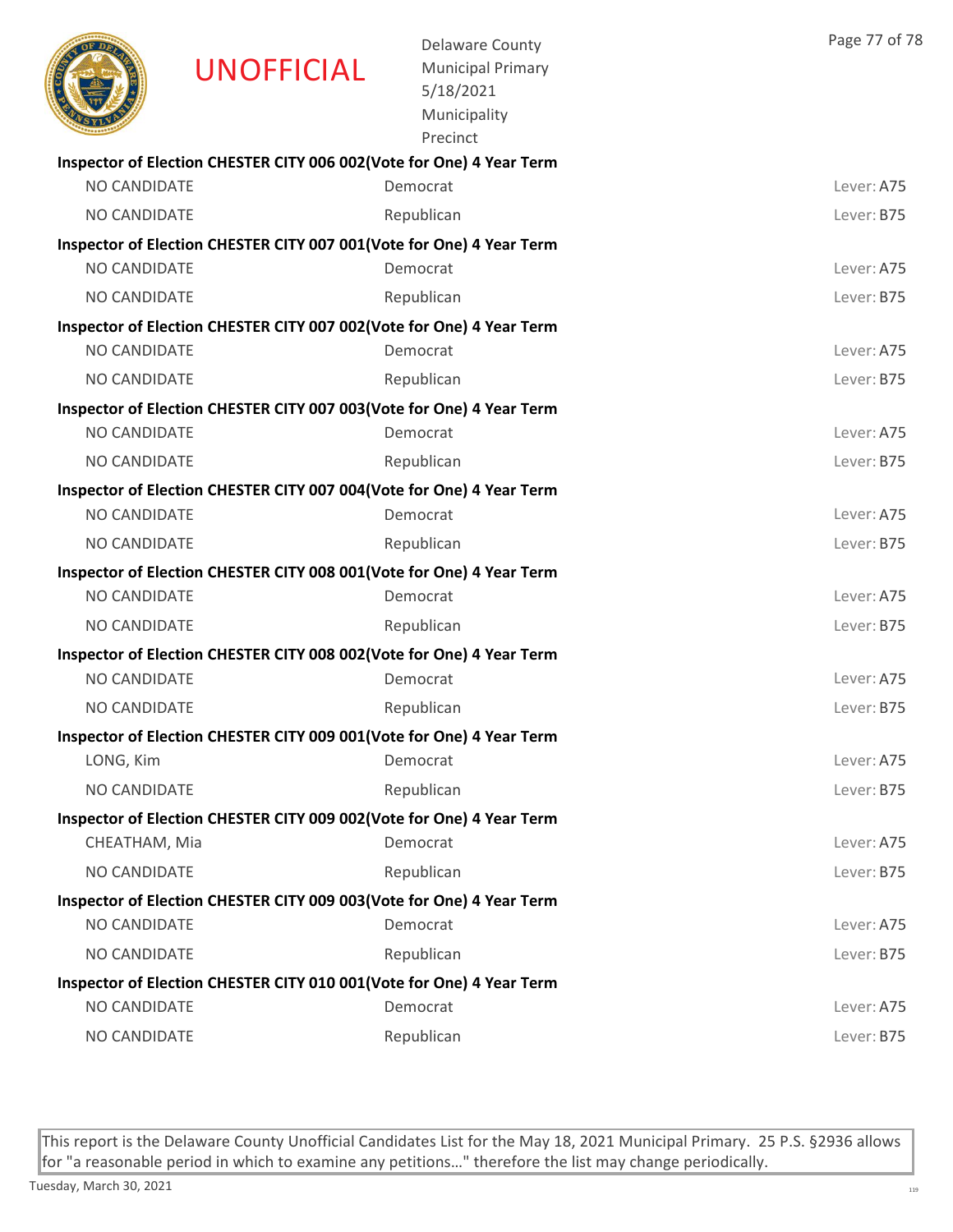UNOFFICIAL

Delaware County
Municipal Primary
5/18/2021
Municipality
Precinct

**Inspector of Election CHESTER CITY 006 002(Vote for One) 4 Year Term**

| | | |
|---|---|---|
| NO CANDIDATE | Democrat | Lever: A75 |
| NO CANDIDATE | Republican | Lever: B75 |

**Inspector of Election CHESTER CITY 007 001(Vote for One) 4 Year Term**

| | | |
|---|---|---|
| NO CANDIDATE | Democrat | Lever: A75 |
| NO CANDIDATE | Republican | Lever: B75 |

**Inspector of Election CHESTER CITY 007 002(Vote for One) 4 Year Term**

| | | |
|---|---|---|
| NO CANDIDATE | Democrat | Lever: A75 |
| NO CANDIDATE | Republican | Lever: B75 |

**Inspector of Election CHESTER CITY 007 003(Vote for One) 4 Year Term**

| | | |
|---|---|---|
| NO CANDIDATE | Democrat | Lever: A75 |
| NO CANDIDATE | Republican | Lever: B75 |

**Inspector of Election CHESTER CITY 007 004(Vote for One) 4 Year Term**

| | | |
|---|---|---|
| NO CANDIDATE | Democrat | Lever: A75 |
| NO CANDIDATE | Republican | Lever: B75 |

**Inspector of Election CHESTER CITY 008 001(Vote for One) 4 Year Term**

| | | |
|---|---|---|
| NO CANDIDATE | Democrat | Lever: A75 |
| NO CANDIDATE | Republican | Lever: B75 |

**Inspector of Election CHESTER CITY 008 002(Vote for One) 4 Year Term**

| | | |
|---|---|---|
| NO CANDIDATE | Democrat | Lever: A75 |
| NO CANDIDATE | Republican | Lever: B75 |

**Inspector of Election CHESTER CITY 009 001(Vote for One) 4 Year Term**

| | | |
|---|---|---|
| LONG, Kim | Democrat | Lever: A75 |
| NO CANDIDATE | Republican | Lever: B75 |

**Inspector of Election CHESTER CITY 009 002(Vote for One) 4 Year Term**

| | | |
|---|---|---|
| CHEATHAM, Mia | Democrat | Lever: A75 |
| NO CANDIDATE | Republican | Lever: B75 |

**Inspector of Election CHESTER CITY 009 003(Vote for One) 4 Year Term**

| | | |
|---|---|---|
| NO CANDIDATE | Democrat | Lever: A75 |
| NO CANDIDATE | Republican | Lever: B75 |

**Inspector of Election CHESTER CITY 010 001(Vote for One) 4 Year Term**

| | | |
|---|---|---|
| NO CANDIDATE | Democrat | Lever: A75 |
| NO CANDIDATE | Republican | Lever: B75 |

This report is the Delaware County Unofficial Candidates List for the May 18, 2021 Municipal Primary. 25 P.S. §2936 allows for "a reasonable period in which to examine any petitions…" therefore the list may change periodically.

Tuesday, March 30, 2021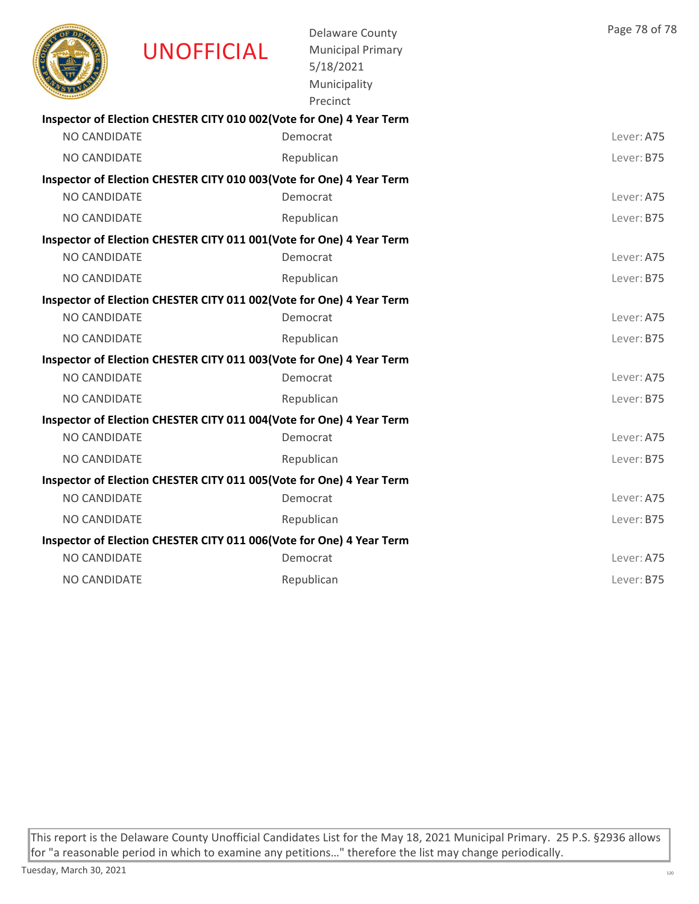### Inspector of Election CHESTER CITY 010 002(Vote for One) 4 Year Term

| | | |
|---|---|---|
| NO CANDIDATE | Democrat | Lever: A75 |
| NO CANDIDATE | Republican | Lever: B75 |

### Inspector of Election CHESTER CITY 010 003(Vote for One) 4 Year Term

| | | |
|---|---|---|
| NO CANDIDATE | Democrat | Lever: A75 |
| NO CANDIDATE | Republican | Lever: B75 |

### Inspector of Election CHESTER CITY 011 001(Vote for One) 4 Year Term

| | | |
|---|---|---|
| NO CANDIDATE | Democrat | Lever: A75 |
| NO CANDIDATE | Republican | Lever: B75 |

### Inspector of Election CHESTER CITY 011 002(Vote for One) 4 Year Term

| | | |
|---|---|---|
| NO CANDIDATE | Democrat | Lever: A75 |
| NO CANDIDATE | Republican | Lever: B75 |

### Inspector of Election CHESTER CITY 011 003(Vote for One) 4 Year Term

| | | |
|---|---|---|
| NO CANDIDATE | Democrat | Lever: A75 |
| NO CANDIDATE | Republican | Lever: B75 |

### Inspector of Election CHESTER CITY 011 004(Vote for One) 4 Year Term

| | | |
|---|---|---|
| NO CANDIDATE | Democrat | Lever: A75 |
| NO CANDIDATE | Republican | Lever: B75 |

### Inspector of Election CHESTER CITY 011 005(Vote for One) 4 Year Term

| | | |
|---|---|---|
| NO CANDIDATE | Democrat | Lever: A75 |
| NO CANDIDATE | Republican | Lever: B75 |

### Inspector of Election CHESTER CITY 011 006(Vote for One) 4 Year Term

| | | |
|---|---|---|
| NO CANDIDATE | Democrat | Lever: A75 |
| NO CANDIDATE | Republican | Lever: B75 |

This report is the Delaware County Unofficial Candidates List for the May 18, 2021 Municipal Primary. 25 P.S. §2936 allows for "a reasonable period in which to examine any petitions…" therefore the list may change periodically.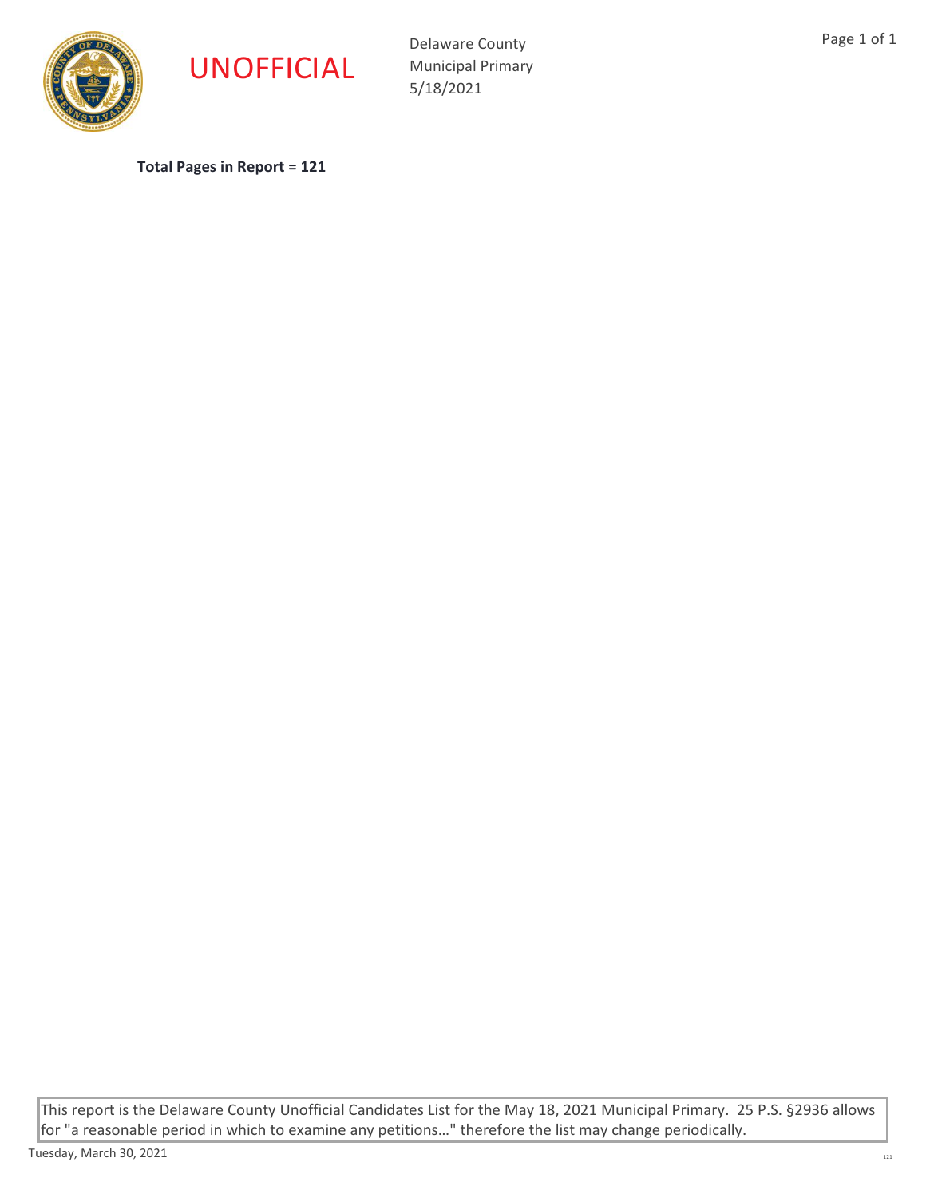UNOFFICIAL

Delaware County
Municipal Primary
5/18/2021

**Total Pages in Report = 121**

This report is the Delaware County Unofficial Candidates List for the May 18, 2021 Municipal Primary. 25 P.S. §2936 allows for "a reasonable period in which to examine any petitions…" therefore the list may change periodically.

Tuesday, March 30, 2021